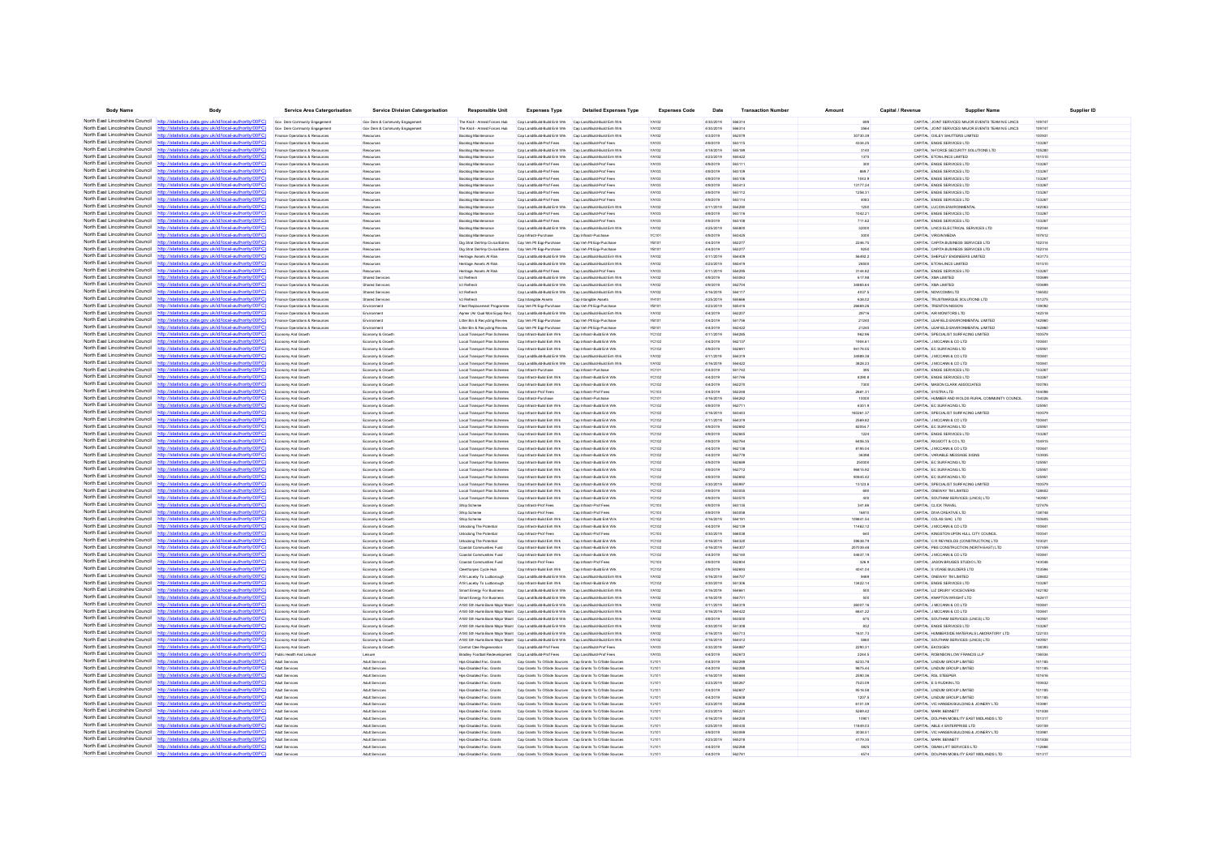| Body Name | Body | Service Area Catergorisation | Service Division Catergorisation | Responsible Unit | Expenses Type | Detailed Expenses Type | Expenses Code | Date | Transaction Number | Amount | Capital / Revenue | Supplier Name | Supplier ID |
|---|---|---|---|---|---|---|---|---|---|---|---|---|---|
| North East Lincolnshire Council | http://statistics.data.gov.uk/id/local-authority/00FC | Gov Dem Community Engagement | Gov Dem & Community Engagement | The Kinch - Armed Forces Hub | Cap Land/Build-Build Enh Wrk | Cap Land/Build-Build Enh Wrk | YA102 | 4/30/2019 | 566314 | 699 | CAPITAL | JOINT SERVICES MAJOR EVENTS TEAM N E LINCS | 109747 |
| North East Lincolnshire Council | http://statistics.data.gov.uk/id/local-authority/00FC | Gov Dem Community Engagement | Gov Dem & Community Engagement | The Kinch - Armed Forces Hub | Cap Land/Build-Build Enh Wrk | Cap Land/Build-Build Enh Wrk | YA102 | 4/30/2019 | 566314 | 3964 | CAPITAL | JOINT SERVICES MAJOR EVENTS TEAM N E LINCS | 109747 |
| North East Lincolnshire Council | http://statistics.data.gov.uk/id/local-authority/00FC | Finance Operations & Resources | Resources | Backlog Maintenance | Cap Land/Build-Build Enh Wrk | Cap Land/Build-Build Enh Wrk | YA102 | 4/3/2019 | 562978 | 35730.39 | CAPITAL | OXLEY SHUTTERS LIMITED | 100941 |
| North East Lincolnshire Council | http://statistics.data.gov.uk/id/local-authority/00FC | Finance Operations & Resources | Resources | Backlog Maintenance | Cap Land/Build-Prof Fees | Cap Land/Build-Prof Fees | YA103 | 4/9/2019 | 563115 | 4334.25 | CAPITAL | ENGIE SERVICES LTD | 133267 |
| North East Lincolnshire Council | http://statistics.data.gov.uk/id/local-authority/00FC | Finance Operations & Resources | Resources | Backlog Maintenance | Cap Land/Build-Build Enh Wrk | Cap Land/Build-Build Enh Wrk | YA102 | 4/16/2019 | 565108 | 3140 | CAPITAL | NFORCE SECURITY SOLUTIONS LTD | 105280 |
| North East Lincolnshire Council | http://statistics.data.gov.uk/id/local-authority/00FC | Finance Operations & Resources | Resources | Backlog Maintenance | Cap Land/Build-Build Enh Wrk | Cap Land/Build-Build Enh Wrk | YA102 | 4/23/2019 | 565422 | 1375 | CAPITAL | ETON LINCS LIMITED | 101510 |
| North East Lincolnshire Council | http://statistics.data.gov.uk/id/local-authority/00FC | Finance Operations & Resources | Resources | Backlog Maintenance | Cap Land/Build-Prof Fees | Cap Land/Build-Prof Fees | YA103 | 4/9/2019 | 563111 | 300 | CAPITAL | ENGIE SERVICES LTD | 133267 |
| North East Lincolnshire Council | http://statistics.data.gov.uk/id/local-authority/00FC | Finance Operations & Resources | Resources | Backlog Maintenance | Cap Land/Build-Prof Fees | Cap Land/Build-Prof Fees | YA103 | 4/9/2019 | 563109 | 868.7 | CAPITAL | ENGIE SERVICES LTD | 133267 |
| North East Lincolnshire Council | http://statistics.data.gov.uk/id/local-authority/00FC | Finance Operations & Resources | Resources | Backlog Maintenance | Cap Land/Build-Prof Fees | Cap Land/Build-Prof Fees | YA103 | 4/9/2019 | 563106 | 1063.8 | CAPITAL | ENGIE SERVICES LTD | 133267 |
| North East Lincolnshire Council | http://statistics.data.gov.uk/id/local-authority/00FC | Finance Operations & Resources | Resources | Backlog Maintenance | Cap Land/Build-Prof Fees | Cap Land/Build-Prof Fees | YA103 | 4/9/2019 | 563413 | 13177.24 | CAPITAL | ENGIE SERVICES LTD | 133267 |
| North East Lincolnshire Council | http://statistics.data.gov.uk/id/local-authority/00FC | Finance Operations & Resources | Resources | Backlog Maintenance | Cap Land/Build-Prof Fees | Cap Land/Build-Prof Fees | YA103 | 4/9/2019 | 563112 | 1256.31 | CAPITAL | ENGIE SERVICES LTD | 133267 |
| North East Lincolnshire Council | http://statistics.data.gov.uk/id/local-authority/00FC | Finance Operations & Resources | Resources | Backlog Maintenance | Cap Land/Build-Prof Fees | Cap Land/Build-Prof Fees | YA103 | 4/9/2019 | 563114 | 4083 | CAPITAL | ENGIE SERVICES LTD | 133267 |
| North East Lincolnshire Council | http://statistics.data.gov.uk/id/local-authority/00FC | Finance Operations & Resources | Resources | Backlog Maintenance | Cap Land/Build-Build Enh Wrk | Cap Land/Build-Build Enh Wrk | YA102 | 4/11/2019 | 564290 | 1250 | CAPITAL | LUCION ENVIRONMENTAL | 142063 |
| North East Lincolnshire Council | http://statistics.data.gov.uk/id/local-authority/00FC | Finance Operations & Resources | Resources | Backlog Maintenance | Cap Land/Build-Prof Fees | Cap Land/Build-Prof Fees | YA103 | 4/9/2019 | 563116 | 1042.21 | CAPITAL | ENGIE SERVICES LTD | 133267 |
| North East Lincolnshire Council | http://statistics.data.gov.uk/id/local-authority/00FC | Finance Operations & Resources | Resources | Backlog Maintenance | Cap Land/Build-Prof Fees | Cap Land/Build-Prof Fees | YA103 | 4/9/2019 | 563108 | 711.62 | CAPITAL | ENGIE SERVICES LTD | 133267 |
| North East Lincolnshire Council | http://statistics.data.gov.uk/id/local-authority/00FC | Finance Operations & Resources | Resources | Backlog Maintenance | Cap Land/Build-Build Enh Wrk | Cap Land/Build-Build Enh Wrk | YA102 | 4/25/2019 | 565805 | 32000 | CAPITAL | LINCS ELECTRICAL SERVICES LTD | 102044 |
| North East Lincolnshire Council | http://statistics.data.gov.uk/id/local-authority/00FC | Finance Operations & Resources | Resources | Backlog Maintenance | Cap Infrastr-Purchase | Cap Infrastr-Purchase | YC101 | 4/9/2019 | 563425 | 3000 | CAPITAL | VIRGIN MEDIA | 107612 |
| North East Lincolnshire Council | http://statistics.data.gov.uk/id/local-authority/00FC | Finance Operations & Resources | Resources | Dig Strat Dlvrng Civic&Admn | Cap Veh Plt Egp-Purchase | Cap Veh Plt Egp-Purchase | YB101 | 4/4/2019 | 562277 | 2246.75 | CAPITAL | CAPITA BUSINESS SERVICES LTD | 102314 |
| North East Lincolnshire Council | http://statistics.data.gov.uk/id/local-authority/00FC | Finance Operations & Resources | Resources | Dig Strat Dlvrng Civic&Admn | Cap Veh Plt Egp-Purchase | Cap Veh Plt Egp-Purchase | YB101 | 4/4/2019 | 562277 | 9250 | CAPITAL | CAPITA BUSINESS SERVICES LTD | 102314 |
| North East Lincolnshire Council | http://statistics.data.gov.uk/id/local-authority/00FC | Finance Operations & Resources | Resources | Heritage Assets At Risk | Cap Land/Build-Build Enh Wrk | Cap Land/Build-Build Enh Wrk | YA102 | 4/11/2019 | 564409 | 56492.2 | CAPITAL | SHEPLEY ENGINEERS LIMITED | 143173 |
| North East Lincolnshire Council | http://statistics.data.gov.uk/id/local-authority/00FC | Finance Operations & Resources | Resources | Heritage Assets At Risk | Cap Land/Build-Build Enh Wrk | Cap Land/Build-Build Enh Wrk | YA102 | 4/23/2019 | 565419 | 29500 | CAPITAL | ETON LINCS LIMITED | 101510 |
| North East Lincolnshire Council | http://statistics.data.gov.uk/id/local-authority/00FC | Finance Operations & Resources | Resources | Heritage Assets At Risk | Cap Land/Build-Prof Fees | Cap Land/Build-Prof Fees | YA103 | 4/11/2019 | 564289 | 3144.62 | CAPITAL | ENGIE SERVICES LTD | 133267 |
| North East Lincolnshire Council | http://statistics.data.gov.uk/id/local-authority/00FC | Finance Operations & Resources | Shared Services | Ict Refresh | Cap Land/Build-Build Enh Wrk | Cap Land/Build-Build Enh Wrk | YA102 | 4/9/2019 | 563063 | 617.98 | CAPITAL | XMA LIMITED | 100699 |
| North East Lincolnshire Council | http://statistics.data.gov.uk/id/local-authority/00FC | Finance Operations & Resources | Shared Services | Ict Refresh | Cap Land/Build-Build Enh Wrk | Cap Land/Build-Build Enh Wrk | YA102 | 4/9/2019 | 562704 | 36865.64 | CAPITAL | XMA LIMITED | 100699 |
| North East Lincolnshire Council | http://statistics.data.gov.uk/id/local-authority/00FC | Finance Operations & Resources | Shared Services | Ict Refresh | Cap Land/Build-Build Enh Wrk | Cap Land/Build-Build Enh Wrk | YA102 | 4/16/2019 | 564117 | 4037.5 | CAPITAL | NEWCOMM LTD | 156682 |
| North East Lincolnshire Council | http://statistics.data.gov.uk/id/local-authority/00FC | Finance Operations & Resources | Shared Services | Ict Refresh | Cap Intangible Assets | Cap Intangible Assets | YH101 | 4/25/2019 | 565666 | 638.02 | CAPITAL | TRUSTMARQUE SOLUTIONS LTD | 101275 |
| North East Lincolnshire Council | http://statistics.data.gov.uk/id/local-authority/00FC | Finance Operations & Resources | Environment | Fleet Replacement Programme | Cap Veh Plt Egp-Purchase | Cap Veh Plt Egp-Purchase | YB101 | 4/23/2019 | 565416 | 29669.29 | CAPITAL | TRENTON MISSION | 139082 |
| North East Lincolnshire Council | http://statistics.data.gov.uk/id/local-authority/00FC | Finance Operations & Resources | Environment | Air Qual Mon Equip Revl | Cap Land/Build-Build Enh Wrk | Cap Land/Build-Build Enh Wrk | YA102 | 4/4/2019 | 562207 | 29716 | CAPITAL | AIR MONITORS LTD | 142518 |
| North East Lincolnshire Council | http://statistics.data.gov.uk/id/local-authority/00FC | Finance Operations & Resources | Environment | Litter Bin & Recycling Review | Cap Veh Plt Egp-Purchase | Cap Veh Plt Egp-Purchase | YB101 | 4/4/2019 | 561758 | 21245 | CAPITAL | LEAFIELD ENVIRONMENTAL LIMITED | 142880 |
| North East Lincolnshire Council | http://statistics.data.gov.uk/id/local-authority/00FC | Finance Operations & Resources | Environment | Litter Bin & Recycling Review | Cap Veh Plt Egp-Purchase | Cap Veh Plt Egp-Purchase | YB101 | 4/4/2019 | 562422 | 21245 | CAPITAL | LEAFIELD ENVIRONMENTAL LIMITED | 142880 |
| North East Lincolnshire Council | http://statistics.data.gov.uk/id/local-authority/00FC | Economy And Growth | Economy & Growth | Local Transport Plan Schemes | Cap Infrastr-Build Enh Wrk | Cap Infrastr-Build Enh Wrk | YC102 | 4/11/2019 | 564285 | 962.98 | CAPITAL | SPECIALIST SURFACING LIMITED | 100579 |
| North East Lincolnshire Council | http://statistics.data.gov.uk/id/local-authority/00FC | Economy And Growth | Economy & Growth | Local Transport Plan Schemes | Cap Infrastr-Build Enh Wrk | Cap Infrastr-Build Enh Wrk | YC102 | 4/4/2019 | 562137 | 1904.61 | CAPITAL | J MCCANN & CO LTD | 100841 |
| North East Lincolnshire Council | http://statistics.data.gov.uk/id/local-authority/00FC | Economy And Growth | Economy & Growth | Local Transport Plan Schemes | Cap Infrastr-Build Enh Wrk | Cap Infrastr-Build Enh Wrk | YC102 | 4/9/2019 | 562691 | 66176.55 | CAPITAL | EC SURFACING LTD | 129061 |
| North East Lincolnshire Council | http://statistics.data.gov.uk/id/local-authority/00FC | Economy And Growth | Economy & Growth | Local Transport Plan Schemes | Cap Land/Build-Build Enh Wrk | Cap Land/Build-Build Enh Wrk | YA102 | 4/11/2019 | 564319 | 34989.38 | CAPITAL | J MCCANN & CO LTD | 100841 |
| North East Lincolnshire Council | http://statistics.data.gov.uk/id/local-authority/00FC | Economy And Growth | Economy & Growth | Local Transport Plan Schemes | Cap Land/Build-Build Enh Wrk | Cap Land/Build-Build Enh Wrk | YA102 | 4/16/2019 | 564422 | 3928.23 | CAPITAL | J MCCANN & CO LTD | 100841 |
| North East Lincolnshire Council | http://statistics.data.gov.uk/id/local-authority/00FC | Economy And Growth | Economy & Growth | Local Transport Plan Schemes | Cap Infrastr-Purchase | Cap Infrastr-Purchase | YC101 | 4/4/2019 | 561742 | 395 | CAPITAL | ENGIE SERVICES LTD | 133267 |
| North East Lincolnshire Council | http://statistics.data.gov.uk/id/local-authority/00FC | Economy And Growth | Economy & Growth | Local Transport Plan Schemes | Cap Infrastr-Build Enh Wrk | Cap Infrastr-Build Enh Wrk | YC102 | 4/4/2019 | 561766 | 8398.8 | CAPITAL | ENGIE SERVICES LTD | 133267 |
| North East Lincolnshire Council | http://statistics.data.gov.uk/id/local-authority/00FC | Economy And Growth | Economy & Growth | Local Transport Plan Schemes | Cap Infrastr-Build Enh Wrk | Cap Infrastr-Build Enh Wrk | YC102 | 4/4/2019 | 562270 | 7300 | CAPITAL | MASON CLARK ASSOCIATES | 100793 |
| North East Lincolnshire Council | http://statistics.data.gov.uk/id/local-authority/00FC | Economy And Growth | Economy & Growth | Local Transport Plan Schemes | Cap Infrastr-Prof Fees | Cap Infrastr-Prof Fees | YC103 | 4/4/2019 | 562248 | 2841.31 | CAPITAL | SYSTRA LTD | 104086 |
| North East Lincolnshire Council | http://statistics.data.gov.uk/id/local-authority/00FC | Economy And Growth | Economy & Growth | Local Transport Plan Schemes | Cap Infrastr-Purchase | Cap Infrastr-Purchase | YC101 | 4/16/2019 | 564262 | 10000 | CAPITAL | HUMBER AND WOLDS RURAL COMMUNITY COUNCIL | 134026 |
| North East Lincolnshire Council | http://statistics.data.gov.uk/id/local-authority/00FC | Economy And Growth | Economy & Growth | Local Transport Plan Schemes | Cap Infrastr-Build Enh Wrk | Cap Infrastr-Build Enh Wrk | YC102 | 4/9/2019 | 562711 | 6331.8 | CAPITAL | EC SURFACING LTD | 129061 |
| North East Lincolnshire Council | http://statistics.data.gov.uk/id/local-authority/00FC | Economy And Growth | Economy & Growth | Local Transport Plan Schemes | Cap Infrastr-Build Enh Wrk | Cap Infrastr-Build Enh Wrk | YC102 | 4/16/2019 | 563443 | 163281.37 | CAPITAL | SPECIALIST SURFACING LIMITED | 100579 |
| North East Lincolnshire Council | http://statistics.data.gov.uk/id/local-authority/00FC | Economy And Growth | Economy & Growth | Local Transport Plan Schemes | Cap Infrastr-Build Enh Wrk | Cap Infrastr-Build Enh Wrk | YC102 | 4/11/2019 | 564319 | 2589.62 | CAPITAL | J MCCANN & CO LTD | 100841 |
| North East Lincolnshire Council | http://statistics.data.gov.uk/id/local-authority/00FC | Economy And Growth | Economy & Growth | Local Transport Plan Schemes | Cap Infrastr-Build Enh Wrk | Cap Infrastr-Build Enh Wrk | YC102 | 4/9/2019 | 562692 | 82334.7 | CAPITAL | EC SURFACING LTD | 129061 |
| North East Lincolnshire Council | http://statistics.data.gov.uk/id/local-authority/00FC | Economy And Growth | Economy & Growth | Local Transport Plan Schemes | Cap Infrastr-Build Enh Wrk | Cap Infrastr-Build Enh Wrk | YC102 | 4/9/2019 | 562845 | 1224 | CAPITAL | ENGIE SERVICES LTD | 133267 |
| North East Lincolnshire Council | http://statistics.data.gov.uk/id/local-authority/00FC | Economy And Growth | Economy & Growth | Local Transport Plan Schemes | Cap Infrastr-Build Enh Wrk | Cap Infrastr-Build Enh Wrk | YC102 | 4/9/2019 | 562794 | 6456.35 | CAPITAL | RIGGOTT & CO LTD | 104915 |
| North East Lincolnshire Council | http://statistics.data.gov.uk/id/local-authority/00FC | Economy And Growth | Economy & Growth | Local Transport Plan Schemes | Cap Infrastr-Build Enh Wrk | Cap Infrastr-Build Enh Wrk | YC102 | 4/4/2019 | 562138 | 8195.04 | CAPITAL | J MCCANN & CO LTD | 100841 |
| North East Lincolnshire Council | http://statistics.data.gov.uk/id/local-authority/00FC | Economy And Growth | Economy & Growth | Local Transport Plan Schemes | Cap Infrastr-Build Enh Wrk | Cap Infrastr-Build Enh Wrk | YC102 | 4/4/2019 | 562778 | 36398 | CAPITAL | VARIABLE MESSAGE SIGNS | 133935 |
| North East Lincolnshire Council | http://statistics.data.gov.uk/id/local-authority/00FC | Economy And Growth | Economy & Growth | Local Transport Plan Schemes | Cap Infrastr-Build Enh Wrk | Cap Infrastr-Build Enh Wrk | YC102 | 4/9/2019 | 562689 | 250000 | CAPITAL | EC SURFACING LTD | 129061 |
| North East Lincolnshire Council | http://statistics.data.gov.uk/id/local-authority/00FC | Economy And Growth | Economy & Growth | Local Transport Plan Schemes | Cap Infrastr-Build Enh Wrk | Cap Infrastr-Build Enh Wrk | YC102 | 4/9/2019 | 562712 | 96615.92 | CAPITAL | EC SURFACING LTD | 129061 |
| North East Lincolnshire Council | http://statistics.data.gov.uk/id/local-authority/00FC | Economy And Growth | Economy & Growth | Local Transport Plan Schemes | Cap Infrastr-Build Enh Wrk | Cap Infrastr-Build Enh Wrk | YC102 | 4/9/2019 | 562692 | 50940.42 | CAPITAL | EC SURFACING LTD | 129061 |
| North East Lincolnshire Council | http://statistics.data.gov.uk/id/local-authority/00FC | Economy And Growth | Economy & Growth | Local Transport Plan Schemes | Cap Infrastr-Build Enh Wrk | Cap Infrastr-Build Enh Wrk | YC102 | 4/30/2019 | 565967 | 13123.8 | CAPITAL | SPECIALIST SURFACING LIMITED | 100579 |
| North East Lincolnshire Council | http://statistics.data.gov.uk/id/local-authority/00FC | Economy And Growth | Economy & Growth | Local Transport Plan Schemes | Cap Infrastr-Build Enh Wrk | Cap Infrastr-Build Enh Wrk | YC102 | 4/9/2019 | 563055 | 600 | CAPITAL | ONEWAY TM LIMITED | 128602 |
| North East Lincolnshire Council | http://statistics.data.gov.uk/id/local-authority/00FC | Economy And Growth | Economy & Growth | Local Transport Plan Schemes | Cap Infrastr-Build Enh Wrk | Cap Infrastr-Build Enh Wrk | YC102 | 4/9/2019 | 563575 | 600 | CAPITAL | SOUTHAM SERVICES (LINCS) LTD | 140961 |
| North East Lincolnshire Council | http://statistics.data.gov.uk/id/local-authority/00FC | Economy And Growth | Economy & Growth | Shop Scheme | Cap Infrastr-Prof Fees | Cap Infrastr-Prof Fees | YC103 | 4/9/2019 | 563135 | 341.86 | CAPITAL | CLICK TRAVEL | 127476 |
| North East Lincolnshire Council | http://statistics.data.gov.uk/id/local-authority/00FC | Economy And Growth | Economy & Growth | Shop Scheme | Cap Infrastr-Prof Fees | Cap Infrastr-Prof Fees | YC103 | 4/9/2019 | 563058 | 16810 | CAPITAL | DIVA CREATIVE LTD | 138740 |
| North East Lincolnshire Council | http://statistics.data.gov.uk/id/local-authority/00FC | Economy And Growth | Economy & Growth | Shop Scheme | Cap Infrastr-Build Enh Wrk | Cap Land/Build-Build Enh Wrk | YC102 | 4/16/2019 | 564191 | 109641.54 | CAPITAL | COLAS MAC LTD | 100665 |
| North East Lincolnshire Council | http://statistics.data.gov.uk/id/local-authority/00FC | Economy And Growth | Economy & Growth | Unlocking The Potential | Cap Infrastr-Build Enh Wrk | Cap Infrastr-Build Enh Wrk | YC102 | 4/4/2019 | 562139 | 11462.12 | CAPITAL | J MCCANN & CO LTD | 100841 |
| North East Lincolnshire Council | http://statistics.data.gov.uk/id/local-authority/00FC | Economy And Growth | Economy & Growth | Unlocking The Potential | Cap Infrastr-Prof Fees | Cap Infrastr-Prof Fees | YC103 | 4/30/2019 | 566038 | 840 | CAPITAL | KINGSTON UPON HULL CITY COUNCIL | 100041 |
| North East Lincolnshire Council | http://statistics.data.gov.uk/id/local-authority/00FC | Economy And Growth | Economy & Growth | Unlocking The Potential | Cap Infrastr-Build Enh Wrk | Cap Infrastr-Build Enh Wrk | YC102 | 4/16/2019 | 564320 | 59636.79 | CAPITAL | C R REYNOLDS (CONSTRUCTION) LTD | 104021 |
| North East Lincolnshire Council | http://statistics.data.gov.uk/id/local-authority/00FC | Economy And Growth | Economy & Growth | Coastal Communities Fund | Cap Infrastr-Build Enh Wrk | Cap Infrastr-Build Enh Wrk | YC102 | 4/16/2019 | 564307 | 207039.48 | CAPITAL | PBS CONSTRUCTION (NORTH EAST) LTD | 127499 |
| North East Lincolnshire Council | http://statistics.data.gov.uk/id/local-authority/00FC | Economy And Growth | Economy & Growth | Coastal Communities Fund | Cap Infrastr-Build Enh Wrk | Cap Infrastr-Build Enh Wrk | YC102 | 4/4/2019 | 562140 | 54637.15 | CAPITAL | J MCCANN & CO LTD | 100841 |
| North East Lincolnshire Council | http://statistics.data.gov.uk/id/local-authority/00FC | Economy And Growth | Economy & Growth | Coastal Communities Fund | Cap Infrastr-Prof Fees | Cap Infrastr-Prof Fees | YC103 | 4/9/2019 | 562804 | 328.9 | CAPITAL | JASON BRUGES STUDIO LTD | 143046 |
| North East Lincolnshire Council | http://statistics.data.gov.uk/id/local-authority/00FC | Economy And Growth | Economy & Growth | Cleethorpes Cycle Hub | Cap Infrastr-Build Enh Wrk | Cap Infrastr-Build Enh Wrk | YC102 | 4/9/2019 | 562693 | 6041.04 | CAPITAL | S VOASE BUILDERS LTD | 103586 |
| North East Lincolnshire Council | http://statistics.data.gov.uk/id/local-authority/00FC | Economy And Growth | Economy & Growth | A18 Laceby To Ludborough | Cap Land/Build-Build Enh Wrk | Cap Land/Build-Build Enh Wrk | YA102 | 4/16/2019 | 564757 | 9489 | CAPITAL | ONEWAY TM LIMITED | 128602 |
| North East Lincolnshire Council | http://statistics.data.gov.uk/id/local-authority/00FC | Economy And Growth | Economy & Growth | A18 Laceby To Ludborough | Cap Infrastr-Build Enh Wrk | Cap Infrastr-Build Enh Wrk | YC102 | 4/30/2019 | 561306 | 13422.14 | CAPITAL | ENGIE SERVICES LTD | 133267 |
| North East Lincolnshire Council | http://statistics.data.gov.uk/id/local-authority/00FC | Economy And Growth | Economy & Growth | Smart Energy For Business | Cap Land/Build-Build Enh Wrk | Cap Land/Build-Build Enh Wrk | YA102 | 4/16/2019 | 564461 | 500 | CAPITAL | LIZ DRURY VOICEOVERS | 142182 |
| North East Lincolnshire Council | http://statistics.data.gov.uk/id/local-authority/00FC | Economy And Growth | Economy & Growth | Smart Energy For Business | Cap Land/Build-Build Enh Wrk | Cap Land/Build-Build Enh Wrk | YA102 | 4/16/2019 | 564757 | 500 | CAPITAL | KNAPTON WRIGHT LTD | 142617 |
| North East Lincolnshire Council | http://statistics.data.gov.uk/id/local-authority/00FC | Economy And Growth | Economy & Growth | A180 Sth Humb Bank Major Maint | Cap Land/Build-Build Enh Wrk | Cap Land/Build-Build Enh Wrk | YA102 | 4/11/2019 | 564319 | 26097.16 | CAPITAL | J MCCANN & CO LTD | 100841 |
| North East Lincolnshire Council | http://statistics.data.gov.uk/id/local-authority/00FC | Economy And Growth | Economy & Growth | A180 Sth Humb Bank Major Maint | Cap Land/Build-Build Enh Wrk | Cap Land/Build-Build Enh Wrk | YA102 | 4/16/2019 | 564422 | 6641.22 | CAPITAL | J MCCANN & CO LTD | 100841 |
| North East Lincolnshire Council | http://statistics.data.gov.uk/id/local-authority/00FC | Economy And Growth | Economy & Growth | A180 Sth Humb Bank Major Maint | Cap Land/Build-Build Enh Wrk | Cap Land/Build-Build Enh Wrk | YA102 | 4/9/2019 | 563500 | 675 | CAPITAL | SOUTHAM SERVICES (LINCS) LTD | 140961 |
| North East Lincolnshire Council | http://statistics.data.gov.uk/id/local-authority/00FC | Economy And Growth | Economy & Growth | A180 Sth Humb Bank Major Maint | Cap Land/Build-Build Enh Wrk | Cap Land/Build-Build Enh Wrk | YA102 | 4/30/2019 | 561308 | 932 | CAPITAL | ENGIE SERVICES LTD | 133267 |
| North East Lincolnshire Council | http://statistics.data.gov.uk/id/local-authority/00FC | Economy And Growth | Economy & Growth | A180 Sth Humb Bank Major Maint | Cap Land/Build-Build Enh Wrk | Cap Land/Build-Build Enh Wrk | YA102 | 4/16/2019 | 563713 | 1631.73 | CAPITAL | HUMBERSIDE MATERIALS LABORATORY LTD | 122113 |
| North East Lincolnshire Council | http://statistics.data.gov.uk/id/local-authority/00FC | Economy And Growth | Economy & Growth | A180 Sth Humb Bank Major Maint | Cap Land/Build-Build Enh Wrk | Cap Land/Build-Build Enh Wrk | YA102 | 4/16/2019 | 564412 | 5860 | CAPITAL | SOUTHAM SERVICES (LINCS) LTD | 140961 |
| North East Lincolnshire Council | http://statistics.data.gov.uk/id/local-authority/00FC | Economy And Growth | Economy & Growth | Central Clee Regeneration | Cap Land/Build-Prof Fees | Cap Land/Build-Prof Fees | YA103 | 4/30/2019 | 564867 | 2280.31 | CAPITAL | EKOSGEN | 138385 |
| North East Lincolnshire Council | http://statistics.data.gov.uk/id/local-authority/00FC | Public Health And Leisure | Leisure | Bradley Football Redevelopment | Cap Land/Build-Prof Fees | Cap Land/Build-Prof Fees | YA103 | 4/4/2019 | 562873 | 2244.5 | CAPITAL | ROBINSON LOW FRANCIS LLP | 136034 |
| North East Lincolnshire Council | http://statistics.data.gov.uk/id/local-authority/00FC | Adult Services | Adult Services | Hps-Disabled Fac. Grants | Cap Grants To O/Side Sources | Cap Grants To O/Side Sources | YJ101 | 4/4/2019 | 562269 | 6233.78 | CAPITAL | LINDUM GROUP LIMITED | 101185 |
| North East Lincolnshire Council | http://statistics.data.gov.uk/id/local-authority/00FC | Adult Services | Adult Services | Hps-Disabled Fac. Grants | Cap Grants To O/Side Sources | Cap Grants To O/Side Sources | YJ101 | 4/4/2019 | 562268 | 9879.44 | CAPITAL | LINDUM GROUP LIMITED | 101185 |
| North East Lincolnshire Council | http://statistics.data.gov.uk/id/local-authority/00FC | Adult Services | Adult Services | Hps-Disabled Fac. Grants | Cap Grants To O/Side Sources | Cap Grants To O/Side Sources | YJ101 | 4/16/2019 | 563684 | 2590.36 | CAPITAL | RSL STEEPER | 101616 |
| North East Lincolnshire Council | http://statistics.data.gov.uk/id/local-authority/00FC | Adult Services | Adult Services | Hps-Disabled Fac. Grants | Cap Grants To O/Side Sources | Cap Grants To O/Side Sources | YJ101 | 4/23/2019 | 565267 | 7523.09 | CAPITAL | E S RUDKIN LTD | 100632 |
| North East Lincolnshire Council | http://statistics.data.gov.uk/id/local-authority/00FC | Adult Services | Adult Services | Hps-Disabled Fac. Grants | Cap Grants To O/Side Sources | Cap Grants To O/Side Sources | YJ101 | 4/4/2019 | 562607 | 9518.06 | CAPITAL | LINDUM GROUP LIMITED | 101185 |
| North East Lincolnshire Council | http://statistics.data.gov.uk/id/local-authority/00FC | Adult Services | Adult Services | Hps-Disabled Fac. Grants | Cap Grants To O/Side Sources | Cap Grants To O/Side Sources | YJ101 | 4/4/2019 | 562608 | 1207.5 | CAPITAL | LINDUM GROUP LIMITED | 101185 |
| North East Lincolnshire Council | http://statistics.data.gov.uk/id/local-authority/00FC | Adult Services | Adult Services | Hps-Disabled Fac. Grants | Cap Grants To O/Side Sources | Cap Grants To O/Side Sources | YJ101 | 4/23/2019 | 565266 | 6151.59 | CAPITAL | VIC HANSEN BUILDING & JOINERY LTD | 103981 |
| North East Lincolnshire Council | http://statistics.data.gov.uk/id/local-authority/00FC | Adult Services | Adult Services | Hps-Disabled Fac. Grants | Cap Grants To O/Side Sources | Cap Grants To O/Side Sources | YJ101 | 4/23/2019 | 565221 | 5289.42 | CAPITAL | MARK BENNETT | 101938 |
| North East Lincolnshire Council | http://statistics.data.gov.uk/id/local-authority/00FC | Adult Services | Adult Services | Hps-Disabled Fac. Grants | Cap Grants To O/Side Sources | Cap Grants To O/Side Sources | YJ101 | 4/16/2019 | 564258 | 10801 | CAPITAL | DOLPHIN MOBILITY EAST MIDLANDS LTD | 101317 |
| North East Lincolnshire Council | http://statistics.data.gov.uk/id/local-authority/00FC | Adult Services | Adult Services | Hps-Disabled Fac. Grants | Cap Grants To O/Side Sources | Cap Grants To O/Side Sources | YJ101 | 4/25/2019 | 565658 | 11849.03 | CAPITAL | ABLE 4 ENTERPRISE LTD | 120189 |
| North East Lincolnshire Council | http://statistics.data.gov.uk/id/local-authority/00FC | Adult Services | Adult Services | Hps-Disabled Fac. Grants | Cap Grants To O/Side Sources | Cap Grants To O/Side Sources | YJ101 | 4/9/2019 | 563999 | 3038.51 | CAPITAL | VIC HANSEN BUILDING & JOINERY LTD | 103981 |
| North East Lincolnshire Council | http://statistics.data.gov.uk/id/local-authority/00FC | Adult Services | Adult Services | Hps-Disabled Fac. Grants | Cap Grants To O/Side Sources | Cap Grants To O/Side Sources | YJ101 | 4/23/2019 | 565218 | 6179.35 | CAPITAL | MARK BENNETT | 101938 |
| North East Lincolnshire Council | http://statistics.data.gov.uk/id/local-authority/00FC | Adult Services | Adult Services | Hps-Disabled Fac. Grants | Cap Grants To O/Side Sources | Cap Grants To O/Side Sources | YJ101 | 4/4/2019 | 562268 | 5825 | CAPITAL | OMNI LIFT SERVICES LTD | 112680 |
| North East Lincolnshire Council | http://statistics.data.gov.uk/id/local-authority/00FC | Adult Services | Adult Services | Hps-Disabled Fac. Grants | Cap Grants To O/Side Sources | Cap Grants To O/Side Sources | YJ101 | 4/4/2019 | 562761 | 4574 | CAPITAL | DOLPHIN MOBILITY EAST MIDLANDS LTD | 101317 |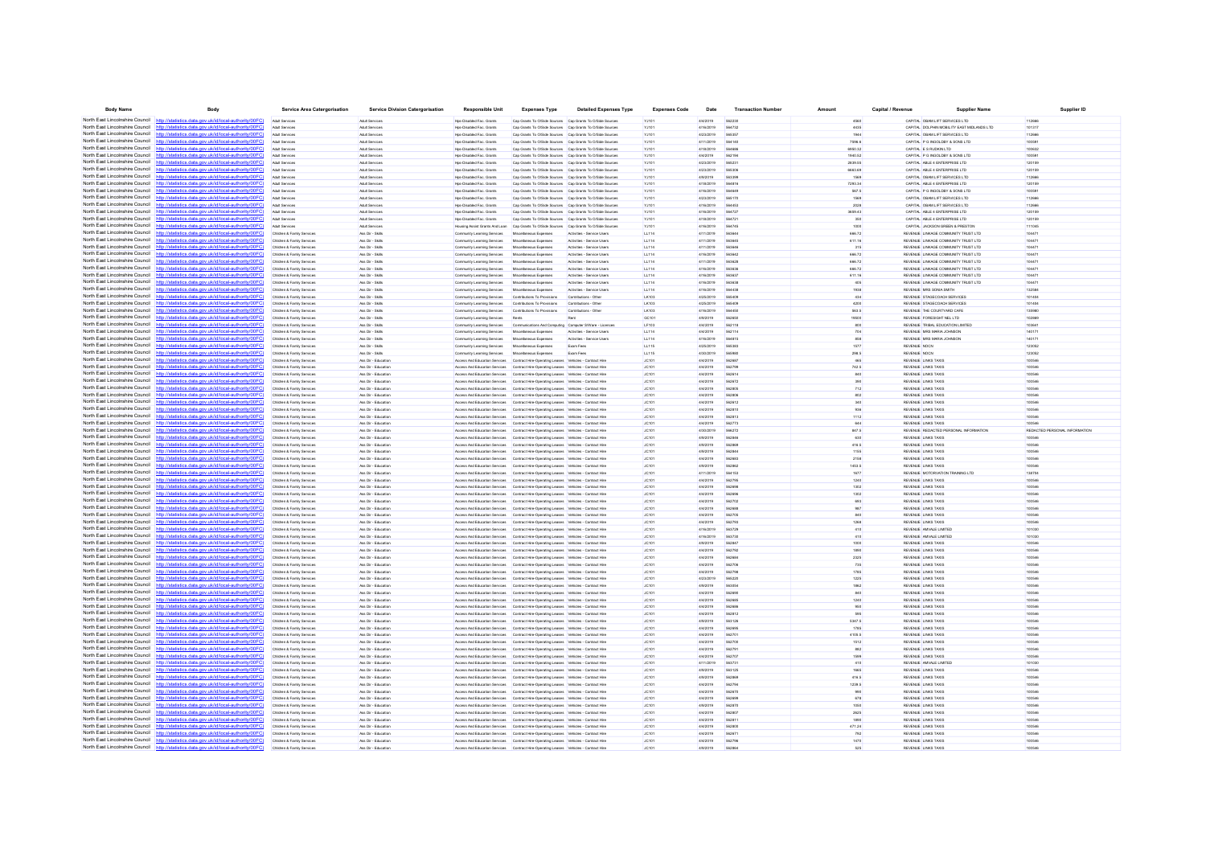| Body Name | Body | Service Area Catergorisation | Service Division Catergorisation | Responsible Unit | Expenses Type | Detailed Expenses Type | Expenses Code | Date | Transaction Number | Amount | Capital / Revenue | Supplier Name | Supplier ID |
|---|---|---|---|---|---|---|---|---|---|---|---|---|---|
| North East Lincolnshire Council | http://statistics.data.gov.uk/id/local-authority/00FC | Adult Services | Adult Services | Hps-Disabled Fac. Grants | Cap Grants To O/Side Sources | Cap Grants To O/Side Sources | YJ101 | 4/4/2019 | 562230 | 4560 | CAPITAL | OBAM LIFT SERVICES LTD | 112686 |
| North East Lincolnshire Council | http://statistics.data.gov.uk/id/local-authority/00FC | Adult Services | Adult Services | Hps-Disabled Fac. Grants | Cap Grants To O/Side Sources | Cap Grants To O/Side Sources | YJ101 | 4/16/2019 | 564732 | 4435 | CAPITAL | DOLPHIN MOBILITY EAST MIDLANDS LTD | 101317 |
| North East Lincolnshire Council | http://statistics.data.gov.uk/id/local-authority/00FC | Adult Services | Adult Services | Hps-Disabled Fac. Grants | Cap Grants To O/Side Sources | Cap Grants To O/Side Sources | YJ101 | 4/23/2019 | 565357 | 7944 | CAPITAL | OBAM LIFT SERVICES LTD | 112686 |
| North East Lincolnshire Council | http://statistics.data.gov.uk/id/local-authority/00FC | Adult Services | Adult Services | Hps-Disabled Fac. Grants | Cap Grants To O/Side Sources | Cap Grants To O/Side Sources | YJ101 | 4/11/2019 | 564140 | 7596.6 | CAPITAL | P G INGOLDBY & SONS LTD | 100581 |
| North East Lincolnshire Council | http://statistics.data.gov.uk/id/local-authority/00FC | Adult Services | Adult Services | Hps-Disabled Fac. Grants | Cap Grants To O/Side Sources | Cap Grants To O/Side Sources | YJ101 | 4/18/2019 | 564686 | 6950.32 | CAPITAL | E S RUDKIN LTD | 100632 |
| North East Lincolnshire Council | http://statistics.data.gov.uk/id/local-authority/00FC | Adult Services | Adult Services | Hps-Disabled Fac. Grants | Cap Grants To O/Side Sources | Cap Grants To O/Side Sources | YJ101 | 4/4/2019 | 562194 | 1940.52 | CAPITAL | P G INGOLDBY & SONS LTD | 100581 |
| North East Lincolnshire Council | http://statistics.data.gov.uk/id/local-authority/00FC | Adult Services | Adult Services | Hps-Disabled Fac. Grants | Cap Grants To O/Side Sources | Cap Grants To O/Side Sources | YJ101 | 4/23/2019 | 565231 | 2839.55 | CAPITAL | ABLE 4 ENTERPRISE LTD | 120159 |
| North East Lincolnshire Council | http://statistics.data.gov.uk/id/local-authority/00FC | Adult Services | Adult Services | Hps-Disabled Fac. Grants | Cap Grants To O/Side Sources | Cap Grants To O/Side Sources | YJ101 | 4/23/2019 | 565306 | 6683.69 | CAPITAL | ABLE 4 ENTERPRISE LTD | 120159 |
| North East Lincolnshire Council | http://statistics.data.gov.uk/id/local-authority/00FC | Adult Services | Adult Services | Hps-Disabled Fac. Grants | Cap Grants To O/Side Sources | Cap Grants To O/Side Sources | YJ101 | 4/9/2019 | 563399 | 1569 | CAPITAL | OBAM LIFT SERVICES LTD | 112686 |
| North East Lincolnshire Council | http://statistics.data.gov.uk/id/local-authority/00FC | Adult Services | Adult Services | Hps-Disabled Fac. Grants | Cap Grants To O/Side Sources | Cap Grants To O/Side Sources | YJ101 | 4/18/2019 | 564818 | 7293.34 | CAPITAL | ABLE 4 ENTERPRISE LTD | 120159 |
| North East Lincolnshire Council | http://statistics.data.gov.uk/id/local-authority/00FC | Adult Services | Adult Services | Hps-Disabled Fac. Grants | Cap Grants To O/Side Sources | Cap Grants To O/Side Sources | YJ101 | 4/18/2019 | 564849 | 567.5 | CAPITAL | P G INGOLDBY & SONS LTD | 100581 |
| North East Lincolnshire Council | http://statistics.data.gov.uk/id/local-authority/00FC | Adult Services | Adult Services | Hps-Disabled Fac. Grants | Cap Grants To O/Side Sources | Cap Grants To O/Side Sources | YJ101 | 4/23/2019 | 565170 | 1569 | CAPITAL | OBAM LIFT SERVICES LTD | 112686 |
| North East Lincolnshire Council | http://statistics.data.gov.uk/id/local-authority/00FC | Adult Services | Adult Services | Hps-Disabled Fac. Grants | Cap Grants To O/Side Sources | Cap Grants To O/Side Sources | YJ101 | 4/16/2019 | 564403 | 2028 | CAPITAL | OBAM LIFT SERVICES LTD | 112686 |
| North East Lincolnshire Council | http://statistics.data.gov.uk/id/local-authority/00FC | Adult Services | Adult Services | Hps-Disabled Fac. Grants | Cap Grants To O/Side Sources | Cap Grants To O/Side Sources | YJ101 | 4/16/2019 | 564727 | 3699.43 | CAPITAL | ABLE 4 ENTERPRISE LTD | 120159 |
| North East Lincolnshire Council | http://statistics.data.gov.uk/id/local-authority/00FC | Adult Services | Adult Services | Hps-Disabled Fac. Grants | Cap Grants To O/Side Sources | Cap Grants To O/Side Sources | YJ101 | 4/18/2019 | 564721 | 355 | CAPITAL | ABLE 4 ENTERPRISE LTD | 120159 |
| North East Lincolnshire Council | http://statistics.data.gov.uk/id/local-authority/00FC | Adult Services | Adult Services | Housing Assist Grants And Loan | Cap Grants To O/Side Sources | Cap Grants To O/Side Sources | YJ101 | 4/16/2019 | 564745 | 1000 | CAPITAL | JACKSON GREEN & PRESTON | 111045 |
| North East Lincolnshire Council | http://statistics.data.gov.uk/id/local-authority/00FC | Childrens & Family Services | Ass Dir - Skills | Community Learning Services | Miscellaneous Expenses | Activities - Service Users | LL114 | 4/11/2019 | 563644 | 666.72 | REVENUE | LINKAGE COMMUNITY TRUST LTD | 104471 |
| North East Lincolnshire Council | http://statistics.data.gov.uk/id/local-authority/00FC | Childrens & Family Services | Ass Dir - Skills | Community Learning Services | Miscellaneous Expenses | Activities - Service Users | LL114 | 4/11/2019 | 563645 | 611.16 | REVENUE | LINKAGE COMMUNITY TRUST LTD | 104471 |
| North East Lincolnshire Council | http://statistics.data.gov.uk/id/local-authority/00FC | Childrens & Family Services | Ass Dir - Skills | Community Learning Services | Miscellaneous Expenses | Activities - Service Users | LL114 | 4/11/2019 | 563646 | 315 | REVENUE | LINKAGE COMMUNITY TRUST LTD | 104471 |
| North East Lincolnshire Council | http://statistics.data.gov.uk/id/local-authority/00FC | Childrens & Family Services | Ass Dir - Skills | Community Learning Services | Miscellaneous Expenses | Activities - Service Users | LL114 | 4/16/2019 | 563642 | 666.72 | REVENUE | LINKAGE COMMUNITY TRUST LTD | 104471 |
| North East Lincolnshire Council | http://statistics.data.gov.uk/id/local-authority/00FC | Childrens & Family Services | Ass Dir - Skills | Community Learning Services | Miscellaneous Expenses | Activities - Service Users | LL114 | 4/11/2019 | 563628 | 666.72 | REVENUE | LINKAGE COMMUNITY TRUST LTD | 104471 |
| North East Lincolnshire Council | http://statistics.data.gov.uk/id/local-authority/00FC | Childrens & Family Services | Ass Dir - Skills | Community Learning Services | Miscellaneous Expenses | Activities - Service Users | LL114 | 4/16/2019 | 563636 | 666.72 | REVENUE | LINKAGE COMMUNITY TRUST LTD | 104471 |
| North East Lincolnshire Council | http://statistics.data.gov.uk/id/local-authority/00FC | Childrens & Family Services | Ass Dir - Skills | Community Learning Services | Miscellaneous Expenses | Activities - Service Users | LL114 | 4/16/2019 | 563637 | 611.16 | REVENUE | LINKAGE COMMUNITY TRUST LTD | 104471 |
| North East Lincolnshire Council | http://statistics.data.gov.uk/id/local-authority/00FC | Childrens & Family Services | Ass Dir - Skills | Community Learning Services | Miscellaneous Expenses | Activities - Service Users | LL114 | 4/16/2019 | 563638 | 405 | REVENUE | LINKAGE COMMUNITY TRUST LTD | 104471 |
| North East Lincolnshire Council | http://statistics.data.gov.uk/id/local-authority/00FC | Childrens & Family Services | Ass Dir - Skills | Community Learning Services | Miscellaneous Expenses | Activities - Service Users | LL114 | 4/16/2019 | 564438 | 1938 | REVENUE | MRS SONIA SMITH | 132580 |
| North East Lincolnshire Council | http://statistics.data.gov.uk/id/local-authority/00FC | Childrens & Family Services | Ass Dir - Skills | Community Learning Services | Contributions To Provisions | Contributions - Other | LK103 | 4/25/2019 | 565409 | 434 | REVENUE | STAGECOACH SERVICES | 101404 |
| North East Lincolnshire Council | http://statistics.data.gov.uk/id/local-authority/00FC | Childrens & Family Services | Ass Dir - Skills | Community Learning Services | Contributions To Provisions | Contributions - Other | LK103 | 4/25/2019 | 565409 | 4200 | REVENUE | STAGECOACH SERVICES | 101404 |
| North East Lincolnshire Council | http://statistics.data.gov.uk/id/local-authority/00FC | Childrens & Family Services | Ass Dir - Skills | Community Learning Services | Contributions To Provisions | Contributions - Other | LK103 | 4/16/2019 | 564450 | 563.5 | REVENUE | THE COURTYARD CAFE | 135980 |
| North East Lincolnshire Council | http://statistics.data.gov.uk/id/local-authority/00FC | Childrens & Family Services | Ass Dir - Skills | Community Learning Services | Rents | Rent | GC101 | 4/9/2019 | 562650 | 15600 | REVENUE | FORESIGHT NEL LTD | 102889 |
| North East Lincolnshire Council | http://statistics.data.gov.uk/id/local-authority/00FC | Childrens & Family Services | Ass Dir - Skills | Community Learning Services | Communications And Computing | Computer S/Ware - Licences | LF103 | 4/4/2019 | 562118 | 800 | REVENUE | TRIBAL EDUCATION LIMITED | 103661 |
| North East Lincolnshire Council | http://statistics.data.gov.uk/id/local-authority/00FC | Childrens & Family Services | Ass Dir - Skills | Community Learning Services | Miscellaneous Expenses | Activities - Service Users | LL114 | 4/4/2019 | 562114 | 704 | REVENUE | MRS MARIA JOHNSON | 140171 |
| North East Lincolnshire Council | http://statistics.data.gov.uk/id/local-authority/00FC | Childrens & Family Services | Ass Dir - Skills | Community Learning Services | Miscellaneous Expenses | Activities - Service Users | LL114 | 4/16/2019 | 564815 | 858 | REVENUE | MRS MARIA JOHNSON | 140171 |
| North East Lincolnshire Council | http://statistics.data.gov.uk/id/local-authority/00FC | Childrens & Family Services | Ass Dir - Skills | Community Learning Services | Miscellaneous Expenses | Exam Fees | LL115 | 4/25/2019 | 565302 | 1577 | REVENUE | NOCN | 123052 |
| North East Lincolnshire Council | http://statistics.data.gov.uk/id/local-authority/00FC | Childrens & Family Services | Ass Dir - Skills | Community Learning Services | Miscellaneous Expenses | Exam Fees | LL115 | 4/30/2019 | 565900 | 298.5 | REVENUE | NOCN | 123052 |
| North East Lincolnshire Council | http://statistics.data.gov.uk/id/local-authority/00FC | Childrens & Family Services | Ass Dir - Education | Access And Education Services | Contract Hire-Operating Leases | Vehicles - Contract Hire | JC101 | 4/4/2019 | 562807 | 465 | REVENUE | LINKS TAXIS | 100546 |
| North East Lincolnshire Council | http://statistics.data.gov.uk/id/local-authority/00FC | Childrens & Family Services | Ass Dir - Education | Access And Education Services | Contract Hire-Operating Leases | Vehicles - Contract Hire | JC101 | 4/4/2019 | 562799 | 742.5 | REVENUE | LINKS TAXIS | 100546 |
| North East Lincolnshire Council | http://statistics.data.gov.uk/id/local-authority/00FC | Childrens & Family Services | Ass Dir - Education | Access And Education Services | Contract Hire-Operating Leases | Vehicles - Contract Hire | JC101 | 4/4/2019 | 562814 | 840 | REVENUE | LINKS TAXIS | 100546 |
| North East Lincolnshire Council | http://statistics.data.gov.uk/id/local-authority/00FC | Childrens & Family Services | Ass Dir - Education | Access And Education Services | Contract Hire-Operating Leases | Vehicles - Contract Hire | JC101 | 4/4/2019 | 562872 | 390 | REVENUE | LINKS TAXIS | 100546 |
| North East Lincolnshire Council | http://statistics.data.gov.uk/id/local-authority/00FC | Childrens & Family Services | Ass Dir - Education | Access And Education Services | Contract Hire-Operating Leases | Vehicles - Contract Hire | JC101 | 4/4/2019 | 562805 | 712 | REVENUE | LINKS TAXIS | 100546 |
| North East Lincolnshire Council | http://statistics.data.gov.uk/id/local-authority/00FC | Childrens & Family Services | Ass Dir - Education | Access And Education Services | Contract Hire-Operating Leases | Vehicles - Contract Hire | JC101 | 4/4/2019 | 562806 | 802 | REVENUE | LINKS TAXIS | 100546 |
| North East Lincolnshire Council | http://statistics.data.gov.uk/id/local-authority/00FC | Childrens & Family Services | Ass Dir - Education | Access And Education Services | Contract Hire-Operating Leases | Vehicles - Contract Hire | JC101 | 4/4/2019 | 562812 | 340 | REVENUE | LINKS TAXIS | 100546 |
| North East Lincolnshire Council | http://statistics.data.gov.uk/id/local-authority/00FC | Childrens & Family Services | Ass Dir - Education | Access And Education Services | Contract Hire-Operating Leases | Vehicles - Contract Hire | JC101 | 4/4/2019 | 562815 | 936 | REVENUE | LINKS TAXIS | 100546 |
| North East Lincolnshire Council | http://statistics.data.gov.uk/id/local-authority/00FC | Childrens & Family Services | Ass Dir - Education | Access And Education Services | Contract Hire-Operating Leases | Vehicles - Contract Hire | JC101 | 4/4/2019 | 562813 | 1112 | REVENUE | LINKS TAXIS | 100546 |
| North East Lincolnshire Council | http://statistics.data.gov.uk/id/local-authority/00FC | Childrens & Family Services | Ass Dir - Education | Access And Education Services | Contract Hire-Operating Leases | Vehicles - Contract Hire | JC101 | 4/4/2019 | 562773 | 944 | REVENUE | LINKS TAXIS | 100546 |
| North East Lincolnshire Council | http://statistics.data.gov.uk/id/local-authority/00FC | Childrens & Family Services | Ass Dir - Education | Access And Education Services | Contract Hire-Operating Leases | Vehicles - Contract Hire | JC101 | 4/30/2019 | 566272 | 847.5 | REVENUE | REDACTED PERSONAL INFORMATION | REDACTED PERSONAL INFORMATION |
| North East Lincolnshire Council | http://statistics.data.gov.uk/id/local-authority/00FC | Childrens & Family Services | Ass Dir - Education | Access And Education Services | Contract Hire-Operating Leases | Vehicles - Contract Hire | JC101 | 4/9/2019 | 562866 | 650 | REVENUE | LINKS TAXIS | 100546 |
| North East Lincolnshire Council | http://statistics.data.gov.uk/id/local-authority/00FC | Childrens & Family Services | Ass Dir - Education | Access And Education Services | Contract Hire-Operating Leases | Vehicles - Contract Hire | JC101 | 4/9/2019 | 562869 | 418.5 | REVENUE | LINKS TAXIS | 100546 |
| North East Lincolnshire Council | http://statistics.data.gov.uk/id/local-authority/00FC | Childrens & Family Services | Ass Dir - Education | Access And Education Services | Contract Hire-Operating Leases | Vehicles - Contract Hire | JC101 | 4/9/2019 | 562844 | 1155 | REVENUE | LINKS TAXIS | 100546 |
| North East Lincolnshire Council | http://statistics.data.gov.uk/id/local-authority/00FC | Childrens & Family Services | Ass Dir - Education | Access And Education Services | Contract Hire-Operating Leases | Vehicles - Contract Hire | JC101 | 4/4/2019 | 562803 | 2100 | REVENUE | LINKS TAXIS | 100546 |
| North East Lincolnshire Council | http://statistics.data.gov.uk/id/local-authority/00FC | Childrens & Family Services | Ass Dir - Education | Access And Education Services | Contract Hire-Operating Leases | Vehicles - Contract Hire | JC101 | 4/9/2019 | 562862 | 1453.5 | REVENUE | LINKS TAXIS | 100546 |
| North East Lincolnshire Council | http://statistics.data.gov.uk/id/local-authority/00FC | Childrens & Family Services | Ass Dir - Education | Access And Education Services | Contract Hire-Operating Leases | Vehicles - Contract Hire | JC101 | 4/11/2019 | 564153 | 1677 | REVENUE | MOTORVATION TRAINING LTD | 138794 |
| North East Lincolnshire Council | http://statistics.data.gov.uk/id/local-authority/00FC | Childrens & Family Services | Ass Dir - Education | Access And Education Services | Contract Hire-Operating Leases | Vehicles - Contract Hire | JC101 | 4/4/2019 | 562795 | 1240 | REVENUE | LINKS TAXIS | 100546 |
| North East Lincolnshire Council | http://statistics.data.gov.uk/id/local-authority/00FC | Childrens & Family Services | Ass Dir - Education | Access And Education Services | Contract Hire-Operating Leases | Vehicles - Contract Hire | JC101 | 4/4/2019 | 562698 | 1302 | REVENUE | LINKS TAXIS | 100546 |
| North East Lincolnshire Council | http://statistics.data.gov.uk/id/local-authority/00FC | Childrens & Family Services | Ass Dir - Education | Access And Education Services | Contract Hire-Operating Leases | Vehicles - Contract Hire | JC101 | 4/4/2019 | 562699 | 1302 | REVENUE | LINKS TAXIS | 100546 |
| North East Lincolnshire Council | http://statistics.data.gov.uk/id/local-authority/00FC | Childrens & Family Services | Ass Dir - Education | Access And Education Services | Contract Hire-Operating Leases | Vehicles - Contract Hire | JC101 | 4/4/2019 | 562702 | 693 | REVENUE | LINKS TAXIS | 100546 |
| North East Lincolnshire Council | http://statistics.data.gov.uk/id/local-authority/00FC | Childrens & Family Services | Ass Dir - Education | Access And Education Services | Contract Hire-Operating Leases | Vehicles - Contract Hire | JC101 | 4/4/2019 | 562888 | 987 | REVENUE | LINKS TAXIS | 100546 |
| North East Lincolnshire Council | http://statistics.data.gov.uk/id/local-authority/00FC | Childrens & Family Services | Ass Dir - Education | Access And Education Services | Contract Hire-Operating Leases | Vehicles - Contract Hire | JC101 | 4/4/2019 | 562705 | 840 | REVENUE | LINKS TAXIS | 100546 |
| North East Lincolnshire Council | http://statistics.data.gov.uk/id/local-authority/00FC | Childrens & Family Services | Ass Dir - Education | Access And Education Services | Contract Hire-Operating Leases | Vehicles - Contract Hire | JC101 | 4/4/2019 | 562793 | 1268 | REVENUE | LINKS TAXIS | 100546 |
| North East Lincolnshire Council | http://statistics.data.gov.uk/id/local-authority/00FC | Childrens & Family Services | Ass Dir - Education | Access And Education Services | Contract Hire-Operating Leases | Vehicles - Contract Hire | JC101 | 4/16/2019 | 563729 | 410 | REVENUE | AMVALE LIMITED | 101030 |
| North East Lincolnshire Council | http://statistics.data.gov.uk/id/local-authority/00FC | Childrens & Family Services | Ass Dir - Education | Access And Education Services | Contract Hire-Operating Leases | Vehicles - Contract Hire | JC101 | 4/16/2019 | 563730 | 410 | REVENUE | AMVALE LIMITED | 101030 |
| North East Lincolnshire Council | http://statistics.data.gov.uk/id/local-authority/00FC | Childrens & Family Services | Ass Dir - Education | Access And Education Services | Contract Hire-Operating Leases | Vehicles - Contract Hire | JC101 | 4/9/2019 | 562847 | 1000 | REVENUE | LINKS TAXIS | 100546 |
| North East Lincolnshire Council | http://statistics.data.gov.uk/id/local-authority/00FC | Childrens & Family Services | Ass Dir - Education | Access And Education Services | Contract Hire-Operating Leases | Vehicles - Contract Hire | JC101 | 4/4/2019 | 562792 | 1600 | REVENUE | LINKS TAXIS | 100546 |
| North East Lincolnshire Council | http://statistics.data.gov.uk/id/local-authority/00FC | Childrens & Family Services | Ass Dir - Education | Access And Education Services | Contract Hire-Operating Leases | Vehicles - Contract Hire | JC101 | 4/4/2019 | 562804 | 2325 | REVENUE | LINKS TAXIS | 100546 |
| North East Lincolnshire Council | http://statistics.data.gov.uk/id/local-authority/00FC | Childrens & Family Services | Ass Dir - Education | Access And Education Services | Contract Hire-Operating Leases | Vehicles - Contract Hire | JC101 | 4/4/2019 | 562706 | 735 | REVENUE | LINKS TAXIS | 100546 |
| North East Lincolnshire Council | http://statistics.data.gov.uk/id/local-authority/00FC | Childrens & Family Services | Ass Dir - Education | Access And Education Services | Contract Hire-Operating Leases | Vehicles - Contract Hire | JC101 | 4/4/2019 | 562708 | 1755 | REVENUE | LINKS TAXIS | 100546 |
| North East Lincolnshire Council | http://statistics.data.gov.uk/id/local-authority/00FC | Childrens & Family Services | Ass Dir - Education | Access And Education Services | Contract Hire-Operating Leases | Vehicles - Contract Hire | JC101 | 4/23/2019 | 565220 | 1225 | REVENUE | LINKS TAXIS | 100546 |
| North East Lincolnshire Council | http://statistics.data.gov.uk/id/local-authority/00FC | Childrens & Family Services | Ass Dir - Education | Access And Education Services | Contract Hire-Operating Leases | Vehicles - Contract Hire | JC101 | 4/9/2019 | 563354 | 1862 | REVENUE | LINKS TAXIS | 100546 |
| North East Lincolnshire Council | http://statistics.data.gov.uk/id/local-authority/00FC | Childrens & Family Services | Ass Dir - Education | Access And Education Services | Contract Hire-Operating Leases | Vehicles - Contract Hire | JC101 | 4/4/2019 | 562800 | 840 | REVENUE | LINKS TAXIS | 100546 |
| North East Lincolnshire Council | http://statistics.data.gov.uk/id/local-authority/00FC | Childrens & Family Services | Ass Dir - Education | Access And Education Services | Contract Hire-Operating Leases | Vehicles - Contract Hire | JC101 | 4/4/2019 | 562665 | 1240 | REVENUE | LINKS TAXIS | 100546 |
| North East Lincolnshire Council | http://statistics.data.gov.uk/id/local-authority/00FC | Childrens & Family Services | Ass Dir - Education | Access And Education Services | Contract Hire-Operating Leases | Vehicles - Contract Hire | JC101 | 4/4/2019 | 562696 | 950 | REVENUE | LINKS TAXIS | 100546 |
| North East Lincolnshire Council | http://statistics.data.gov.uk/id/local-authority/00FC | Childrens & Family Services | Ass Dir - Education | Access And Education Services | Contract Hire-Operating Leases | Vehicles - Contract Hire | JC101 | 4/4/2019 | 562812 | 595 | REVENUE | LINKS TAXIS | 100546 |
| North East Lincolnshire Council | http://statistics.data.gov.uk/id/local-authority/00FC | Childrens & Family Services | Ass Dir - Education | Access And Education Services | Contract Hire-Operating Leases | Vehicles - Contract Hire | JC101 | 4/9/2019 | 563126 | 5347.5 | REVENUE | LINKS TAXIS | 100546 |
| North East Lincolnshire Council | http://statistics.data.gov.uk/id/local-authority/00FC | Childrens & Family Services | Ass Dir - Education | Access And Education Services | Contract Hire-Operating Leases | Vehicles - Contract Hire | JC101 | 4/4/2019 | 562701 | 4105.5 | REVENUE | LINKS TAXIS | 100546 |
| North East Lincolnshire Council | http://statistics.data.gov.uk/id/local-authority/00FC | Childrens & Family Services | Ass Dir - Education | Access And Education Services | Contract Hire-Operating Leases | Vehicles - Contract Hire | JC101 | 4/4/2019 | 562700 | 1512 | REVENUE | LINKS TAXIS | 100546 |
| North East Lincolnshire Council | http://statistics.data.gov.uk/id/local-authority/00FC | Childrens & Family Services | Ass Dir - Education | Access And Education Services | Contract Hire-Operating Leases | Vehicles - Contract Hire | JC101 | 4/4/2019 | 562791 | 882 | REVENUE | LINKS TAXIS | 100546 |
| North East Lincolnshire Council | http://statistics.data.gov.uk/id/local-authority/00FC | Childrens & Family Services | Ass Dir - Education | Access And Education Services | Contract Hire-Operating Leases | Vehicles - Contract Hire | JC101 | 4/4/2019 | 562707 | 1599 | REVENUE | LINKS TAXIS | 100546 |
| North East Lincolnshire Council | http://statistics.data.gov.uk/id/local-authority/00FC | Childrens & Family Services | Ass Dir - Education | Access And Education Services | Contract Hire-Operating Leases | Vehicles - Contract Hire | JC101 | 4/11/2019 | 563731 | 410 | REVENUE | AMVALE LIMITED | 101030 |
| North East Lincolnshire Council | http://statistics.data.gov.uk/id/local-authority/00FC | Childrens & Family Services | Ass Dir - Education | Access And Education Services | Contract Hire-Operating Leases | Vehicles - Contract Hire | JC101 | 4/9/2019 | 563125 | 1665 | REVENUE | LINKS TAXIS | 100546 |
| North East Lincolnshire Council | http://statistics.data.gov.uk/id/local-authority/00FC | Childrens & Family Services | Ass Dir - Education | Access And Education Services | Contract Hire-Operating Leases | Vehicles - Contract Hire | JC101 | 4/9/2019 | 562868 | 418.5 | REVENUE | LINKS TAXIS | 100546 |
| North East Lincolnshire Council | http://statistics.data.gov.uk/id/local-authority/00FC | Childrens & Family Services | Ass Dir - Education | Access And Education Services | Contract Hire-Operating Leases | Vehicles - Contract Hire | JC101 | 4/4/2019 | 562794 | 1239.3 | REVENUE | LINKS TAXIS | 100546 |
| North East Lincolnshire Council | http://statistics.data.gov.uk/id/local-authority/00FC | Childrens & Family Services | Ass Dir - Education | Access And Education Services | Contract Hire-Operating Leases | Vehicles - Contract Hire | JC101 | 4/4/2019 | 562670 | 900 | REVENUE | LINKS TAXIS | 100546 |
| North East Lincolnshire Council | http://statistics.data.gov.uk/id/local-authority/00FC | Childrens & Family Services | Ass Dir - Education | Access And Education Services | Contract Hire-Operating Leases | Vehicles - Contract Hire | JC101 | 4/4/2019 | 562669 | 678 | REVENUE | LINKS TAXIS | 100546 |
| North East Lincolnshire Council | http://statistics.data.gov.uk/id/local-authority/00FC | Childrens & Family Services | Ass Dir - Education | Access And Education Services | Contract Hire-Operating Leases | Vehicles - Contract Hire | JC101 | 4/9/2019 | 562870 | 1050 | REVENUE | LINKS TAXIS | 100546 |
| North East Lincolnshire Council | http://statistics.data.gov.uk/id/local-authority/00FC | Childrens & Family Services | Ass Dir - Education | Access And Education Services | Contract Hire-Operating Leases | Vehicles - Contract Hire | JC101 | 4/4/2019 | 562807 | 2625 | REVENUE | LINKS TAXIS | 100546 |
| North East Lincolnshire Council | http://statistics.data.gov.uk/id/local-authority/00FC | Childrens & Family Services | Ass Dir - Education | Access And Education Services | Contract Hire-Operating Leases | Vehicles - Contract Hire | JC101 | 4/4/2019 | 562811 | 1890 | REVENUE | LINKS TAXIS | 100546 |
| North East Lincolnshire Council | http://statistics.data.gov.uk/id/local-authority/00FC | Childrens & Family Services | Ass Dir - Education | Access And Education Services | Contract Hire-Operating Leases | Vehicles - Contract Hire | JC101 | 4/4/2019 | 562800 | 471.24 | REVENUE | LINKS TAXIS | 100546 |
| North East Lincolnshire Council | http://statistics.data.gov.uk/id/local-authority/00FC | Childrens & Family Services | Ass Dir - Education | Access And Education Services | Contract Hire-Operating Leases | Vehicles - Contract Hire | JC101 | 4/4/2019 | 562671 | 792 | REVENUE | LINKS TAXIS | 100546 |
| North East Lincolnshire Council | http://statistics.data.gov.uk/id/local-authority/00FC | Childrens & Family Services | Ass Dir - Education | Access And Education Services | Contract Hire-Operating Leases | Vehicles - Contract Hire | JC101 | 4/4/2019 | 562798 | 1470 | REVENUE | LINKS TAXIS | 100546 |
| North East Lincolnshire Council | http://statistics.data.gov.uk/id/local-authority/00FC | Childrens & Family Services | Ass Dir - Education | Access And Education Services | Contract Hire-Operating Leases | Vehicles - Contract Hire | JC101 | 4/9/2019 | 562864 | 525 | REVENUE | LINKS TAXIS | 100546 |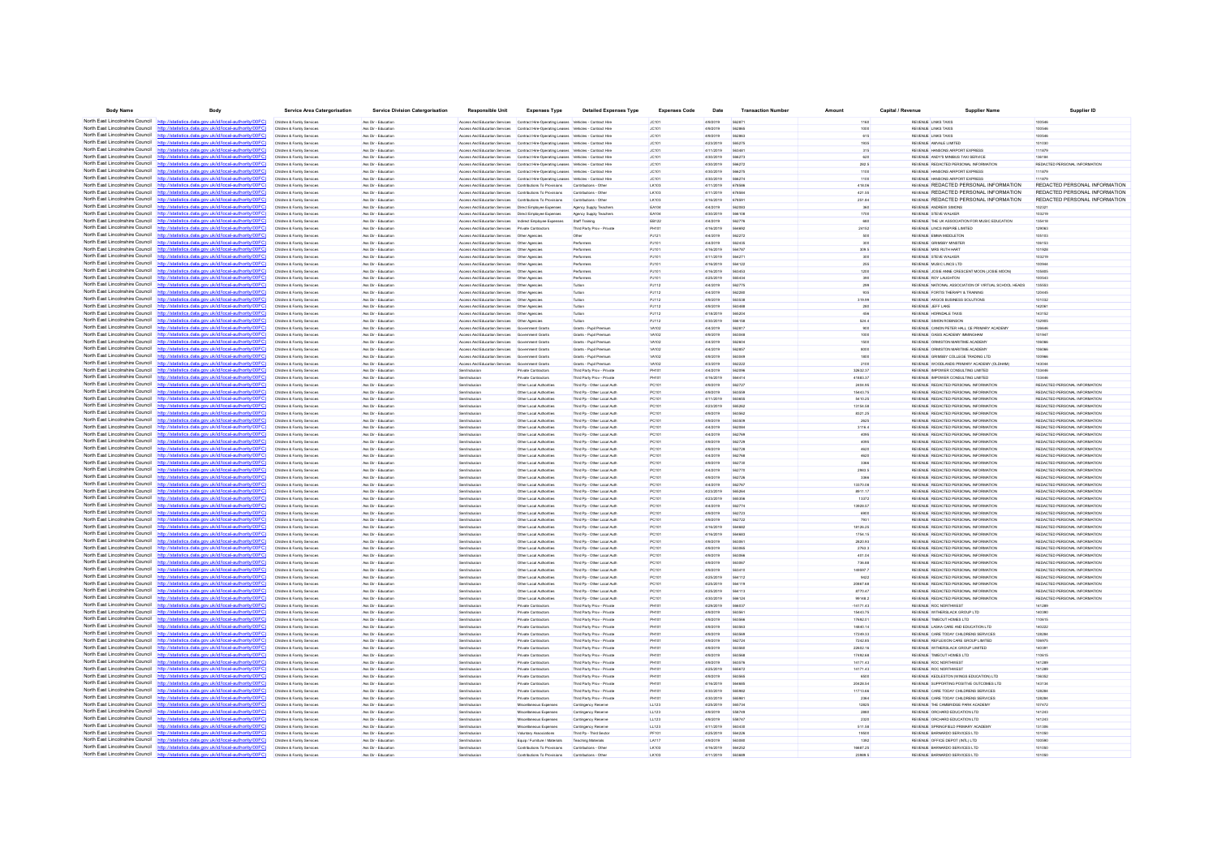| Body Name | Body | Service Area Catergorisation | Service Division Catergorisation | Responsible Unit | Expenses Type | Detailed Expenses Type | Expenses Code | Date | Transaction Number | Amount | Capital / Revenue | Supplier Name | Supplier ID |
|---|---|---|---|---|---|---|---|---|---|---|---|---|---|
| North East Lincolnshire Council | http://statistics.data.gov.uk/id/local-authority/00FC | Children & Family Services | Ass Dir - Education | Access And Education Services | Contract Hire-Operating Leases | Vehicles - Contract Hire | JC101 | 4/9/2019 | 562871 | 1160 | REVENUE | LINKS TAXIS | 100546 |
| North East Lincolnshire Council | http://statistics.data.gov.uk/id/local-authority/00FC | Children & Family Services | Ass Dir - Education | Access And Education Services | Contract Hire-Operating Leases | Vehicles - Contract Hire | JC101 | 4/9/2019 | 562868 | 1000 | REVENUE | LINKS TAXIS | 100546 |
| North East Lincolnshire Council | http://statistics.data.gov.uk/id/local-authority/00FC | Children & Family Services | Ass Dir - Education | Access And Education Services | Contract Hire-Operating Leases | Vehicles - Contract Hire | JC101 | 4/9/2019 | 562863 | 615 | REVENUE | LINKS TAXIS | 100546 |
| North East Lincolnshire Council | http://statistics.data.gov.uk/id/local-authority/00FC | Children & Family Services | Ass Dir - Education | Access And Education Services | Contract Hire-Operating Leases | Vehicles - Contract Hire | JC101 | 4/23/2019 | 565275 | 1935 | REVENUE | AMVALE LIMITED | 101030 |
| North East Lincolnshire Council | http://statistics.data.gov.uk/id/local-authority/00FC | Children & Family Services | Ass Dir - Education | Access And Education Services | Contract Hire-Operating Leases | Vehicles - Contract Hire | JC101 | 4/11/2019 | 563401 | 315 | REVENUE | HANSONS AIRPORT EXPRESS | 111079 |
| North East Lincolnshire Council | http://statistics.data.gov.uk/id/local-authority/00FC | Children & Family Services | Ass Dir - Education | Access And Education Services | Contract Hire-Operating Leases | Vehicles - Contract Hire | JC101 | 4/30/2019 | 566273 | 920 | REVENUE | ANDY'S MINIBUS TAXI SERVICE | 136184 |
| North East Lincolnshire Council | http://statistics.data.gov.uk/id/local-authority/00FC | Children & Family Services | Ass Dir - Education | Access And Education Services | Contract Hire-Operating Leases | Vehicles - Contract Hire | JC101 | 4/30/2019 | 566272 | 262.5 | REVENUE | REDACTED PERSONAL INFORMATION | REDACTED PERSONAL INFORMATION |
| North East Lincolnshire Council | http://statistics.data.gov.uk/id/local-authority/00FC | Children & Family Services | Ass Dir - Education | Access And Education Services | Contract Hire-Operating Leases | Vehicles - Contract Hire | JC101 | 4/30/2019 | 566275 | 1100 | REVENUE | HANSONS AIRPORT EXPRESS | 111079 |
| North East Lincolnshire Council | http://statistics.data.gov.uk/id/local-authority/00FC | Children & Family Services | Ass Dir - Education | Access And Education Services | Contract Hire-Operating Leases | Vehicles - Contract Hire | JC101 | 4/30/2019 | 566276 | 1100 | REVENUE | HANSONS AIRPORT EXPRESS | 111079 |
| North East Lincolnshire Council | http://statistics.data.gov.uk/id/local-authority/00FC | Children & Family Services | Ass Dir - Education | Access And Education Services | Contributions To Provisions | Contributions - Other | LK103 | 4/11/2019 | 678586 | 416.06 | REVENUE | REDACTED PERSONAL INFORMATION | REDACTED PERSONAL INFORMATION |
| North East Lincolnshire Council | http://statistics.data.gov.uk/id/local-authority/00FC | Children & Family Services | Ass Dir - Education | Access And Education Services | Contributions To Provisions | Contributions - Other | LK103 | 4/11/2019 | 678584 | 421.55 | REVENUE | REDACTED PERSONAL INFORMATION | REDACTED PERSONAL INFORMATION |
| North East Lincolnshire Council | http://statistics.data.gov.uk/id/local-authority/00FC | Children & Family Services | Ass Dir - Education | Access And Education Services | Contributions To Provisions | Contributions - Other | LK103 | 4/16/2019 | 678591 | 251.84 | REVENUE | REDACTED PERSONAL INFORMATION | REDACTED PERSONAL INFORMATION |
| North East Lincolnshire Council | http://statistics.data.gov.uk/id/local-authority/00FC | Children & Family Services | Ass Dir - Education | Access And Education Services | Direct Employee Expenses | Agency Supply Teachers | EA104 | 4/4/2019 | 562563 | 360 | REVENUE | ANDREW SIMONS | 102321 |
| North East Lincolnshire Council | http://statistics.data.gov.uk/id/local-authority/00FC | Children & Family Services | Ass Dir - Education | Access And Education Services | Direct Employee Expenses | Agency Supply Teachers | EA104 | 4/30/2019 | 566106 | 1750 | REVENUE | STEVE WALKER | 103219 |
| North East Lincolnshire Council | http://statistics.data.gov.uk/id/local-authority/00FC | Children & Family Services | Ass Dir - Education | Access And Education Services | Indirect Employee Expenses | Staff Training | EB122 | 4/4/2019 | 562776 | 660 | REVENUE | THE UK ASSOCIATION FOR MUSIC EDUCATION | 135418 |
| North East Lincolnshire Council | http://statistics.data.gov.uk/id/local-authority/00FC | Children & Family Services | Ass Dir - Education | Access And Education Services | Private Contractors | Third Party Prov - Private | PH101 | 4/16/2019 | 564692 | 24152 | REVENUE | LINCS INSPIRE LIMITED | 129063 |
| North East Lincolnshire Council | http://statistics.data.gov.uk/id/local-authority/00FC | Children & Family Services | Ass Dir - Education | Access And Education Services | Other Agencies | Other | PJ121 | 4/4/2019 | 562272 | 300 | REVENUE | EMMA MIDDLETON | 105103 |
| North East Lincolnshire Council | http://statistics.data.gov.uk/id/local-authority/00FC | Children & Family Services | Ass Dir - Education | Access And Education Services | Other Agencies | Performers | PJ101 | 4/4/2019 | 562430 | 300 | REVENUE | GRIMSBY MINSTER | 106153 |
| North East Lincolnshire Council | http://statistics.data.gov.uk/id/local-authority/00FC | Children & Family Services | Ass Dir - Education | Access And Education Services | Other Agencies | Performers | PJ101 | 4/16/2019 | 564767 | 308.5 | REVENUE | MRS RUTH HART | 101928 |
| North East Lincolnshire Council | http://statistics.data.gov.uk/id/local-authority/00FC | Children & Family Services | Ass Dir - Education | Access And Education Services | Other Agencies | Performers | PJ101 | 4/11/2019 | 564271 | 300 | REVENUE | STEVE WALKER | 103219 |
| North East Lincolnshire Council | http://statistics.data.gov.uk/id/local-authority/00FC | Children & Family Services | Ass Dir - Education | Access And Education Services | Other Agencies | Performers | PJ101 | 4/16/2019 | 564122 | 250 | REVENUE | MUSIC LINCS LTD | 100944 |
| North East Lincolnshire Council | http://statistics.data.gov.uk/id/local-authority/00FC | Children & Family Services | Ass Dir - Education | Access And Education Services | Other Agencies | Performers | PJ101 | 4/16/2019 | 565453 | 1200 | REVENUE | JOSIE ANNE CRESCENT MOON (JOSIE MOON) | 105605 |
| North East Lincolnshire Council | http://statistics.data.gov.uk/id/local-authority/00FC | Children & Family Services | Ass Dir - Education | Access And Education Services | Other Agencies | Performers | PJ101 | 4/25/2019 | 565434 | 390 | REVENUE | ROY LAUGHTON | 100343 |
| North East Lincolnshire Council | http://statistics.data.gov.uk/id/local-authority/00FC | Children & Family Services | Ass Dir - Education | Access And Education Services | Other Agencies | Tuition | PJ112 | 4/4/2019 | 562775 | 299 | REVENUE | NATIONAL ASSOCIATION OF VIRTUAL SCHOOL HEADS | 135553 |
| North East Lincolnshire Council | http://statistics.data.gov.uk/id/local-authority/00FC | Children & Family Services | Ass Dir - Education | Access And Education Services | Other Agencies | Tuition | PJ112 | 4/4/2019 | 562388 | 935 | REVENUE | FORTIS THERAPY & TRAINING | 120445 |
| North East Lincolnshire Council | http://statistics.data.gov.uk/id/local-authority/00FC | Children & Family Services | Ass Dir - Education | Access And Education Services | Other Agencies | Tuition | PJ112 | 4/9/2019 | 563338 | 319.99 | REVENUE | ARGOS BUSINESS SOLUTIONS | 101032 |
| North East Lincolnshire Council | http://statistics.data.gov.uk/id/local-authority/00FC | Children & Family Services | Ass Dir - Education | Access And Education Services | Other Agencies | Tuition | PJ112 | 4/9/2019 | 563408 | 265 | REVENUE | JEFF LAKE | 142061 |
| North East Lincolnshire Council | http://statistics.data.gov.uk/id/local-authority/00FC | Children & Family Services | Ass Dir - Education | Access And Education Services | Other Agencies | Tuition | PJ112 | 4/18/2019 | 565204 | 656 | REVENUE | HORNDALE TAXIS | 143192 |
| North East Lincolnshire Council | http://statistics.data.gov.uk/id/local-authority/00FC | Children & Family Services | Ass Dir - Education | Access And Education Services | Other Agencies | Tuition | PJ112 | 4/30/2019 | 566158 | 526.4 | REVENUE | SIMON ROBINSON | 132965 |
| North East Lincolnshire Council | http://statistics.data.gov.uk/id/local-authority/00FC | Children & Family Services | Ass Dir - Education | Access And Education Services | Government Grants | Grants - Pupil Premium | VK102 | 4/4/2019 | 562817 | 900 | REVENUE | CANON PETER HALL CE PRIMARY ACADEMY | 128646 |
| North East Lincolnshire Council | http://statistics.data.gov.uk/id/local-authority/00FC | Children & Family Services | Ass Dir - Education | Access And Education Services | Government Grants | Grants - Pupil Premium | VK102 | 4/9/2019 | 563048 | 1000 | REVENUE | OASIS ACADEMY IMMINGHAM | 101947 |
| North East Lincolnshire Council | http://statistics.data.gov.uk/id/local-authority/00FC | Children & Family Services | Ass Dir - Education | Access And Education Services | Government Grants | Grants - Pupil Premium | VK102 | 4/4/2019 | 562604 | 1500 | REVENUE | ORMISTON MARITIME ACADEMY | 106086 |
| North East Lincolnshire Council | http://statistics.data.gov.uk/id/local-authority/00FC | Children & Family Services | Ass Dir - Education | Access And Education Services | Government Grants | Grants - Pupil Premium | VK102 | 4/4/2019 | 562607 | 8000 | REVENUE | ORMISTON MARITIME ACADEMY | 106086 |
| North East Lincolnshire Council | http://statistics.data.gov.uk/id/local-authority/00FC | Children & Family Services | Ass Dir - Education | Access And Education Services | Government Grants | Grants - Pupil Premium | VK102 | 4/9/2019 | 563049 | 1800 | REVENUE | GRIMSBY COLLEGE TRADING LTD | 101986 |
| North East Lincolnshire Council | http://statistics.data.gov.uk/id/local-authority/00FC | Children & Family Services | Ass Dir - Education | Access And Education Services | Government Grants | Grants - Pupil Premium | VK102 | 4/2/2019 | 562222 | 2100 | REVENUE | WOODLANDS PRIMARY ACADEMY (OLDHAM) | 143044 |
| North East Lincolnshire Council | http://statistics.data.gov.uk/id/local-authority/00FC | Children & Family Services | Ass Dir - Education | Sen/Inclusion | Private Contractors | Third Party Prov - Private | PH101 | 4/4/2019 | 562596 | 32632.37 | REVENUE | EMPOWER CONSULTING LIMITED | 133446 |
| North East Lincolnshire Council | http://statistics.data.gov.uk/id/local-authority/00FC | Children & Family Services | Ass Dir - Education | Sen/Inclusion | Private Contractors | Third Party Prov - Private | PH101 | 4/16/2019 | 564414 | 41680.37 | REVENUE | EMPOWER CONSULTING LIMITED | 133446 |
| North East Lincolnshire Council | http://statistics.data.gov.uk/id/local-authority/00FC | Children & Family Services | Ass Dir - Education | Sen/Inclusion | Other Local Authorities | Third Pp - Other Local Auth | PC101 | 4/9/2019 | 562727 | 2494.95 | REVENUE | REDACTED PERSONAL INFORMATION | REDACTED PERSONAL INFORMATION |
| North East Lincolnshire Council | http://statistics.data.gov.uk/id/local-authority/00FC | Children & Family Services | Ass Dir - Education | Sen/Inclusion | Other Local Authorities | Third Pp - Other Local Auth | PC101 | 4/9/2019 | 563359 | 15443.76 | REVENUE | REDACTED PERSONAL INFORMATION | REDACTED PERSONAL INFORMATION |
| North East Lincolnshire Council | http://statistics.data.gov.uk/id/local-authority/00FC | Children & Family Services | Ass Dir - Education | Sen/Inclusion | Other Local Authorities | Third Pp - Other Local Auth | PC101 | 4/11/2019 | 563808 | 5410.20 | REVENUE | REDACTED PERSONAL INFORMATION | REDACTED PERSONAL INFORMATION |
| North East Lincolnshire Council | http://statistics.data.gov.uk/id/local-authority/00FC | Children & Family Services | Ass Dir - Education | Sen/Inclusion | Other Local Authorities | Third Pp - Other Local Auth | PC101 | 4/23/2019 | 565262 | 13194.58 | REVENUE | REDACTED PERSONAL INFORMATION | REDACTED PERSONAL INFORMATION |
| North East Lincolnshire Council | http://statistics.data.gov.uk/id/local-authority/00FC | Children & Family Services | Ass Dir - Education | Sen/Inclusion | Other Local Authorities | Third Pp - Other Local Auth | PC101 | 4/9/2019 | 563362 | 8321.25 | REVENUE | REDACTED PERSONAL INFORMATION | REDACTED PERSONAL INFORMATION |
| North East Lincolnshire Council | http://statistics.data.gov.uk/id/local-authority/00FC | Children & Family Services | Ass Dir - Education | Sen/Inclusion | Other Local Authorities | Third Pp - Other Local Auth | PC101 | 4/9/2019 | 563509 | 3625 | REVENUE | REDACTED PERSONAL INFORMATION | REDACTED PERSONAL INFORMATION |
| North East Lincolnshire Council | http://statistics.data.gov.uk/id/local-authority/00FC | Children & Family Services | Ass Dir - Education | Sen/Inclusion | Other Local Authorities | Third Pp - Other Local Auth | PC101 | 4/4/2019 | 562804 | 3116.4 | REVENUE | REDACTED PERSONAL INFORMATION | REDACTED PERSONAL INFORMATION |
| North East Lincolnshire Council | http://statistics.data.gov.uk/id/local-authority/00FC | Children & Family Services | Ass Dir - Education | Sen/Inclusion | Other Local Authorities | Third Pp - Other Local Auth | PC101 | 4/4/2019 | 562769 | 4095 | REVENUE | REDACTED PERSONAL INFORMATION | REDACTED PERSONAL INFORMATION |
| North East Lincolnshire Council | http://statistics.data.gov.uk/id/local-authority/00FC | Children & Family Services | Ass Dir - Education | Sen/Inclusion | Other Local Authorities | Third Pp - Other Local Auth | PC101 | 4/9/2019 | 562726 | 4095 | REVENUE | REDACTED PERSONAL INFORMATION | REDACTED PERSONAL INFORMATION |
| North East Lincolnshire Council | http://statistics.data.gov.uk/id/local-authority/00FC | Children & Family Services | Ass Dir - Education | Sen/Inclusion | Other Local Authorities | Third Pp - Other Local Auth | PC101 | 4/9/2019 | 562728 | 4620 | REVENUE | REDACTED PERSONAL INFORMATION | REDACTED PERSONAL INFORMATION |
| North East Lincolnshire Council | http://statistics.data.gov.uk/id/local-authority/00FC | Children & Family Services | Ass Dir - Education | Sen/Inclusion | Other Local Authorities | Third Pp - Other Local Auth | PC101 | 4/4/2019 | 562768 | 4620 | REVENUE | REDACTED PERSONAL INFORMATION | REDACTED PERSONAL INFORMATION |
| North East Lincolnshire Council | http://statistics.data.gov.uk/id/local-authority/00FC | Children & Family Services | Ass Dir - Education | Sen/Inclusion | Other Local Authorities | Third Pp - Other Local Auth | PC101 | 4/9/2019 | 562730 | 3366 | REVENUE | REDACTED PERSONAL INFORMATION | REDACTED PERSONAL INFORMATION |
| North East Lincolnshire Council | http://statistics.data.gov.uk/id/local-authority/00FC | Children & Family Services | Ass Dir - Education | Sen/Inclusion | Other Local Authorities | Third Pp - Other Local Auth | PC101 | 4/4/2019 | 562770 | 2983.5 | REVENUE | REDACTED PERSONAL INFORMATION | REDACTED PERSONAL INFORMATION |
| North East Lincolnshire Council | http://statistics.data.gov.uk/id/local-authority/00FC | Children & Family Services | Ass Dir - Education | Sen/Inclusion | Other Local Authorities | Third Pp - Other Local Auth | PC101 | 4/9/2019 | 562726 | 3366 | REVENUE | REDACTED PERSONAL INFORMATION | REDACTED PERSONAL INFORMATION |
| North East Lincolnshire Council | http://statistics.data.gov.uk/id/local-authority/00FC | Children & Family Services | Ass Dir - Education | Sen/Inclusion | Other Local Authorities | Third Pp - Other Local Auth | PC101 | 4/4/2019 | 562767 | 13370.09 | REVENUE | REDACTED PERSONAL INFORMATION | REDACTED PERSONAL INFORMATION |
| North East Lincolnshire Council | http://statistics.data.gov.uk/id/local-authority/00FC | Children & Family Services | Ass Dir - Education | Sen/Inclusion | Other Local Authorities | Third Pp - Other Local Auth | PC101 | 4/23/2019 | 565264 | 8611.17 | REVENUE | REDACTED PERSONAL INFORMATION | REDACTED PERSONAL INFORMATION |
| North East Lincolnshire Council | http://statistics.data.gov.uk/id/local-authority/00FC | Children & Family Services | Ass Dir - Education | Sen/Inclusion | Other Local Authorities | Third Pp - Other Local Auth | PC101 | 4/23/2019 | 565358 | 11372 | REVENUE | REDACTED PERSONAL INFORMATION | REDACTED PERSONAL INFORMATION |
| North East Lincolnshire Council | http://statistics.data.gov.uk/id/local-authority/00FC | Children & Family Services | Ass Dir - Education | Sen/Inclusion | Other Local Authorities | Third Pp - Other Local Auth | PC101 | 4/4/2019 | 562774 | 13939.57 | REVENUE | REDACTED PERSONAL INFORMATION | REDACTED PERSONAL INFORMATION |
| North East Lincolnshire Council | http://statistics.data.gov.uk/id/local-authority/00FC | Children & Family Services | Ass Dir - Education | Sen/Inclusion | Other Local Authorities | Third Pp - Other Local Auth | PC101 | 4/9/2019 | 562723 | 6900 | REVENUE | REDACTED PERSONAL INFORMATION | REDACTED PERSONAL INFORMATION |
| North East Lincolnshire Council | http://statistics.data.gov.uk/id/local-authority/00FC | Children & Family Services | Ass Dir - Education | Sen/Inclusion | Other Local Authorities | Third Pp - Other Local Auth | PC101 | 4/9/2019 | 562722 | 7951 | REVENUE | REDACTED PERSONAL INFORMATION | REDACTED PERSONAL INFORMATION |
| North East Lincolnshire Council | http://statistics.data.gov.uk/id/local-authority/00FC | Children & Family Services | Ass Dir - Education | Sen/Inclusion | Other Local Authorities | Third Pp - Other Local Auth | PC101 | 4/16/2019 | 564682 | 18126.25 | REVENUE | REDACTED PERSONAL INFORMATION | REDACTED PERSONAL INFORMATION |
| North East Lincolnshire Council | http://statistics.data.gov.uk/id/local-authority/00FC | Children & Family Services | Ass Dir - Education | Sen/Inclusion | Other Local Authorities | Third Pp - Other Local Auth | PC101 | 4/16/2019 | 564663 | 1744.15 | REVENUE | REDACTED PERSONAL INFORMATION | REDACTED PERSONAL INFORMATION |
| North East Lincolnshire Council | http://statistics.data.gov.uk/id/local-authority/00FC | Children & Family Services | Ass Dir - Education | Sen/Inclusion | Other Local Authorities | Third Pp - Other Local Auth | PC101 | 4/9/2019 | 563361 | 2820.93 | REVENUE | REDACTED PERSONAL INFORMATION | REDACTED PERSONAL INFORMATION |
| North East Lincolnshire Council | http://statistics.data.gov.uk/id/local-authority/00FC | Children & Family Services | Ass Dir - Education | Sen/Inclusion | Other Local Authorities | Third Pp - Other Local Auth | PC101 | 4/9/2019 | 563355 | 2763.3 | REVENUE | REDACTED PERSONAL INFORMATION | REDACTED PERSONAL INFORMATION |
| North East Lincolnshire Council | http://statistics.data.gov.uk/id/local-authority/00FC | Children & Family Services | Ass Dir - Education | Sen/Inclusion | Other Local Authorities | Third Pp - Other Local Auth | PC101 | 4/9/2019 | 563356 | 401.04 | REVENUE | REDACTED PERSONAL INFORMATION | REDACTED PERSONAL INFORMATION |
| North East Lincolnshire Council | http://statistics.data.gov.uk/id/local-authority/00FC | Children & Family Services | Ass Dir - Education | Sen/Inclusion | Other Local Authorities | Third Pp - Other Local Auth | PC101 | 4/9/2019 | 563357 | 736.09 | REVENUE | REDACTED PERSONAL INFORMATION | REDACTED PERSONAL INFORMATION |
| North East Lincolnshire Council | http://statistics.data.gov.uk/id/local-authority/00FC | Children & Family Services | Ass Dir - Education | Sen/Inclusion | Other Local Authorities | Third Pp - Other Local Auth | PC101 | 4/9/2019 | 563410 | 106997.7 | REVENUE | REDACTED PERSONAL INFORMATION | REDACTED PERSONAL INFORMATION |
| North East Lincolnshire Council | http://statistics.data.gov.uk/id/local-authority/00FC | Children & Family Services | Ass Dir - Education | Sen/Inclusion | Other Local Authorities | Third Pp - Other Local Auth | PC101 | 4/25/2019 | 564112 | 9422 | REVENUE | REDACTED PERSONAL INFORMATION | REDACTED PERSONAL INFORMATION |
| North East Lincolnshire Council | http://statistics.data.gov.uk/id/local-authority/00FC | Children & Family Services | Ass Dir - Education | Sen/Inclusion | Other Local Authorities | Third Pp - Other Local Auth | PC101 | 4/25/2019 | 564119 | 20847.68 | REVENUE | REDACTED PERSONAL INFORMATION | REDACTED PERSONAL INFORMATION |
| North East Lincolnshire Council | http://statistics.data.gov.uk/id/local-authority/00FC | Children & Family Services | Ass Dir - Education | Sen/Inclusion | Other Local Authorities | Third Pp - Other Local Auth | PC101 | 4/25/2019 | 564113 | 8770.47 | REVENUE | REDACTED PERSONAL INFORMATION | REDACTED PERSONAL INFORMATION |
| North East Lincolnshire Council | http://statistics.data.gov.uk/id/local-authority/00FC | Children & Family Services | Ass Dir - Education | Sen/Inclusion | Other Local Authorities | Third Pp - Other Local Auth | PC101 | 4/30/2019 | 566124 | 99148.2 | REVENUE | REDACTED PERSONAL INFORMATION | REDACTED PERSONAL INFORMATION |
| North East Lincolnshire Council | http://statistics.data.gov.uk/id/local-authority/00FC | Children & Family Services | Ass Dir - Education | Sen/Inclusion | Private Contractors | Third Party Prov - Private | PH101 | 4/29/2019 | 566037 | -10171.43 | REVENUE | RCC NORTHWEST | 141289 |
| North East Lincolnshire Council | http://statistics.data.gov.uk/id/local-authority/00FC | Children & Family Services | Ass Dir - Education | Sen/Inclusion | Private Contractors | Third Party Prov - Private | PH101 | 4/9/2019 | 563561 | 15443.76 | REVENUE | WITHERSLACK GROUP LTD | 140390 |
| North East Lincolnshire Council | http://statistics.data.gov.uk/id/local-authority/00FC | Children & Family Services | Ass Dir - Education | Sen/Inclusion | Private Contractors | Third Party Prov - Private | PH101 | 4/9/2019 | 563366 | 17692.01 | REVENUE | TIMEOUT HOMES LTD | 110615 |
| North East Lincolnshire Council | http://statistics.data.gov.uk/id/local-authority/00FC | Children & Family Services | Ass Dir - Education | Sen/Inclusion | Private Contractors | Third Party Prov - Private | PH101 | 4/9/2019 | 563363 | 16843.14 | REVENUE | LASKA CARE AND EDUCATION LTD | 140222 |
| North East Lincolnshire Council | http://statistics.data.gov.uk/id/local-authority/00FC | Children & Family Services | Ass Dir - Education | Sen/Inclusion | Private Contractors | Third Party Prov - Private | PH101 | 4/9/2019 | 563369 | 17249.33 | REVENUE | CARE TODAY CHILDRENS SERVICES | 128284 |
| North East Lincolnshire Council | http://statistics.data.gov.uk/id/local-authority/00FC | Children & Family Services | Ass Dir - Education | Sen/Inclusion | Private Contractors | Third Party Prov - Private | PH101 | 4/9/2019 | 562724 | 7242.85 | REVENUE | REFLEXION CARE GROUP LIMITED | 109975 |
| North East Lincolnshire Council | http://statistics.data.gov.uk/id/local-authority/00FC | Children & Family Services | Ass Dir - Education | Sen/Inclusion | Private Contractors | Third Party Prov - Private | PH101 | 4/9/2019 | 563360 | 22632.16 | REVENUE | WITHERSLACK GROUP LIMITED | 140391 |
| North East Lincolnshire Council | http://statistics.data.gov.uk/id/local-authority/00FC | Children & Family Services | Ass Dir - Education | Sen/Inclusion | Private Contractors | Third Party Prov - Private | PH101 | 4/9/2019 | 563368 | 17492.68 | REVENUE | TIMEOUT HOMES LTD | 110615 |
| North East Lincolnshire Council | http://statistics.data.gov.uk/id/local-authority/00FC | Children & Family Services | Ass Dir - Education | Sen/Inclusion | Private Contractors | Third Party Prov - Private | PH101 | 4/9/2019 | 563576 | 10171.43 | REVENUE | RCC NORTHWEST | 141289 |
| North East Lincolnshire Council | http://statistics.data.gov.uk/id/local-authority/00FC | Children & Family Services | Ass Dir - Education | Sen/Inclusion | Private Contractors | Third Party Prov - Private | PH101 | 4/25/2019 | 565672 | 10171.43 | REVENUE | RCC NORTHWEST | 141289 |
| North East Lincolnshire Council | http://statistics.data.gov.uk/id/local-authority/00FC | Children & Family Services | Ass Dir - Education | Sen/Inclusion | Private Contractors | Third Party Prov - Private | PH101 | 4/9/2019 | 563365 | 6500 | REVENUE | KEDLESTON (WINGS EDUCATION) LTD | 136352 |
| North East Lincolnshire Council | http://statistics.data.gov.uk/id/local-authority/00FC | Children & Family Services | Ass Dir - Education | Sen/Inclusion | Private Contractors | Third Party Prov - Private | PH101 | 4/16/2019 | 564660 | 20428.54 | REVENUE | SUPPORTING POSITIVE OUTCOMES LTD | 143134 |
| North East Lincolnshire Council | http://statistics.data.gov.uk/id/local-authority/00FC | Children & Family Services | Ass Dir - Education | Sen/Inclusion | Private Contractors | Third Party Prov - Private | PH101 | 4/30/2019 | 565982 | 11713.66 | REVENUE | CARE TODAY CHILDRENS SERVICES | 128284 |
| North East Lincolnshire Council | http://statistics.data.gov.uk/id/local-authority/00FC | Children & Family Services | Ass Dir - Education | Sen/Inclusion | Private Contractors | Third Party Prov - Private | PH101 | 4/30/2019 | 565981 | 2364 | REVENUE | CARE TODAY CHILDRENS SERVICES | 128284 |
| North East Lincolnshire Council | http://statistics.data.gov.uk/id/local-authority/00FC | Children & Family Services | Ass Dir - Education | Sen/Inclusion | Miscellaneous Expenses | Contingency Reserve | LL123 | 4/25/2019 | 565734 | 12825 | REVENUE | THE CAMBRIDGE PARK ACADEMY | 107472 |
| North East Lincolnshire Council | http://statistics.data.gov.uk/id/local-authority/00FC | Children & Family Services | Ass Dir - Education | Sen/Inclusion | Miscellaneous Expenses | Contingency Reserve | LL123 | 4/9/2019 | 558749 | 2880 | REVENUE | ORCHARD EDUCATION LTD | 141243 |
| North East Lincolnshire Council | http://statistics.data.gov.uk/id/local-authority/00FC | Children & Family Services | Ass Dir - Education | Sen/Inclusion | Miscellaneous Expenses | Contingency Reserve | LL123 | 4/9/2019 | 558747 | 2320 | REVENUE | ORCHARD EDUCATION LTD | 141243 |
| North East Lincolnshire Council | http://statistics.data.gov.uk/id/local-authority/00FC | Children & Family Services | Ass Dir - Education | Sen/Inclusion | Miscellaneous Expenses | Contingency Reserve | LL123 | 4/11/2019 | 563430 | 511.58 | REVENUE | SPRINGFIELD PRIMARY ACADEMY | 131389 |
| North East Lincolnshire Council | http://statistics.data.gov.uk/id/local-authority/00FC | Children & Family Services | Ass Dir - Education | Sen/Inclusion | Voluntary Associations | Third Pp - Third Sector | PF101 | 4/25/2019 | 564226 | 19500 | REVENUE | BARNARDO SERVICES LTD | 101050 |
| North East Lincolnshire Council | http://statistics.data.gov.uk/id/local-authority/00FC | Children & Family Services | Ass Dir - Education | Sen/Inclusion | Equip / Furniture / Materials | Teaching Materials | LA117 | 4/9/2019 | 563050 | 1392 | REVENUE | OFFICE DEPOT (INTL) LTD | 100580 |
| North East Lincolnshire Council | http://statistics.data.gov.uk/id/local-authority/00FC | Children & Family Services | Ass Dir - Education | Sen/Inclusion | Contributions To Provisions | Contributions - Other | LK103 | 4/16/2019 | 564352 | 16687.25 | REVENUE | BARNARDO SERVICES LTD | 101050 |
| North East Lincolnshire Council | http://statistics.data.gov.uk/id/local-authority/00FC | Children & Family Services | Ass Dir - Education | Sen/Inclusion | Contributions To Provisions | Contributions - Other | LK103 | 4/11/2019 | 563609 | 23969.5 | REVENUE | BARNARDO SERVICES LTD | 101050 |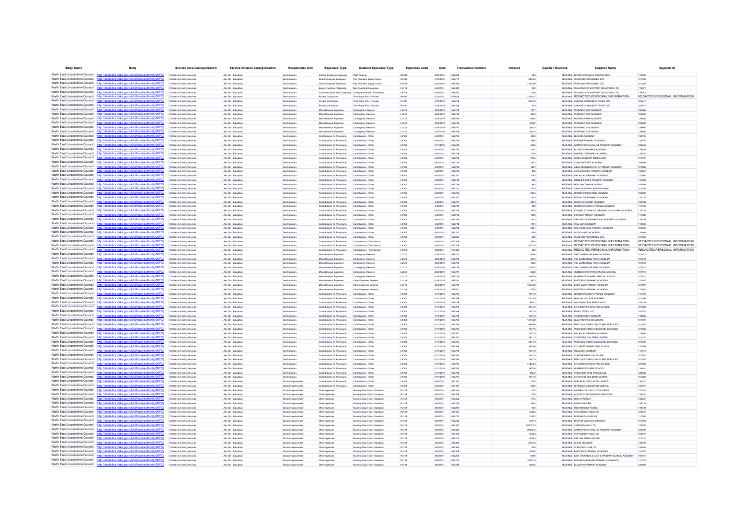| Body Name | Body | Service Area Catergorisation | Service Division Catergorisation | Responsible Unit | Expenses Type | Detailed Expenses Type | Expenses Code | Date | Transaction Number | Amount | Capital / Revenue | Supplier Name | Supplier ID |
|---|---|---|---|---|---|---|---|---|---|---|---|---|---|
| North East Lincolnshire Council | http://statistics.data.gov.uk/id/local-authority/00FC | Childrens & Family Services | Ass Dir - Education | Sen/Inclusion | Indirect Employee Expenses | Staff Training | B0122 | 4/30/2019 | 566052 | 390 | REVENUE | BRITISH DYSLEXIA ASSOCIATION | 112520 |
| North East Lincolnshire Council | http://statistics.data.gov.uk/id/local-authority/00FC | Childrens & Family Services | Ass Dir - Education | Sen/Inclusion | Direct Employee Expenses | Pay Teachers Supply Cover | EA106 | 4/16/2019 | 563717 | 984.56 | REVENUE | TEACHING PERSONNEL LTD | 101305 |
| North East Lincolnshire Council | http://statistics.data.gov.uk/id/local-authority/00FC | Childrens & Family Services | Ass Dir - Education | Sen/Inclusion | Direct Employee Expenses | Pay Teachers Supply Cover | EA106 | 4/25/2019 | 565768 | 1152.99 | REVENUE | TEACHING PERSONNEL LTD | 101305 |
| North East Lincolnshire Council | http://statistics.data.gov.uk/id/local-authority/00FC | Childrens & Family Services | Ass Dir - Education | Sen/Inclusion | Equip / Furniture / Materials | Non-Teaching Resources | LA118 | 4/4/2019 | 562409 | 355 | REVENUE | TECHNOLOGY SUPPORT SOLUTIONS LTD | 119571 |
| North East Lincolnshire Council | http://statistics.data.gov.uk/id/local-authority/00FC | Childrens & Family Services | Ass Dir - Education | Sen/Inclusion | Communications And Computing | Computer H/Ware - Purchases | LF105 | 4/4/2019 | 562407 | 1100 | REVENUE | TECHNOLOGY SUPPORT SOLUTIONS LTD | 119571 |
| North East Lincolnshire Council | http://statistics.data.gov.uk/id/local-authority/00FC | Childrens & Family Services | Ass Dir - Education | Sen/Inclusion | Private Contractors | Third Party Prov - Private | PH101 | 4/1/2019 | 675625 | 1226.27 | REVENUE | REDACTED PERSONAL INFORMATION | REDACTED PERSONAL INFORMATION |
| North East Lincolnshire Council | http://statistics.data.gov.uk/id/local-authority/00FC | Childrens & Family Services | Ass Dir - Education | Sen/Inclusion | Private Contractors | Third Party Prov - Private | PH101 | 4/16/2019 | 564216 | 633.76 | REVENUE | LINKAGE COMMUNITY TRUST LTD | 104471 |
| North East Lincolnshire Council | http://statistics.data.gov.uk/id/local-authority/00FC | Childrens & Family Services | Ass Dir - Education | Sen/Inclusion | Private Contractors | Third Party Prov - Private | PH101 | 4/16/2019 | 564245 | 316 | REVENUE | LINKAGE COMMUNITY TRUST LTD | 104471 |
| North East Lincolnshire Council | http://statistics.data.gov.uk/id/local-authority/00FC | Childrens & Family Services | Ass Dir - Education | Sen/Inclusion | Miscellaneous Expenses | Contingency Reserve | LL123 | 4/25/2019 | 565742 | 1317 | REVENUE | PHOENIX PARK ACADEMY | 126685 |
| North East Lincolnshire Council | http://statistics.data.gov.uk/id/local-authority/00FC | Childrens & Family Services | Ass Dir - Education | Sen/Inclusion | Miscellaneous Expenses | Contingency Reserve | LL123 | 4/25/2019 | 565745 | 4654 | REVENUE | PHOENIX PARK ACADEMY | 126685 |
| North East Lincolnshire Council | http://statistics.data.gov.uk/id/local-authority/00FC | Childrens & Family Services | Ass Dir - Education | Sen/Inclusion | Miscellaneous Expenses | Contingency Reserve | LL123 | 4/25/2019 | 565744 | 15800 | REVENUE | PHOENIX PARK ACADEMY | 126685 |
| North East Lincolnshire Council | http://statistics.data.gov.uk/id/local-authority/00FC | Childrens & Family Services | Ass Dir - Education | Sen/Inclusion | Miscellaneous Expenses | Contingency Reserve | LL123 | 4/25/2019 | 565743 | 44767 | REVENUE | PHOENIX PARK ACADEMY | 126685 |
| North East Lincolnshire Council | http://statistics.data.gov.uk/id/local-authority/00FC | Childrens & Family Services | Ass Dir - Education | Sen/Inclusion | Miscellaneous Expenses | Contingency Reserve | LL123 | 4/25/2019 | 565747 | 26333 | REVENUE | SEVENHILLS ACADEMY | 128660 |
| North East Lincolnshire Council | http://statistics.data.gov.uk/id/local-authority/00FC | Childrens & Family Services | Ass Dir - Education | Sen/Inclusion | Miscellaneous Expenses | Contingency Reserve | LL123 | 4/25/2019 | 565746 | 26333 | REVENUE | SEVENHILLS ACADEMY | 128660 |
| North East Lincolnshire Council | http://statistics.data.gov.uk/id/local-authority/00FC | Childrens & Family Services | Ass Dir - Education | Sen/Inclusion | Contributions To Provisions | Contributions - Other | LK103 | 4/4/2019 | 562753 | 4548 | REVENUE | BEACON ACADEMY | 138130 |
| North East Lincolnshire Council | http://statistics.data.gov.uk/id/local-authority/00FC | Childrens & Family Services | Ass Dir - Education | Sen/Inclusion | Contributions To Provisions | Contributions - Other | LK103 | 4/4/2019 | 562744 | 1688 | REVENUE | BURSAR PRIMARY ACADEMY | 114977 |
| North East Lincolnshire Council | http://statistics.data.gov.uk/id/local-authority/00FC | Childrens & Family Services | Ass Dir - Education | Sen/Inclusion | Contributions To Provisions | Contributions - Other | LK103 | 4/11/2019 | 564246 | 8655 | REVENUE | CANON PETER HALL CE PRIMARY ACADEMY | 126646 |
| North East Lincolnshire Council | http://statistics.data.gov.uk/id/local-authority/00FC | Childrens & Family Services | Ass Dir - Education | Sen/Inclusion | Contributions To Provisions | Contributions - Other | LK103 | 4/4/2019 | 562750 | 1751 | REVENUE | ELLISTON PRIMARY ACADEMY | 129629 |
| North East Lincolnshire Council | http://statistics.data.gov.uk/id/local-authority/00FC | Childrens & Family Services | Ass Dir - Education | Sen/Inclusion | Contributions To Provisions | Contributions - Other | LK103 | 4/4/2019 | 562749 | 1148 | REVENUE | FAIRFIELD PRIMARY ACADEMY | 129030 |
| North East Lincolnshire Council | http://statistics.data.gov.uk/id/local-authority/00FC | Childrens & Family Services | Ass Dir - Education | Sen/Inclusion | Contributions To Provisions | Contributions - Other | LK103 | 4/4/2019 | 562732 | 3746 | REVENUE | OASIS ACADEMY IMMINGHAM | 101047 |
| North East Lincolnshire Council | http://statistics.data.gov.uk/id/local-authority/00FC | Childrens & Family Services | Ass Dir - Education | Sen/Inclusion | Contributions To Provisions | Contributions - Other | LK103 | 4/4/2019 | 562734 | 2423 | REVENUE | JOHN WHITGIFT ACADEMY | 106098 |
| North East Lincolnshire Council | http://statistics.data.gov.uk/id/local-authority/00FC | Childrens & Family Services | Ass Dir - Education | Sen/Inclusion | Contributions To Provisions | Contributions - Other | LK103 | 4/4/2019 | 562755 | 1261 | REVENUE | LISLE MARSDEN C OF E PRIMARY ACADEMY | 107622 |
| North East Lincolnshire Council | http://statistics.data.gov.uk/id/local-authority/00FC | Childrens & Family Services | Ass Dir - Education | Sen/Inclusion | Contributions To Provisions | Contributions - Other | LK103 | 4/4/2019 | 562752 | 862 | REVENUE | LITTLECOATES PRIMARY ACADEMY | 134261 |
| North East Lincolnshire Council | http://statistics.data.gov.uk/id/local-authority/00FC | Childrens & Family Services | Ass Dir - Education | Sen/Inclusion | Contributions To Provisions | Contributions - Other | LK103 | 4/4/2019 | 562741 | 3761 | REVENUE | MACAULAY PRIMARY ACADEMY | 112680 |
| North East Lincolnshire Council | http://statistics.data.gov.uk/id/local-authority/00FC | Childrens & Family Services | Ass Dir - Education | Sen/Inclusion | Contributions To Provisions | Contributions - Other | LK103 | 4/4/2019 | 562743 | 336 | REVENUE | MIDDLETHORPE PRIMARY ACADEMY | 114033 |
| North East Lincolnshire Council | http://statistics.data.gov.uk/id/local-authority/00FC | Childrens & Family Services | Ass Dir - Education | Sen/Inclusion | Contributions To Provisions | Contributions - Other | LK103 | 4/4/2019 | 562736 | 883 | REVENUE | NEW WALTHAM ACADEMY | 108556 |
| North East Lincolnshire Council | http://statistics.data.gov.uk/id/local-authority/00FC | Childrens & Family Services | Ass Dir - Education | Sen/Inclusion | Contributions To Provisions | Contributions - Other | LK103 | 4/4/2019 | 562731 | 2735 | REVENUE | OASIS ACADEMY WINTRINGHAM | 101009 |
| North East Lincolnshire Council | http://statistics.data.gov.uk/id/local-authority/00FC | Childrens & Family Services | Ass Dir - Education | Sen/Inclusion | Contributions To Provisions | Contributions - Other | LK103 | 4/4/2019 | 562733 | 2984 | REVENUE | ORMISTON MARITIME ACADEMY | 106086 |
| North East Lincolnshire Council | http://statistics.data.gov.uk/id/local-authority/00FC | Childrens & Family Services | Ass Dir - Education | Sen/Inclusion | Contributions To Provisions | Contributions - Other | LK103 | 4/4/2019 | 562747 | 603 | REVENUE | REYNOLDS PRIMARY ACADEMY | 122175 |
| North East Lincolnshire Council | http://statistics.data.gov.uk/id/local-authority/00FC | Childrens & Family Services | Ass Dir - Education | Sen/Inclusion | Contributions To Provisions | Contributions - Other | LK103 | 4/4/2019 | 562737 | 3044 | REVENUE | SCARTHO JUNIOR ACADEMY | 109738 |
| North East Lincolnshire Council | http://statistics.data.gov.uk/id/local-authority/00FC | Childrens & Family Services | Ass Dir - Education | Sen/Inclusion | Contributions To Provisions | Contributions - Other | LK103 | 4/4/2019 | 562739 | 480 | REVENUE | ORMISTON SOUTH PARADE ACADEMY | 111750 |
| North East Lincolnshire Council | http://statistics.data.gov.uk/id/local-authority/00FC | Childrens & Family Services | Ass Dir - Education | Sen/Inclusion | Contributions To Provisions | Contributions - Other | LK103 | 4/4/2019 | 562745 | 3534 | REVENUE | ST MARYS CATHOLIC PRIMARY VOLUNTARY ACADEMY | 115159 |
| North East Lincolnshire Council | http://statistics.data.gov.uk/id/local-authority/00FC | Childrens & Family Services | Ass Dir - Education | Sen/Inclusion | Contributions To Provisions | Contributions - Other | LK103 | 4/4/2019 | 562740 | 1393 | REVENUE | STRAND PRIMARY ACADEMY | 111962 |
| North East Lincolnshire Council | http://statistics.data.gov.uk/id/local-authority/00FC | Childrens & Family Services | Ass Dir - Education | Sen/Inclusion | Contributions To Provisions | Contributions - Other | LK103 | 4/4/2019 | 562746 | 913 | REVENUE | THRUNSCOE PRIMARY AND NURSERY ACADEMY | 115169 |
| North East Lincolnshire Council | http://statistics.data.gov.uk/id/local-authority/00FC | Childrens & Family Services | Ass Dir - Education | Sen/Inclusion | Contributions To Provisions | Contributions - Other | LK103 | 4/4/2019 | 562742 | 1751 | REVENUE | TOLL BAR ACADEMY | 114560 |
| North East Lincolnshire Council | http://statistics.data.gov.uk/id/local-authority/00FC | Childrens & Family Services | Ass Dir - Education | Sen/Inclusion | Contributions To Provisions | Contributions - Other | LK103 | 4/4/2019 | 562738 | 6041 | REVENUE | WALTHAM LEAS PRIMARY ACADEMY | 109335 |
| North East Lincolnshire Council | http://statistics.data.gov.uk/id/local-authority/00FC | Childrens & Family Services | Ass Dir - Education | Sen/Inclusion | Contributions To Provisions | Contributions - Other | LK103 | 4/4/2019 | 562751 | 2354 | REVENUE | WOODLANDS ACADEMY | 132649 |
| North East Lincolnshire Council | http://statistics.data.gov.uk/id/local-authority/00FC | Childrens & Family Services | Ass Dir - Education | Sen/Inclusion | Contributions To Provisions | Contributions - Other | LK103 | 4/9/2019 | 562859 | 923 | REVENUE | TEACHING PERSONNEL LTD | 101305 |
| North East Lincolnshire Council | http://statistics.data.gov.uk/id/local-authority/00FC | Childrens & Family Services | Ass Dir - Education | Sen/Inclusion | Contributions To Provisions | Contributions - Third Sector | LK102 | 4/8/2019 | 677309 | 3300 | REVENUE | REDACTED PERSONAL INFORMATION | REDACTED PERSONAL INFORMATION |
| North East Lincolnshire Council | http://statistics.data.gov.uk/id/local-authority/00FC | Childrens & Family Services | Ass Dir - Education | Sen/Inclusion | Contributions To Provisions | Contributions - Third Sector | LK102 | 4/8/2019 | 677376 | 470.74 | REVENUE | REDACTED PERSONAL INFORMATION | REDACTED PERSONAL INFORMATION |
| North East Lincolnshire Council | http://statistics.data.gov.uk/id/local-authority/00FC | Childrens & Family Services | Ass Dir - Education | Sen/Inclusion | Contributions To Provisions | Contributions - Third Sector | LK102 | 4/8/2019 | 677382 | 320 | REVENUE | REDACTED PERSONAL INFORMATION | REDACTED PERSONAL INFORMATION |
| North East Lincolnshire Council | http://statistics.data.gov.uk/id/local-authority/00FC | Childrens & Family Services | Ass Dir - Education | Sen/Inclusion | Miscellaneous Expenses | Contingency Reserve | LL123 | 4/25/2019 | 565732 | 6094 | REVENUE | THE CAMBRIDGE PARK ACADEMY | 107472 |
| North East Lincolnshire Council | http://statistics.data.gov.uk/id/local-authority/00FC | Childrens & Family Services | Ass Dir - Education | Sen/Inclusion | Miscellaneous Expenses | Contingency Reserve | LL123 | 4/25/2019 | 565733 | 3413 | REVENUE | THE CAMBRIDGE PARK ACADEMY | 107472 |
| North East Lincolnshire Council | http://statistics.data.gov.uk/id/local-authority/00FC | Childrens & Family Services | Ass Dir - Education | Sen/Inclusion | Miscellaneous Expenses | Contingency Reserve | LL123 | 4/25/2019 | 565735 | 1666 | REVENUE | THE CAMBRIDGE PARK ACADEMY | 107472 |
| North East Lincolnshire Council | http://statistics.data.gov.uk/id/local-authority/00FC | Childrens & Family Services | Ass Dir - Education | Sen/Inclusion | Miscellaneous Expenses | Contingency Reserve | LL123 | 4/25/2019 | 565736 | 135752 | REVENUE | THE CAMBRIDGE PARK ACADEMY | 107472 |
| North East Lincolnshire Council | http://statistics.data.gov.uk/id/local-authority/00FC | Childrens & Family Services | Ass Dir - Education | Sen/Inclusion | Miscellaneous Expenses | Contingency Reserve | LL123 | 4/25/2019 | 565737 | 6666 | REVENUE | HUMBERSTON PARK SPECIAL SCHOOL | 107911 |
| North East Lincolnshire Council | http://statistics.data.gov.uk/id/local-authority/00FC | Childrens & Family Services | Ass Dir - Education | Sen/Inclusion | Miscellaneous Expenses | Contingency Reserve | LL123 | 4/25/2019 | 565738 | 108009 | REVENUE | HUMBERSTON PARK SPECIAL SCHOOL | 107911 |
| North East Lincolnshire Council | http://statistics.data.gov.uk/id/local-authority/00FC | Childrens & Family Services | Ass Dir - Education | Sen/Inclusion | Miscellaneous Expenses | Other Expenses General | LL119 | 4/25/2019 | 565740 | 5833 | REVENUE | EASTFIELD PRIMARY ACADEMY | 121907 |
| North East Lincolnshire Council | http://statistics.data.gov.uk/id/local-authority/00FC | Childrens & Family Services | Ass Dir - Education | Sen/Inclusion | Miscellaneous Expenses | Other Expenses General | LL119 | 4/25/2019 | 565739 | 7646.92 | REVENUE | EASTFIELD PRIMARY ACADEMY | 121907 |
| North East Lincolnshire Council | http://statistics.data.gov.uk/id/local-authority/00FC | Childrens & Family Services | Ass Dir - Education | Sen/Inclusion | Miscellaneous Expenses | Other Expenses General | LL119 | 4/25/2019 | 565741 | 8750 | REVENUE | EASTFIELD PRIMARY ACADEMY | 121907 |
| North East Lincolnshire Council | http://statistics.data.gov.uk/id/local-authority/00FC | Childrens & Family Services | Ass Dir - Education | Sen/Inclusion | Contributions To Provisions | Contributions - Other | LK103 | 4/11/2019 | 563763 | 1477.8 | REVENUE | ORMISTON SOUTH PARADE ACADEMY | 111750 |
| North East Lincolnshire Council | http://statistics.data.gov.uk/id/local-authority/00FC | Childrens & Family Services | Ass Dir - Education | Sen/Inclusion | Contributions To Provisions | Contributions - Other | LK103 | 4/11/2019 | 563766 | 1773.36 | REVENUE | HEALING VILLAGE NURSERY | 101086 |
| North East Lincolnshire Council | http://statistics.data.gov.uk/id/local-authority/00FC | Childrens & Family Services | Ass Dir - Education | Sen/Inclusion | Contributions To Provisions | Contributions - Other | LK103 | 4/25/2019 | 565728 | 985.2 | REVENUE | WALTHAM LEAS PRE-SCHOOL | 108236 |
| North East Lincolnshire Council | http://statistics.data.gov.uk/id/local-authority/00FC | Childrens & Family Services | Ass Dir - Education | Sen/Inclusion | Contributions To Provisions | Contributions - Other | LK103 | 4/11/2019 | 563765 | 591.12 | REVENUE | ST CHRISTOPHERS PRE SCHOOL | 121589 |
| North East Lincolnshire Council | http://statistics.data.gov.uk/id/local-authority/00FC | Childrens & Family Services | Ass Dir - Education | Sen/Inclusion | Contributions To Provisions | Contributions - Other | LK103 | 4/11/2019 | 563769 | 1477.8 | REVENUE | READY TEDDY GO | 100973 |
| North East Lincolnshire Council | http://statistics.data.gov.uk/id/local-authority/00FC | Childrens & Family Services | Ass Dir - Education | Sen/Inclusion | Contributions To Provisions | Contributions - Other | LK103 | 4/11/2019 | 563758 | 1477.8 | REVENUE | YARBOROUGH ACADEMY | 112652 |
| North East Lincolnshire Council | http://statistics.data.gov.uk/id/local-authority/00FC | Childrens & Family Services | Ass Dir - Education | Sen/Inclusion | Contributions To Provisions | Contributions - Other | LK103 | 4/11/2019 | 563760 | 1379.28 | REVENUE | CLEETHORPES CHILDCARE | 101581 |
| North East Lincolnshire Council | http://statistics.data.gov.uk/id/local-authority/00FC | Childrens & Family Services | Ass Dir - Education | Sen/Inclusion | Contributions To Provisions | Contributions - Other | LK103 | 4/11/2019 | 563764 | 886.68 | REVENUE | PRECIOUS TIMES CHILDCARE SERVICES | 101420 |
| North East Lincolnshire Council | http://statistics.data.gov.uk/id/local-authority/00FC | Childrens & Family Services | Ass Dir - Education | Sen/Inclusion | Contributions To Provisions | Contributions - Other | LK103 | 4/11/2019 | 563764 | 1477.8 | REVENUE | PRECIOUS TIMES CHILDCARE SERVICES | 101420 |
| North East Lincolnshire Council | http://statistics.data.gov.uk/id/local-authority/00FC | Childrens & Family Services | Ass Dir - Education | Sen/Inclusion | Contributions To Provisions | Contributions - Other | LK103 | 4/11/2019 | 563761 | 1477.8 | REVENUE | MACAULAY PRIMARY ACADEMY | 112680 |
| North East Lincolnshire Council | http://statistics.data.gov.uk/id/local-authority/00FC | Childrens & Family Services | Ass Dir - Education | Sen/Inclusion | Contributions To Provisions | Contributions - Other | LK103 | 4/11/2019 | 563767 | 591.12 | REVENUE | ST PETERS CHILDREN CENTRE | 101322 |
| North East Lincolnshire Council | http://statistics.data.gov.uk/id/local-authority/00FC | Childrens & Family Services | Ass Dir - Education | Sen/Inclusion | Contributions To Provisions | Contributions - Other | LK103 | 4/11/2019 | 563764 | 591.12 | REVENUE | PRECIOUS TIMES CHILDCARE SERVICES | 101420 |
| North East Lincolnshire Council | http://statistics.data.gov.uk/id/local-authority/00FC | Childrens & Family Services | Ass Dir - Education | Sen/Inclusion | Contributions To Provisions | Contributions - Other | LK103 | 4/11/2019 | 563765 | 295.56 | REVENUE | ST CHRISTOPHERS PRE SCHOOL | 121589 |
| North East Lincolnshire Council | http://statistics.data.gov.uk/id/local-authority/00FC | Childrens & Family Services | Ass Dir - Education | Sen/Inclusion | Contributions To Provisions | Contributions - Other | LK103 | 4/11/2019 | 563759 | 1477.8 | REVENUE | WEELSBY ACADEMY | 111141 |
| North East Lincolnshire Council | http://statistics.data.gov.uk/id/local-authority/00FC | Childrens & Family Services | Ass Dir - Education | Sen/Inclusion | Contributions To Provisions | Contributions - Other | LK103 | 4/11/2019 | 563760 | 1477.8 | REVENUE | CLEETHORPES CHILDCARE | 101581 |
| North East Lincolnshire Council | http://statistics.data.gov.uk/id/local-authority/00FC | Childrens & Family Services | Ass Dir - Education | Sen/Inclusion | Contributions To Provisions | Contributions - Other | LK103 | 4/11/2019 | 563764 | 1477.8 | REVENUE | PRECIOUS TIMES CHILDCARE SERVICES | 101420 |
| North East Lincolnshire Council | http://statistics.data.gov.uk/id/local-authority/00FC | Childrens & Family Services | Ass Dir - Education | Sen/Inclusion | Contributions To Provisions | Contributions - Other | LK103 | 4/11/2019 | 563765 | 1182.24 | REVENUE | ST CHRISTOPHERS PRE SCHOOL | 121589 |
| North East Lincolnshire Council | http://statistics.data.gov.uk/id/local-authority/00FC | Childrens & Family Services | Ass Dir - Education | Sen/Inclusion | Contributions To Provisions | Contributions - Other | LK103 | 4/11/2019 | 563768 | 1970.4 | REVENUE | HUMBERSTON PRE SCHOOL | 114491 |
| North East Lincolnshire Council | http://statistics.data.gov.uk/id/local-authority/00FC | Childrens & Family Services | Ass Dir - Education | Sen/Inclusion | Contributions To Provisions | Contributions - Other | LK103 | 4/11/2019 | 563768 | 985.2 | REVENUE | FREESTON TOTS PRESCHOOL | 128082 |
| North East Lincolnshire Council | http://statistics.data.gov.uk/id/local-authority/00FC | Childrens & Family Services | Ass Dir - Education | Sen/Inclusion | Contributions To Provisions | Contributions - Other | LK103 | 4/11/2019 | 563767 | 1477.8 | REVENUE | ST PETERS CHILDREN CENTRE | 101322 |
| North East Lincolnshire Council | http://statistics.data.gov.uk/id/local-authority/00FC | Childrens & Family Services | Ass Dir - Education | School Improvement | Contributions To Provisions | Contributions - Other | LK103 | 4/4/2019 | 561191 | 1000 | REVENUE | SERVELEC EDUCATION LIMITED | 134371 |
| North East Lincolnshire Council | http://statistics.data.gov.uk/id/local-authority/00FC | Childrens & Family Services | Ass Dir - Education | School Improvement | Contributions To Provisions | Contributions - Other | LK103 | 4/4/2019 | 561191 | 5000 | REVENUE | SERVELEC EDUCATION LIMITED | 134371 |
| North East Lincolnshire Council | http://statistics.data.gov.uk/id/local-authority/00FC | Childrens & Family Services | Ass Dir - Education | School Improvement | Other Agencies | Nursery Educ Fund - Standard | PJ139 | 4/9/2019 | 563324 | 1107 | REVENUE | ANDREA CULLUM - LITTLE GEMS | 127347 |
| North East Lincolnshire Council | http://statistics.data.gov.uk/id/local-authority/00FC | Childrens & Family Services | Ass Dir - Education | School Improvement | Other Agencies | Nursery Educ Fund - Standard | PJ139 | 4/9/2019 | 563295 | 576 | REVENUE | ALISONS CHILDMINDING SERVICES | 119740 |
| North East Lincolnshire Council | http://statistics.data.gov.uk/id/local-authority/00FC | Childrens & Family Services | Ass Dir - Education | School Improvement | Other Agencies | Nursery Educ Fund - Standard | PJ139 | 4/9/2019 | 563352 | 1118 | REVENUE | MRS A PARKER | 132521 |
| North East Lincolnshire Council | http://statistics.data.gov.uk/id/local-authority/00FC | Childrens & Family Services | Ass Dir - Education | School Improvement | Other Agencies | Nursery Educ Fund - Standard | PJ139 | 4/9/2019 | 563328 | 1620 | REVENUE | ANGELA MAYER | 125119 |
| North East Lincolnshire Council | http://statistics.data.gov.uk/id/local-authority/00FC | Childrens & Family Services | Ass Dir - Education | School Improvement | Other Agencies | Nursery Educ Fund - Standard | PJ139 | 4/9/2019 | 563294 | 540 | REVENUE | MISS AMANDA YOUNG | 119739 |
| North East Lincolnshire Council | http://statistics.data.gov.uk/id/local-authority/00FC | Childrens & Family Services | Ass Dir - Education | School Improvement | Other Agencies | Nursery Educ Fund - Standard | PJ139 | 4/9/2019 | 563195 | 16236 | REVENUE | FOR UNDER FIVES LTD | 100647 |
| North East Lincolnshire Council | http://statistics.data.gov.uk/id/local-authority/00FC | Childrens & Family Services | Ass Dir - Education | School Improvement | Other Agencies | Nursery Educ Fund - Standard | PJ139 | 4/9/2019 | 563270 | 21870 | REVENUE | BURSAR PLAYGROUP | 111590 |
| North East Lincolnshire Council | http://statistics.data.gov.uk/id/local-authority/00FC | Childrens & Family Services | Ass Dir - Education | School Improvement | Other Agencies | Nursery Educ Fund - Standard | PJ139 | 4/9/2019 | 563242 | 39114 | REVENUE | BUTTERFLIES DAY NURSERY | 101694 |
| North East Lincolnshire Council | http://statistics.data.gov.uk/id/local-authority/00FC | Childrens & Family Services | Ass Dir - Education | School Improvement | Other Agencies | Nursery Educ Fund - Standard | PJ139 | 4/9/2019 | 563357 | 28677.75 | REVENUE | CAMPDEN KIDS LTD | 132975 |
| North East Lincolnshire Council | http://statistics.data.gov.uk/id/local-authority/00FC | Childrens & Family Services | Ass Dir - Education | School Improvement | Other Agencies | Nursery Educ Fund - Standard | PJ139 | 4/9/2019 | 563322 | 29338.5 | REVENUE | CANON PETER HALL CE PRIMARY ACADEMY | 126646 |
| North East Lincolnshire Council | http://statistics.data.gov.uk/id/local-authority/00FC | Childrens & Family Services | Ass Dir - Education | School Improvement | Other Agencies | Nursery Educ Fund - Standard | PJ139 | 4/9/2019 | 563199 | 35424 | REVENUE | FOR UNDER FIVES LTD | 100647 |
| North East Lincolnshire Council | http://statistics.data.gov.uk/id/local-authority/00FC | Childrens & Family Services | Ass Dir - Education | School Improvement | Other Agencies | Nursery Educ Fund - Standard | PJ139 | 4/9/2019 | 563213 | 43344 | REVENUE | THE CHILDRENS HOUSE | 101141 |
| North East Lincolnshire Council | http://statistics.data.gov.uk/id/local-authority/00FC | Childrens & Family Services | Ass Dir - Education | School Improvement | Other Agencies | Nursery Educ Fund - Standard | PJ139 | 4/9/2019 | 563306 | 2478.6 | REVENUE | CLARE HOLNESS | 140793 |
| North East Lincolnshire Council | http://statistics.data.gov.uk/id/local-authority/00FC | Childrens & Family Services | Ass Dir - Education | School Improvement | Other Agencies | Nursery Educ Fund - Standard | PJ139 | 4/9/2019 | 563362 | 504 | REVENUE | CLEE KIDS CLUB CIC | 133648 |
| North East Lincolnshire Council | http://statistics.data.gov.uk/id/local-authority/00FC | Childrens & Family Services | Ass Dir - Education | School Improvement | Other Agencies | Nursery Educ Fund - Standard | PJ139 | 4/9/2019 | 563308 | 25200 | REVENUE | EASTFIELD PRIMARY ACADEMY | 121907 |
| North East Lincolnshire Council | http://statistics.data.gov.uk/id/local-authority/00FC | Childrens & Family Services | Ass Dir - Education | School Improvement | Other Agencies | Nursery Educ Fund - Standard | PJ139 | 4/9/2019 | 563258 | 6498 | REVENUE | EAST RAVENDALE C OF E PRIMARY SCHOOL ACADEMY | 109167 |
| North East Lincolnshire Council | http://statistics.data.gov.uk/id/local-authority/00FC | Childrens & Family Services | Ass Dir - Education | School Improvement | Other Agencies | Nursery Educ Fund - Standard | PJ139 | 4/9/2019 | 563272 | 19372.5 | REVENUE | EDWARD HENEAGE PRIMARY (ACADEMY) | 111742 |
| North East Lincolnshire Council | http://statistics.data.gov.uk/id/local-authority/00FC | Childrens & Family Services | Ass Dir - Education | School Improvement | Other Agencies | Nursery Educ Fund - Standard | PJ139 | 4/9/2019 | 563346 | 38745 | REVENUE | ELLISTON PRIMARY ACADEMY | 129629 |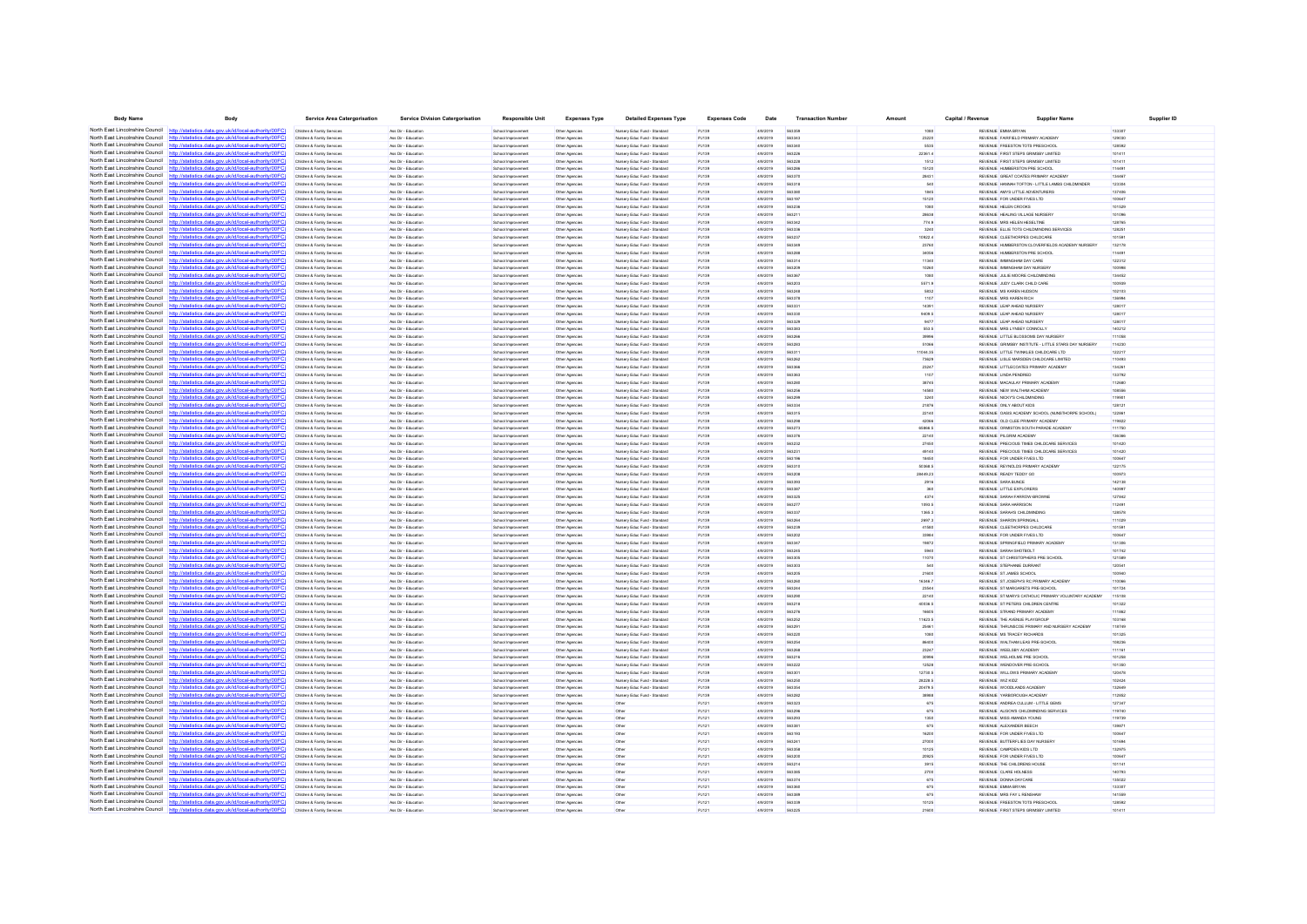| Body Name | Body | Service Area Catergorisation | Service Division Catergorisation | Responsible Unit | Expenses Type | Detailed Expenses Type | Expenses Code | Date | Transaction Number | Amount | Capital / Revenue | Supplier Name | Supplier ID |
|---|---|---|---|---|---|---|---|---|---|---|---|---|---|
| North East Lincolnshire Council | http://statistics.data.gov.uk/id/local-authority/00FC | Childrens & Family Services | Ass Dir - Education | School Improvement | Other Agencies | Nursery Educ Fund - Standard | PJ139 | 4/9/2019 | 563359 | 1080 | REVENUE | EMMA BRYAN | 133387 |
| North East Lincolnshire Council | http://statistics.data.gov.uk/id/local-authority/00FC | Childrens & Family Services | Ass Dir - Education | School Improvement | Other Agencies | Nursery Educ Fund - Standard | PJ139 | 4/9/2019 | 563343 | 23220 | REVENUE | FAIRFIELD PRIMARY ACADEMY | 129030 |
| North East Lincolnshire Council | http://statistics.data.gov.uk/id/local-authority/00FC | Childrens & Family Services | Ass Dir - Education | School Improvement | Other Agencies | Nursery Educ Fund - Standard | PJ139 | 4/9/2019 | 563340 | 5535 | REVENUE | FREESTON TOTS PRESCHOOL | 128082 |
| North East Lincolnshire Council | http://statistics.data.gov.uk/id/local-authority/00FC | Childrens & Family Services | Ass Dir - Education | School Improvement | Other Agencies | Nursery Educ Fund - Standard | PJ139 | 4/9/2019 | 563226 | 22361.4 | REVENUE | FIRST STEPS GRIMSBY LIMITED | 101411 |
| North East Lincolnshire Council | http://statistics.data.gov.uk/id/local-authority/00FC | Childrens & Family Services | Ass Dir - Education | School Improvement | Other Agencies | Nursery Educ Fund - Standard | PJ139 | 4/9/2019 | 563228 | 1512 | REVENUE | FIRST STEPS GRIMSBY LIMITED | 101411 |
| North East Lincolnshire Council | http://statistics.data.gov.uk/id/local-authority/00FC | Childrens & Family Services | Ass Dir - Education | School Improvement | Other Agencies | Nursery Educ Fund - Standard | PJ139 | 4/9/2019 | 563286 | 15120 | REVENUE | HUMBERSTON PRE SCHOOL | 114491 |
| North East Lincolnshire Council | http://statistics.data.gov.uk/id/local-authority/00FC | Childrens & Family Services | Ass Dir - Education | School Improvement | Other Agencies | Nursery Educ Fund - Standard | PJ139 | 4/9/2019 | 563370 | 28431 | REVENUE | GREAT COATES PRIMARY ACADEMY | 134467 |
| North East Lincolnshire Council | http://statistics.data.gov.uk/id/local-authority/00FC | Childrens & Family Services | Ass Dir - Education | School Improvement | Other Agencies | Nursery Educ Fund - Standard | PJ139 | 4/9/2019 | 563318 | 540 | REVENUE | HANNAH TOFTON - LITTLE LAMBS CHILDMINDER | 123304 |
| North East Lincolnshire Council | http://statistics.data.gov.uk/id/local-authority/00FC | Childrens & Family Services | Ass Dir - Education | School Improvement | Other Agencies | Nursery Educ Fund - Standard | PJ139 | 4/9/2019 | 563365 | 1845 | REVENUE | AMY'S LITTLE ADVENTURERS | 137486 |
| North East Lincolnshire Council | http://statistics.data.gov.uk/id/local-authority/00FC | Childrens & Family Services | Ass Dir - Education | School Improvement | Other Agencies | Nursery Educ Fund - Standard | PJ139 | 4/9/2019 | 563197 | 15120 | REVENUE | FOR UNDER FIVES LTD | 100647 |
| North East Lincolnshire Council | http://statistics.data.gov.uk/id/local-authority/00FC | Childrens & Family Services | Ass Dir - Education | School Improvement | Other Agencies | Nursery Educ Fund - Standard | PJ139 | 4/9/2019 | 563238 | 1080 | REVENUE | HELEN CROOKS | 101529 |
| North East Lincolnshire Council | http://statistics.data.gov.uk/id/local-authority/00FC | Childrens & Family Services | Ass Dir - Education | School Improvement | Other Agencies | Nursery Educ Fund - Standard | PJ139 | 4/9/2019 | 563211 | 28638 | REVENUE | HEALING VILLAGE NURSERY | 101096 |
| North East Lincolnshire Council | http://statistics.data.gov.uk/id/local-authority/00FC | Childrens & Family Services | Ass Dir - Education | School Improvement | Other Agencies | Nursery Educ Fund - Standard | PJ139 | 4/9/2019 | 563342 | 776.9 | REVENUE | MRS HELEN HESELTINE | 128765 |
| North East Lincolnshire Council | http://statistics.data.gov.uk/id/local-authority/00FC | Childrens & Family Services | Ass Dir - Education | School Improvement | Other Agencies | Nursery Educ Fund - Standard | PJ139 | 4/9/2019 | 563336 | 3240 | REVENUE | ELLIE TOTS CHILDMINDING SERVICES | 128251 |
| North East Lincolnshire Council | http://statistics.data.gov.uk/id/local-authority/00FC | Childrens & Family Services | Ass Dir - Education | School Improvement | Other Agencies | Nursery Educ Fund - Standard | PJ139 | 4/9/2019 | 563237 | 10922.4 | REVENUE | CLEETHORPES CHILDCARE | 101081 |
| North East Lincolnshire Council | http://statistics.data.gov.uk/id/local-authority/00FC | Childrens & Family Services | Ass Dir - Education | School Improvement | Other Agencies | Nursery Educ Fund - Standard | PJ139 | 4/9/2019 | 563349 | 23760 | REVENUE | HUMBERSTON CLOVERFIELDS ACADEMY NURSERY | 132179 |
| North East Lincolnshire Council | http://statistics.data.gov.uk/id/local-authority/00FC | Childrens & Family Services | Ass Dir - Education | School Improvement | Other Agencies | Nursery Educ Fund - Standard | PJ139 | 4/9/2019 | 563288 | 38556 | REVENUE | HUMBERSTON PRE SCHOOL | 114491 |
| North East Lincolnshire Council | http://statistics.data.gov.uk/id/local-authority/00FC | Childrens & Family Services | Ass Dir - Education | School Improvement | Other Agencies | Nursery Educ Fund - Standard | PJ139 | 4/9/2019 | 563314 | 11340 | REVENUE | IMMINGHAM DAY CARE | 122212 |
| North East Lincolnshire Council | http://statistics.data.gov.uk/id/local-authority/00FC | Childrens & Family Services | Ass Dir - Education | School Improvement | Other Agencies | Nursery Educ Fund - Standard | PJ139 | 4/9/2019 | 563209 | 10260 | REVENUE | IMMINGHAM DAY NURSERY | 100986 |
| North East Lincolnshire Council | http://statistics.data.gov.uk/id/local-authority/00FC | Childrens & Family Services | Ass Dir - Education | School Improvement | Other Agencies | Nursery Educ Fund - Standard | PJ139 | 4/9/2019 | 563367 | 1080 | REVENUE | JULIE MOORE CHILDMINDING | 134492 |
| North East Lincolnshire Council | http://statistics.data.gov.uk/id/local-authority/00FC | Childrens & Family Services | Ass Dir - Education | School Improvement | Other Agencies | Nursery Educ Fund - Standard | PJ139 | 4/9/2019 | 563203 | 5971.9 | REVENUE | JUDY CLARK CHILD CARE | 100909 |
| North East Lincolnshire Council | http://statistics.data.gov.uk/id/local-authority/00FC | Childrens & Family Services | Ass Dir - Education | School Improvement | Other Agencies | Nursery Educ Fund - Standard | PJ139 | 4/9/2019 | 563248 | 5832 | REVENUE | MS KAREN HUDSON | 102103 |
| North East Lincolnshire Council | http://statistics.data.gov.uk/id/local-authority/00FC | Childrens & Family Services | Ass Dir - Education | School Improvement | Other Agencies | Nursery Educ Fund - Standard | PJ139 | 4/9/2019 | 563378 | 1107 | REVENUE | MRS KAREN RICH | 136896 |
| North East Lincolnshire Council | http://statistics.data.gov.uk/id/local-authority/00FC | Childrens & Family Services | Ass Dir - Education | School Improvement | Other Agencies | Nursery Educ Fund - Standard | PJ139 | 4/9/2019 | 563331 | 14391 | REVENUE | LEAP AHEAD NURSERY | 128017 |
| North East Lincolnshire Council | http://statistics.data.gov.uk/id/local-authority/00FC | Childrens & Family Services | Ass Dir - Education | School Improvement | Other Agencies | Nursery Educ Fund - Standard | PJ139 | 4/9/2019 | 563330 | 9409.5 | REVENUE | LEAP AHEAD NURSERY | 128017 |
| North East Lincolnshire Council | http://statistics.data.gov.uk/id/local-authority/00FC | Childrens & Family Services | Ass Dir - Education | School Improvement | Other Agencies | Nursery Educ Fund - Standard | PJ139 | 4/9/2019 | 563329 | 9477 | REVENUE | LEAP AHEAD NURSERY | 128017 |
| North East Lincolnshire Council | http://statistics.data.gov.uk/id/local-authority/00FC | Childrens & Family Services | Ass Dir - Education | School Improvement | Other Agencies | Nursery Educ Fund - Standard | PJ139 | 4/9/2019 | 563303 | 653.5 | REVENUE | MRS LYNSEY CONNOLLY | 143212 |
| North East Lincolnshire Council | http://statistics.data.gov.uk/id/local-authority/00FC | Childrens & Family Services | Ass Dir - Education | School Improvement | Other Agencies | Nursery Educ Fund - Standard | PJ139 | 4/9/2019 | 563266 | 39996 | REVENUE | LITTLE BLOSSOMS DAY NURSERY | 111058 |
| North East Lincolnshire Council | http://statistics.data.gov.uk/id/local-authority/00FC | Childrens & Family Services | Ass Dir - Education | School Improvement | Other Agencies | Nursery Educ Fund - Standard | PJ139 | 4/9/2019 | 563283 | 51066 | REVENUE | GRIMSBY INSTITUTE - LITTLE STARS DAY NURSERY | 114230 |
| North East Lincolnshire Council | http://statistics.data.gov.uk/id/local-authority/00FC | Childrens & Family Services | Ass Dir - Education | School Improvement | Other Agencies | Nursery Educ Fund - Standard | PJ139 | 4/9/2019 | 563311 | 11044.35 | REVENUE | LITTLE TWINKLES CHILDCARE LTD | 122217 |
| North East Lincolnshire Council | http://statistics.data.gov.uk/id/local-authority/00FC | Childrens & Family Services | Ass Dir - Education | School Improvement | Other Agencies | Nursery Educ Fund - Standard | PJ139 | 4/9/2019 | 563262 | 73629 | REVENUE | LISLE MARSDEN CHILDCARE LIMITED | 110493 |
| North East Lincolnshire Council | http://statistics.data.gov.uk/id/local-authority/00FC | Childrens & Family Services | Ass Dir - Education | School Improvement | Other Agencies | Nursery Educ Fund - Standard | PJ139 | 4/9/2019 | 563366 | 23247 | REVENUE | LITTLECOATES PRIMARY ACADEMY | 134261 |
| North East Lincolnshire Council | http://statistics.data.gov.uk/id/local-authority/00FC | Childrens & Family Services | Ass Dir - Education | School Improvement | Other Agencies | Nursery Educ Fund - Standard | PJ139 | 4/9/2019 | 563363 | 1107 | REVENUE | LINDA PENDRED | 133762 |
| North East Lincolnshire Council | http://statistics.data.gov.uk/id/local-authority/00FC | Childrens & Family Services | Ass Dir - Education | School Improvement | Other Agencies | Nursery Educ Fund - Standard | PJ139 | 4/9/2019 | 563280 | 38745 | REVENUE | MACAULAY PRIMARY ACADEMY | 112680 |
| North East Lincolnshire Council | http://statistics.data.gov.uk/id/local-authority/00FC | Childrens & Family Services | Ass Dir - Education | School Improvement | Other Agencies | Nursery Educ Fund - Standard | PJ139 | 4/9/2019 | 563258 | 14580 | REVENUE | NEW WALTHAM ACADEMY | 108566 |
| North East Lincolnshire Council | http://statistics.data.gov.uk/id/local-authority/00FC | Childrens & Family Services | Ass Dir - Education | School Improvement | Other Agencies | Nursery Educ Fund - Standard | PJ139 | 4/9/2019 | 563298 | 3240 | REVENUE | NICKY'S CHILDMINDING | 119661 |
| North East Lincolnshire Council | http://statistics.data.gov.uk/id/local-authority/00FC | Childrens & Family Services | Ass Dir - Education | School Improvement | Other Agencies | Nursery Educ Fund - Standard | PJ139 | 4/9/2019 | 563334 | 21876 | REVENUE | ONLY ABOUT KIDS | 128121 |
| North East Lincolnshire Council | http://statistics.data.gov.uk/id/local-authority/00FC | Childrens & Family Services | Ass Dir - Education | School Improvement | Other Agencies | Nursery Educ Fund - Standard | PJ139 | 4/9/2019 | 563315 | 22145 | REVENUE | OASIS ACADEMY SCHOOL (NUNSTHORPE SCHOOL) | 122861 |
| North East Lincolnshire Council | http://statistics.data.gov.uk/id/local-authority/00FC | Childrens & Family Services | Ass Dir - Education | School Improvement | Other Agencies | Nursery Educ Fund - Standard | PJ139 | 4/9/2019 | 563299 | 42066 | REVENUE | OLD CLEE PRIMARY ACADEMY | 119822 |
| North East Lincolnshire Council | http://statistics.data.gov.uk/id/local-authority/00FC | Childrens & Family Services | Ass Dir - Education | School Improvement | Other Agencies | Nursery Educ Fund - Standard | PJ139 | 4/9/2019 | 563273 | 60466.5 | REVENUE | ORMISTON SOUTH PARADE ACADEMY | 111750 |
| North East Lincolnshire Council | http://statistics.data.gov.uk/id/local-authority/00FC | Childrens & Family Services | Ass Dir - Education | School Improvement | Other Agencies | Nursery Educ Fund - Standard | PJ139 | 4/9/2019 | 563376 | 22140 | REVENUE | PILGRIM ACADEMY | 136366 |
| North East Lincolnshire Council | http://statistics.data.gov.uk/id/local-authority/00FC | Childrens & Family Services | Ass Dir - Education | School Improvement | Other Agencies | Nursery Educ Fund - Standard | PJ139 | 4/9/2019 | 563232 | 27450 | REVENUE | PRECIOUS TIMES CHILDCARE SERVICES | 101420 |
| North East Lincolnshire Council | http://statistics.data.gov.uk/id/local-authority/00FC | Childrens & Family Services | Ass Dir - Education | School Improvement | Other Agencies | Nursery Educ Fund - Standard | PJ139 | 4/9/2019 | 563231 | 49143 | REVENUE | PRECIOUS TIMES CHILDCARE SERVICES | 101420 |
| North East Lincolnshire Council | http://statistics.data.gov.uk/id/local-authority/00FC | Childrens & Family Services | Ass Dir - Education | School Improvement | Other Agencies | Nursery Educ Fund - Standard | PJ139 | 4/9/2019 | 563196 | 18450 | REVENUE | FOR UNDER FIVES LTD | 100647 |
| North East Lincolnshire Council | http://statistics.data.gov.uk/id/local-authority/00FC | Childrens & Family Services | Ass Dir - Education | School Improvement | Other Agencies | Nursery Educ Fund - Standard | PJ139 | 4/9/2019 | 563310 | 50368.5 | REVENUE | REYNOLDS PRIMARY ACADEMY | 122175 |
| North East Lincolnshire Council | http://statistics.data.gov.uk/id/local-authority/00FC | Childrens & Family Services | Ass Dir - Education | School Improvement | Other Agencies | Nursery Educ Fund - Standard | PJ139 | 4/9/2019 | 563208 | 28649.23 | REVENUE | READY TEDDY GO | 100921 |
| North East Lincolnshire Council | http://statistics.data.gov.uk/id/local-authority/00FC | Childrens & Family Services | Ass Dir - Education | School Improvement | Other Agencies | Nursery Educ Fund - Standard | PJ139 | 4/9/2019 | 563393 | 2916 | REVENUE | SARA BUNCE | 142138 |
| North East Lincolnshire Council | http://statistics.data.gov.uk/id/local-authority/00FC | Childrens & Family Services | Ass Dir - Education | School Improvement | Other Agencies | Nursery Educ Fund - Standard | PJ139 | 4/9/2019 | 563387 | 360 | REVENUE | LITTLE EXPLORERS | 140997 |
| North East Lincolnshire Council | http://statistics.data.gov.uk/id/local-authority/00FC | Childrens & Family Services | Ass Dir - Education | School Improvement | Other Agencies | Nursery Educ Fund - Standard | PJ139 | 4/9/2019 | 563325 | 4374 | REVENUE | SARAH FARROW-BROWNE | 127942 |
| North East Lincolnshire Council | http://statistics.data.gov.uk/id/local-authority/00FC | Childrens & Family Services | Ass Dir - Education | School Improvement | Other Agencies | Nursery Educ Fund - Standard | PJ139 | 4/9/2019 | 563277 | 1093.5 | REVENUE | SARA HARRISON | 112481 |
| North East Lincolnshire Council | http://statistics.data.gov.uk/id/local-authority/00FC | Childrens & Family Services | Ass Dir - Education | School Improvement | Other Agencies | Nursery Educ Fund - Standard | PJ139 | 4/9/2019 | 563337 | 1368.3 | REVENUE | SARAHS CHILDMINDING | 128578 |
| North East Lincolnshire Council | http://statistics.data.gov.uk/id/local-authority/00FC | Childrens & Family Services | Ass Dir - Education | School Improvement | Other Agencies | Nursery Educ Fund - Standard | PJ139 | 4/9/2019 | 563264 | 2897.3 | REVENUE | SHARON SPRINGALL | 111029 |
| North East Lincolnshire Council | http://statistics.data.gov.uk/id/local-authority/00FC | Childrens & Family Services | Ass Dir - Education | School Improvement | Other Agencies | Nursery Educ Fund - Standard | PJ139 | 4/9/2019 | 563239 | 41580 | REVENUE | CLEETHORPES CHILDCARE | 101081 |
| North East Lincolnshire Council | http://statistics.data.gov.uk/id/local-authority/00FC | Childrens & Family Services | Ass Dir - Education | School Improvement | Other Agencies | Nursery Educ Fund - Standard | PJ139 | 4/9/2019 | 563202 | 33966 | REVENUE | FOR UNDER FIVES LTD | 100647 |
| North East Lincolnshire Council | http://statistics.data.gov.uk/id/local-authority/00FC | Childrens & Family Services | Ass Dir - Education | School Improvement | Other Agencies | Nursery Educ Fund - Standard | PJ139 | 4/9/2019 | 563347 | 15672 | REVENUE | SPRINGFIELD PRIMARY ACADEMY | 131286 |
| North East Lincolnshire Council | http://statistics.data.gov.uk/id/local-authority/00FC | Childrens & Family Services | Ass Dir - Education | School Improvement | Other Agencies | Nursery Educ Fund - Standard | PJ139 | 4/9/2019 | 563245 | 5940 | REVENUE | SARAH SHOTBOLT | 101742 |
| North East Lincolnshire Council | http://statistics.data.gov.uk/id/local-authority/00FC | Childrens & Family Services | Ass Dir - Education | School Improvement | Other Agencies | Nursery Educ Fund - Standard | PJ139 | 4/9/2019 | 563305 | 11070 | REVENUE | ST CHRISTOPHERS PRE SCHOOL | 121589 |
| North East Lincolnshire Council | http://statistics.data.gov.uk/id/local-authority/00FC | Childrens & Family Services | Ass Dir - Education | School Improvement | Other Agencies | Nursery Educ Fund - Standard | PJ139 | 4/9/2019 | 563303 | 540 | REVENUE | STEPHANIE DURRANT | 120541 |
| North East Lincolnshire Council | http://statistics.data.gov.uk/id/local-authority/00FC | Childrens & Family Services | Ass Dir - Education | School Improvement | Other Agencies | Nursery Educ Fund - Standard | PJ139 | 4/9/2019 | 563205 | 21600 | REVENUE | ST JAMES SCHOOL | 100940 |
| North East Lincolnshire Council | http://statistics.data.gov.uk/id/local-authority/00FC | Childrens & Family Services | Ass Dir - Education | School Improvement | Other Agencies | Nursery Educ Fund - Standard | PJ139 | 4/9/2019 | 563260 | 18346.7 | REVENUE | ST JOSEPH'S RC PRIMARY ACADEMY | 110066 |
| North East Lincolnshire Council | http://statistics.data.gov.uk/id/local-authority/00FC | Childrens & Family Services | Ass Dir - Education | School Improvement | Other Agencies | Nursery Educ Fund - Standard | PJ139 | 4/9/2019 | 563244 | 23544 | REVENUE | ST MARGARETS PRE-SCHOOL | 101724 |
| North East Lincolnshire Council | http://statistics.data.gov.uk/id/local-authority/00FC | Childrens & Family Services | Ass Dir - Education | School Improvement | Other Agencies | Nursery Educ Fund - Standard | PJ139 | 4/9/2019 | 563290 | 22140 | REVENUE | ST MARYS CATHOLIC PRIMARY VOLUNTARY ACADEMY | 115100 |
| North East Lincolnshire Council | http://statistics.data.gov.uk/id/local-authority/00FC | Childrens & Family Services | Ass Dir - Education | School Improvement | Other Agencies | Nursery Educ Fund - Standard | PJ139 | 4/9/2019 | 563216 | 40036.5 | REVENUE | ST PETERS CHILDREN CENTRE | 101322 |
| North East Lincolnshire Council | http://statistics.data.gov.uk/id/local-authority/00FC | Childrens & Family Services | Ass Dir - Education | School Improvement | Other Agencies | Nursery Educ Fund - Standard | PJ139 | 4/9/2019 | 563276 | 18405 | REVENUE | STRAND PRIMARY ACADEMY | 111862 |
| North East Lincolnshire Council | http://statistics.data.gov.uk/id/local-authority/00FC | Childrens & Family Services | Ass Dir - Education | School Improvement | Other Agencies | Nursery Educ Fund - Standard | PJ139 | 4/9/2019 | 563252 | 11623.5 | REVENUE | THE AVENUE PLAYGROUP | 103168 |
| North East Lincolnshire Council | http://statistics.data.gov.uk/id/local-authority/00FC | Childrens & Family Services | Ass Dir - Education | School Improvement | Other Agencies | Nursery Educ Fund - Standard | PJ139 | 4/9/2019 | 563291 | 25461 | REVENUE | THRUNSCOE PRIMARY AND NURSERY ACADEMY | 118769 |
| North East Lincolnshire Council | http://statistics.data.gov.uk/id/local-authority/00FC | Childrens & Family Services | Ass Dir - Education | School Improvement | Other Agencies | Nursery Educ Fund - Standard | PJ139 | 4/9/2019 | 563225 | 1080 | REVENUE | MS TRACEY RICHARDS | 101325 |
| North East Lincolnshire Council | http://statistics.data.gov.uk/id/local-authority/00FC | Childrens & Family Services | Ass Dir - Education | School Improvement | Other Agencies | Nursery Educ Fund - Standard | PJ139 | 4/9/2019 | 563254 | 86400 | REVENUE | WALTHAM LEAS PRE-SCHOOL | 108236 |
| North East Lincolnshire Council | http://statistics.data.gov.uk/id/local-authority/00FC | Childrens & Family Services | Ass Dir - Education | School Improvement | Other Agencies | Nursery Educ Fund - Standard | PJ139 | 4/9/2019 | 563268 | 23247 | REVENUE | WEELSBY ACADEMY | 111161 |
| North East Lincolnshire Council | http://statistics.data.gov.uk/id/local-authority/00FC | Childrens & Family Services | Ass Dir - Education | School Improvement | Other Agencies | Nursery Educ Fund - Standard | PJ139 | 4/9/2019 | 563274 | 30996 | REVENUE | WELHOLME PRE SCHOOL | 101258 |
| North East Lincolnshire Council | http://statistics.data.gov.uk/id/local-authority/00FC | Childrens & Family Services | Ass Dir - Education | School Improvement | Other Agencies | Nursery Educ Fund - Standard | PJ139 | 4/9/2019 | 563222 | 12528 | REVENUE | WENDOVER PRE SCHOOL | 101360 |
| North East Lincolnshire Council | http://statistics.data.gov.uk/id/local-authority/00FC | Childrens & Family Services | Ass Dir - Education | School Improvement | Other Agencies | Nursery Educ Fund - Standard | PJ139 | 4/9/2019 | 563301 | 12730.5 | REVENUE | WILLOWS PRIMARY ACADEMY | 120478 |
| North East Lincolnshire Council | http://statistics.data.gov.uk/id/local-authority/00FC | Childrens & Family Services | Ass Dir - Education | School Improvement | Other Agencies | Nursery Educ Fund - Standard | PJ139 | 4/9/2019 | 563250 | 28228.5 | REVENUE | WIZ KIDZ | 102424 |
| North East Lincolnshire Council | http://statistics.data.gov.uk/id/local-authority/00FC | Childrens & Family Services | Ass Dir - Education | School Improvement | Other Agencies | Nursery Educ Fund - Standard | PJ139 | 4/9/2019 | 563354 | 20478.5 | REVENUE | WOODLANDS ACADEMY | 132649 |
| North East Lincolnshire Council | http://statistics.data.gov.uk/id/local-authority/00FC | Childrens & Family Services | Ass Dir - Education | School Improvement | Other Agencies | Nursery Educ Fund - Standard | PJ139 | 4/9/2019 | 563282 | 38988 | REVENUE | YARBOROUGH ACADEMY | 112682 |
| North East Lincolnshire Council | http://statistics.data.gov.uk/id/local-authority/00FC | Childrens & Family Services | Ass Dir - Education | School Improvement | Other Agencies | Other | PJ121 | 4/9/2019 | 563323 | 675 | REVENUE | ANDREA CULLUM - LITTLE GEMS | 127347 |
| North East Lincolnshire Council | http://statistics.data.gov.uk/id/local-authority/00FC | Childrens & Family Services | Ass Dir - Education | School Improvement | Other Agencies | Other | PJ121 | 4/9/2019 | 563296 | 675 | REVENUE | ALISON'S CHILDMINDING SERVICES | 119160 |
| North East Lincolnshire Council | http://statistics.data.gov.uk/id/local-authority/00FC | Childrens & Family Services | Ass Dir - Education | School Improvement | Other Agencies | Other | PJ121 | 4/9/2019 | 563293 | 1350 | REVENUE | MISS AMANDA YOUNG | 119739 |
| North East Lincolnshire Council | http://statistics.data.gov.uk/id/local-authority/00FC | Childrens & Family Services | Ass Dir - Education | School Improvement | Other Agencies | Other | PJ121 | 4/9/2019 | 563381 | 675 | REVENUE | ALEXANDER BEECH | 139971 |
| North East Lincolnshire Council | http://statistics.data.gov.uk/id/local-authority/00FC | Childrens & Family Services | Ass Dir - Education | School Improvement | Other Agencies | Other | PJ121 | 4/9/2019 | 563193 | 16200 | REVENUE | FOR UNDER FIVES LTD | 100647 |
| North East Lincolnshire Council | http://statistics.data.gov.uk/id/local-authority/00FC | Childrens & Family Services | Ass Dir - Education | School Improvement | Other Agencies | Other | PJ121 | 4/9/2019 | 563241 | 27000 | REVENUE | BUTTERFLIES DAY NURSERY | 101684 |
| North East Lincolnshire Council | http://statistics.data.gov.uk/id/local-authority/00FC | Childrens & Family Services | Ass Dir - Education | School Improvement | Other Agencies | Other | PJ121 | 4/9/2019 | 563358 | 10125 | REVENUE | CAMPDEN KIDS LTD | 132975 |
| North East Lincolnshire Council | http://statistics.data.gov.uk/id/local-authority/00FC | Childrens & Family Services | Ass Dir - Education | School Improvement | Other Agencies | Other | PJ121 | 4/9/2019 | 563200 | 20925 | REVENUE | FOR UNDER FIVES LTD | 100647 |
| North East Lincolnshire Council | http://statistics.data.gov.uk/id/local-authority/00FC | Childrens & Family Services | Ass Dir - Education | School Improvement | Other Agencies | Other | PJ121 | 4/9/2019 | 563214 | 3915 | REVENUE | THE CHILDRENS HOUSE | 101141 |
| North East Lincolnshire Council | http://statistics.data.gov.uk/id/local-authority/00FC | Childrens & Family Services | Ass Dir - Education | School Improvement | Other Agencies | Other | PJ121 | 4/9/2019 | 563385 | 2750 | REVENUE | CLAIRE HOLNESS | 140793 |
| North East Lincolnshire Council | http://statistics.data.gov.uk/id/local-authority/00FC | Childrens & Family Services | Ass Dir - Education | School Improvement | Other Agencies | Other | PJ121 | 4/9/2019 | 563374 | 675 | REVENUE | DONNA DAYCARE | 135022 |
| North East Lincolnshire Council | http://statistics.data.gov.uk/id/local-authority/00FC | Childrens & Family Services | Ass Dir - Education | School Improvement | Other Agencies | Other | PJ121 | 4/9/2019 | 563360 | 675 | REVENUE | EMMA BRYAN | 133387 |
| North East Lincolnshire Council | http://statistics.data.gov.uk/id/local-authority/00FC | Childrens & Family Services | Ass Dir - Education | School Improvement | Other Agencies | Other | PJ121 | 4/9/2019 | 563389 | 675 | REVENUE | MRS FAY L RENSHAW | 141599 |
| North East Lincolnshire Council | http://statistics.data.gov.uk/id/local-authority/00FC | Childrens & Family Services | Ass Dir - Education | School Improvement | Other Agencies | Other | PJ121 | 4/9/2019 | 563339 | 10125 | REVENUE | FREESTON TOTS PRESCHOOL | 128082 |
| North East Lincolnshire Council | http://statistics.data.gov.uk/id/local-authority/00FC | Childrens & Family Services | Ass Dir - Education | School Improvement | Other Agencies | Other | PJ121 | 4/9/2019 | 563225 | 21600 | REVENUE | FIRST STEPS GRIMSBY LIMITED | 101411 |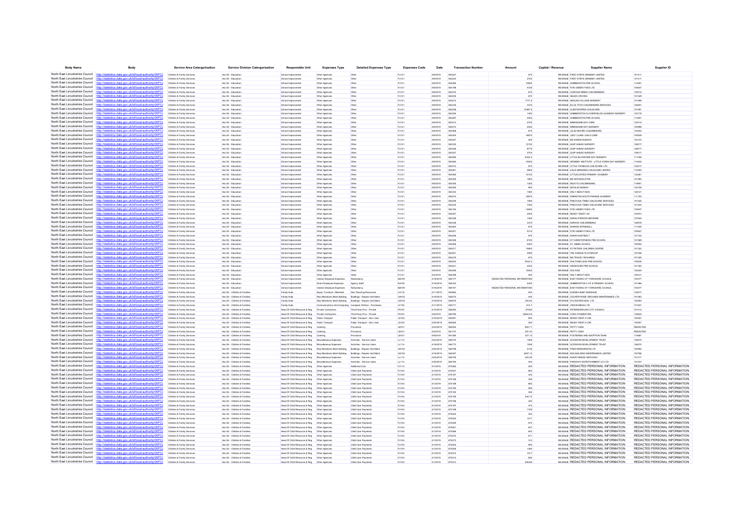| Body Name | Body | Service Area Catergorisation | Service Division Catergorisation | Responsible Unit | Expenses Type | Detailed Expenses Type | Expenses Code | Date | Transaction Number | Amount | Capital / Revenue | Supplier Name | Supplier ID |
|---|---|---|---|---|---|---|---|---|---|---|---|---|---|
| North East Lincolnshire Council | http://statistics.data.gov.uk/id/local-authority/00FC | Childrens & Family Services | Ass Dir - Education | School Improvement | Other Agencies | Other | PJ121 | 4/9/2019 | 563227 | 675 | REVENUE | FIRST STEPS GRIMSBY LIMITED | 101411 |
| North East Lincolnshire Council | http://statistics.data.gov.uk/id/local-authority/00FC | Childrens & Family Services | Ass Dir - Education | School Improvement | Other Agencies | Other | PJ121 | 4/9/2019 | 563224 | 2750 | REVENUE | FIRST STEPS GRIMSBY LIMITED | 101411 |
| North East Lincolnshire Council | http://statistics.data.gov.uk/id/local-authority/00FC | Childrens & Family Services | Ass Dir - Education | School Improvement | Other Agencies | Other | PJ121 | 4/9/2019 | 563285 | 10800 | REVENUE | HUMBERSTON PRE SCHOOL | 114491 |
| North East Lincolnshire Council | http://statistics.data.gov.uk/id/local-authority/00FC | Childrens & Family Services | Ass Dir - Education | School Improvement | Other Agencies | Other | PJ121 | 4/9/2019 | 563198 | 4725 | REVENUE | FOR UNDER FIVES LTD | 100647 |
| North East Lincolnshire Council | http://statistics.data.gov.uk/id/local-authority/00FC | Childrens & Family Services | Ass Dir - Education | School Improvement | Other Agencies | Other | PJ121 | 4/9/2019 | 563372 | 675 | REVENUE | CURIOUS MINDS CHILDMINDING | 135012 |
| North East Lincolnshire Council | http://statistics.data.gov.uk/id/local-authority/00FC | Childrens & Family Services | Ass Dir - Education | School Improvement | Other Agencies | Other | PJ121 | 4/9/2019 | 563235 | 675 | REVENUE | HELEN CROOKS | 101029 |
| North East Lincolnshire Council | http://statistics.data.gov.uk/id/local-authority/00FC | Childrens & Family Services | Ass Dir - Education | School Improvement | Other Agencies | Other | PJ121 | 4/9/2019 | 563212 | 1777.5 | REVENUE | HEALING VILLAGE NURSERY | 101096 |
| North East Lincolnshire Council | http://statistics.data.gov.uk/id/local-authority/00FC | Childrens & Family Services | Ass Dir - Education | School Improvement | Other Agencies | Other | PJ121 | 4/9/2019 | 563335 | 3375 | REVENUE | ELLIE TOTS CHILDMINDING SERVICES | 128251 |
| North East Lincolnshire Council | http://statistics.data.gov.uk/id/local-authority/00FC | Childrens & Family Services | Ass Dir - Education | School Improvement | Other Agencies | Other | PJ121 | 4/9/2019 | 563238 | 12487.5 | REVENUE | CLEETHORPES CHILDCARE | 101091 |
| North East Lincolnshire Council | http://statistics.data.gov.uk/id/local-authority/00FC | Childrens & Family Services | Ass Dir - Education | School Improvement | Other Agencies | Other | PJ121 | 4/9/2019 | 563350 | 1350 | REVENUE | HUMBERSTON CLOVERFIELDS ACADEMY NURSERY | 132179 |
| North East Lincolnshire Council | http://statistics.data.gov.uk/id/local-authority/00FC | Childrens & Family Services | Ass Dir - Education | School Improvement | Other Agencies | Other | PJ121 | 4/9/2019 | 563287 | 2025 | REVENUE | HUMBERSTON PRE SCHOOL | 114491 |
| North East Lincolnshire Council | http://statistics.data.gov.uk/id/local-authority/00FC | Childrens & Family Services | Ass Dir - Education | School Improvement | Other Agencies | Other | PJ121 | 4/9/2019 | 563313 | 4725 | REVENUE | BIMINGHAM DAY CARE | 122312 |
| North East Lincolnshire Council | http://statistics.data.gov.uk/id/local-authority/00FC | Childrens & Family Services | Ass Dir - Education | School Improvement | Other Agencies | Other | PJ121 | 4/9/2019 | 563210 | 2025 | REVENUE | BIMINGHAM DAY NURSERY | 100986 |
| North East Lincolnshire Council | http://statistics.data.gov.uk/id/local-authority/00FC | Childrens & Family Services | Ass Dir - Education | School Improvement | Other Agencies | Other | PJ121 | 4/9/2019 | 563368 | 675 | REVENUE | JULIE MOORE CHILDMINDING | 134452 |
| North East Lincolnshire Council | http://statistics.data.gov.uk/id/local-authority/00FC | Childrens & Family Services | Ass Dir - Education | School Improvement | Other Agencies | Other | PJ121 | 4/9/2019 | 563204 | 16875 | REVENUE | JUDY CLARK CHILD CARE | 100939 |
| North East Lincolnshire Council | http://statistics.data.gov.uk/id/local-authority/00FC | Childrens & Family Services | Ass Dir - Education | School Improvement | Other Agencies | Other | PJ121 | 4/9/2019 | 563247 | 405 | REVENUE | MS KAREN HUDSON | 102153 |
| North East Lincolnshire Council | http://statistics.data.gov.uk/id/local-authority/00FC | Childrens & Family Services | Ass Dir - Education | School Improvement | Other Agencies | Other | PJ121 | 4/9/2019 | 563302 | 12150 | REVENUE | LEAP AHEAD NURSERY | 128017 |
| North East Lincolnshire Council | http://statistics.data.gov.uk/id/local-authority/00FC | Childrens & Family Services | Ass Dir - Education | School Improvement | Other Agencies | Other | PJ121 | 4/9/2019 | 563328 | 8775 | REVENUE | LEAP AHEAD NURSERY | 128017 |
| North East Lincolnshire Council | http://statistics.data.gov.uk/id/local-authority/00FC | Childrens & Family Services | Ass Dir - Education | School Improvement | Other Agencies | Other | PJ121 | 4/9/2019 | 563327 | 2700 | REVENUE | LEAP AHEAD NURSERY | 128017 |
| North East Lincolnshire Council | http://statistics.data.gov.uk/id/local-authority/00FC | Childrens & Family Services | Ass Dir - Education | School Improvement | Other Agencies | Other | PJ121 | 4/9/2019 | 563265 | 6232.5 | REVENUE | LITTLE BLOSSOMS DAY NURSERY | 111088 |
| North East Lincolnshire Council | http://statistics.data.gov.uk/id/local-authority/00FC | Childrens & Family Services | Ass Dir - Education | School Improvement | Other Agencies | Other | PJ121 | 4/9/2019 | 563284 | 15525 | REVENUE | GRIMSBY INSTITUTE - LITTLE STARS DAY NURSERY | 114230 |
| North East Lincolnshire Council | http://statistics.data.gov.uk/id/local-authority/00FC | Childrens & Family Services | Ass Dir - Education | School Improvement | Other Agencies | Other | PJ121 | 4/9/2019 | 563312 | 675 | REVENUE | LITTLE TWINKLES CHILDCARE LTD | 122217 |
| North East Lincolnshire Council | http://statistics.data.gov.uk/id/local-authority/00FC | Childrens & Family Services | Ass Dir - Education | School Improvement | Other Agencies | Other | PJ121 | 4/9/2019 | 563261 | 5805 | REVENUE | LISLE MARSDEN CHILDCARE LIMITED | 110493 |
| North East Lincolnshire Council | http://statistics.data.gov.uk/id/local-authority/00FC | Childrens & Family Services | Ass Dir - Education | School Improvement | Other Agencies | Other | PJ121 | 4/9/2019 | 563365 | 10125 | REVENUE | LITTLECOATES PRIMARY ACADEMY | 134261 |
| North East Lincolnshire Council | http://statistics.data.gov.uk/id/local-authority/00FC | Childrens & Family Services | Ass Dir - Education | School Improvement | Other Agencies | Other | PJ121 | 4/9/2019 | 563392 | 1800 | REVENUE | MS NATASHA DYKE | 141340 |
| North East Lincolnshire Council | http://statistics.data.gov.uk/id/local-authority/00FC | Childrens & Family Services | Ass Dir - Education | School Improvement | Other Agencies | Other | PJ121 | 4/9/2019 | 563300 | 1350 | REVENUE | NICKY'S CHILDMINDING | 119681 |
| North East Lincolnshire Council | http://statistics.data.gov.uk/id/local-authority/00FC | Childrens & Family Services | Ass Dir - Education | School Improvement | Other Agencies | Other | PJ121 | 4/9/2019 | 563356 | 900 | REVENUE | NATALIE MUNDAY | 132728 |
| North East Lincolnshire Council | http://statistics.data.gov.uk/id/local-authority/00FC | Childrens & Family Services | Ass Dir - Education | School Improvement | Other Agencies | Other | PJ121 | 4/9/2019 | 563333 | 1080 | REVENUE | ONLY ABOUT KIDS | 128121 |
| North East Lincolnshire Council | http://statistics.data.gov.uk/id/local-authority/00FC | Childrens & Family Services | Ass Dir - Education | School Improvement | Other Agencies | Other | PJ121 | 4/9/2019 | 563270 | 16875 | REVENUE | ORMISTON SOUTH PARADE ACADEMY | 111750 |
| North East Lincolnshire Council | http://statistics.data.gov.uk/id/local-authority/00FC | Childrens & Family Services | Ass Dir - Education | School Improvement | Other Agencies | Other | PJ121 | 4/9/2019 | 563229 | 1080 | REVENUE | PRECIOUS TIMES CHILDCARE SERVICES | 101420 |
| North East Lincolnshire Council | http://statistics.data.gov.uk/id/local-authority/00FC | Childrens & Family Services | Ass Dir - Education | School Improvement | Other Agencies | Other | PJ121 | 4/9/2019 | 563230 | 7425 | REVENUE | PRECIOUS TIMES CHILDCARE SERVICES | 101420 |
| North East Lincolnshire Council | http://statistics.data.gov.uk/id/local-authority/00FC | Childrens & Family Services | Ass Dir - Education | School Improvement | Other Agencies | Other | PJ121 | 4/9/2019 | 563194 | 14850 | REVENUE | FOR UNDER FIVES LTD | 100647 |
| North East Lincolnshire Council | http://statistics.data.gov.uk/id/local-authority/00FC | Childrens & Family Services | Ass Dir - Education | School Improvement | Other Agencies | Other | PJ121 | 4/9/2019 | 563207 | 2025 | REVENUE | READY TEDDY GO | 100973 |
| North East Lincolnshire Council | http://statistics.data.gov.uk/id/local-authority/00FC | Childrens & Family Services | Ass Dir - Education | School Improvement | Other Agencies | Other | PJ121 | 4/9/2019 | 563326 | 1350 | REVENUE | SARAH FARROW-BROWNE | 127842 |
| North East Lincolnshire Council | http://statistics.data.gov.uk/id/local-authority/00FC | Childrens & Family Services | Ass Dir - Education | School Improvement | Other Agencies | Other | PJ121 | 4/9/2019 | 563338 | 3375 | REVENUE | SARAHS CHILDMINDING | 128576 |
| North East Lincolnshire Council | http://statistics.data.gov.uk/id/local-authority/00FC | Childrens & Family Services | Ass Dir - Education | School Improvement | Other Agencies | Other | PJ121 | 4/9/2019 | 563263 | 675 | REVENUE | SHARON SPRINGALL | 111029 |
| North East Lincolnshire Council | http://statistics.data.gov.uk/id/local-authority/00FC | Childrens & Family Services | Ass Dir - Education | School Improvement | Other Agencies | Other | PJ121 | 4/9/2019 | 563201 | 5310 | REVENUE | FOR UNDER FIVES LTD | 100647 |
| North East Lincolnshire Council | http://statistics.data.gov.uk/id/local-authority/00FC | Childrens & Family Services | Ass Dir - Education | School Improvement | Other Agencies | Other | PJ121 | 4/9/2019 | 563246 | 675 | REVENUE | SARAH SHOTBOLT | 101742 |
| North East Lincolnshire Council | http://statistics.data.gov.uk/id/local-authority/00FC | Childrens & Family Services | Ass Dir - Education | School Improvement | Other Agencies | Other | PJ121 | 4/9/2019 | 563306 | 8100 | REVENUE | ST CHRISTOPHERS PRE SCHOOL | 121089 |
| North East Lincolnshire Council | http://statistics.data.gov.uk/id/local-authority/00FC | Childrens & Family Services | Ass Dir - Education | School Improvement | Other Agencies | Other | PJ121 | 4/9/2019 | 563206 | 5400 | REVENUE | ST JAMES SCHOOL | 100940 |
| North East Lincolnshire Council | http://statistics.data.gov.uk/id/local-authority/00FC | Childrens & Family Services | Ass Dir - Education | School Improvement | Other Agencies | Other | PJ121 | 4/9/2019 | 563217 | 10800 | REVENUE | ST PETERS CHILDREN CENTRE | 101122 |
| North East Lincolnshire Council | http://statistics.data.gov.uk/id/local-authority/00FC | Childrens & Family Services | Ass Dir - Education | School Improvement | Other Agencies | Other | PJ121 | 4/9/2019 | 563251 | 4590 | REVENUE | THE AVENUE PLAYGROUP | 103168 |
| North East Lincolnshire Council | http://statistics.data.gov.uk/id/local-authority/00FC | Childrens & Family Services | Ass Dir - Education | School Improvement | Other Agencies | Other | PJ121 | 4/9/2019 | 563219 | 675 | REVENUE | MS TRACEY RICHARDS | 101125 |
| North East Lincolnshire Council | http://statistics.data.gov.uk/id/local-authority/00FC | Childrens & Family Services | Ass Dir - Education | School Improvement | Other Agencies | Other | PJ121 | 4/9/2019 | 563253 | 6032.5 | REVENUE | WALTHAM LEAS PRE-SCHOOL | 108236 |
| North East Lincolnshire Council | http://statistics.data.gov.uk/id/local-authority/00FC | Childrens & Family Services | Ass Dir - Education | School Improvement | Other Agencies | Other | PJ121 | 4/9/2019 | 563221 | 2025 | REVENUE | WENDOVER PRE-SCHOOL | 101180 |
| North East Lincolnshire Council | http://statistics.data.gov.uk/id/local-authority/00FC | Childrens & Family Services | Ass Dir - Education | School Improvement | Other Agencies | Other | PJ121 | 4/9/2019 | 563249 | 15525 | REVENUE | WIZ KIDZ | 102424 |
| North East Lincolnshire Council | http://statistics.data.gov.uk/id/local-authority/00FC | Childrens & Family Services | Ass Dir - Education | School Improvement | Other Agencies | Other | PJ121 | 4/3/2019 | 562399 | 450 | REVENUE | ONLY ABOUT KIDS | 128121 |
| North East Lincolnshire Council | http://statistics.data.gov.uk/id/local-authority/00FC | Childrens & Family Services | Ass Dir - Education | School Improvement | Indirect Employee Expenses | Redundancy | EB109 | 4/18/2019 | 565177 | REDACTED PERSONAL INFORMATION | REVENUE | EAST RIDING OF YORKSHIRE COUNCIL | 100377 |
| North East Lincolnshire Council | http://statistics.data.gov.uk/id/local-authority/00FC | Childrens & Family Services | Ass Dir - Education | School Improvement | Direct Employee Expenses | Agency Staff | EA105 | 4/16/2019 | 564633 | 4400 | REVENUE | HUMBERSTON C OF E PRIMARY SCHOOL | 101086 |
| North East Lincolnshire Council | http://statistics.data.gov.uk/id/local-authority/00FC | Childrens & Family Services | Ass Dir - Education | School Improvement | Indirect Employee Expenses | Redundancy | EB109 | 4/18/2019 | 565191 | REDACTED PERSONAL INFORMATION | REVENUE | EAST RIDING OF YORKSHIRE COUNCIL | 100377 |
| North East Lincolnshire Council | http://statistics.data.gov.uk/id/local-authority/00FC | Childrens & Family Services | Ass Dir - Childrens & Families | Family Hubs | Equip / Furniture / Materials | Non-Teaching Resources | LA118 | 4/17/2019 | 563803 | 545 | REVENUE | SUSSEX BABY MASSAGE | 142917 |
| North East Lincolnshire Council | http://statistics.data.gov.uk/id/local-authority/00FC | Childrens & Family Services | Ass Dir - Childrens & Families | Family Hubs | Rep Alterations Maint Building | Buildings - Repairs And Maint | GA102 | 4/16/2019 | 564215 | 340 | REVENUE | COUNTRYWIDE GROUNDS MAINTENANCE LTD | 101063 |
| North East Lincolnshire Council | http://statistics.data.gov.uk/id/local-authority/00FC | Childrens & Family Services | Ass Dir - Childrens & Families | Family Hubs | Rep Alterations Maint Building | Buildings - Repairs And Maint | GA102 | 4/18/2019 | 564875 | 304.84 | REVENUE | SYLVESTER-KEAL LTD | 100583 |
| North East Lincolnshire Council | http://statistics.data.gov.uk/id/local-authority/00FC | Childrens & Family Services | Ass Dir - Childrens & Families | Family Hubs | Communications And Computing | Computer H/Ware - Purchases | LF105 | 4/11/2019 | 563771 | 512.7 | REVENUE | VIRGIN MEDIA LTD | 101031 |
| North East Lincolnshire Council | http://statistics.data.gov.uk/id/local-authority/00FC | Childrens & Family Services | Ass Dir - Childrens & Families | Head Of Child Resource & Reg | Private Contractors | Third Party Prov - Private | PH101 | 4/10/2019 | 564293 | -27020 | REVENUE | PETERBOROUGH CITY COUNCIL | 101213 |
| North East Lincolnshire Council | http://statistics.data.gov.uk/id/local-authority/00FC | Childrens & Family Services | Ass Dir - Childrens & Families | Head Of Child Resource & Reg | Private Contractors | Third Party Prov - Private | PH101 | 4/4/2019 | 562765 | 12644.02 | REVENUE | CORA FOUNDATION | 138425 |
| North East Lincolnshire Council | http://statistics.data.gov.uk/id/local-authority/00FC | Childrens & Family Services | Ass Dir - Childrens & Families | Head Of Child Resource & Reg | Public Transport | Public Transport - Serv User | JD102 | 4/16/2019 | 563591 | 900 | REVENUE | READY RENT A CAR | 100557 |
| North East Lincolnshire Council | http://statistics.data.gov.uk/id/local-authority/00FC | Childrens & Family Services | Ass Dir - Childrens & Families | Head Of Child Resource & Reg | Public Transport | Public Transport - Serv User | JD102 | 4/30/2019 | 566260 | 350 | REVENUE | READY RENT A CAR | 100557 |
| North East Lincolnshire Council | http://statistics.data.gov.uk/id/local-authority/00FC | Childrens & Family Services | Ass Dir - Childrens & Families | Head Of Child Resource & Reg | Catering | Provisions | LB101 | 4/23/2019 | 565402 | 654.71 | REVENUE | PETTY CASH | REDACTED |
| North East Lincolnshire Council | http://statistics.data.gov.uk/id/local-authority/00FC | Childrens & Family Services | Ass Dir - Childrens & Families | Head Of Child Resource & Reg | Catering | Provisions | LB101 | 4/3/2019 | 561737 | 281.04 | REVENUE | PETTY CASH | REDACTED |
| North East Lincolnshire Council | http://statistics.data.gov.uk/id/local-authority/00FC | Childrens & Family Services | Ass Dir - Childrens & Families | Head Of Child Resource & Reg | Catering | Provisions | LB101 | 4/9/2019 | 561360 | 327.12 | REVENUE | FOSTERING AND ADOPTION TEAM | 110681 |
| North East Lincolnshire Council | http://statistics.data.gov.uk/id/local-authority/00FC | Childrens & Family Services | Ass Dir - Childrens & Families | Head Of Child Resource & Reg | Miscellaneous Expenses | Activities - Service Users | LL114 | 4/23/2019 | 565374 | 1500 | REVENUE | GOODWIN DEVELOPMENT TRUST | 108270 |
| North East Lincolnshire Council | http://statistics.data.gov.uk/id/local-authority/00FC | Childrens & Family Services | Ass Dir - Childrens & Families | Head Of Child Resource & Reg | Miscellaneous Expenses | Activities - Service Users | LL114 | 4/16/2019 | 564773 | 1500 | REVENUE | GOODWIN DEVELOPMENT TRUST | 108270 |
| North East Lincolnshire Council | http://statistics.data.gov.uk/id/local-authority/00FC | Childrens & Family Services | Ass Dir - Childrens & Families | Head Of Child Resource & Reg | Rep Alterations Maint Building | Buildings - Repairs And Maint | GA102 | 4/25/2019 | 565798 | 5135 | REVENUE | FRED MARGARSON LTD | 100582 |
| North East Lincolnshire Council | http://statistics.data.gov.uk/id/local-authority/00FC | Childrens & Family Services | Ass Dir - Childrens & Families | Head Of Child Resource & Reg | Rep Alterations Maint Building | Buildings - Repairs And Maint | GA102 | 4/16/2019 | 564637 | 4497.13 | REVENUE | KES BUILDING MAINTENANCE LIMITED | 100788 |
| North East Lincolnshire Council | http://statistics.data.gov.uk/id/local-authority/00FC | Childrens & Family Services | Ass Dir - Childrens & Families | Head Of Child Resource & Reg | Miscellaneous Expenses | Activities - Service Users | LL114 | 4/25/2019 | 565755 | 525.25 | REVENUE | SHORT BREAK SERVICES | 101511 |
| North East Lincolnshire Council | http://statistics.data.gov.uk/id/local-authority/00FC | Childrens & Family Services | Ass Dir - Childrens & Families | Head Of Child Resource & Reg | Miscellaneous Expenses | Activities - Service Users | LL114 | 4/30/2019 | 564794 | 400 | REVENUE | PARKWAY ENTERTAINMENT CO LTD | 101537 |
| North East Lincolnshire Council | http://statistics.data.gov.uk/id/local-authority/00FC | Childrens & Family Services | Ass Dir - Childrens & Families | Head Of Child Resource & Reg | Other Agencies | Additional Cost | PJ114 | 4/1/2019 | 675362 | 250 | REVENUE | REDACTED PERSONAL INFORMATION | REDACTED PERSONAL INFORMATION |
| North East Lincolnshire Council | http://statistics.data.gov.uk/id/local-authority/00FC | Childrens & Family Services | Ass Dir - Childrens & Families | Head Of Child Resource & Reg | Other Agencies | Child Care Payments | PJ104 | 4/1/2019 | 675037 | 983 | REVENUE | REDACTED PERSONAL INFORMATION | REDACTED PERSONAL INFORMATION |
| North East Lincolnshire Council | http://statistics.data.gov.uk/id/local-authority/00FC | Childrens & Family Services | Ass Dir - Childrens & Families | Head Of Child Resource & Reg | Other Agencies | Child Care Payments | PJ104 | 4/1/2019 | 675187 | 325 | REVENUE | REDACTED PERSONAL INFORMATION | REDACTED PERSONAL INFORMATION |
| North East Lincolnshire Council | http://statistics.data.gov.uk/id/local-authority/00FC | Childrens & Family Services | Ass Dir - Childrens & Families | Head Of Child Resource & Reg | Other Agencies | Child Care Payments | PJ104 | 4/1/2019 | 675188 | 346 | REVENUE | REDACTED PERSONAL INFORMATION | REDACTED PERSONAL INFORMATION |
| North East Lincolnshire Council | http://statistics.data.gov.uk/id/local-authority/00FC | Childrens & Family Services | Ass Dir - Childrens & Families | Head Of Child Resource & Reg | Other Agencies | Child Care Payments | PJ104 | 4/1/2019 | 675189 | 692 | REVENUE | REDACTED PERSONAL INFORMATION | REDACTED PERSONAL INFORMATION |
| North East Lincolnshire Council | http://statistics.data.gov.uk/id/local-authority/00FC | Childrens & Family Services | Ass Dir - Childrens & Families | Head Of Child Resource & Reg | Other Agencies | Child Care Payments | PJ104 | 4/1/2019 | 675192 | 949 | REVENUE | REDACTED PERSONAL INFORMATION | REDACTED PERSONAL INFORMATION |
| North East Lincolnshire Council | http://statistics.data.gov.uk/id/local-authority/00FC | Childrens & Family Services | Ass Dir - Childrens & Families | Head Of Child Resource & Reg | Other Agencies | Child Care Payments | PJ104 | 4/1/2019 | 675193 | 346 | REVENUE | REDACTED PERSONAL INFORMATION | REDACTED PERSONAL INFORMATION |
| North East Lincolnshire Council | http://statistics.data.gov.uk/id/local-authority/00FC | Childrens & Family Services | Ass Dir - Childrens & Families | Head Of Child Resource & Reg | Other Agencies | Child Care Payments | PJ104 | 4/1/2019 | 675195 | 445.72 | REVENUE | REDACTED PERSONAL INFORMATION | REDACTED PERSONAL INFORMATION |
| North East Lincolnshire Council | http://statistics.data.gov.uk/id/local-authority/00FC | Childrens & Family Services | Ass Dir - Childrens & Families | Head Of Child Resource & Reg | Other Agencies | Child Care Payments | PJ104 | 4/1/2019 | 675196 | 325 | REVENUE | REDACTED PERSONAL INFORMATION | REDACTED PERSONAL INFORMATION |
| North East Lincolnshire Council | http://statistics.data.gov.uk/id/local-authority/00FC | Childrens & Family Services | Ass Dir - Childrens & Families | Head Of Child Resource & Reg | Other Agencies | Child Care Payments | PJ104 | 4/1/2019 | 675197 | 273 | REVENUE | REDACTED PERSONAL INFORMATION | REDACTED PERSONAL INFORMATION |
| North East Lincolnshire Council | http://statistics.data.gov.uk/id/local-authority/00FC | Childrens & Family Services | Ass Dir - Childrens & Families | Head Of Child Resource & Reg | Other Agencies | Child Care Payments | PJ104 | 4/1/2019 | 675199 | 1709 | REVENUE | REDACTED PERSONAL INFORMATION | REDACTED PERSONAL INFORMATION |
| North East Lincolnshire Council | http://statistics.data.gov.uk/id/local-authority/00FC | Childrens & Family Services | Ass Dir - Childrens & Families | Head Of Child Resource & Reg | Other Agencies | Child Care Payments | PJ104 | 4/1/2019 | 675242 | 325 | REVENUE | REDACTED PERSONAL INFORMATION | REDACTED PERSONAL INFORMATION |
| North East Lincolnshire Council | http://statistics.data.gov.uk/id/local-authority/00FC | Childrens & Family Services | Ass Dir - Childrens & Families | Head Of Child Resource & Reg | Other Agencies | Child Care Payments | PJ104 | 4/1/2019 | 675254 | 1017 | REVENUE | REDACTED PERSONAL INFORMATION | REDACTED PERSONAL INFORMATION |
| North East Lincolnshire Council | http://statistics.data.gov.uk/id/local-authority/00FC | Childrens & Family Services | Ass Dir - Childrens & Families | Head Of Child Resource & Reg | Other Agencies | Child Care Payments | PJ104 | 4/1/2019 | 675259 | 970 | REVENUE | REDACTED PERSONAL INFORMATION | REDACTED PERSONAL INFORMATION |
| North East Lincolnshire Council | http://statistics.data.gov.uk/id/local-authority/00FC | Childrens & Family Services | Ass Dir - Childrens & Families | Head Of Child Resource & Reg | Other Agencies | Child Care Payments | PJ104 | 4/1/2019 | 675261 | 637 | REVENUE | REDACTED PERSONAL INFORMATION | REDACTED PERSONAL INFORMATION |
| North East Lincolnshire Council | http://statistics.data.gov.uk/id/local-authority/00FC | Childrens & Family Services | Ass Dir - Childrens & Families | Head Of Child Resource & Reg | Other Agencies | Child Care Payments | PJ104 | 4/1/2019 | 675266 | 650 | REVENUE | REDACTED PERSONAL INFORMATION | REDACTED PERSONAL INFORMATION |
| North East Lincolnshire Council | http://statistics.data.gov.uk/id/local-authority/00FC | Childrens & Family Services | Ass Dir - Childrens & Families | Head Of Child Resource & Reg | Other Agencies | Child Care Payments | PJ104 | 4/1/2019 | 675272 | 671 | REVENUE | REDACTED PERSONAL INFORMATION | REDACTED PERSONAL INFORMATION |
| North East Lincolnshire Council | http://statistics.data.gov.uk/id/local-authority/00FC | Childrens & Family Services | Ass Dir - Childrens & Families | Head Of Child Resource & Reg | Other Agencies | Child Care Payments | PJ104 | 4/1/2019 | 675273 | 312 | REVENUE | REDACTED PERSONAL INFORMATION | REDACTED PERSONAL INFORMATION |
| North East Lincolnshire Council | http://statistics.data.gov.uk/id/local-authority/00FC | Childrens & Family Services | Ass Dir - Childrens & Families | Head Of Child Resource & Reg | Other Agencies | Child Care Payments | PJ104 | 4/1/2019 | 675202 | 692 | REVENUE | REDACTED PERSONAL INFORMATION | REDACTED PERSONAL INFORMATION |
| North East Lincolnshire Council | http://statistics.data.gov.uk/id/local-authority/00FC | Childrens & Family Services | Ass Dir - Childrens & Families | Head Of Child Resource & Reg | Other Agencies | Child Care Payments | PJ104 | 4/1/2019 | 675206 | 1390 | REVENUE | REDACTED PERSONAL INFORMATION | REDACTED PERSONAL INFORMATION |
| North East Lincolnshire Council | http://statistics.data.gov.uk/id/local-authority/00FC | Childrens & Family Services | Ass Dir - Childrens & Families | Head Of Child Resource & Reg | Other Agencies | Child Care Payments | PJ104 | 4/1/2019 | 675210 | 1017 | REVENUE | REDACTED PERSONAL INFORMATION | REDACTED PERSONAL INFORMATION |
| North East Lincolnshire Council | http://statistics.data.gov.uk/id/local-authority/00FC | Childrens & Family Services | Ass Dir - Childrens & Families | Head Of Child Resource & Reg | Other Agencies | Child Care Payments | PJ104 | 4/1/2019 | 675212 | 692 | REVENUE | REDACTED PERSONAL INFORMATION | REDACTED PERSONAL INFORMATION |
| North East Lincolnshire Council | http://statistics.data.gov.uk/id/local-authority/00FC | Childrens & Family Services | Ass Dir - Childrens & Families | Head Of Child Resource & Reg | Other Agencies | Child Care Payments | PJ104 | 4/1/2019 | 675213 | 500.66 | REVENUE | REDACTED PERSONAL INFORMATION | REDACTED PERSONAL INFORMATION |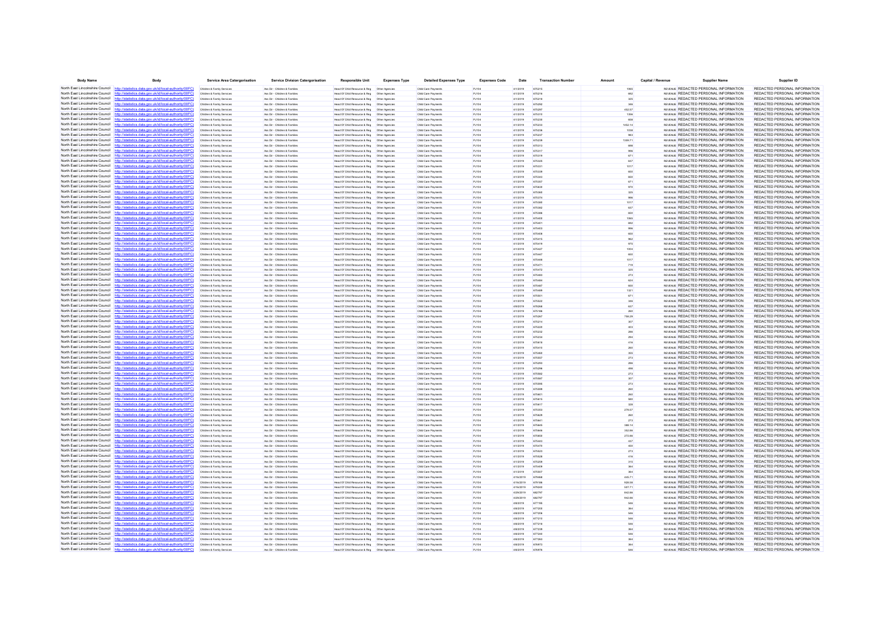| Body Name | Body | Service Area Catergorisation | Service Division Catergorisation | Responsible Unit | Expenses Type | Detailed Expenses Type | Expenses Code | Date | Transaction Number | Amount | Capital / Revenue | Supplier Name | Supplier ID |
|---|---|---|---|---|---|---|---|---|---|---|---|---|---|
| North East Lincolnshire Council | http://statistics.data.gov.uk/id/local-authority/00FC | Childrens & Family Services | Ass Dir - Children & Families | Head Of Child Resource & Reg | Other Agencies | Child Care Payments | PJ104 | 4/1/2019 | 675215 | 1065 | REVENUE | REDACTED PERSONAL INFORMATION | REDACTED PERSONAL INFORMATION |
| North East Lincolnshire Council | http://statistics.data.gov.uk/id/local-authority/00FC | Childrens & Family Services | Ass Dir - Children & Families | Head Of Child Resource & Reg | Other Agencies | Child Care Payments | PJ104 | 4/1/2019 | 675216 | 682 | REVENUE | REDACTED PERSONAL INFORMATION | REDACTED PERSONAL INFORMATION |
| North East Lincolnshire Council | http://statistics.data.gov.uk/id/local-authority/00FC | Childrens & Family Services | Ass Dir - Children & Families | Head Of Child Resource & Reg | Other Agencies | Child Care Payments | PJ104 | 4/1/2019 | 675218 | 325 | REVENUE | REDACTED PERSONAL INFORMATION | REDACTED PERSONAL INFORMATION |
| North East Lincolnshire Council | http://statistics.data.gov.uk/id/local-authority/00FC | Childrens & Family Services | Ass Dir - Children & Families | Head Of Child Resource & Reg | Other Agencies | Child Care Payments | PJ104 | 4/1/2019 | 675292 | 346 | REVENUE | REDACTED PERSONAL INFORMATION | REDACTED PERSONAL INFORMATION |
| North East Lincolnshire Council | http://statistics.data.gov.uk/id/local-authority/00FC | Childrens & Family Services | Ass Dir - Children & Families | Head Of Child Resource & Reg | Other Agencies | Child Care Payments | PJ104 | 4/1/2019 | 675297 | 452.57 | REVENUE | REDACTED PERSONAL INFORMATION | REDACTED PERSONAL INFORMATION |
| North East Lincolnshire Council | http://statistics.data.gov.uk/id/local-authority/00FC | Childrens & Family Services | Ass Dir - Children & Families | Head Of Child Resource & Reg | Other Agencies | Child Care Payments | PJ104 | 4/1/2019 | 675310 | 1356 | REVENUE | REDACTED PERSONAL INFORMATION | REDACTED PERSONAL INFORMATION |
| North East Lincolnshire Council | http://statistics.data.gov.uk/id/local-authority/00FC | Childrens & Family Services | Ass Dir - Children & Families | Head Of Child Resource & Reg | Other Agencies | Child Care Payments | PJ104 | 4/1/2019 | 675230 | 600 | REVENUE | REDACTED PERSONAL INFORMATION | REDACTED PERSONAL INFORMATION |
| North East Lincolnshire Council | http://statistics.data.gov.uk/id/local-authority/00FC | Childrens & Family Services | Ass Dir - Children & Families | Head Of Child Resource & Reg | Other Agencies | Child Care Payments | PJ104 | 4/1/2019 | 675233 | 1452.14 | REVENUE | REDACTED PERSONAL INFORMATION | REDACTED PERSONAL INFORMATION |
| North East Lincolnshire Council | http://statistics.data.gov.uk/id/local-authority/00FC | Childrens & Family Services | Ass Dir - Children & Families | Head Of Child Resource & Reg | Other Agencies | Child Care Payments | PJ104 | 4/1/2019 | 675236 | 1338 | REVENUE | REDACTED PERSONAL INFORMATION | REDACTED PERSONAL INFORMATION |
| North East Lincolnshire Council | http://statistics.data.gov.uk/id/local-authority/00FC | Childrens & Family Services | Ass Dir - Children & Families | Head Of Child Resource & Reg | Other Agencies | Child Care Payments | PJ104 | 4/1/2019 | 675237 | 983 | REVENUE | REDACTED PERSONAL INFORMATION | REDACTED PERSONAL INFORMATION |
| North East Lincolnshire Council | http://statistics.data.gov.uk/id/local-authority/00FC | Childrens & Family Services | Ass Dir - Children & Families | Head Of Child Resource & Reg | Other Agencies | Child Care Payments | PJ104 | 4/1/2019 | 675239 | 1330.71 | REVENUE | REDACTED PERSONAL INFORMATION | REDACTED PERSONAL INFORMATION |
| North East Lincolnshire Council | http://statistics.data.gov.uk/id/local-authority/00FC | Childrens & Family Services | Ass Dir - Children & Families | Head Of Child Resource & Reg | Other Agencies | Child Care Payments | PJ104 | 4/1/2019 | 675313 | 899 | REVENUE | REDACTED PERSONAL INFORMATION | REDACTED PERSONAL INFORMATION |
| North East Lincolnshire Council | http://statistics.data.gov.uk/id/local-authority/00FC | Childrens & Family Services | Ass Dir - Children & Families | Head Of Child Resource & Reg | Other Agencies | Child Care Payments | PJ104 | 4/1/2019 | 675317 | 986 | REVENUE | REDACTED PERSONAL INFORMATION | REDACTED PERSONAL INFORMATION |
| North East Lincolnshire Council | http://statistics.data.gov.uk/id/local-authority/00FC | Childrens & Family Services | Ass Dir - Children & Families | Head Of Child Resource & Reg | Other Agencies | Child Care Payments | PJ104 | 4/1/2019 | 675319 | 671 | REVENUE | REDACTED PERSONAL INFORMATION | REDACTED PERSONAL INFORMATION |
| North East Lincolnshire Council | http://statistics.data.gov.uk/id/local-authority/00FC | Childrens & Family Services | Ass Dir - Children & Families | Head Of Child Resource & Reg | Other Agencies | Child Care Payments | PJ104 | 4/1/2019 | 675326 | 637 | REVENUE | REDACTED PERSONAL INFORMATION | REDACTED PERSONAL INFORMATION |
| North East Lincolnshire Council | http://statistics.data.gov.uk/id/local-authority/00FC | Childrens & Family Services | Ass Dir - Children & Families | Head Of Child Resource & Reg | Other Agencies | Child Care Payments | PJ104 | 4/1/2019 | 675331 | 1017 | REVENUE | REDACTED PERSONAL INFORMATION | REDACTED PERSONAL INFORMATION |
| North East Lincolnshire Council | http://statistics.data.gov.uk/id/local-authority/00FC | Childrens & Family Services | Ass Dir - Children & Families | Head Of Child Resource & Reg | Other Agencies | Child Care Payments | PJ104 | 4/1/2019 | 675339 | 600 | REVENUE | REDACTED PERSONAL INFORMATION | REDACTED PERSONAL INFORMATION |
| North East Lincolnshire Council | http://statistics.data.gov.uk/id/local-authority/00FC | Childrens & Family Services | Ass Dir - Children & Families | Head Of Child Resource & Reg | Other Agencies | Child Care Payments | PJ104 | 4/1/2019 | 675343 | 600 | REVENUE | REDACTED PERSONAL INFORMATION | REDACTED PERSONAL INFORMATION |
| North East Lincolnshire Council | http://statistics.data.gov.uk/id/local-authority/00FC | Childrens & Family Services | Ass Dir - Children & Families | Head Of Child Resource & Reg | Other Agencies | Child Care Payments | PJ104 | 4/1/2019 | 675357 | 671 | REVENUE | REDACTED PERSONAL INFORMATION | REDACTED PERSONAL INFORMATION |
| North East Lincolnshire Council | http://statistics.data.gov.uk/id/local-authority/00FC | Childrens & Family Services | Ass Dir - Children & Families | Head Of Child Resource & Reg | Other Agencies | Child Care Payments | PJ104 | 4/1/2019 | 675630 | 970 | REVENUE | REDACTED PERSONAL INFORMATION | REDACTED PERSONAL INFORMATION |
| North East Lincolnshire Council | http://statistics.data.gov.uk/id/local-authority/00FC | Childrens & Family Services | Ass Dir - Children & Families | Head Of Child Resource & Reg | Other Agencies | Child Care Payments | PJ104 | 4/1/2019 | 675366 | 325 | REVENUE | REDACTED PERSONAL INFORMATION | REDACTED PERSONAL INFORMATION |
| North East Lincolnshire Council | http://statistics.data.gov.uk/id/local-authority/00FC | Childrens & Family Services | Ass Dir - Children & Families | Head Of Child Resource & Reg | Other Agencies | Child Care Payments | PJ104 | 4/1/2019 | 675374 | 986 | REVENUE | REDACTED PERSONAL INFORMATION | REDACTED PERSONAL INFORMATION |
| North East Lincolnshire Council | http://statistics.data.gov.uk/id/local-authority/00FC | Childrens & Family Services | Ass Dir - Children & Families | Head Of Child Resource & Reg | Other Agencies | Child Care Payments | PJ104 | 4/1/2019 | 675380 | 1017 | REVENUE | REDACTED PERSONAL INFORMATION | REDACTED PERSONAL INFORMATION |
| North East Lincolnshire Council | http://statistics.data.gov.uk/id/local-authority/00FC | Childrens & Family Services | Ass Dir - Children & Families | Head Of Child Resource & Reg | Other Agencies | Child Care Payments | PJ104 | 4/1/2019 | 675382 | 637 | REVENUE | REDACTED PERSONAL INFORMATION | REDACTED PERSONAL INFORMATION |
| North East Lincolnshire Council | http://statistics.data.gov.uk/id/local-authority/00FC | Childrens & Family Services | Ass Dir - Children & Families | Head Of Child Resource & Reg | Other Agencies | Child Care Payments | PJ104 | 4/1/2019 | 675396 | 650 | REVENUE | REDACTED PERSONAL INFORMATION | REDACTED PERSONAL INFORMATION |
| North East Lincolnshire Council | http://statistics.data.gov.uk/id/local-authority/00FC | Childrens & Family Services | Ass Dir - Children & Families | Head Of Child Resource & Reg | Other Agencies | Child Care Payments | PJ104 | 4/1/2019 | 675400 | 1065 | REVENUE | REDACTED PERSONAL INFORMATION | REDACTED PERSONAL INFORMATION |
| North East Lincolnshire Council | http://statistics.data.gov.uk/id/local-authority/00FC | Childrens & Family Services | Ass Dir - Children & Families | Head Of Child Resource & Reg | Other Agencies | Child Care Payments | PJ104 | 4/1/2019 | 675401 | 682 | REVENUE | REDACTED PERSONAL INFORMATION | REDACTED PERSONAL INFORMATION |
| North East Lincolnshire Council | http://statistics.data.gov.uk/id/local-authority/00FC | Childrens & Family Services | Ass Dir - Children & Families | Head Of Child Resource & Reg | Other Agencies | Child Care Payments | PJ104 | 4/1/2019 | 675403 | 986 | REVENUE | REDACTED PERSONAL INFORMATION | REDACTED PERSONAL INFORMATION |
| North East Lincolnshire Council | http://statistics.data.gov.uk/id/local-authority/00FC | Childrens & Family Services | Ass Dir - Children & Families | Head Of Child Resource & Reg | Other Agencies | Child Care Payments | PJ104 | 4/1/2019 | 675408 | 600 | REVENUE | REDACTED PERSONAL INFORMATION | REDACTED PERSONAL INFORMATION |
| North East Lincolnshire Council | http://statistics.data.gov.uk/id/local-authority/00FC | Childrens & Family Services | Ass Dir - Children & Families | Head Of Child Resource & Reg | Other Agencies | Child Care Payments | PJ104 | 4/1/2019 | 675415 | 962 | REVENUE | REDACTED PERSONAL INFORMATION | REDACTED PERSONAL INFORMATION |
| North East Lincolnshire Council | http://statistics.data.gov.uk/id/local-authority/00FC | Childrens & Family Services | Ass Dir - Children & Families | Head Of Child Resource & Reg | Other Agencies | Child Care Payments | PJ104 | 4/1/2019 | 675419 | 970 | REVENUE | REDACTED PERSONAL INFORMATION | REDACTED PERSONAL INFORMATION |
| North East Lincolnshire Council | http://statistics.data.gov.uk/id/local-authority/00FC | Childrens & Family Services | Ass Dir - Children & Families | Head Of Child Resource & Reg | Other Agencies | Child Care Payments | PJ104 | 4/1/2019 | 675427 | 1004 | REVENUE | REDACTED PERSONAL INFORMATION | REDACTED PERSONAL INFORMATION |
| North East Lincolnshire Council | http://statistics.data.gov.uk/id/local-authority/00FC | Childrens & Family Services | Ass Dir - Children & Families | Head Of Child Resource & Reg | Other Agencies | Child Care Payments | PJ104 | 4/1/2019 | 675447 | 650 | REVENUE | REDACTED PERSONAL INFORMATION | REDACTED PERSONAL INFORMATION |
| North East Lincolnshire Council | http://statistics.data.gov.uk/id/local-authority/00FC | Childrens & Family Services | Ass Dir - Children & Families | Head Of Child Resource & Reg | Other Agencies | Child Care Payments | PJ104 | 4/1/2019 | 675448 | 1017 | REVENUE | REDACTED PERSONAL INFORMATION | REDACTED PERSONAL INFORMATION |
| North East Lincolnshire Council | http://statistics.data.gov.uk/id/local-authority/00FC | Childrens & Family Services | Ass Dir - Children & Families | Head Of Child Resource & Reg | Other Agencies | Child Care Payments | PJ104 | 4/1/2019 | 675471 | 719 | REVENUE | REDACTED PERSONAL INFORMATION | REDACTED PERSONAL INFORMATION |
| North East Lincolnshire Council | http://statistics.data.gov.uk/id/local-authority/00FC | Childrens & Family Services | Ass Dir - Children & Families | Head Of Child Resource & Reg | Other Agencies | Child Care Payments | PJ104 | 4/1/2019 | 675472 | 325 | REVENUE | REDACTED PERSONAL INFORMATION | REDACTED PERSONAL INFORMATION |
| North East Lincolnshire Council | http://statistics.data.gov.uk/id/local-authority/00FC | Childrens & Family Services | Ass Dir - Children & Families | Head Of Child Resource & Reg | Other Agencies | Child Care Payments | PJ104 | 4/1/2019 | 675493 | 273 | REVENUE | REDACTED PERSONAL INFORMATION | REDACTED PERSONAL INFORMATION |
| North East Lincolnshire Council | http://statistics.data.gov.uk/id/local-authority/00FC | Childrens & Family Services | Ass Dir - Children & Families | Head Of Child Resource & Reg | Other Agencies | Child Care Payments | PJ104 | 4/1/2019 | 675494 | 624 | REVENUE | REDACTED PERSONAL INFORMATION | REDACTED PERSONAL INFORMATION |
| North East Lincolnshire Council | http://statistics.data.gov.uk/id/local-authority/00FC | Childrens & Family Services | Ass Dir - Children & Families | Head Of Child Resource & Reg | Other Agencies | Child Care Payments | PJ104 | 4/1/2019 | 675497 | 600 | REVENUE | REDACTED PERSONAL INFORMATION | REDACTED PERSONAL INFORMATION |
| North East Lincolnshire Council | http://statistics.data.gov.uk/id/local-authority/00FC | Childrens & Family Services | Ass Dir - Children & Families | Head Of Child Resource & Reg | Other Agencies | Child Care Payments | PJ104 | 4/1/2019 | 675498 | 1321 | REVENUE | REDACTED PERSONAL INFORMATION | REDACTED PERSONAL INFORMATION |
| North East Lincolnshire Council | http://statistics.data.gov.uk/id/local-authority/00FC | Childrens & Family Services | Ass Dir - Children & Families | Head Of Child Resource & Reg | Other Agencies | Child Care Payments | PJ104 | 4/1/2019 | 675501 | 671 | REVENUE | REDACTED PERSONAL INFORMATION | REDACTED PERSONAL INFORMATION |
| North East Lincolnshire Council | http://statistics.data.gov.uk/id/local-authority/00FC | Childrens & Family Services | Ass Dir - Children & Families | Head Of Child Resource & Reg | Other Agencies | Child Care Payments | PJ104 | 4/1/2019 | 675522 | 346 | REVENUE | REDACTED PERSONAL INFORMATION | REDACTED PERSONAL INFORMATION |
| North East Lincolnshire Council | http://statistics.data.gov.uk/id/local-authority/00FC | Childrens & Family Services | Ass Dir - Children & Families | Head Of Child Resource & Reg | Other Agencies | Child Care Payments | PJ104 | 4/8/2019 | 676298 | 637 | REVENUE | REDACTED PERSONAL INFORMATION | REDACTED PERSONAL INFORMATION |
| North East Lincolnshire Council | http://statistics.data.gov.uk/id/local-authority/00FC | Childrens & Family Services | Ass Dir - Children & Families | Head Of Child Resource & Reg | Other Agencies | Child Care Payments | PJ104 | 4/1/2019 | 675199 | 260 | REVENUE | REDACTED PERSONAL INFORMATION | REDACTED PERSONAL INFORMATION |
| North East Lincolnshire Council | http://statistics.data.gov.uk/id/local-authority/00FC | Childrens & Family Services | Ass Dir - Children & Families | Head Of Child Resource & Reg | Other Agencies | Child Care Payments | PJ104 | 4/1/2019 | 675207 | 758.29 | REVENUE | REDACTED PERSONAL INFORMATION | REDACTED PERSONAL INFORMATION |
| North East Lincolnshire Council | http://statistics.data.gov.uk/id/local-authority/00FC | Childrens & Family Services | Ass Dir - Children & Families | Head Of Child Resource & Reg | Other Agencies | Child Care Payments | PJ104 | 4/1/2019 | 675214 | 357 | REVENUE | REDACTED PERSONAL INFORMATION | REDACTED PERSONAL INFORMATION |
| North East Lincolnshire Council | http://statistics.data.gov.uk/id/local-authority/00FC | Childrens & Family Services | Ass Dir - Children & Families | Head Of Child Resource & Reg | Other Agencies | Child Care Payments | PJ104 | 4/1/2019 | 675220 | 403 | REVENUE | REDACTED PERSONAL INFORMATION | REDACTED PERSONAL INFORMATION |
| North East Lincolnshire Council | http://statistics.data.gov.uk/id/local-authority/00FC | Childrens & Family Services | Ass Dir - Children & Families | Head Of Child Resource & Reg | Other Agencies | Child Care Payments | PJ104 | 4/1/2019 | 675232 | 286 | REVENUE | REDACTED PERSONAL INFORMATION | REDACTED PERSONAL INFORMATION |
| North East Lincolnshire Council | http://statistics.data.gov.uk/id/local-authority/00FC | Childrens & Family Services | Ass Dir - Children & Families | Head Of Child Resource & Reg | Other Agencies | Child Care Payments | PJ104 | 4/1/2019 | 675234 | 294 | REVENUE | REDACTED PERSONAL INFORMATION | REDACTED PERSONAL INFORMATION |
| North East Lincolnshire Council | http://statistics.data.gov.uk/id/local-authority/00FC | Childrens & Family Services | Ass Dir - Children & Families | Head Of Child Resource & Reg | Other Agencies | Child Care Payments | PJ104 | 4/1/2019 | 675618 | 416 | REVENUE | REDACTED PERSONAL INFORMATION | REDACTED PERSONAL INFORMATION |
| North East Lincolnshire Council | http://statistics.data.gov.uk/id/local-authority/00FC | Childrens & Family Services | Ass Dir - Children & Families | Head Of Child Resource & Reg | Other Agencies | Child Care Payments | PJ104 | 4/1/2019 | 675410 | 260 | REVENUE | REDACTED PERSONAL INFORMATION | REDACTED PERSONAL INFORMATION |
| North East Lincolnshire Council | http://statistics.data.gov.uk/id/local-authority/00FC | Childrens & Family Services | Ass Dir - Children & Families | Head Of Child Resource & Reg | Other Agencies | Child Care Payments | PJ104 | 4/1/2019 | 675460 | 355 | REVENUE | REDACTED PERSONAL INFORMATION | REDACTED PERSONAL INFORMATION |
| North East Lincolnshire Council | http://statistics.data.gov.uk/id/local-authority/00FC | Childrens & Family Services | Ass Dir - Children & Families | Head Of Child Resource & Reg | Other Agencies | Child Care Payments | PJ104 | 4/1/2019 | 675507 | 273 | REVENUE | REDACTED PERSONAL INFORMATION | REDACTED PERSONAL INFORMATION |
| North East Lincolnshire Council | http://statistics.data.gov.uk/id/local-authority/00FC | Childrens & Family Services | Ass Dir - Children & Families | Head Of Child Resource & Reg | Other Agencies | Child Care Payments | PJ104 | 4/1/2019 | 675293 | 286 | REVENUE | REDACTED PERSONAL INFORMATION | REDACTED PERSONAL INFORMATION |
| North East Lincolnshire Council | http://statistics.data.gov.uk/id/local-authority/00FC | Childrens & Family Services | Ass Dir - Children & Families | Head Of Child Resource & Reg | Other Agencies | Child Care Payments | PJ104 | 4/1/2019 | 675298 | 498 | REVENUE | REDACTED PERSONAL INFORMATION | REDACTED PERSONAL INFORMATION |
| North East Lincolnshire Council | http://statistics.data.gov.uk/id/local-authority/00FC | Childrens & Family Services | Ass Dir - Children & Families | Head Of Child Resource & Reg | Other Agencies | Child Care Payments | PJ104 | 4/1/2019 | 675592 | 273 | REVENUE | REDACTED PERSONAL INFORMATION | REDACTED PERSONAL INFORMATION |
| North East Lincolnshire Council | http://statistics.data.gov.uk/id/local-authority/00FC | Childrens & Family Services | Ass Dir - Children & Families | Head Of Child Resource & Reg | Other Agencies | Child Care Payments | PJ104 | 4/1/2019 | 675597 | 307 | REVENUE | REDACTED PERSONAL INFORMATION | REDACTED PERSONAL INFORMATION |
| North East Lincolnshire Council | http://statistics.data.gov.uk/id/local-authority/00FC | Childrens & Family Services | Ass Dir - Children & Families | Head Of Child Resource & Reg | Other Agencies | Child Care Payments | PJ104 | 4/1/2019 | 675595 | 273 | REVENUE | REDACTED PERSONAL INFORMATION | REDACTED PERSONAL INFORMATION |
| North East Lincolnshire Council | http://statistics.data.gov.uk/id/local-authority/00FC | Childrens & Family Services | Ass Dir - Children & Families | Head Of Child Resource & Reg | Other Agencies | Child Care Payments | PJ104 | 4/1/2019 | 675599 | 260 | REVENUE | REDACTED PERSONAL INFORMATION | REDACTED PERSONAL INFORMATION |
| North East Lincolnshire Council | http://statistics.data.gov.uk/id/local-authority/00FC | Childrens & Family Services | Ass Dir - Children & Families | Head Of Child Resource & Reg | Other Agencies | Child Care Payments | PJ104 | 4/1/2019 | 675601 | 260 | REVENUE | REDACTED PERSONAL INFORMATION | REDACTED PERSONAL INFORMATION |
| North East Lincolnshire Council | http://statistics.data.gov.uk/id/local-authority/00FC | Childrens & Family Services | Ass Dir - Children & Families | Head Of Child Resource & Reg | Other Agencies | Child Care Payments | PJ104 | 4/1/2019 | 675615 | 360 | REVENUE | REDACTED PERSONAL INFORMATION | REDACTED PERSONAL INFORMATION |
| North East Lincolnshire Council | http://statistics.data.gov.uk/id/local-authority/00FC | Childrens & Family Services | Ass Dir - Children & Families | Head Of Child Resource & Reg | Other Agencies | Child Care Payments | PJ104 | 4/1/2019 | 675617 | 328 | REVENUE | REDACTED PERSONAL INFORMATION | REDACTED PERSONAL INFORMATION |
| North East Lincolnshire Council | http://statistics.data.gov.uk/id/local-authority/00FC | Childrens & Family Services | Ass Dir - Children & Families | Head Of Child Resource & Reg | Other Agencies | Child Care Payments | PJ104 | 4/1/2019 | 675353 | 279.57 | REVENUE | REDACTED PERSONAL INFORMATION | REDACTED PERSONAL INFORMATION |
| North East Lincolnshire Council | http://statistics.data.gov.uk/id/local-authority/00FC | Childrens & Family Services | Ass Dir - Children & Families | Head Of Child Resource & Reg | Other Agencies | Child Care Payments | PJ104 | 4/1/2019 | 675629 | 260 | REVENUE | REDACTED PERSONAL INFORMATION | REDACTED PERSONAL INFORMATION |
| North East Lincolnshire Council | http://statistics.data.gov.uk/id/local-authority/00FC | Childrens & Family Services | Ass Dir - Children & Families | Head Of Child Resource & Reg | Other Agencies | Child Care Payments | PJ104 | 4/1/2019 | 675641 | 273 | REVENUE | REDACTED PERSONAL INFORMATION | REDACTED PERSONAL INFORMATION |
| North East Lincolnshire Council | http://statistics.data.gov.uk/id/local-authority/00FC | Childrens & Family Services | Ass Dir - Children & Families | Head Of Child Resource & Reg | Other Agencies | Child Care Payments | PJ104 | 4/1/2019 | 675645 | 388.14 | REVENUE | REDACTED PERSONAL INFORMATION | REDACTED PERSONAL INFORMATION |
| North East Lincolnshire Council | http://statistics.data.gov.uk/id/local-authority/00FC | Childrens & Family Services | Ass Dir - Children & Families | Head Of Child Resource & Reg | Other Agencies | Child Care Payments | PJ104 | 4/1/2019 | 675646 | 332.86 | REVENUE | REDACTED PERSONAL INFORMATION | REDACTED PERSONAL INFORMATION |
| North East Lincolnshire Council | http://statistics.data.gov.uk/id/local-authority/00FC | Childrens & Family Services | Ass Dir - Children & Families | Head Of Child Resource & Reg | Other Agencies | Child Care Payments | PJ104 | 4/1/2019 | 675658 | 272.86 | REVENUE | REDACTED PERSONAL INFORMATION | REDACTED PERSONAL INFORMATION |
| North East Lincolnshire Council | http://statistics.data.gov.uk/id/local-authority/00FC | Childrens & Family Services | Ass Dir - Children & Families | Head Of Child Resource & Reg | Other Agencies | Child Care Payments | PJ104 | 4/1/2019 | 675443 | 437 | REVENUE | REDACTED PERSONAL INFORMATION | REDACTED PERSONAL INFORMATION |
| North East Lincolnshire Council | http://statistics.data.gov.uk/id/local-authority/00FC | Childrens & Family Services | Ass Dir - Children & Families | Head Of Child Resource & Reg | Other Agencies | Child Care Payments | PJ104 | 4/1/2019 | 675470 | 450 | REVENUE | REDACTED PERSONAL INFORMATION | REDACTED PERSONAL INFORMATION |
| North East Lincolnshire Council | http://statistics.data.gov.uk/id/local-authority/00FC | Childrens & Family Services | Ass Dir - Children & Families | Head Of Child Resource & Reg | Other Agencies | Child Care Payments | PJ104 | 4/1/2019 | 675523 | 273 | REVENUE | REDACTED PERSONAL INFORMATION | REDACTED PERSONAL INFORMATION |
| North East Lincolnshire Council | http://statistics.data.gov.uk/id/local-authority/00FC | Childrens & Family Services | Ass Dir - Children & Families | Head Of Child Resource & Reg | Other Agencies | Child Care Payments | PJ104 | 4/1/2019 | 675528 | 416 | REVENUE | REDACTED PERSONAL INFORMATION | REDACTED PERSONAL INFORMATION |
| North East Lincolnshire Council | http://statistics.data.gov.uk/id/local-authority/00FC | Childrens & Family Services | Ass Dir - Children & Families | Head Of Child Resource & Reg | Other Agencies | Child Care Payments | PJ104 | 4/1/2019 | 675259 | 215 | REVENUE | REDACTED PERSONAL INFORMATION | REDACTED PERSONAL INFORMATION |
| North East Lincolnshire Council | http://statistics.data.gov.uk/id/local-authority/00FC | Childrens & Family Services | Ass Dir - Children & Families | Head Of Child Resource & Reg | Other Agencies | Child Care Payments | PJ104 | 4/1/2019 | 675409 | 364 | REVENUE | REDACTED PERSONAL INFORMATION | REDACTED PERSONAL INFORMATION |
| North East Lincolnshire Council | http://statistics.data.gov.uk/id/local-authority/00FC | Childrens & Family Services | Ass Dir - Children & Families | Head Of Child Resource & Reg | Other Agencies | Child Care Payments | PJ104 | 4/1/2019 | 675607 | 364 | REVENUE | REDACTED PERSONAL INFORMATION | REDACTED PERSONAL INFORMATION |
| North East Lincolnshire Council | http://statistics.data.gov.uk/id/local-authority/00FC | Childrens & Family Services | Ass Dir - Children & Families | Head Of Child Resource & Reg | Other Agencies | Child Care Payments | PJ104 | 4/16/2019 | 679468 | 445.71 | REVENUE | REDACTED PERSONAL INFORMATION | REDACTED PERSONAL INFORMATION |
| North East Lincolnshire Council | http://statistics.data.gov.uk/id/local-authority/00FC | Childrens & Family Services | Ass Dir - Children & Families | Head Of Child Resource & Reg | Other Agencies | Child Care Payments | PJ104 | 4/16/2019 | 679198 | 928.58 | REVENUE | REDACTED PERSONAL INFORMATION | REDACTED PERSONAL INFORMATION |
| North East Lincolnshire Council | http://statistics.data.gov.uk/id/local-authority/00FC | Childrens & Family Services | Ass Dir - Children & Families | Head Of Child Resource & Reg | Other Agencies | Child Care Payments | PJ104 | 4/16/2019 | 679244 | 607.71 | REVENUE | REDACTED PERSONAL INFORMATION | REDACTED PERSONAL INFORMATION |
| North East Lincolnshire Council | http://statistics.data.gov.uk/id/local-authority/00FC | Childrens & Family Services | Ass Dir - Children & Families | Head Of Child Resource & Reg | Other Agencies | Child Care Payments | PJ104 | 4/29/2019 | 682797 | 842.86 | REVENUE | REDACTED PERSONAL INFORMATION | REDACTED PERSONAL INFORMATION |
| North East Lincolnshire Council | http://statistics.data.gov.uk/id/local-authority/00FC | Childrens & Family Services | Ass Dir - Children & Families | Head Of Child Resource & Reg | Other Agencies | Child Care Payments | PJ104 | 4/29/2019 | 682797 | 942.86 | REVENUE | REDACTED PERSONAL INFORMATION | REDACTED PERSONAL INFORMATION |
| North East Lincolnshire Council | http://statistics.data.gov.uk/id/local-authority/00FC | Childrens & Family Services | Ass Dir - Children & Families | Head Of Child Resource & Reg | Other Agencies | Child Care Payments | PJ104 | 4/8/2019 | 677196 | 546 | REVENUE | REDACTED PERSONAL INFORMATION | REDACTED PERSONAL INFORMATION |
| North East Lincolnshire Council | http://statistics.data.gov.uk/id/local-authority/00FC | Childrens & Family Services | Ass Dir - Children & Families | Head Of Child Resource & Reg | Other Agencies | Child Care Payments | PJ104 | 4/8/2019 | 677200 | 364 | REVENUE | REDACTED PERSONAL INFORMATION | REDACTED PERSONAL INFORMATION |
| North East Lincolnshire Council | http://statistics.data.gov.uk/id/local-authority/00FC | Childrens & Family Services | Ass Dir - Children & Families | Head Of Child Resource & Reg | Other Agencies | Child Care Payments | PJ104 | 4/8/2019 | 677206 | 546 | REVENUE | REDACTED PERSONAL INFORMATION | REDACTED PERSONAL INFORMATION |
| North East Lincolnshire Council | http://statistics.data.gov.uk/id/local-authority/00FC | Childrens & Family Services | Ass Dir - Children & Families | Head Of Child Resource & Reg | Other Agencies | Child Care Payments | PJ104 | 4/8/2019 | 677210 | 546 | REVENUE | REDACTED PERSONAL INFORMATION | REDACTED PERSONAL INFORMATION |
| North East Lincolnshire Council | http://statistics.data.gov.uk/id/local-authority/00FC | Childrens & Family Services | Ass Dir - Children & Families | Head Of Child Resource & Reg | Other Agencies | Child Care Payments | PJ104 | 4/8/2019 | 677216 | 546 | REVENUE | REDACTED PERSONAL INFORMATION | REDACTED PERSONAL INFORMATION |
| North East Lincolnshire Council | http://statistics.data.gov.uk/id/local-authority/00FC | Childrens & Family Services | Ass Dir - Children & Families | Head Of Child Resource & Reg | Other Agencies | Child Care Payments | PJ104 | 4/8/2019 | 677239 | 364 | REVENUE | REDACTED PERSONAL INFORMATION | REDACTED PERSONAL INFORMATION |
| North East Lincolnshire Council | http://statistics.data.gov.uk/id/local-authority/00FC | Childrens & Family Services | Ass Dir - Children & Families | Head Of Child Resource & Reg | Other Agencies | Child Care Payments | PJ104 | 4/8/2019 | 677240 | 546 | REVENUE | REDACTED PERSONAL INFORMATION | REDACTED PERSONAL INFORMATION |
| North East Lincolnshire Council | http://statistics.data.gov.uk/id/local-authority/00FC | Childrens & Family Services | Ass Dir - Children & Families | Head Of Child Resource & Reg | Other Agencies | Child Care Payments | PJ104 | 4/8/2019 | 677263 | 364 | REVENUE | REDACTED PERSONAL INFORMATION | REDACTED PERSONAL INFORMATION |
| North East Lincolnshire Council | http://statistics.data.gov.uk/id/local-authority/00FC | Childrens & Family Services | Ass Dir - Children & Families | Head Of Child Resource & Reg | Other Agencies | Child Care Payments | PJ104 | 4/8/2019 | 676973 | 364 | REVENUE | REDACTED PERSONAL INFORMATION | REDACTED PERSONAL INFORMATION |
| North East Lincolnshire Council | http://statistics.data.gov.uk/id/local-authority/00FC | Childrens & Family Services | Ass Dir - Children & Families | Head Of Child Resource & Reg | Other Agencies | Child Care Payments | PJ104 | 4/8/2019 | 676976 | 546 | REVENUE | REDACTED PERSONAL INFORMATION | REDACTED PERSONAL INFORMATION |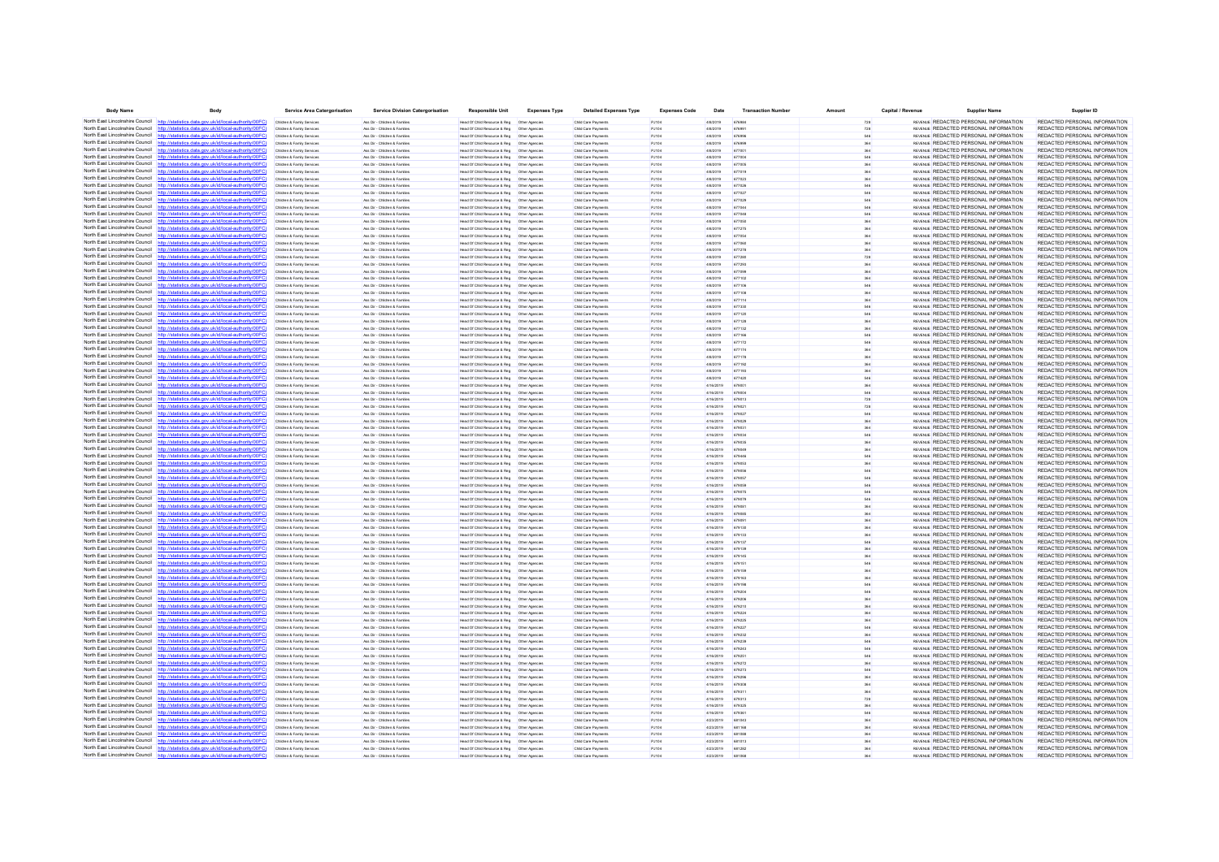| Body Name | Body | Service Area Catergorisation | Service Division Catergorisation | Responsible Unit | Expenses Type | Detailed Expenses Type | Expenses Code | Date | Transaction Number | Amount | Capital / Revenue | Supplier Name | Supplier ID |
|---|---|---|---|---|---|---|---|---|---|---|---|---|---|
| North East Lincolnshire Council | http://statistics.data.gov.uk/id/local-authority/00FC | Childrens & Family Services | Ass Dir - Children & Families | Head Of Child Resource & Reg | Other Agencies | Child Care Payments | PJ104 | 4/8/2019 | 676864 | 728 | REVENUE | REDACTED PERSONAL INFORMATION | REDACTED PERSONAL INFORMATION |
| North East Lincolnshire Council | http://statistics.data.gov.uk/id/local-authority/00FC | Childrens & Family Services | Ass Dir - Children & Families | Head Of Child Resource & Reg | Other Agencies | Child Care Payments | PJ104 | 4/8/2019 | 676891 | 728 | REVENUE | REDACTED PERSONAL INFORMATION | REDACTED PERSONAL INFORMATION |
| North East Lincolnshire Council | http://statistics.data.gov.uk/id/local-authority/00FC | Childrens & Family Services | Ass Dir - Children & Families | Head Of Child Resource & Reg | Other Agencies | Child Care Payments | PJ104 | 4/8/2019 | 676896 | 546 | REVENUE | REDACTED PERSONAL INFORMATION | REDACTED PERSONAL INFORMATION |
| North East Lincolnshire Council | http://statistics.data.gov.uk/id/local-authority/00FC | Childrens & Family Services | Ass Dir - Children & Families | Head Of Child Resource & Reg | Other Agencies | Child Care Payments | PJ104 | 4/8/2019 | 676899 | 364 | REVENUE | REDACTED PERSONAL INFORMATION | REDACTED PERSONAL INFORMATION |
| North East Lincolnshire Council | http://statistics.data.gov.uk/id/local-authority/00FC | Childrens & Family Services | Ass Dir - Children & Families | Head Of Child Resource & Reg | Other Agencies | Child Care Payments | PJ104 | 4/8/2019 | 677001 | 364 | REVENUE | REDACTED PERSONAL INFORMATION | REDACTED PERSONAL INFORMATION |
| North East Lincolnshire Council | http://statistics.data.gov.uk/id/local-authority/00FC | Childrens & Family Services | Ass Dir - Children & Families | Head Of Child Resource & Reg | Other Agencies | Child Care Payments | PJ104 | 4/8/2019 | 677004 | 546 | REVENUE | REDACTED PERSONAL INFORMATION | REDACTED PERSONAL INFORMATION |
| North East Lincolnshire Council | http://statistics.data.gov.uk/id/local-authority/00FC | Childrens & Family Services | Ass Dir - Children & Families | Head Of Child Resource & Reg | Other Agencies | Child Care Payments | PJ104 | 4/8/2019 | 677005 | 364 | REVENUE | REDACTED PERSONAL INFORMATION | REDACTED PERSONAL INFORMATION |
| North East Lincolnshire Council | http://statistics.data.gov.uk/id/local-authority/00FC | Childrens & Family Services | Ass Dir - Children & Families | Head Of Child Resource & Reg | Other Agencies | Child Care Payments | PJ104 | 4/8/2019 | 677019 | 364 | REVENUE | REDACTED PERSONAL INFORMATION | REDACTED PERSONAL INFORMATION |
| North East Lincolnshire Council | http://statistics.data.gov.uk/id/local-authority/00FC | Childrens & Family Services | Ass Dir - Children & Families | Head Of Child Resource & Reg | Other Agencies | Child Care Payments | PJ104 | 4/8/2019 | 677022 | 364 | REVENUE | REDACTED PERSONAL INFORMATION | REDACTED PERSONAL INFORMATION |
| North East Lincolnshire Council | http://statistics.data.gov.uk/id/local-authority/00FC | Childrens & Family Services | Ass Dir - Children & Families | Head Of Child Resource & Reg | Other Agencies | Child Care Payments | PJ104 | 4/8/2019 | 677026 | 546 | REVENUE | REDACTED PERSONAL INFORMATION | REDACTED PERSONAL INFORMATION |
| North East Lincolnshire Council | http://statistics.data.gov.uk/id/local-authority/00FC | Childrens & Family Services | Ass Dir - Children & Families | Head Of Child Resource & Reg | Other Agencies | Child Care Payments | PJ104 | 4/8/2019 | 677027 | 546 | REVENUE | REDACTED PERSONAL INFORMATION | REDACTED PERSONAL INFORMATION |
| North East Lincolnshire Council | http://statistics.data.gov.uk/id/local-authority/00FC | Childrens & Family Services | Ass Dir - Children & Families | Head Of Child Resource & Reg | Other Agencies | Child Care Payments | PJ104 | 4/8/2019 | 677029 | 546 | REVENUE | REDACTED PERSONAL INFORMATION | REDACTED PERSONAL INFORMATION |
| North East Lincolnshire Council | http://statistics.data.gov.uk/id/local-authority/00FC | Childrens & Family Services | Ass Dir - Children & Families | Head Of Child Resource & Reg | Other Agencies | Child Care Payments | PJ104 | 4/8/2019 | 677044 | 546 | REVENUE | REDACTED PERSONAL INFORMATION | REDACTED PERSONAL INFORMATION |
| North East Lincolnshire Council | http://statistics.data.gov.uk/id/local-authority/00FC | Childrens & Family Services | Ass Dir - Children & Families | Head Of Child Resource & Reg | Other Agencies | Child Care Payments | PJ104 | 4/8/2019 | 677046 | 546 | REVENUE | REDACTED PERSONAL INFORMATION | REDACTED PERSONAL INFORMATION |
| North East Lincolnshire Council | http://statistics.data.gov.uk/id/local-authority/00FC | Childrens & Family Services | Ass Dir - Children & Families | Head Of Child Resource & Reg | Other Agencies | Child Care Payments | PJ104 | 4/8/2019 | 677050 | 364 | REVENUE | REDACTED PERSONAL INFORMATION | REDACTED PERSONAL INFORMATION |
| North East Lincolnshire Council | http://statistics.data.gov.uk/id/local-authority/00FC | Childrens & Family Services | Ass Dir - Children & Families | Head Of Child Resource & Reg | Other Agencies | Child Care Payments | PJ104 | 4/8/2019 | 677275 | 364 | REVENUE | REDACTED PERSONAL INFORMATION | REDACTED PERSONAL INFORMATION |
| North East Lincolnshire Council | http://statistics.data.gov.uk/id/local-authority/00FC | Childrens & Family Services | Ass Dir - Children & Families | Head Of Child Resource & Reg | Other Agencies | Child Care Payments | PJ104 | 4/8/2019 | 677054 | 364 | REVENUE | REDACTED PERSONAL INFORMATION | REDACTED PERSONAL INFORMATION |
| North East Lincolnshire Council | http://statistics.data.gov.uk/id/local-authority/00FC | Childrens & Family Services | Ass Dir - Children & Families | Head Of Child Resource & Reg | Other Agencies | Child Care Payments | PJ104 | 4/8/2019 | 677060 | 364 | REVENUE | REDACTED PERSONAL INFORMATION | REDACTED PERSONAL INFORMATION |
| North East Lincolnshire Council | http://statistics.data.gov.uk/id/local-authority/00FC | Childrens & Family Services | Ass Dir - Children & Families | Head Of Child Resource & Reg | Other Agencies | Child Care Payments | PJ104 | 4/8/2019 | 677278 | 364 | REVENUE | REDACTED PERSONAL INFORMATION | REDACTED PERSONAL INFORMATION |
| North East Lincolnshire Council | http://statistics.data.gov.uk/id/local-authority/00FC | Childrens & Family Services | Ass Dir - Children & Families | Head Of Child Resource & Reg | Other Agencies | Child Care Payments | PJ104 | 4/8/2019 | 677288 | 728 | REVENUE | REDACTED PERSONAL INFORMATION | REDACTED PERSONAL INFORMATION |
| North East Lincolnshire Council | http://statistics.data.gov.uk/id/local-authority/00FC | Childrens & Family Services | Ass Dir - Children & Families | Head Of Child Resource & Reg | Other Agencies | Child Care Payments | PJ104 | 4/8/2019 | 677293 | 364 | REVENUE | REDACTED PERSONAL INFORMATION | REDACTED PERSONAL INFORMATION |
| North East Lincolnshire Council | http://statistics.data.gov.uk/id/local-authority/00FC | Childrens & Family Services | Ass Dir - Children & Families | Head Of Child Resource & Reg | Other Agencies | Child Care Payments | PJ104 | 4/8/2019 | 677099 | 364 | REVENUE | REDACTED PERSONAL INFORMATION | REDACTED PERSONAL INFORMATION |
| North East Lincolnshire Council | http://statistics.data.gov.uk/id/local-authority/00FC | Childrens & Family Services | Ass Dir - Children & Families | Head Of Child Resource & Reg | Other Agencies | Child Care Payments | PJ104 | 4/8/2019 | 677102 | 364 | REVENUE | REDACTED PERSONAL INFORMATION | REDACTED PERSONAL INFORMATION |
| North East Lincolnshire Council | http://statistics.data.gov.uk/id/local-authority/00FC | Childrens & Family Services | Ass Dir - Children & Families | Head Of Child Resource & Reg | Other Agencies | Child Care Payments | PJ104 | 4/8/2019 | 677106 | 546 | REVENUE | REDACTED PERSONAL INFORMATION | REDACTED PERSONAL INFORMATION |
| North East Lincolnshire Council | http://statistics.data.gov.uk/id/local-authority/00FC | Childrens & Family Services | Ass Dir - Children & Families | Head Of Child Resource & Reg | Other Agencies | Child Care Payments | PJ104 | 4/8/2019 | 677108 | 364 | REVENUE | REDACTED PERSONAL INFORMATION | REDACTED PERSONAL INFORMATION |
| North East Lincolnshire Council | http://statistics.data.gov.uk/id/local-authority/00FC | Childrens & Family Services | Ass Dir - Children & Families | Head Of Child Resource & Reg | Other Agencies | Child Care Payments | PJ104 | 4/8/2019 | 677114 | 364 | REVENUE | REDACTED PERSONAL INFORMATION | REDACTED PERSONAL INFORMATION |
| North East Lincolnshire Council | http://statistics.data.gov.uk/id/local-authority/00FC | Childrens & Family Services | Ass Dir - Children & Families | Head Of Child Resource & Reg | Other Agencies | Child Care Payments | PJ104 | 4/8/2019 | 677320 | 546 | REVENUE | REDACTED PERSONAL INFORMATION | REDACTED PERSONAL INFORMATION |
| North East Lincolnshire Council | http://statistics.data.gov.uk/id/local-authority/00FC | Childrens & Family Services | Ass Dir - Children & Families | Head Of Child Resource & Reg | Other Agencies | Child Care Payments | PJ104 | 4/8/2019 | 677120 | 546 | REVENUE | REDACTED PERSONAL INFORMATION | REDACTED PERSONAL INFORMATION |
| North East Lincolnshire Council | http://statistics.data.gov.uk/id/local-authority/00FC | Childrens & Family Services | Ass Dir - Children & Families | Head Of Child Resource & Reg | Other Agencies | Child Care Payments | PJ104 | 4/8/2019 | 677128 | 364 | REVENUE | REDACTED PERSONAL INFORMATION | REDACTED PERSONAL INFORMATION |
| North East Lincolnshire Council | http://statistics.data.gov.uk/id/local-authority/00FC | Childrens & Family Services | Ass Dir - Children & Families | Head Of Child Resource & Reg | Other Agencies | Child Care Payments | PJ104 | 4/8/2019 | 677132 | 364 | REVENUE | REDACTED PERSONAL INFORMATION | REDACTED PERSONAL INFORMATION |
| North East Lincolnshire Council | http://statistics.data.gov.uk/id/local-authority/00FC | Childrens & Family Services | Ass Dir - Children & Families | Head Of Child Resource & Reg | Other Agencies | Child Care Payments | PJ104 | 4/8/2019 | 677166 | 546 | REVENUE | REDACTED PERSONAL INFORMATION | REDACTED PERSONAL INFORMATION |
| North East Lincolnshire Council | http://statistics.data.gov.uk/id/local-authority/00FC | Childrens & Family Services | Ass Dir - Children & Families | Head Of Child Resource & Reg | Other Agencies | Child Care Payments | PJ104 | 4/8/2019 | 677172 | 546 | REVENUE | REDACTED PERSONAL INFORMATION | REDACTED PERSONAL INFORMATION |
| North East Lincolnshire Council | http://statistics.data.gov.uk/id/local-authority/00FC | Childrens & Family Services | Ass Dir - Children & Families | Head Of Child Resource & Reg | Other Agencies | Child Care Payments | PJ104 | 4/8/2019 | 677175 | 364 | REVENUE | REDACTED PERSONAL INFORMATION | REDACTED PERSONAL INFORMATION |
| North East Lincolnshire Council | http://statistics.data.gov.uk/id/local-authority/00FC | Childrens & Family Services | Ass Dir - Children & Families | Head Of Child Resource & Reg | Other Agencies | Child Care Payments | PJ104 | 4/8/2019 | 677178 | 364 | REVENUE | REDACTED PERSONAL INFORMATION | REDACTED PERSONAL INFORMATION |
| North East Lincolnshire Council | http://statistics.data.gov.uk/id/local-authority/00FC | Childrens & Family Services | Ass Dir - Children & Families | Head Of Child Resource & Reg | Other Agencies | Child Care Payments | PJ104 | 4/8/2019 | 677192 | 546 | REVENUE | REDACTED PERSONAL INFORMATION | REDACTED PERSONAL INFORMATION |
| North East Lincolnshire Council | http://statistics.data.gov.uk/id/local-authority/00FC | Childrens & Family Services | Ass Dir - Children & Families | Head Of Child Resource & Reg | Other Agencies | Child Care Payments | PJ104 | 4/8/2019 | 677193 | 364 | REVENUE | REDACTED PERSONAL INFORMATION | REDACTED PERSONAL INFORMATION |
| North East Lincolnshire Council | http://statistics.data.gov.uk/id/local-authority/00FC | Childrens & Family Services | Ass Dir - Children & Families | Head Of Child Resource & Reg | Other Agencies | Child Care Payments | PJ104 | 4/8/2019 | 677425 | 546 | REVENUE | REDACTED PERSONAL INFORMATION | REDACTED PERSONAL INFORMATION |
| North East Lincolnshire Council | http://statistics.data.gov.uk/id/local-authority/00FC | Childrens & Family Services | Ass Dir - Children & Families | Head Of Child Resource & Reg | Other Agencies | Child Care Payments | PJ104 | 4/16/2019 | 679801 | 364 | REVENUE | REDACTED PERSONAL INFORMATION | REDACTED PERSONAL INFORMATION |
| North East Lincolnshire Council | http://statistics.data.gov.uk/id/local-authority/00FC | Childrens & Family Services | Ass Dir - Children & Families | Head Of Child Resource & Reg | Other Agencies | Child Care Payments | PJ104 | 4/16/2019 | 679804 | 546 | REVENUE | REDACTED PERSONAL INFORMATION | REDACTED PERSONAL INFORMATION |
| North East Lincolnshire Council | http://statistics.data.gov.uk/id/local-authority/00FC | Childrens & Family Services | Ass Dir - Children & Families | Head Of Child Resource & Reg | Other Agencies | Child Care Payments | PJ104 | 4/16/2019 | 679813 | 728 | REVENUE | REDACTED PERSONAL INFORMATION | REDACTED PERSONAL INFORMATION |
| North East Lincolnshire Council | http://statistics.data.gov.uk/id/local-authority/00FC | Childrens & Family Services | Ass Dir - Children & Families | Head Of Child Resource & Reg | Other Agencies | Child Care Payments | PJ104 | 4/16/2019 | 679821 | 728 | REVENUE | REDACTED PERSONAL INFORMATION | REDACTED PERSONAL INFORMATION |
| North East Lincolnshire Council | http://statistics.data.gov.uk/id/local-authority/00FC | Childrens & Family Services | Ass Dir - Children & Families | Head Of Child Resource & Reg | Other Agencies | Child Care Payments | PJ104 | 4/16/2019 | 679827 | 546 | REVENUE | REDACTED PERSONAL INFORMATION | REDACTED PERSONAL INFORMATION |
| North East Lincolnshire Council | http://statistics.data.gov.uk/id/local-authority/00FC | Childrens & Family Services | Ass Dir - Children & Families | Head Of Child Resource & Reg | Other Agencies | Child Care Payments | PJ104 | 4/16/2019 | 679829 | 364 | REVENUE | REDACTED PERSONAL INFORMATION | REDACTED PERSONAL INFORMATION |
| North East Lincolnshire Council | http://statistics.data.gov.uk/id/local-authority/00FC | Childrens & Family Services | Ass Dir - Children & Families | Head Of Child Resource & Reg | Other Agencies | Child Care Payments | PJ104 | 4/16/2019 | 679831 | 364 | REVENUE | REDACTED PERSONAL INFORMATION | REDACTED PERSONAL INFORMATION |
| North East Lincolnshire Council | http://statistics.data.gov.uk/id/local-authority/00FC | Childrens & Family Services | Ass Dir - Children & Families | Head Of Child Resource & Reg | Other Agencies | Child Care Payments | PJ104 | 4/16/2019 | 679834 | 546 | REVENUE | REDACTED PERSONAL INFORMATION | REDACTED PERSONAL INFORMATION |
| North East Lincolnshire Council | http://statistics.data.gov.uk/id/local-authority/00FC | Childrens & Family Services | Ass Dir - Children & Families | Head Of Child Resource & Reg | Other Agencies | Child Care Payments | PJ104 | 4/16/2019 | 679836 | 364 | REVENUE | REDACTED PERSONAL INFORMATION | REDACTED PERSONAL INFORMATION |
| North East Lincolnshire Council | http://statistics.data.gov.uk/id/local-authority/00FC | Childrens & Family Services | Ass Dir - Children & Families | Head Of Child Resource & Reg | Other Agencies | Child Care Payments | PJ104 | 4/16/2019 | 679849 | 364 | REVENUE | REDACTED PERSONAL INFORMATION | REDACTED PERSONAL INFORMATION |
| North East Lincolnshire Council | http://statistics.data.gov.uk/id/local-authority/00FC | Childrens & Family Services | Ass Dir - Children & Families | Head Of Child Resource & Reg | Other Agencies | Child Care Payments | PJ104 | 4/16/2019 | 679466 | 546 | REVENUE | REDACTED PERSONAL INFORMATION | REDACTED PERSONAL INFORMATION |
| North East Lincolnshire Council | http://statistics.data.gov.uk/id/local-authority/00FC | Childrens & Family Services | Ass Dir - Children & Families | Head Of Child Resource & Reg | Other Agencies | Child Care Payments | PJ104 | 4/16/2019 | 679853 | 546 | REVENUE | REDACTED PERSONAL INFORMATION | REDACTED PERSONAL INFORMATION |
| North East Lincolnshire Council | http://statistics.data.gov.uk/id/local-authority/00FC | Childrens & Family Services | Ass Dir - Children & Families | Head Of Child Resource & Reg | Other Agencies | Child Care Payments | PJ104 | 4/16/2019 | 679856 | 546 | REVENUE | REDACTED PERSONAL INFORMATION | REDACTED PERSONAL INFORMATION |
| North East Lincolnshire Council | http://statistics.data.gov.uk/id/local-authority/00FC | Childrens & Family Services | Ass Dir - Children & Families | Head Of Child Resource & Reg | Other Agencies | Child Care Payments | PJ104 | 4/16/2019 | 679857 | 546 | REVENUE | REDACTED PERSONAL INFORMATION | REDACTED PERSONAL INFORMATION |
| North East Lincolnshire Council | http://statistics.data.gov.uk/id/local-authority/00FC | Childrens & Family Services | Ass Dir - Children & Families | Head Of Child Resource & Reg | Other Agencies | Child Care Payments | PJ104 | 4/16/2019 | 679859 | 546 | REVENUE | REDACTED PERSONAL INFORMATION | REDACTED PERSONAL INFORMATION |
| North East Lincolnshire Council | http://statistics.data.gov.uk/id/local-authority/00FC | Childrens & Family Services | Ass Dir - Children & Families | Head Of Child Resource & Reg | Other Agencies | Child Care Payments | PJ104 | 4/16/2019 | 679875 | 546 | REVENUE | REDACTED PERSONAL INFORMATION | REDACTED PERSONAL INFORMATION |
| North East Lincolnshire Council | http://statistics.data.gov.uk/id/local-authority/00FC | Childrens & Family Services | Ass Dir - Children & Families | Head Of Child Resource & Reg | Other Agencies | Child Care Payments | PJ104 | 4/16/2019 | 679879 | 546 | REVENUE | REDACTED PERSONAL INFORMATION | REDACTED PERSONAL INFORMATION |
| North East Lincolnshire Council | http://statistics.data.gov.uk/id/local-authority/00FC | Childrens & Family Services | Ass Dir - Children & Families | Head Of Child Resource & Reg | Other Agencies | Child Care Payments | PJ104 | 4/16/2019 | 679881 | 364 | REVENUE | REDACTED PERSONAL INFORMATION | REDACTED PERSONAL INFORMATION |
| North East Lincolnshire Council | http://statistics.data.gov.uk/id/local-authority/00FC | Childrens & Family Services | Ass Dir - Children & Families | Head Of Child Resource & Reg | Other Agencies | Child Care Payments | PJ104 | 4/16/2019 | 679885 | 364 | REVENUE | REDACTED PERSONAL INFORMATION | REDACTED PERSONAL INFORMATION |
| North East Lincolnshire Council | http://statistics.data.gov.uk/id/local-authority/00FC | Childrens & Family Services | Ass Dir - Children & Families | Head Of Child Resource & Reg | Other Agencies | Child Care Payments | PJ104 | 4/16/2019 | 679891 | 364 | REVENUE | REDACTED PERSONAL INFORMATION | REDACTED PERSONAL INFORMATION |
| North East Lincolnshire Council | http://statistics.data.gov.uk/id/local-authority/00FC | Childrens & Family Services | Ass Dir - Children & Families | Head Of Child Resource & Reg | Other Agencies | Child Care Payments | PJ104 | 4/16/2019 | 679130 | 364 | REVENUE | REDACTED PERSONAL INFORMATION | REDACTED PERSONAL INFORMATION |
| North East Lincolnshire Council | http://statistics.data.gov.uk/id/local-authority/00FC | Childrens & Family Services | Ass Dir - Children & Families | Head Of Child Resource & Reg | Other Agencies | Child Care Payments | PJ104 | 4/16/2019 | 679133 | 364 | REVENUE | REDACTED PERSONAL INFORMATION | REDACTED PERSONAL INFORMATION |
| North East Lincolnshire Council | http://statistics.data.gov.uk/id/local-authority/00FC | Childrens & Family Services | Ass Dir - Children & Families | Head Of Child Resource & Reg | Other Agencies | Child Care Payments | PJ104 | 4/16/2019 | 679137 | 546 | REVENUE | REDACTED PERSONAL INFORMATION | REDACTED PERSONAL INFORMATION |
| North East Lincolnshire Council | http://statistics.data.gov.uk/id/local-authority/00FC | Childrens & Family Services | Ass Dir - Children & Families | Head Of Child Resource & Reg | Other Agencies | Child Care Payments | PJ104 | 4/16/2019 | 679139 | 364 | REVENUE | REDACTED PERSONAL INFORMATION | REDACTED PERSONAL INFORMATION |
| North East Lincolnshire Council | http://statistics.data.gov.uk/id/local-authority/00FC | Childrens & Family Services | Ass Dir - Children & Families | Head Of Child Resource & Reg | Other Agencies | Child Care Payments | PJ104 | 4/16/2019 | 679145 | 364 | REVENUE | REDACTED PERSONAL INFORMATION | REDACTED PERSONAL INFORMATION |
| North East Lincolnshire Council | http://statistics.data.gov.uk/id/local-authority/00FC | Childrens & Family Services | Ass Dir - Children & Families | Head Of Child Resource & Reg | Other Agencies | Child Care Payments | PJ104 | 4/16/2019 | 679151 | 546 | REVENUE | REDACTED PERSONAL INFORMATION | REDACTED PERSONAL INFORMATION |
| North East Lincolnshire Council | http://statistics.data.gov.uk/id/local-authority/00FC | Childrens & Family Services | Ass Dir - Children & Families | Head Of Child Resource & Reg | Other Agencies | Child Care Payments | PJ104 | 4/16/2019 | 679159 | 364 | REVENUE | REDACTED PERSONAL INFORMATION | REDACTED PERSONAL INFORMATION |
| North East Lincolnshire Council | http://statistics.data.gov.uk/id/local-authority/00FC | Childrens & Family Services | Ass Dir - Children & Families | Head Of Child Resource & Reg | Other Agencies | Child Care Payments | PJ104 | 4/16/2019 | 679163 | 364 | REVENUE | REDACTED PERSONAL INFORMATION | REDACTED PERSONAL INFORMATION |
| North East Lincolnshire Council | http://statistics.data.gov.uk/id/local-authority/00FC | Childrens & Family Services | Ass Dir - Children & Families | Head Of Child Resource & Reg | Other Agencies | Child Care Payments | PJ104 | 4/16/2019 | 679198 | 546 | REVENUE | REDACTED PERSONAL INFORMATION | REDACTED PERSONAL INFORMATION |
| North East Lincolnshire Council | http://statistics.data.gov.uk/id/local-authority/00FC | Childrens & Family Services | Ass Dir - Children & Families | Head Of Child Resource & Reg | Other Agencies | Child Care Payments | PJ104 | 4/16/2019 | 679204 | 546 | REVENUE | REDACTED PERSONAL INFORMATION | REDACTED PERSONAL INFORMATION |
| North East Lincolnshire Council | http://statistics.data.gov.uk/id/local-authority/00FC | Childrens & Family Services | Ass Dir - Children & Families | Head Of Child Resource & Reg | Other Agencies | Child Care Payments | PJ104 | 4/16/2019 | 679208 | 364 | REVENUE | REDACTED PERSONAL INFORMATION | REDACTED PERSONAL INFORMATION |
| North East Lincolnshire Council | http://statistics.data.gov.uk/id/local-authority/00FC | Childrens & Family Services | Ass Dir - Children & Families | Head Of Child Resource & Reg | Other Agencies | Child Care Payments | PJ104 | 4/16/2019 | 679210 | 364 | REVENUE | REDACTED PERSONAL INFORMATION | REDACTED PERSONAL INFORMATION |
| North East Lincolnshire Council | http://statistics.data.gov.uk/id/local-authority/00FC | Childrens & Family Services | Ass Dir - Children & Families | Head Of Child Resource & Reg | Other Agencies | Child Care Payments | PJ104 | 4/16/2019 | 679224 | 364 | REVENUE | REDACTED PERSONAL INFORMATION | REDACTED PERSONAL INFORMATION |
| North East Lincolnshire Council | http://statistics.data.gov.uk/id/local-authority/00FC | Childrens & Family Services | Ass Dir - Children & Families | Head Of Child Resource & Reg | Other Agencies | Child Care Payments | PJ104 | 4/16/2019 | 679226 | 364 | REVENUE | REDACTED PERSONAL INFORMATION | REDACTED PERSONAL INFORMATION |
| North East Lincolnshire Council | http://statistics.data.gov.uk/id/local-authority/00FC | Childrens & Family Services | Ass Dir - Children & Families | Head Of Child Resource & Reg | Other Agencies | Child Care Payments | PJ104 | 4/16/2019 | 679227 | 546 | REVENUE | REDACTED PERSONAL INFORMATION | REDACTED PERSONAL INFORMATION |
| North East Lincolnshire Council | http://statistics.data.gov.uk/id/local-authority/00FC | Childrens & Family Services | Ass Dir - Children & Families | Head Of Child Resource & Reg | Other Agencies | Child Care Payments | PJ104 | 4/16/2019 | 679232 | 364 | REVENUE | REDACTED PERSONAL INFORMATION | REDACTED PERSONAL INFORMATION |
| North East Lincolnshire Council | http://statistics.data.gov.uk/id/local-authority/00FC | Childrens & Family Services | Ass Dir - Children & Families | Head Of Child Resource & Reg | Other Agencies | Child Care Payments | PJ104 | 4/16/2019 | 679239 | 546 | REVENUE | REDACTED PERSONAL INFORMATION | REDACTED PERSONAL INFORMATION |
| North East Lincolnshire Council | http://statistics.data.gov.uk/id/local-authority/00FC | Childrens & Family Services | Ass Dir - Children & Families | Head Of Child Resource & Reg | Other Agencies | Child Care Payments | PJ104 | 4/16/2019 | 679243 | 546 | REVENUE | REDACTED PERSONAL INFORMATION | REDACTED PERSONAL INFORMATION |
| North East Lincolnshire Council | http://statistics.data.gov.uk/id/local-authority/00FC | Childrens & Family Services | Ass Dir - Children & Families | Head Of Child Resource & Reg | Other Agencies | Child Care Payments | PJ104 | 4/16/2019 | 679251 | 546 | REVENUE | REDACTED PERSONAL INFORMATION | REDACTED PERSONAL INFORMATION |
| North East Lincolnshire Council | http://statistics.data.gov.uk/id/local-authority/00FC | Childrens & Family Services | Ass Dir - Children & Families | Head Of Child Resource & Reg | Other Agencies | Child Care Payments | PJ104 | 4/16/2019 | 679272 | 364 | REVENUE | REDACTED PERSONAL INFORMATION | REDACTED PERSONAL INFORMATION |
| North East Lincolnshire Council | http://statistics.data.gov.uk/id/local-authority/00FC | Childrens & Family Services | Ass Dir - Children & Families | Head Of Child Resource & Reg | Other Agencies | Child Care Payments | PJ104 | 4/16/2019 | 679273 | 546 | REVENUE | REDACTED PERSONAL INFORMATION | REDACTED PERSONAL INFORMATION |
| North East Lincolnshire Council | http://statistics.data.gov.uk/id/local-authority/00FC | Childrens & Family Services | Ass Dir - Children & Families | Head Of Child Resource & Reg | Other Agencies | Child Care Payments | PJ104 | 4/16/2019 | 679296 | 364 | REVENUE | REDACTED PERSONAL INFORMATION | REDACTED PERSONAL INFORMATION |
| North East Lincolnshire Council | http://statistics.data.gov.uk/id/local-authority/00FC | Childrens & Family Services | Ass Dir - Children & Families | Head Of Child Resource & Reg | Other Agencies | Child Care Payments | PJ104 | 4/16/2019 | 679308 | 364 | REVENUE | REDACTED PERSONAL INFORMATION | REDACTED PERSONAL INFORMATION |
| North East Lincolnshire Council | http://statistics.data.gov.uk/id/local-authority/00FC | Childrens & Family Services | Ass Dir - Children & Families | Head Of Child Resource & Reg | Other Agencies | Child Care Payments | PJ104 | 4/16/2019 | 679311 | 364 | REVENUE | REDACTED PERSONAL INFORMATION | REDACTED PERSONAL INFORMATION |
| North East Lincolnshire Council | http://statistics.data.gov.uk/id/local-authority/00FC | Childrens & Family Services | Ass Dir - Children & Families | Head Of Child Resource & Reg | Other Agencies | Child Care Payments | PJ104 | 4/16/2019 | 679313 | 728 | REVENUE | REDACTED PERSONAL INFORMATION | REDACTED PERSONAL INFORMATION |
| North East Lincolnshire Council | http://statistics.data.gov.uk/id/local-authority/00FC | Childrens & Family Services | Ass Dir - Children & Families | Head Of Child Resource & Reg | Other Agencies | Child Care Payments | PJ104 | 4/16/2019 | 679325 | 364 | REVENUE | REDACTED PERSONAL INFORMATION | REDACTED PERSONAL INFORMATION |
| North East Lincolnshire Council | http://statistics.data.gov.uk/id/local-authority/00FC | Childrens & Family Services | Ass Dir - Children & Families | Head Of Child Resource & Reg | Other Agencies | Child Care Payments | PJ104 | 4/16/2019 | 679361 | 546 | REVENUE | REDACTED PERSONAL INFORMATION | REDACTED PERSONAL INFORMATION |
| North East Lincolnshire Council | http://statistics.data.gov.uk/id/local-authority/00FC | Childrens & Family Services | Ass Dir - Children & Families | Head Of Child Resource & Reg | Other Agencies | Child Care Payments | PJ104 | 4/23/2019 | 681043 | 364 | REVENUE | REDACTED PERSONAL INFORMATION | REDACTED PERSONAL INFORMATION |
| North East Lincolnshire Council | http://statistics.data.gov.uk/id/local-authority/00FC | Childrens & Family Services | Ass Dir - Children & Families | Head Of Child Resource & Reg | Other Agencies | Child Care Payments | PJ104 | 4/23/2019 | 681168 | 364 | REVENUE | REDACTED PERSONAL INFORMATION | REDACTED PERSONAL INFORMATION |
| North East Lincolnshire Council | http://statistics.data.gov.uk/id/local-authority/00FC | Childrens & Family Services | Ass Dir - Children & Families | Head Of Child Resource & Reg | Other Agencies | Child Care Payments | PJ104 | 4/23/2019 | 681058 | 364 | REVENUE | REDACTED PERSONAL INFORMATION | REDACTED PERSONAL INFORMATION |
| North East Lincolnshire Council | http://statistics.data.gov.uk/id/local-authority/00FC | Childrens & Family Services | Ass Dir - Children & Families | Head Of Child Resource & Reg | Other Agencies | Child Care Payments | PJ104 | 4/23/2019 | 681013 | 364 | REVENUE | REDACTED PERSONAL INFORMATION | REDACTED PERSONAL INFORMATION |
| North East Lincolnshire Council | http://statistics.data.gov.uk/id/local-authority/00FC | Childrens & Family Services | Ass Dir - Children & Families | Head Of Child Resource & Reg | Other Agencies | Child Care Payments | PJ104 | 4/23/2019 | 681262 | 364 | REVENUE | REDACTED PERSONAL INFORMATION | REDACTED PERSONAL INFORMATION |
| North East Lincolnshire Council | http://statistics.data.gov.uk/id/local-authority/00FC | Childrens & Family Services | Ass Dir - Children & Families | Head Of Child Resource & Reg | Other Agencies | Child Care Payments | PJ104 | 4/23/2019 | 681098 | 364 | REVENUE | REDACTED PERSONAL INFORMATION | REDACTED PERSONAL INFORMATION |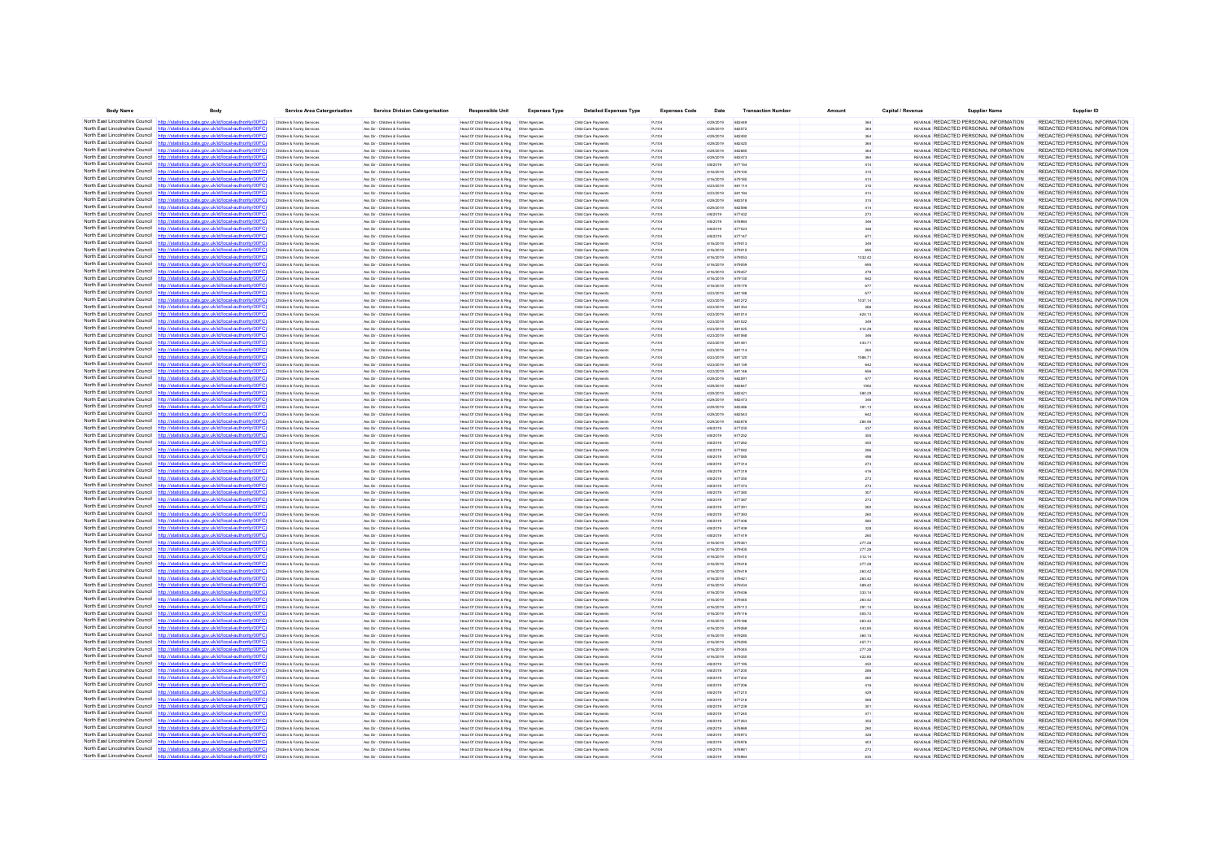| Body Name | Body | Service Area Catergorisation | Service Division Catergorisation | Responsible Unit | Expenses Type | Detailed Expenses Type | Expenses Code | Date | Transaction Number | Amount | Capital / Revenue | Supplier Name | Supplier ID |
|---|---|---|---|---|---|---|---|---|---|---|---|---|---|
| North East Lincolnshire Council | http://statistics.data.gov.uk/id/local-authority/00FC) | Children & Family Services | Ass Dir - Children & Families | Head Of Child Resource & Reg | Other Agencies | Child Care Payments | PJ104 | 4/29/2019 | 682449 | 364 | REVENUE | REDACTED PERSONAL INFORMATION | REDACTED PERSONAL INFORMATION |
| North East Lincolnshire Council | http://statistics.data.gov.uk/id/local-authority/00FC) | Children & Family Services | Ass Dir - Children & Families | Head Of Child Resource & Reg | Other Agencies | Child Care Payments | PJ104 | 4/29/2019 | 682572 | 364 | REVENUE | REDACTED PERSONAL INFORMATION | REDACTED PERSONAL INFORMATION |
| North East Lincolnshire Council | http://statistics.data.gov.uk/id/local-authority/00FC) | Children & Family Services | Ass Dir - Children & Families | Head Of Child Resource & Reg | Other Agencies | Child Care Payments | PJ104 | 4/29/2019 | 682492 | 364 | REVENUE | REDACTED PERSONAL INFORMATION | REDACTED PERSONAL INFORMATION |
| North East Lincolnshire Council | http://statistics.data.gov.uk/id/local-authority/00FC) | Children & Family Services | Ass Dir - Children & Families | Head Of Child Resource & Reg | Other Agencies | Child Care Payments | PJ104 | 4/29/2019 | 682420 | 364 | REVENUE | REDACTED PERSONAL INFORMATION | REDACTED PERSONAL INFORMATION |
| North East Lincolnshire Council | http://statistics.data.gov.uk/id/local-authority/00FC) | Children & Family Services | Ass Dir - Children & Families | Head Of Child Resource & Reg | Other Agencies | Child Care Payments | PJ104 | 4/29/2019 | 682665 | 364 | REVENUE | REDACTED PERSONAL INFORMATION | REDACTED PERSONAL INFORMATION |
| North East Lincolnshire Council | http://statistics.data.gov.uk/id/local-authority/00FC) | Children & Family Services | Ass Dir - Children & Families | Head Of Child Resource & Reg | Other Agencies | Child Care Payments | PJ104 | 4/29/2019 | 682473 | 364 | REVENUE | REDACTED PERSONAL INFORMATION | REDACTED PERSONAL INFORMATION |
| North East Lincolnshire Council | http://statistics.data.gov.uk/id/local-authority/00FC) | Children & Family Services | Ass Dir - Children & Families | Head Of Child Resource & Reg | Other Agencies | Child Care Payments | PJ104 | 4/8/2019 | 677154 | 414 | REVENUE | REDACTED PERSONAL INFORMATION | REDACTED PERSONAL INFORMATION |
| North East Lincolnshire Council | http://statistics.data.gov.uk/id/local-authority/00FC) | Children & Family Services | Ass Dir - Children & Families | Head Of Child Resource & Reg | Other Agencies | Child Care Payments | PJ104 | 4/16/2019 | 679106 | 315 | REVENUE | REDACTED PERSONAL INFORMATION | REDACTED PERSONAL INFORMATION |
| North East Lincolnshire Council | http://statistics.data.gov.uk/id/local-authority/00FC) | Children & Family Services | Ass Dir - Children & Families | Head Of Child Resource & Reg | Other Agencies | Child Care Payments | PJ104 | 4/16/2019 | 679105 | 414 | REVENUE | REDACTED PERSONAL INFORMATION | REDACTED PERSONAL INFORMATION |
| North East Lincolnshire Council | http://statistics.data.gov.uk/id/local-authority/00FC) | Children & Family Services | Ass Dir - Children & Families | Head Of Child Resource & Reg | Other Agencies | Child Care Payments | PJ104 | 4/23/2019 | 681114 | 315 | REVENUE | REDACTED PERSONAL INFORMATION | REDACTED PERSONAL INFORMATION |
| North East Lincolnshire Council | http://statistics.data.gov.uk/id/local-authority/00FC) | Children & Family Services | Ass Dir - Children & Families | Head Of Child Resource & Reg | Other Agencies | Child Care Payments | PJ104 | 4/23/2019 | 681194 | 414 | REVENUE | REDACTED PERSONAL INFORMATION | REDACTED PERSONAL INFORMATION |
| North East Lincolnshire Council | http://statistics.data.gov.uk/id/local-authority/00FC) | Children & Family Services | Ass Dir - Children & Families | Head Of Child Resource & Reg | Other Agencies | Child Care Payments | PJ104 | 4/29/2019 | 682518 | 315 | REVENUE | REDACTED PERSONAL INFORMATION | REDACTED PERSONAL INFORMATION |
| North East Lincolnshire Council | http://statistics.data.gov.uk/id/local-authority/00FC) | Children & Family Services | Ass Dir - Children & Families | Head Of Child Resource & Reg | Other Agencies | Child Care Payments | PJ104 | 4/29/2019 | 682598 | 414 | REVENUE | REDACTED PERSONAL INFORMATION | REDACTED PERSONAL INFORMATION |
| North East Lincolnshire Council | http://statistics.data.gov.uk/id/local-authority/00FC) | Children & Family Services | Ass Dir - Children & Families | Head Of Child Resource & Reg | Other Agencies | Child Care Payments | PJ104 | 4/8/2019 | 677032 | 273 | REVENUE | REDACTED PERSONAL INFORMATION | REDACTED PERSONAL INFORMATION |
| North East Lincolnshire Council | http://statistics.data.gov.uk/id/local-authority/00FC) | Children & Family Services | Ass Dir - Children & Families | Head Of Child Resource & Reg | Other Agencies | Child Care Payments | PJ104 | 4/8/2019 | 676984 | 346 | REVENUE | REDACTED PERSONAL INFORMATION | REDACTED PERSONAL INFORMATION |
| North East Lincolnshire Council | http://statistics.data.gov.uk/id/local-authority/00FC) | Children & Family Services | Ass Dir - Children & Families | Head Of Child Resource & Reg | Other Agencies | Child Care Payments | PJ104 | 4/8/2019 | 677023 | 346 | REVENUE | REDACTED PERSONAL INFORMATION | REDACTED PERSONAL INFORMATION |
| North East Lincolnshire Council | http://statistics.data.gov.uk/id/local-authority/00FC) | Children & Family Services | Ass Dir - Children & Families | Head Of Child Resource & Reg | Other Agencies | Child Care Payments | PJ104 | 4/8/2019 | 677167 | 671 | REVENUE | REDACTED PERSONAL INFORMATION | REDACTED PERSONAL INFORMATION |
| North East Lincolnshire Council | http://statistics.data.gov.uk/id/local-authority/00FC) | Children & Family Services | Ass Dir - Children & Families | Head Of Child Resource & Reg | Other Agencies | Child Care Payments | PJ104 | 4/16/2019 | 679013 | 346 | REVENUE | REDACTED PERSONAL INFORMATION | REDACTED PERSONAL INFORMATION |
| North East Lincolnshire Council | http://statistics.data.gov.uk/id/local-authority/00FC) | Children & Family Services | Ass Dir - Children & Families | Head Of Child Resource & Reg | Other Agencies | Child Care Payments | PJ104 | 4/16/2019 | 679015 | 689 | REVENUE | REDACTED PERSONAL INFORMATION | REDACTED PERSONAL INFORMATION |
| North East Lincolnshire Council | http://statistics.data.gov.uk/id/local-authority/00FC) | Children & Family Services | Ass Dir - Children & Families | Head Of Child Resource & Reg | Other Agencies | Child Care Payments | PJ104 | 4/16/2019 | 679053 | 1332.62 | REVENUE | REDACTED PERSONAL INFORMATION | REDACTED PERSONAL INFORMATION |
| North East Lincolnshire Council | http://statistics.data.gov.uk/id/local-authority/00FC) | Children & Family Services | Ass Dir - Children & Families | Head Of Child Resource & Reg | Other Agencies | Child Care Payments | PJ104 | 4/16/2019 | 679059 | 685 | REVENUE | REDACTED PERSONAL INFORMATION | REDACTED PERSONAL INFORMATION |
| North East Lincolnshire Council | http://statistics.data.gov.uk/id/local-authority/00FC) | Children & Family Services | Ass Dir - Children & Families | Head Of Child Resource & Reg | Other Agencies | Child Care Payments | PJ104 | 4/16/2019 | 679057 | 278 | REVENUE | REDACTED PERSONAL INFORMATION | REDACTED PERSONAL INFORMATION |
| North East Lincolnshire Council | http://statistics.data.gov.uk/id/local-authority/00FC) | Children & Family Services | Ass Dir - Children & Families | Head Of Child Resource & Reg | Other Agencies | Child Care Payments | PJ104 | 4/16/2019 | 679130 | 842 | REVENUE | REDACTED PERSONAL INFORMATION | REDACTED PERSONAL INFORMATION |
| North East Lincolnshire Council | http://statistics.data.gov.uk/id/local-authority/00FC) | Children & Family Services | Ass Dir - Children & Families | Head Of Child Resource & Reg | Other Agencies | Child Care Payments | PJ104 | 4/16/2019 | 679178 | 677 | REVENUE | REDACTED PERSONAL INFORMATION | REDACTED PERSONAL INFORMATION |
| North East Lincolnshire Council | http://statistics.data.gov.uk/id/local-authority/00FC) | Children & Family Services | Ass Dir - Children & Families | Head Of Child Resource & Reg | Other Agencies | Child Care Payments | PJ104 | 4/23/2019 | 681168 | 677 | REVENUE | REDACTED PERSONAL INFORMATION | REDACTED PERSONAL INFORMATION |
| North East Lincolnshire Council | http://statistics.data.gov.uk/id/local-authority/00FC) | Children & Family Services | Ass Dir - Children & Families | Head Of Child Resource & Reg | Other Agencies | Child Care Payments | PJ104 | 4/23/2019 | 681272 | 1037.14 | REVENUE | REDACTED PERSONAL INFORMATION | REDACTED PERSONAL INFORMATION |
| North East Lincolnshire Council | http://statistics.data.gov.uk/id/local-authority/00FC) | Children & Family Services | Ass Dir - Children & Families | Head Of Child Resource & Reg | Other Agencies | Child Care Payments | PJ104 | 4/23/2019 | 681354 | 266 | REVENUE | REDACTED PERSONAL INFORMATION | REDACTED PERSONAL INFORMATION |
| North East Lincolnshire Council | http://statistics.data.gov.uk/id/local-authority/00FC) | Children & Family Services | Ass Dir - Children & Families | Head Of Child Resource & Reg | Other Agencies | Child Care Payments | PJ104 | 4/23/2019 | 681014 | 624.13 | REVENUE | REDACTED PERSONAL INFORMATION | REDACTED PERSONAL INFORMATION |
| North East Lincolnshire Council | http://statistics.data.gov.uk/id/local-authority/00FC) | Children & Family Services | Ass Dir - Children & Families | Head Of Child Resource & Reg | Other Agencies | Child Care Payments | PJ104 | 4/23/2019 | 681022 | 349 | REVENUE | REDACTED PERSONAL INFORMATION | REDACTED PERSONAL INFORMATION |
| North East Lincolnshire Council | http://statistics.data.gov.uk/id/local-authority/00FC) | Children & Family Services | Ass Dir - Children & Families | Head Of Child Resource & Reg | Other Agencies | Child Care Payments | PJ104 | 4/23/2019 | 681025 | 414.29 | REVENUE | REDACTED PERSONAL INFORMATION | REDACTED PERSONAL INFORMATION |
| North East Lincolnshire Council | http://statistics.data.gov.uk/id/local-authority/00FC) | Children & Family Services | Ass Dir - Children & Families | Head Of Child Resource & Reg | Other Agencies | Child Care Payments | PJ104 | 4/23/2019 | 681098 | 346 | REVENUE | REDACTED PERSONAL INFORMATION | REDACTED PERSONAL INFORMATION |
| North East Lincolnshire Council | http://statistics.data.gov.uk/id/local-authority/00FC) | Children & Family Services | Ass Dir - Children & Families | Head Of Child Resource & Reg | Other Agencies | Child Care Payments | PJ104 | 4/23/2019 | 681401 | 433.71 | REVENUE | REDACTED PERSONAL INFORMATION | REDACTED PERSONAL INFORMATION |
| North East Lincolnshire Council | http://statistics.data.gov.uk/id/local-authority/00FC) | Children & Family Services | Ass Dir - Children & Families | Head Of Child Resource & Reg | Other Agencies | Child Care Payments | PJ104 | 4/23/2019 | 681114 | 260 | REVENUE | REDACTED PERSONAL INFORMATION | REDACTED PERSONAL INFORMATION |
| North East Lincolnshire Council | http://statistics.data.gov.uk/id/local-authority/00FC) | Children & Family Services | Ass Dir - Children & Families | Head Of Child Resource & Reg | Other Agencies | Child Care Payments | PJ104 | 4/23/2019 | 681120 | 1086.71 | REVENUE | REDACTED PERSONAL INFORMATION | REDACTED PERSONAL INFORMATION |
| North East Lincolnshire Council | http://statistics.data.gov.uk/id/local-authority/00FC) | Children & Family Services | Ass Dir - Children & Families | Head Of Child Resource & Reg | Other Agencies | Child Care Payments | PJ104 | 4/23/2019 | 681139 | 842 | REVENUE | REDACTED PERSONAL INFORMATION | REDACTED PERSONAL INFORMATION |
| North East Lincolnshire Council | http://statistics.data.gov.uk/id/local-authority/00FC) | Children & Family Services | Ass Dir - Children & Families | Head Of Child Resource & Reg | Other Agencies | Child Care Payments | PJ104 | 4/23/2019 | 681154 | 906 | REVENUE | REDACTED PERSONAL INFORMATION | REDACTED PERSONAL INFORMATION |
| North East Lincolnshire Council | http://statistics.data.gov.uk/id/local-authority/00FC) | Children & Family Services | Ass Dir - Children & Families | Head Of Child Resource & Reg | Other Agencies | Child Care Payments | PJ104 | 4/29/2019 | 682091 | 677 | REVENUE | REDACTED PERSONAL INFORMATION | REDACTED PERSONAL INFORMATION |
| North East Lincolnshire Council | http://statistics.data.gov.uk/id/local-authority/00FC) | Children & Family Services | Ass Dir - Children & Families | Head Of Child Resource & Reg | Other Agencies | Child Care Payments | PJ104 | 4/29/2019 | 682667 | 1092 | REVENUE | REDACTED PERSONAL INFORMATION | REDACTED PERSONAL INFORMATION |
| North East Lincolnshire Council | http://statistics.data.gov.uk/id/local-authority/00FC) | Children & Family Services | Ass Dir - Children & Families | Head Of Child Resource & Reg | Other Agencies | Child Care Payments | PJ104 | 4/29/2019 | 682421 | 580.29 | REVENUE | REDACTED PERSONAL INFORMATION | REDACTED PERSONAL INFORMATION |
| North East Lincolnshire Council | http://statistics.data.gov.uk/id/local-authority/00FC) | Children & Family Services | Ass Dir - Children & Families | Head Of Child Resource & Reg | Other Agencies | Child Care Payments | PJ104 | 4/29/2019 | 682473 | 346 | REVENUE | REDACTED PERSONAL INFORMATION | REDACTED PERSONAL INFORMATION |
| North East Lincolnshire Council | http://statistics.data.gov.uk/id/local-authority/00FC) | Children & Family Services | Ass Dir - Children & Families | Head Of Child Resource & Reg | Other Agencies | Child Care Payments | PJ104 | 4/29/2019 | 682486 | 391.13 | REVENUE | REDACTED PERSONAL INFORMATION | REDACTED PERSONAL INFORMATION |
| North East Lincolnshire Council | http://statistics.data.gov.uk/id/local-authority/00FC) | Children & Family Services | Ass Dir - Children & Families | Head Of Child Resource & Reg | Other Agencies | Child Care Payments | PJ104 | 4/29/2019 | 682643 | 842 | REVENUE | REDACTED PERSONAL INFORMATION | REDACTED PERSONAL INFORMATION |
| North East Lincolnshire Council | http://statistics.data.gov.uk/id/local-authority/00FC) | Children & Family Services | Ass Dir - Children & Families | Head Of Child Resource & Reg | Other Agencies | Child Care Payments | PJ104 | 4/29/2019 | 682878 | 284.56 | REVENUE | REDACTED PERSONAL INFORMATION | REDACTED PERSONAL INFORMATION |
| North East Lincolnshire Council | http://statistics.data.gov.uk/id/local-authority/00FC) | Children & Family Services | Ass Dir - Children & Families | Head Of Child Resource & Reg | Other Agencies | Child Care Payments | PJ104 | 4/8/2019 | 677235 | 437 | REVENUE | REDACTED PERSONAL INFORMATION | REDACTED PERSONAL INFORMATION |
| North East Lincolnshire Council | http://statistics.data.gov.uk/id/local-authority/00FC) | Children & Family Services | Ass Dir - Children & Families | Head Of Child Resource & Reg | Other Agencies | Child Care Payments | PJ104 | 4/8/2019 | 677252 | 355 | REVENUE | REDACTED PERSONAL INFORMATION | REDACTED PERSONAL INFORMATION |
| North East Lincolnshire Council | http://statistics.data.gov.uk/id/local-authority/00FC) | Children & Family Services | Ass Dir - Children & Families | Head Of Child Resource & Reg | Other Agencies | Child Care Payments | PJ104 | 4/8/2019 | 677262 | 450 | REVENUE | REDACTED PERSONAL INFORMATION | REDACTED PERSONAL INFORMATION |
| North East Lincolnshire Council | http://statistics.data.gov.uk/id/local-authority/00FC) | Children & Family Services | Ass Dir - Children & Families | Head Of Child Resource & Reg | Other Agencies | Child Care Payments | PJ104 | 4/8/2019 | 677062 | 266 | REVENUE | REDACTED PERSONAL INFORMATION | REDACTED PERSONAL INFORMATION |
| North East Lincolnshire Council | http://statistics.data.gov.uk/id/local-authority/00FC) | Children & Family Services | Ass Dir - Children & Families | Head Of Child Resource & Reg | Other Agencies | Child Care Payments | PJ104 | 4/8/2019 | 677065 | 498 | REVENUE | REDACTED PERSONAL INFORMATION | REDACTED PERSONAL INFORMATION |
| North East Lincolnshire Council | http://statistics.data.gov.uk/id/local-authority/00FC) | Children & Family Services | Ass Dir - Children & Families | Head Of Child Resource & Reg | Other Agencies | Child Care Payments | PJ104 | 4/8/2019 | 677314 | 273 | REVENUE | REDACTED PERSONAL INFORMATION | REDACTED PERSONAL INFORMATION |
| North East Lincolnshire Council | http://statistics.data.gov.uk/id/local-authority/00FC) | Children & Family Services | Ass Dir - Children & Families | Head Of Child Resource & Reg | Other Agencies | Child Care Payments | PJ104 | 4/8/2019 | 677319 | 416 | REVENUE | REDACTED PERSONAL INFORMATION | REDACTED PERSONAL INFORMATION |
| North East Lincolnshire Council | http://statistics.data.gov.uk/id/local-authority/00FC) | Children & Family Services | Ass Dir - Children & Families | Head Of Child Resource & Reg | Other Agencies | Child Care Payments | PJ104 | 4/8/2019 | 677350 | 273 | REVENUE | REDACTED PERSONAL INFORMATION | REDACTED PERSONAL INFORMATION |
| North East Lincolnshire Council | http://statistics.data.gov.uk/id/local-authority/00FC) | Children & Family Services | Ass Dir - Children & Families | Head Of Child Resource & Reg | Other Agencies | Child Care Payments | PJ104 | 4/8/2019 | 677374 | 273 | REVENUE | REDACTED PERSONAL INFORMATION | REDACTED PERSONAL INFORMATION |
| North East Lincolnshire Council | http://statistics.data.gov.uk/id/local-authority/00FC) | Children & Family Services | Ass Dir - Children & Families | Head Of Child Resource & Reg | Other Agencies | Child Care Payments | PJ104 | 4/8/2019 | 677380 | 307 | REVENUE | REDACTED PERSONAL INFORMATION | REDACTED PERSONAL INFORMATION |
| North East Lincolnshire Council | http://statistics.data.gov.uk/id/local-authority/00FC) | Children & Family Services | Ass Dir - Children & Families | Head Of Child Resource & Reg | Other Agencies | Child Care Payments | PJ104 | 4/8/2019 | 677387 | 273 | REVENUE | REDACTED PERSONAL INFORMATION | REDACTED PERSONAL INFORMATION |
| North East Lincolnshire Council | http://statistics.data.gov.uk/id/local-authority/00FC) | Children & Family Services | Ass Dir - Children & Families | Head Of Child Resource & Reg | Other Agencies | Child Care Payments | PJ104 | 4/8/2019 | 677391 | 260 | REVENUE | REDACTED PERSONAL INFORMATION | REDACTED PERSONAL INFORMATION |
| North East Lincolnshire Council | http://statistics.data.gov.uk/id/local-authority/00FC) | Children & Family Services | Ass Dir - Children & Families | Head Of Child Resource & Reg | Other Agencies | Child Care Payments | PJ104 | 4/8/2019 | 677393 | 260 | REVENUE | REDACTED PERSONAL INFORMATION | REDACTED PERSONAL INFORMATION |
| North East Lincolnshire Council | http://statistics.data.gov.uk/id/local-authority/00FC) | Children & Family Services | Ass Dir - Children & Families | Head Of Child Resource & Reg | Other Agencies | Child Care Payments | PJ104 | 4/8/2019 | 677406 | 560 | REVENUE | REDACTED PERSONAL INFORMATION | REDACTED PERSONAL INFORMATION |
| North East Lincolnshire Council | http://statistics.data.gov.uk/id/local-authority/00FC) | Children & Family Services | Ass Dir - Children & Families | Head Of Child Resource & Reg | Other Agencies | Child Care Payments | PJ104 | 4/8/2019 | 677408 | 328 | REVENUE | REDACTED PERSONAL INFORMATION | REDACTED PERSONAL INFORMATION |
| North East Lincolnshire Council | http://statistics.data.gov.uk/id/local-authority/00FC) | Children & Family Services | Ass Dir - Children & Families | Head Of Child Resource & Reg | Other Agencies | Child Care Payments | PJ104 | 4/8/2019 | 677419 | 260 | REVENUE | REDACTED PERSONAL INFORMATION | REDACTED PERSONAL INFORMATION |
| North East Lincolnshire Council | http://statistics.data.gov.uk/id/local-authority/00FC) | Children & Family Services | Ass Dir - Children & Families | Head Of Child Resource & Reg | Other Agencies | Child Care Payments | PJ104 | 4/16/2019 | 679381 | 277.28 | REVENUE | REDACTED PERSONAL INFORMATION | REDACTED PERSONAL INFORMATION |
| North East Lincolnshire Council | http://statistics.data.gov.uk/id/local-authority/00FC) | Children & Family Services | Ass Dir - Children & Families | Head Of Child Resource & Reg | Other Agencies | Child Care Payments | PJ104 | 4/16/2019 | 679405 | 277.28 | REVENUE | REDACTED PERSONAL INFORMATION | REDACTED PERSONAL INFORMATION |
| North East Lincolnshire Council | http://statistics.data.gov.uk/id/local-authority/00FC) | Children & Family Services | Ass Dir - Children & Families | Head Of Child Resource & Reg | Other Agencies | Child Care Payments | PJ104 | 4/16/2019 | 679410 | 312.14 | REVENUE | REDACTED PERSONAL INFORMATION | REDACTED PERSONAL INFORMATION |
| North East Lincolnshire Council | http://statistics.data.gov.uk/id/local-authority/00FC) | Children & Family Services | Ass Dir - Children & Families | Head Of Child Resource & Reg | Other Agencies | Child Care Payments | PJ104 | 4/16/2019 | 679416 | 277.28 | REVENUE | REDACTED PERSONAL INFORMATION | REDACTED PERSONAL INFORMATION |
| North East Lincolnshire Council | http://statistics.data.gov.uk/id/local-authority/00FC) | Children & Family Services | Ass Dir - Children & Families | Head Of Child Resource & Reg | Other Agencies | Child Care Payments | PJ104 | 4/16/2019 | 679419 | 263.42 | REVENUE | REDACTED PERSONAL INFORMATION | REDACTED PERSONAL INFORMATION |
| North East Lincolnshire Council | http://statistics.data.gov.uk/id/local-authority/00FC) | Children & Family Services | Ass Dir - Children & Families | Head Of Child Resource & Reg | Other Agencies | Child Care Payments | PJ104 | 4/16/2019 | 679421 | 263.42 | REVENUE | REDACTED PERSONAL INFORMATION | REDACTED PERSONAL INFORMATION |
| North East Lincolnshire Council | http://statistics.data.gov.uk/id/local-authority/00FC) | Children & Family Services | Ass Dir - Children & Families | Head Of Child Resource & Reg | Other Agencies | Child Care Payments | PJ104 | 4/16/2019 | 679434 | 589.42 | REVENUE | REDACTED PERSONAL INFORMATION | REDACTED PERSONAL INFORMATION |
| North East Lincolnshire Council | http://statistics.data.gov.uk/id/local-authority/00FC) | Children & Family Services | Ass Dir - Children & Families | Head Of Child Resource & Reg | Other Agencies | Child Care Payments | PJ104 | 4/16/2019 | 679436 | 333.14 | REVENUE | REDACTED PERSONAL INFORMATION | REDACTED PERSONAL INFORMATION |
| North East Lincolnshire Council | http://statistics.data.gov.uk/id/local-authority/00FC) | Children & Family Services | Ass Dir - Children & Families | Head Of Child Resource & Reg | Other Agencies | Child Care Payments | PJ104 | 4/16/2019 | 679065 | 263.42 | REVENUE | REDACTED PERSONAL INFORMATION | REDACTED PERSONAL INFORMATION |
| North East Lincolnshire Council | http://statistics.data.gov.uk/id/local-authority/00FC) | Children & Family Services | Ass Dir - Children & Families | Head Of Child Resource & Reg | Other Agencies | Child Care Payments | PJ104 | 4/16/2019 | 679113 | 291.14 | REVENUE | REDACTED PERSONAL INFORMATION | REDACTED PERSONAL INFORMATION |
| North East Lincolnshire Council | http://statistics.data.gov.uk/id/local-authority/00FC) | Children & Family Services | Ass Dir - Children & Families | Head Of Child Resource & Reg | Other Agencies | Child Care Payments | PJ104 | 4/16/2019 | 679116 | 305.72 | REVENUE | REDACTED PERSONAL INFORMATION | REDACTED PERSONAL INFORMATION |
| North East Lincolnshire Council | http://statistics.data.gov.uk/id/local-authority/00FC) | Children & Family Services | Ass Dir - Children & Families | Head Of Child Resource & Reg | Other Agencies | Child Care Payments | PJ104 | 4/16/2019 | 679199 | 263.42 | REVENUE | REDACTED PERSONAL INFORMATION | REDACTED PERSONAL INFORMATION |
| North East Lincolnshire Council | http://statistics.data.gov.uk/id/local-authority/00FC) | Children & Family Services | Ass Dir - Children & Families | Head Of Child Resource & Reg | Other Agencies | Child Care Payments | PJ104 | 4/16/2019 | 679268 | 443.85 | REVENUE | REDACTED PERSONAL INFORMATION | REDACTED PERSONAL INFORMATION |
| North East Lincolnshire Council | http://statistics.data.gov.uk/id/local-authority/00FC) | Children & Family Services | Ass Dir - Children & Families | Head Of Child Resource & Reg | Other Agencies | Child Care Payments | PJ104 | 4/16/2019 | 679285 | 360.15 | REVENUE | REDACTED PERSONAL INFORMATION | REDACTED PERSONAL INFORMATION |
| North East Lincolnshire Council | http://statistics.data.gov.uk/id/local-authority/00FC) | Children & Family Services | Ass Dir - Children & Families | Head Of Child Resource & Reg | Other Agencies | Child Care Payments | PJ104 | 4/16/2019 | 679295 | 437.71 | REVENUE | REDACTED PERSONAL INFORMATION | REDACTED PERSONAL INFORMATION |
| North East Lincolnshire Council | http://statistics.data.gov.uk/id/local-authority/00FC) | Children & Family Services | Ass Dir - Children & Families | Head Of Child Resource & Reg | Other Agencies | Child Care Payments | PJ104 | 4/16/2019 | 679345 | 277.28 | REVENUE | REDACTED PERSONAL INFORMATION | REDACTED PERSONAL INFORMATION |
| North East Lincolnshire Council | http://statistics.data.gov.uk/id/local-authority/00FC) | Children & Family Services | Ass Dir - Children & Families | Head Of Child Resource & Reg | Other Agencies | Child Care Payments | PJ104 | 4/16/2019 | 679350 | 432.85 | REVENUE | REDACTED PERSONAL INFORMATION | REDACTED PERSONAL INFORMATION |
| North East Lincolnshire Council | http://statistics.data.gov.uk/id/local-authority/00FC) | Children & Family Services | Ass Dir - Children & Families | Head Of Child Resource & Reg | Other Agencies | Child Care Payments | PJ104 | 4/8/2019 | 677195 | 450 | REVENUE | REDACTED PERSONAL INFORMATION | REDACTED PERSONAL INFORMATION |
| North East Lincolnshire Council | http://statistics.data.gov.uk/id/local-authority/00FC) | Children & Family Services | Ass Dir - Children & Families | Head Of Child Resource & Reg | Other Agencies | Child Care Payments | PJ104 | 4/8/2019 | 677200 | 266 | REVENUE | REDACTED PERSONAL INFORMATION | REDACTED PERSONAL INFORMATION |
| North East Lincolnshire Council | http://statistics.data.gov.uk/id/local-authority/00FC) | Children & Family Services | Ass Dir - Children & Families | Head Of Child Resource & Reg | Other Agencies | Child Care Payments | PJ104 | 4/8/2019 | 677202 | 260 | REVENUE | REDACTED PERSONAL INFORMATION | REDACTED PERSONAL INFORMATION |
| North East Lincolnshire Council | http://statistics.data.gov.uk/id/local-authority/00FC) | Children & Family Services | Ass Dir - Children & Families | Head Of Child Resource & Reg | Other Agencies | Child Care Payments | PJ104 | 4/8/2019 | 677206 | 416 | REVENUE | REDACTED PERSONAL INFORMATION | REDACTED PERSONAL INFORMATION |
| North East Lincolnshire Council | http://statistics.data.gov.uk/id/local-authority/00FC) | Children & Family Services | Ass Dir - Children & Families | Head Of Child Resource & Reg | Other Agencies | Child Care Payments | PJ104 | 4/8/2019 | 677210 | 428 | REVENUE | REDACTED PERSONAL INFORMATION | REDACTED PERSONAL INFORMATION |
| North East Lincolnshire Council | http://statistics.data.gov.uk/id/local-authority/00FC) | Children & Family Services | Ass Dir - Children & Families | Head Of Child Resource & Reg | Other Agencies | Child Care Payments | PJ104 | 4/8/2019 | 677219 | 560 | REVENUE | REDACTED PERSONAL INFORMATION | REDACTED PERSONAL INFORMATION |
| North East Lincolnshire Council | http://statistics.data.gov.uk/id/local-authority/00FC) | Children & Family Services | Ass Dir - Children & Families | Head Of Child Resource & Reg | Other Agencies | Child Care Payments | PJ104 | 4/8/2019 | 677239 | 301 | REVENUE | REDACTED PERSONAL INFORMATION | REDACTED PERSONAL INFORMATION |
| North East Lincolnshire Council | http://statistics.data.gov.uk/id/local-authority/00FC) | Children & Family Services | Ass Dir - Children & Families | Head Of Child Resource & Reg | Other Agencies | Child Care Payments | PJ104 | 4/8/2019 | 677240 | 471 | REVENUE | REDACTED PERSONAL INFORMATION | REDACTED PERSONAL INFORMATION |
| North East Lincolnshire Council | http://statistics.data.gov.uk/id/local-authority/00FC) | Children & Family Services | Ass Dir - Children & Families | Head Of Child Resource & Reg | Other Agencies | Child Care Payments | PJ104 | 4/8/2019 | 677263 | 355 | REVENUE | REDACTED PERSONAL INFORMATION | REDACTED PERSONAL INFORMATION |
| North East Lincolnshire Council | http://statistics.data.gov.uk/id/local-authority/00FC) | Children & Family Services | Ass Dir - Children & Families | Head Of Child Resource & Reg | Other Agencies | Child Care Payments | PJ104 | 4/8/2019 | 676968 | 260 | REVENUE | REDACTED PERSONAL INFORMATION | REDACTED PERSONAL INFORMATION |
| North East Lincolnshire Council | http://statistics.data.gov.uk/id/local-authority/00FC) | Children & Family Services | Ass Dir - Children & Families | Head Of Child Resource & Reg | Other Agencies | Child Care Payments | PJ104 | 4/8/2019 | 676973 | 328 | REVENUE | REDACTED PERSONAL INFORMATION | REDACTED PERSONAL INFORMATION |
| North East Lincolnshire Council | http://statistics.data.gov.uk/id/local-authority/00FC) | Children & Family Services | Ass Dir - Children & Families | Head Of Child Resource & Reg | Other Agencies | Child Care Payments | PJ104 | 4/8/2019 | 676976 | 403 | REVENUE | REDACTED PERSONAL INFORMATION | REDACTED PERSONAL INFORMATION |
| North East Lincolnshire Council | http://statistics.data.gov.uk/id/local-authority/00FC) | Children & Family Services | Ass Dir - Children & Families | Head Of Child Resource & Reg | Other Agencies | Child Care Payments | PJ104 | 4/8/2019 | 676981 | 273 | REVENUE | REDACTED PERSONAL INFORMATION | REDACTED PERSONAL INFORMATION |
| North East Lincolnshire Council | http://statistics.data.gov.uk/id/local-authority/00FC) | Children & Family Services | Ass Dir - Children & Families | Head Of Child Resource & Reg | Other Agencies | Child Care Payments | PJ104 | 4/8/2019 | 676984 | 455 | REVENUE | REDACTED PERSONAL INFORMATION | REDACTED PERSONAL INFORMATION |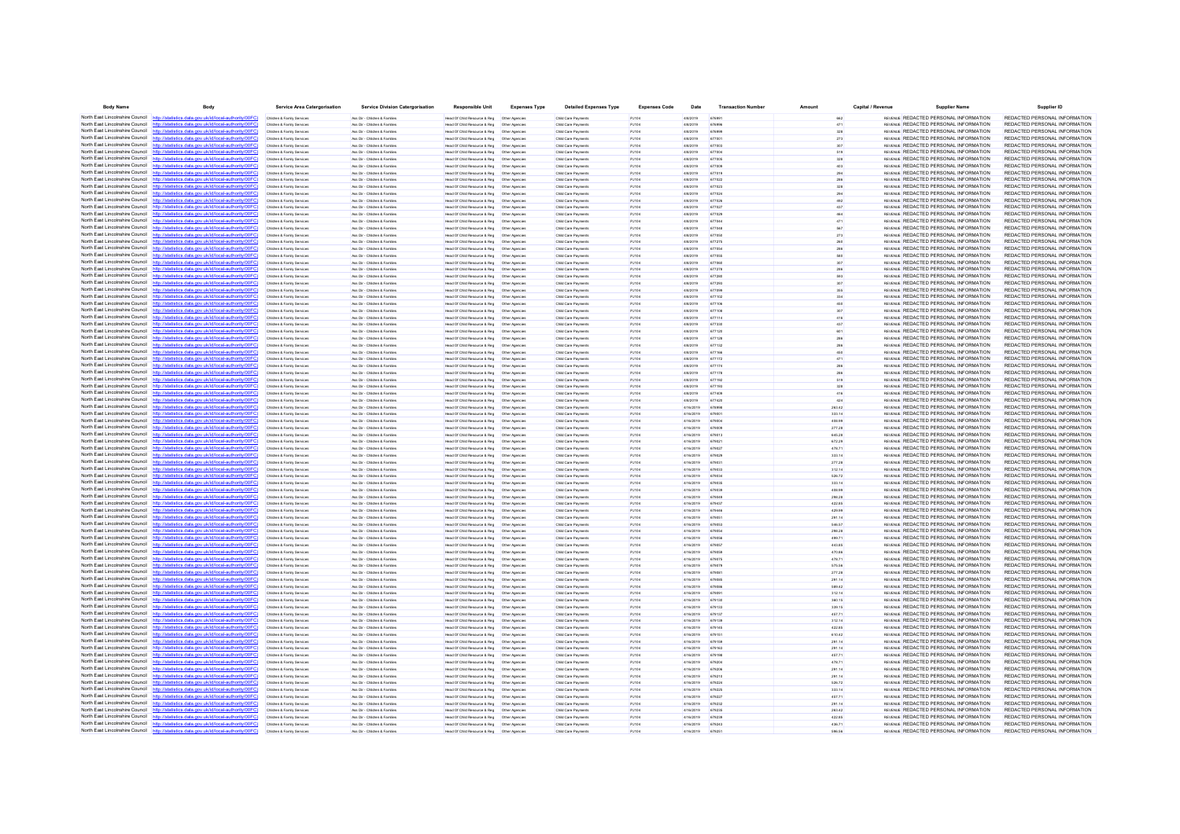| Body Name | Body | Service Area Catergorisation | Service Division Catergorisation | Responsible Unit | Expenses Type | Detailed Expenses Type | Expenses Code | Date | Transaction Number | Amount | Capital / Revenue | Supplier Name | Supplier ID |
|---|---|---|---|---|---|---|---|---|---|---|---|---|---|
| North East Lincolnshire Council | http://statistics.data.gov.uk/id/local-authority/00FC | Childrens & Family Services | Ass Dir - Children & Families | Head Of Child Resource & Reg | Other Agencies | Child Care Payments | PJ104 | 4/8/2019 | 676991 | 662 | REVENUE | REDACTED PERSONAL INFORMATION | REDACTED PERSONAL INFORMATION |
| North East Lincolnshire Council | http://statistics.data.gov.uk/id/local-authority/00FC | Childrens & Family Services | Ass Dir - Children & Families | Head Of Child Resource & Reg | Other Agencies | Child Care Payments | PJ104 | 4/8/2019 | 676996 | 471 | REVENUE | REDACTED PERSONAL INFORMATION | REDACTED PERSONAL INFORMATION |
| North East Lincolnshire Council | http://statistics.data.gov.uk/id/local-authority/00FC | Childrens & Family Services | Ass Dir - Children & Families | Head Of Child Resource & Reg | Other Agencies | Child Care Payments | PJ104 | 4/8/2019 | 676998 | 328 | REVENUE | REDACTED PERSONAL INFORMATION | REDACTED PERSONAL INFORMATION |
| North East Lincolnshire Council | http://statistics.data.gov.uk/id/local-authority/00FC | Childrens & Family Services | Ass Dir - Children & Families | Head Of Child Resource & Reg | Other Agencies | Child Care Payments | PJ104 | 4/8/2019 | 677001 | 273 | REVENUE | REDACTED PERSONAL INFORMATION | REDACTED PERSONAL INFORMATION |
| North East Lincolnshire Council | http://statistics.data.gov.uk/id/local-authority/00FC | Childrens & Family Services | Ass Dir - Children & Families | Head Of Child Resource & Reg | Other Agencies | Child Care Payments | PJ104 | 4/8/2019 | 677003 | 307 | REVENUE | REDACTED PERSONAL INFORMATION | REDACTED PERSONAL INFORMATION |
| North East Lincolnshire Council | http://statistics.data.gov.uk/id/local-authority/00FC | Childrens & Family Services | Ass Dir - Children & Families | Head Of Child Resource & Reg | Other Agencies | Child Care Payments | PJ104 | 4/8/2019 | 677004 | 519 | REVENUE | REDACTED PERSONAL INFORMATION | REDACTED PERSONAL INFORMATION |
| North East Lincolnshire Council | http://statistics.data.gov.uk/id/local-authority/00FC | Childrens & Family Services | Ass Dir - Children & Families | Head Of Child Resource & Reg | Other Agencies | Child Care Payments | PJ104 | 4/8/2019 | 677005 | 328 | REVENUE | REDACTED PERSONAL INFORMATION | REDACTED PERSONAL INFORMATION |
| North East Lincolnshire Council | http://statistics.data.gov.uk/id/local-authority/00FC | Childrens & Family Services | Ass Dir - Children & Families | Head Of Child Resource & Reg | Other Agencies | Child Care Payments | PJ104 | 4/8/2019 | 677009 | 453 | REVENUE | REDACTED PERSONAL INFORMATION | REDACTED PERSONAL INFORMATION |
| North East Lincolnshire Council | http://statistics.data.gov.uk/id/local-authority/00FC | Childrens & Family Services | Ass Dir - Children & Families | Head Of Child Resource & Reg | Other Agencies | Child Care Payments | PJ104 | 4/8/2019 | 677019 | 294 | REVENUE | REDACTED PERSONAL INFORMATION | REDACTED PERSONAL INFORMATION |
| North East Lincolnshire Council | http://statistics.data.gov.uk/id/local-authority/00FC | Childrens & Family Services | Ass Dir - Children & Families | Head Of Child Resource & Reg | Other Agencies | Child Care Payments | PJ104 | 4/8/2019 | 677022 | 286 | REVENUE | REDACTED PERSONAL INFORMATION | REDACTED PERSONAL INFORMATION |
| North East Lincolnshire Council | http://statistics.data.gov.uk/id/local-authority/00FC | Childrens & Family Services | Ass Dir - Children & Families | Head Of Child Resource & Reg | Other Agencies | Child Care Payments | PJ104 | 4/8/2019 | 677023 | 328 | REVENUE | REDACTED PERSONAL INFORMATION | REDACTED PERSONAL INFORMATION |
| North East Lincolnshire Council | http://statistics.data.gov.uk/id/local-authority/00FC | Childrens & Family Services | Ass Dir - Children & Families | Head Of Child Resource & Reg | Other Agencies | Child Care Payments | PJ104 | 4/8/2019 | 677024 | 294 | REVENUE | REDACTED PERSONAL INFORMATION | REDACTED PERSONAL INFORMATION |
| North East Lincolnshire Council | http://statistics.data.gov.uk/id/local-authority/00FC | Childrens & Family Services | Ass Dir - Children & Families | Head Of Child Resource & Reg | Other Agencies | Child Care Payments | PJ104 | 4/8/2019 | 677026 | 492 | REVENUE | REDACTED PERSONAL INFORMATION | REDACTED PERSONAL INFORMATION |
| North East Lincolnshire Council | http://statistics.data.gov.uk/id/local-authority/00FC | Childrens & Family Services | Ass Dir - Children & Families | Head Of Child Resource & Reg | Other Agencies | Child Care Payments | PJ104 | 4/8/2019 | 677027 | 437 | REVENUE | REDACTED PERSONAL INFORMATION | REDACTED PERSONAL INFORMATION |
| North East Lincolnshire Council | http://statistics.data.gov.uk/id/local-authority/00FC | Childrens & Family Services | Ass Dir - Children & Families | Head Of Child Resource & Reg | Other Agencies | Child Care Payments | PJ104 | 4/8/2019 | 677029 | 464 | REVENUE | REDACTED PERSONAL INFORMATION | REDACTED PERSONAL INFORMATION |
| North East Lincolnshire Council | http://statistics.data.gov.uk/id/local-authority/00FC | Childrens & Family Services | Ass Dir - Children & Families | Head Of Child Resource & Reg | Other Agencies | Child Care Payments | PJ104 | 4/8/2019 | 677044 | 471 | REVENUE | REDACTED PERSONAL INFORMATION | REDACTED PERSONAL INFORMATION |
| North East Lincolnshire Council | http://statistics.data.gov.uk/id/local-authority/00FC | Childrens & Family Services | Ass Dir - Children & Families | Head Of Child Resource & Reg | Other Agencies | Child Care Payments | PJ104 | 4/8/2019 | 677048 | 567 | REVENUE | REDACTED PERSONAL INFORMATION | REDACTED PERSONAL INFORMATION |
| North East Lincolnshire Council | http://statistics.data.gov.uk/id/local-authority/00FC | Childrens & Family Services | Ass Dir - Children & Families | Head Of Child Resource & Reg | Other Agencies | Child Care Payments | PJ104 | 4/8/2019 | 677050 | 273 | REVENUE | REDACTED PERSONAL INFORMATION | REDACTED PERSONAL INFORMATION |
| North East Lincolnshire Council | http://statistics.data.gov.uk/id/local-authority/00FC | Childrens & Family Services | Ass Dir - Children & Families | Head Of Child Resource & Reg | Other Agencies | Child Care Payments | PJ104 | 4/8/2019 | 677275 | 265 | REVENUE | REDACTED PERSONAL INFORMATION | REDACTED PERSONAL INFORMATION |
| North East Lincolnshire Council | http://statistics.data.gov.uk/id/local-authority/00FC | Childrens & Family Services | Ass Dir - Children & Families | Head Of Child Resource & Reg | Other Agencies | Child Care Payments | PJ104 | 4/8/2019 | 677054 | 286 | REVENUE | REDACTED PERSONAL INFORMATION | REDACTED PERSONAL INFORMATION |
| North East Lincolnshire Council | http://statistics.data.gov.uk/id/local-authority/00FC | Childrens & Family Services | Ass Dir - Children & Families | Head Of Child Resource & Reg | Other Agencies | Child Care Payments | PJ104 | 4/8/2019 | 677055 | 583 | REVENUE | REDACTED PERSONAL INFORMATION | REDACTED PERSONAL INFORMATION |
| North East Lincolnshire Council | http://statistics.data.gov.uk/id/local-authority/00FC | Childrens & Family Services | Ass Dir - Children & Families | Head Of Child Resource & Reg | Other Agencies | Child Care Payments | PJ104 | 4/8/2019 | 677060 | 307 | REVENUE | REDACTED PERSONAL INFORMATION | REDACTED PERSONAL INFORMATION |
| North East Lincolnshire Council | http://statistics.data.gov.uk/id/local-authority/00FC | Childrens & Family Services | Ass Dir - Children & Families | Head Of Child Resource & Reg | Other Agencies | Child Care Payments | PJ104 | 4/8/2019 | 677278 | 286 | REVENUE | REDACTED PERSONAL INFORMATION | REDACTED PERSONAL INFORMATION |
| North East Lincolnshire Council | http://statistics.data.gov.uk/id/local-authority/00FC | Childrens & Family Services | Ass Dir - Children & Families | Head Of Child Resource & Reg | Other Agencies | Child Care Payments | PJ104 | 4/8/2019 | 677280 | 593 | REVENUE | REDACTED PERSONAL INFORMATION | REDACTED PERSONAL INFORMATION |
| North East Lincolnshire Council | http://statistics.data.gov.uk/id/local-authority/00FC | Childrens & Family Services | Ass Dir - Children & Families | Head Of Child Resource & Reg | Other Agencies | Child Care Payments | PJ104 | 4/8/2019 | 677293 | 307 | REVENUE | REDACTED PERSONAL INFORMATION | REDACTED PERSONAL INFORMATION |
| North East Lincolnshire Council | http://statistics.data.gov.uk/id/local-authority/00FC | Childrens & Family Services | Ass Dir - Children & Families | Head Of Child Resource & Reg | Other Agencies | Child Care Payments | PJ104 | 4/8/2019 | 677099 | 355 | REVENUE | REDACTED PERSONAL INFORMATION | REDACTED PERSONAL INFORMATION |
| North East Lincolnshire Council | http://statistics.data.gov.uk/id/local-authority/00FC | Childrens & Family Services | Ass Dir - Children & Families | Head Of Child Resource & Reg | Other Agencies | Child Care Payments | PJ104 | 4/8/2019 | 677102 | 334 | REVENUE | REDACTED PERSONAL INFORMATION | REDACTED PERSONAL INFORMATION |
| North East Lincolnshire Council | http://statistics.data.gov.uk/id/local-authority/00FC | Childrens & Family Services | Ass Dir - Children & Families | Head Of Child Resource & Reg | Other Agencies | Child Care Payments | PJ104 | 4/8/2019 | 677106 | 450 | REVENUE | REDACTED PERSONAL INFORMATION | REDACTED PERSONAL INFORMATION |
| North East Lincolnshire Council | http://statistics.data.gov.uk/id/local-authority/00FC | Childrens & Family Services | Ass Dir - Children & Families | Head Of Child Resource & Reg | Other Agencies | Child Care Payments | PJ104 | 4/8/2019 | 677109 | 307 | REVENUE | REDACTED PERSONAL INFORMATION | REDACTED PERSONAL INFORMATION |
| North East Lincolnshire Council | http://statistics.data.gov.uk/id/local-authority/00FC | Childrens & Family Services | Ass Dir - Children & Families | Head Of Child Resource & Reg | Other Agencies | Child Care Payments | PJ104 | 4/8/2019 | 677114 | 416 | REVENUE | REDACTED PERSONAL INFORMATION | REDACTED PERSONAL INFORMATION |
| North East Lincolnshire Council | http://statistics.data.gov.uk/id/local-authority/00FC | Childrens & Family Services | Ass Dir - Children & Families | Head Of Child Resource & Reg | Other Agencies | Child Care Payments | PJ104 | 4/8/2019 | 677330 | 437 | REVENUE | REDACTED PERSONAL INFORMATION | REDACTED PERSONAL INFORMATION |
| North East Lincolnshire Council | http://statistics.data.gov.uk/id/local-authority/00FC | Childrens & Family Services | Ass Dir - Children & Families | Head Of Child Resource & Reg | Other Agencies | Child Care Payments | PJ104 | 4/8/2019 | 677120 | 601 | REVENUE | REDACTED PERSONAL INFORMATION | REDACTED PERSONAL INFORMATION |
| North East Lincolnshire Council | http://statistics.data.gov.uk/id/local-authority/00FC | Childrens & Family Services | Ass Dir - Children & Families | Head Of Child Resource & Reg | Other Agencies | Child Care Payments | PJ104 | 4/8/2019 | 677126 | 286 | REVENUE | REDACTED PERSONAL INFORMATION | REDACTED PERSONAL INFORMATION |
| North East Lincolnshire Council | http://statistics.data.gov.uk/id/local-authority/00FC | Childrens & Family Services | Ass Dir - Children & Families | Head Of Child Resource & Reg | Other Agencies | Child Care Payments | PJ104 | 4/8/2019 | 677132 | 286 | REVENUE | REDACTED PERSONAL INFORMATION | REDACTED PERSONAL INFORMATION |
| North East Lincolnshire Council | http://statistics.data.gov.uk/id/local-authority/00FC | Childrens & Family Services | Ass Dir - Children & Families | Head Of Child Resource & Reg | Other Agencies | Child Care Payments | PJ104 | 4/8/2019 | 677166 | 450 | REVENUE | REDACTED PERSONAL INFORMATION | REDACTED PERSONAL INFORMATION |
| North East Lincolnshire Council | http://statistics.data.gov.uk/id/local-authority/00FC | Childrens & Family Services | Ass Dir - Children & Families | Head Of Child Resource & Reg | Other Agencies | Child Care Payments | PJ104 | 4/8/2019 | 677170 | 471 | REVENUE | REDACTED PERSONAL INFORMATION | REDACTED PERSONAL INFORMATION |
| North East Lincolnshire Council | http://statistics.data.gov.uk/id/local-authority/00FC | Childrens & Family Services | Ass Dir - Children & Families | Head Of Child Resource & Reg | Other Agencies | Child Care Payments | PJ104 | 4/8/2019 | 677174 | 286 | REVENUE | REDACTED PERSONAL INFORMATION | REDACTED PERSONAL INFORMATION |
| North East Lincolnshire Council | http://statistics.data.gov.uk/id/local-authority/00FC | Childrens & Family Services | Ass Dir - Children & Families | Head Of Child Resource & Reg | Other Agencies | Child Care Payments | PJ104 | 4/8/2019 | 677178 | 286 | REVENUE | REDACTED PERSONAL INFORMATION | REDACTED PERSONAL INFORMATION |
| North East Lincolnshire Council | http://statistics.data.gov.uk/id/local-authority/00FC | Childrens & Family Services | Ass Dir - Children & Families | Head Of Child Resource & Reg | Other Agencies | Child Care Payments | PJ104 | 4/8/2019 | 677192 | 519 | REVENUE | REDACTED PERSONAL INFORMATION | REDACTED PERSONAL INFORMATION |
| North East Lincolnshire Council | http://statistics.data.gov.uk/id/local-authority/00FC | Childrens & Family Services | Ass Dir - Children & Families | Head Of Child Resource & Reg | Other Agencies | Child Care Payments | PJ104 | 4/8/2019 | 677193 | 328 | REVENUE | REDACTED PERSONAL INFORMATION | REDACTED PERSONAL INFORMATION |
| North East Lincolnshire Council | http://statistics.data.gov.uk/id/local-authority/00FC | Childrens & Family Services | Ass Dir - Children & Families | Head Of Child Resource & Reg | Other Agencies | Child Care Payments | PJ104 | 4/8/2019 | 677409 | 416 | REVENUE | REDACTED PERSONAL INFORMATION | REDACTED PERSONAL INFORMATION |
| North East Lincolnshire Council | http://statistics.data.gov.uk/id/local-authority/00FC | Childrens & Family Services | Ass Dir - Children & Families | Head Of Child Resource & Reg | Other Agencies | Child Care Payments | PJ104 | 4/8/2019 | 677420 | 424 | REVENUE | REDACTED PERSONAL INFORMATION | REDACTED PERSONAL INFORMATION |
| North East Lincolnshire Council | http://statistics.data.gov.uk/id/local-authority/00FC | Childrens & Family Services | Ass Dir - Children & Families | Head Of Child Resource & Reg | Other Agencies | Child Care Payments | PJ104 | 4/16/2019 | 678998 | 263.42 | REVENUE | REDACTED PERSONAL INFORMATION | REDACTED PERSONAL INFORMATION |
| North East Lincolnshire Council | http://statistics.data.gov.uk/id/local-authority/00FC | Childrens & Family Services | Ass Dir - Children & Families | Head Of Child Resource & Reg | Other Agencies | Child Care Payments | PJ104 | 4/16/2019 | 679001 | 333.14 | REVENUE | REDACTED PERSONAL INFORMATION | REDACTED PERSONAL INFORMATION |
| North East Lincolnshire Council | http://statistics.data.gov.uk/id/local-authority/00FC | Childrens & Family Services | Ass Dir - Children & Families | Head Of Child Resource & Reg | Other Agencies | Child Care Payments | PJ104 | 4/16/2019 | 679004 | 436.99 | REVENUE | REDACTED PERSONAL INFORMATION | REDACTED PERSONAL INFORMATION |
| North East Lincolnshire Council | http://statistics.data.gov.uk/id/local-authority/00FC | Childrens & Family Services | Ass Dir - Children & Families | Head Of Child Resource & Reg | Other Agencies | Child Care Payments | PJ104 | 4/16/2019 | 679009 | 277.28 | REVENUE | REDACTED PERSONAL INFORMATION | REDACTED PERSONAL INFORMATION |
| North East Lincolnshire Council | http://statistics.data.gov.uk/id/local-authority/00FC | Childrens & Family Services | Ass Dir - Children & Families | Head Of Child Resource & Reg | Other Agencies | Child Care Payments | PJ104 | 4/16/2019 | 679013 | 645.28 | REVENUE | REDACTED PERSONAL INFORMATION | REDACTED PERSONAL INFORMATION |
| North East Lincolnshire Council | http://statistics.data.gov.uk/id/local-authority/00FC | Childrens & Family Services | Ass Dir - Children & Families | Head Of Child Resource & Reg | Other Agencies | Child Care Payments | PJ104 | 4/16/2019 | 679021 | 672.29 | REVENUE | REDACTED PERSONAL INFORMATION | REDACTED PERSONAL INFORMATION |
| North East Lincolnshire Council | http://statistics.data.gov.uk/id/local-authority/00FC | Childrens & Family Services | Ass Dir - Children & Families | Head Of Child Resource & Reg | Other Agencies | Child Care Payments | PJ104 | 4/16/2019 | 679027 | 476.71 | REVENUE | REDACTED PERSONAL INFORMATION | REDACTED PERSONAL INFORMATION |
| North East Lincolnshire Council | http://statistics.data.gov.uk/id/local-authority/00FC | Childrens & Family Services | Ass Dir - Children & Families | Head Of Child Resource & Reg | Other Agencies | Child Care Payments | PJ104 | 4/16/2019 | 679029 | 333.14 | REVENUE | REDACTED PERSONAL INFORMATION | REDACTED PERSONAL INFORMATION |
| North East Lincolnshire Council | http://statistics.data.gov.uk/id/local-authority/00FC | Childrens & Family Services | Ass Dir - Children & Families | Head Of Child Resource & Reg | Other Agencies | Child Care Payments | PJ104 | 4/16/2019 | 679031 | 277.28 | REVENUE | REDACTED PERSONAL INFORMATION | REDACTED PERSONAL INFORMATION |
| North East Lincolnshire Council | http://statistics.data.gov.uk/id/local-authority/00FC | Childrens & Family Services | Ass Dir - Children & Families | Head Of Child Resource & Reg | Other Agencies | Child Care Payments | PJ104 | 4/16/2019 | 679033 | 312.14 | REVENUE | REDACTED PERSONAL INFORMATION | REDACTED PERSONAL INFORMATION |
| North East Lincolnshire Council | http://statistics.data.gov.uk/id/local-authority/00FC | Childrens & Family Services | Ass Dir - Children & Families | Head Of Child Resource & Reg | Other Agencies | Child Care Payments | PJ104 | 4/16/2019 | 679034 | 526.72 | REVENUE | REDACTED PERSONAL INFORMATION | REDACTED PERSONAL INFORMATION |
| North East Lincolnshire Council | http://statistics.data.gov.uk/id/local-authority/00FC | Childrens & Family Services | Ass Dir - Children & Families | Head Of Child Resource & Reg | Other Agencies | Child Care Payments | PJ104 | 4/16/2019 | 679035 | 333.14 | REVENUE | REDACTED PERSONAL INFORMATION | REDACTED PERSONAL INFORMATION |
| North East Lincolnshire Council | http://statistics.data.gov.uk/id/local-authority/00FC | Childrens & Family Services | Ass Dir - Children & Families | Head Of Child Resource & Reg | Other Agencies | Child Care Payments | PJ104 | 4/16/2019 | 679039 | 436.99 | REVENUE | REDACTED PERSONAL INFORMATION | REDACTED PERSONAL INFORMATION |
| North East Lincolnshire Council | http://statistics.data.gov.uk/id/local-authority/00FC | Childrens & Family Services | Ass Dir - Children & Families | Head Of Child Resource & Reg | Other Agencies | Child Care Payments | PJ104 | 4/16/2019 | 679049 | 286.28 | REVENUE | REDACTED PERSONAL INFORMATION | REDACTED PERSONAL INFORMATION |
| North East Lincolnshire Council | http://statistics.data.gov.uk/id/local-authority/00FC | Childrens & Family Services | Ass Dir - Children & Families | Head Of Child Resource & Reg | Other Agencies | Child Care Payments | PJ104 | 4/16/2019 | 679037 | 422.65 | REVENUE | REDACTED PERSONAL INFORMATION | REDACTED PERSONAL INFORMATION |
| North East Lincolnshire Council | http://statistics.data.gov.uk/id/local-authority/00FC | Childrens & Family Services | Ass Dir - Children & Families | Head Of Child Resource & Reg | Other Agencies | Child Care Payments | PJ104 | 4/16/2019 | 679446 | 429.99 | REVENUE | REDACTED PERSONAL INFORMATION | REDACTED PERSONAL INFORMATION |
| North East Lincolnshire Council | http://statistics.data.gov.uk/id/local-authority/00FC | Childrens & Family Services | Ass Dir - Children & Families | Head Of Child Resource & Reg | Other Agencies | Child Care Payments | PJ104 | 4/16/2019 | 679051 | 291.14 | REVENUE | REDACTED PERSONAL INFORMATION | REDACTED PERSONAL INFORMATION |
| North East Lincolnshire Council | http://statistics.data.gov.uk/id/local-authority/00FC | Childrens & Family Services | Ass Dir - Children & Families | Head Of Child Resource & Reg | Other Agencies | Child Care Payments | PJ104 | 4/16/2019 | 679053 | 546.57 | REVENUE | REDACTED PERSONAL INFORMATION | REDACTED PERSONAL INFORMATION |
| North East Lincolnshire Council | http://statistics.data.gov.uk/id/local-authority/00FC | Childrens & Family Services | Ass Dir - Children & Families | Head Of Child Resource & Reg | Other Agencies | Child Care Payments | PJ104 | 4/16/2019 | 679054 | 286.28 | REVENUE | REDACTED PERSONAL INFORMATION | REDACTED PERSONAL INFORMATION |
| North East Lincolnshire Council | http://statistics.data.gov.uk/id/local-authority/00FC | Childrens & Family Services | Ass Dir - Children & Families | Head Of Child Resource & Reg | Other Agencies | Child Care Payments | PJ104 | 4/16/2019 | 679056 | 499.71 | REVENUE | REDACTED PERSONAL INFORMATION | REDACTED PERSONAL INFORMATION |
| North East Lincolnshire Council | http://statistics.data.gov.uk/id/local-authority/00FC | Childrens & Family Services | Ass Dir - Children & Families | Head Of Child Resource & Reg | Other Agencies | Child Care Payments | PJ104 | 4/16/2019 | 679057 | 443.65 | REVENUE | REDACTED PERSONAL INFORMATION | REDACTED PERSONAL INFORMATION |
| North East Lincolnshire Council | http://statistics.data.gov.uk/id/local-authority/00FC | Childrens & Family Services | Ass Dir - Children & Families | Head Of Child Resource & Reg | Other Agencies | Child Care Payments | PJ104 | 4/16/2019 | 679059 | 473.06 | REVENUE | REDACTED PERSONAL INFORMATION | REDACTED PERSONAL INFORMATION |
| North East Lincolnshire Council | http://statistics.data.gov.uk/id/local-authority/00FC | Childrens & Family Services | Ass Dir - Children & Families | Head Of Child Resource & Reg | Other Agencies | Child Care Payments | PJ104 | 4/16/2019 | 679074 | 476.71 | REVENUE | REDACTED PERSONAL INFORMATION | REDACTED PERSONAL INFORMATION |
| North East Lincolnshire Council | http://statistics.data.gov.uk/id/local-authority/00FC | Childrens & Family Services | Ass Dir - Children & Families | Head Of Child Resource & Reg | Other Agencies | Child Care Payments | PJ104 | 4/16/2019 | 679076 | 575.56 | REVENUE | REDACTED PERSONAL INFORMATION | REDACTED PERSONAL INFORMATION |
| North East Lincolnshire Council | http://statistics.data.gov.uk/id/local-authority/00FC | Childrens & Family Services | Ass Dir - Children & Families | Head Of Child Resource & Reg | Other Agencies | Child Care Payments | PJ104 | 4/16/2019 | 679081 | 277.28 | REVENUE | REDACTED PERSONAL INFORMATION | REDACTED PERSONAL INFORMATION |
| North East Lincolnshire Council | http://statistics.data.gov.uk/id/local-authority/00FC | Childrens & Family Services | Ass Dir - Children & Families | Head Of Child Resource & Reg | Other Agencies | Child Care Payments | PJ104 | 4/16/2019 | 679085 | 291.14 | REVENUE | REDACTED PERSONAL INFORMATION | REDACTED PERSONAL INFORMATION |
| North East Lincolnshire Council | http://statistics.data.gov.uk/id/local-authority/00FC | Childrens & Family Services | Ass Dir - Children & Families | Head Of Child Resource & Reg | Other Agencies | Child Care Payments | PJ104 | 4/16/2019 | 679088 | 589.42 | REVENUE | REDACTED PERSONAL INFORMATION | REDACTED PERSONAL INFORMATION |
| North East Lincolnshire Council | http://statistics.data.gov.uk/id/local-authority/00FC | Childrens & Family Services | Ass Dir - Children & Families | Head Of Child Resource & Reg | Other Agencies | Child Care Payments | PJ104 | 4/16/2019 | 679091 | 312.14 | REVENUE | REDACTED PERSONAL INFORMATION | REDACTED PERSONAL INFORMATION |
| North East Lincolnshire Council | http://statistics.data.gov.uk/id/local-authority/00FC | Childrens & Family Services | Ass Dir - Children & Families | Head Of Child Resource & Reg | Other Agencies | Child Care Payments | PJ104 | 4/16/2019 | 679130 | 360.15 | REVENUE | REDACTED PERSONAL INFORMATION | REDACTED PERSONAL INFORMATION |
| North East Lincolnshire Council | http://statistics.data.gov.uk/id/local-authority/00FC | Childrens & Family Services | Ass Dir - Children & Families | Head Of Child Resource & Reg | Other Agencies | Child Care Payments | PJ104 | 4/16/2019 | 679133 | 339.15 | REVENUE | REDACTED PERSONAL INFORMATION | REDACTED PERSONAL INFORMATION |
| North East Lincolnshire Council | http://statistics.data.gov.uk/id/local-authority/00FC | Childrens & Family Services | Ass Dir - Children & Families | Head Of Child Resource & Reg | Other Agencies | Child Care Payments | PJ104 | 4/16/2019 | 679137 | 437.71 | REVENUE | REDACTED PERSONAL INFORMATION | REDACTED PERSONAL INFORMATION |
| North East Lincolnshire Council | http://statistics.data.gov.uk/id/local-authority/00FC | Childrens & Family Services | Ass Dir - Children & Families | Head Of Child Resource & Reg | Other Agencies | Child Care Payments | PJ104 | 4/16/2019 | 679138 | 312.14 | REVENUE | REDACTED PERSONAL INFORMATION | REDACTED PERSONAL INFORMATION |
| North East Lincolnshire Council | http://statistics.data.gov.uk/id/local-authority/00FC | Childrens & Family Services | Ass Dir - Children & Families | Head Of Child Resource & Reg | Other Agencies | Child Care Payments | PJ104 | 4/16/2019 | 679146 | 432.65 | REVENUE | REDACTED PERSONAL INFORMATION | REDACTED PERSONAL INFORMATION |
| North East Lincolnshire Council | http://statistics.data.gov.uk/id/local-authority/00FC | Childrens & Family Services | Ass Dir - Children & Families | Head Of Child Resource & Reg | Other Agencies | Child Care Payments | PJ104 | 4/16/2019 | 679151 | 610.42 | REVENUE | REDACTED PERSONAL INFORMATION | REDACTED PERSONAL INFORMATION |
| North East Lincolnshire Council | http://statistics.data.gov.uk/id/local-authority/00FC | Childrens & Family Services | Ass Dir - Children & Families | Head Of Child Resource & Reg | Other Agencies | Child Care Payments | PJ104 | 4/16/2019 | 679159 | 291.14 | REVENUE | REDACTED PERSONAL INFORMATION | REDACTED PERSONAL INFORMATION |
| North East Lincolnshire Council | http://statistics.data.gov.uk/id/local-authority/00FC | Childrens & Family Services | Ass Dir - Children & Families | Head Of Child Resource & Reg | Other Agencies | Child Care Payments | PJ104 | 4/16/2019 | 679163 | 291.14 | REVENUE | REDACTED PERSONAL INFORMATION | REDACTED PERSONAL INFORMATION |
| North East Lincolnshire Council | http://statistics.data.gov.uk/id/local-authority/00FC | Childrens & Family Services | Ass Dir - Children & Families | Head Of Child Resource & Reg | Other Agencies | Child Care Payments | PJ104 | 4/16/2019 | 679198 | 437.71 | REVENUE | REDACTED PERSONAL INFORMATION | REDACTED PERSONAL INFORMATION |
| North East Lincolnshire Council | http://statistics.data.gov.uk/id/local-authority/00FC | Childrens & Family Services | Ass Dir - Children & Families | Head Of Child Resource & Reg | Other Agencies | Child Care Payments | PJ104 | 4/16/2019 | 679204 | 476.71 | REVENUE | REDACTED PERSONAL INFORMATION | REDACTED PERSONAL INFORMATION |
| North East Lincolnshire Council | http://statistics.data.gov.uk/id/local-authority/00FC | Childrens & Family Services | Ass Dir - Children & Families | Head Of Child Resource & Reg | Other Agencies | Child Care Payments | PJ104 | 4/16/2019 | 679206 | 291.14 | REVENUE | REDACTED PERSONAL INFORMATION | REDACTED PERSONAL INFORMATION |
| North East Lincolnshire Council | http://statistics.data.gov.uk/id/local-authority/00FC | Childrens & Family Services | Ass Dir - Children & Families | Head Of Child Resource & Reg | Other Agencies | Child Care Payments | PJ104 | 4/16/2019 | 679215 | 291.14 | REVENUE | REDACTED PERSONAL INFORMATION | REDACTED PERSONAL INFORMATION |
| North East Lincolnshire Council | http://statistics.data.gov.uk/id/local-authority/00FC | Childrens & Family Services | Ass Dir - Children & Families | Head Of Child Resource & Reg | Other Agencies | Child Care Payments | PJ104 | 4/16/2019 | 679224 | 526.72 | REVENUE | REDACTED PERSONAL INFORMATION | REDACTED PERSONAL INFORMATION |
| North East Lincolnshire Council | http://statistics.data.gov.uk/id/local-authority/00FC | Childrens & Family Services | Ass Dir - Children & Families | Head Of Child Resource & Reg | Other Agencies | Child Care Payments | PJ104 | 4/16/2019 | 679226 | 333.14 | REVENUE | REDACTED PERSONAL INFORMATION | REDACTED PERSONAL INFORMATION |
| North East Lincolnshire Council | http://statistics.data.gov.uk/id/local-authority/00FC | Childrens & Family Services | Ass Dir - Children & Families | Head Of Child Resource & Reg | Other Agencies | Child Care Payments | PJ104 | 4/16/2019 | 679227 | 437.71 | REVENUE | REDACTED PERSONAL INFORMATION | REDACTED PERSONAL INFORMATION |
| North East Lincolnshire Council | http://statistics.data.gov.uk/id/local-authority/00FC | Childrens & Family Services | Ass Dir - Children & Families | Head Of Child Resource & Reg | Other Agencies | Child Care Payments | PJ104 | 4/16/2019 | 679232 | 291.14 | REVENUE | REDACTED PERSONAL INFORMATION | REDACTED PERSONAL INFORMATION |
| North East Lincolnshire Council | http://statistics.data.gov.uk/id/local-authority/00FC | Childrens & Family Services | Ass Dir - Children & Families | Head Of Child Resource & Reg | Other Agencies | Child Care Payments | PJ104 | 4/16/2019 | 679235 | 263.42 | REVENUE | REDACTED PERSONAL INFORMATION | REDACTED PERSONAL INFORMATION |
| North East Lincolnshire Council | http://statistics.data.gov.uk/id/local-authority/00FC | Childrens & Family Services | Ass Dir - Children & Families | Head Of Child Resource & Reg | Other Agencies | Child Care Payments | PJ104 | 4/16/2019 | 679239 | 422.65 | REVENUE | REDACTED PERSONAL INFORMATION | REDACTED PERSONAL INFORMATION |
| North East Lincolnshire Council | http://statistics.data.gov.uk/id/local-authority/00FC | Childrens & Family Services | Ass Dir - Children & Families | Head Of Child Resource & Reg | Other Agencies | Child Care Payments | PJ104 | 4/16/2019 | 679243 | 436.71 | REVENUE | REDACTED PERSONAL INFORMATION | REDACTED PERSONAL INFORMATION |
| North East Lincolnshire Council | http://statistics.data.gov.uk/id/local-authority/00FC | Childrens & Family Services | Ass Dir - Children & Families | Head Of Child Resource & Reg | Other Agencies | Child Care Payments | PJ104 | 4/16/2019 | 679251 | 596.06 | REVENUE | REDACTED PERSONAL INFORMATION | REDACTED PERSONAL INFORMATION |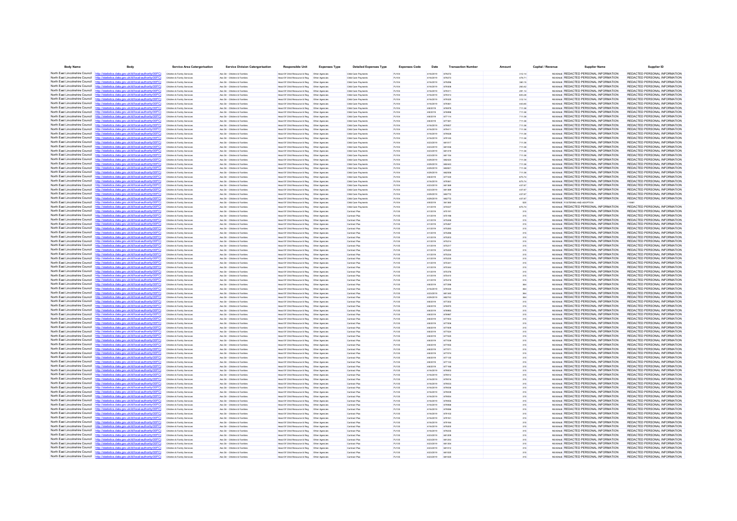| Body Name | Body | Service Area Catergorisation | Service Division Catergorisation | Responsible Unit | Expenses Type | Detailed Expenses Type | Expenses Code | Date | Transaction Number | Amount | Capital / Revenue | Supplier Name | Supplier ID |
|---|---|---|---|---|---|---|---|---|---|---|---|---|---|
| North East Lincolnshire Council | http://statistics.data.gov.uk/id/local-authority/00FC | Childrens & Family Services | Ass Dir - Children & Families | Head Of Child Resource & Reg | Other Agencies | Child Care Payments | PJ104 | 4/16/2019 | 679272 | 312.14 | REVENUE | REDACTED PERSONAL INFORMATION | REDACTED PERSONAL INFORMATION |
| North East Lincolnshire Council | http://statistics.data.gov.uk/id/local-authority/00FC | Childrens & Family Services | Ass Dir - Children & Families | Head Of Child Resource & Reg | Other Agencies | Child Care Payments | PJ104 | 4/16/2019 | 679273 | 478.71 | REVENUE | REDACTED PERSONAL INFORMATION | REDACTED PERSONAL INFORMATION |
| North East Lincolnshire Council | http://statistics.data.gov.uk/id/local-authority/00FC | Childrens & Family Services | Ass Dir - Children & Families | Head Of Child Resource & Reg | Other Agencies | Child Care Payments | PJ104 | 4/16/2019 | 679296 | 380.15 | REVENUE | REDACTED PERSONAL INFORMATION | REDACTED PERSONAL INFORMATION |
| North East Lincolnshire Council | http://statistics.data.gov.uk/id/local-authority/00FC | Childrens & Family Services | Ass Dir - Children & Families | Head Of Child Resource & Reg | Other Agencies | Child Care Payments | PJ104 | 4/16/2019 | 679308 | 263.42 | REVENUE | REDACTED PERSONAL INFORMATION | REDACTED PERSONAL INFORMATION |
| North East Lincolnshire Council | http://statistics.data.gov.uk/id/local-authority/00FC | Childrens & Family Services | Ass Dir - Children & Families | Head Of Child Resource & Reg | Other Agencies | Child Care Payments | PJ104 | 4/16/2019 | 679311 | 281.14 | REVENUE | REDACTED PERSONAL INFORMATION | REDACTED PERSONAL INFORMATION |
| North East Lincolnshire Council | http://statistics.data.gov.uk/id/local-authority/00FC | Childrens & Family Services | Ass Dir - Children & Families | Head Of Child Resource & Reg | Other Agencies | Child Care Payments | PJ104 | 4/16/2019 | 679313 | 643.28 | REVENUE | REDACTED PERSONAL INFORMATION | REDACTED PERSONAL INFORMATION |
| North East Lincolnshire Council | http://statistics.data.gov.uk/id/local-authority/00FC | Childrens & Family Services | Ass Dir - Children & Families | Head Of Child Resource & Reg | Other Agencies | Child Care Payments | PJ104 | 4/16/2019 | 679326 | 312.14 | REVENUE | REDACTED PERSONAL INFORMATION | REDACTED PERSONAL INFORMATION |
| North East Lincolnshire Council | http://statistics.data.gov.uk/id/local-authority/00FC | Childrens & Family Services | Ass Dir - Children & Families | Head Of Child Resource & Reg | Other Agencies | Child Care Payments | PJ104 | 4/16/2019 | 679361 | 443.85 | REVENUE | REDACTED PERSONAL INFORMATION | REDACTED PERSONAL INFORMATION |
| North East Lincolnshire Council | http://statistics.data.gov.uk/id/local-authority/00FC | Childrens & Family Services | Ass Dir - Children & Families | Head Of Child Resource & Reg | Other Agencies | Child Care Payments | PJ104 | 4/8/2019 | 676979 | 711.58 | REVENUE | REDACTED PERSONAL INFORMATION | REDACTED PERSONAL INFORMATION |
| North East Lincolnshire Council | http://statistics.data.gov.uk/id/local-authority/00FC | Childrens & Family Services | Ass Dir - Children & Families | Head Of Child Resource & Reg | Other Agencies | Child Care Payments | PJ104 | 4/8/2019 | 676990 | 711.58 | REVENUE | REDACTED PERSONAL INFORMATION | REDACTED PERSONAL INFORMATION |
| North East Lincolnshire Council | http://statistics.data.gov.uk/id/local-authority/00FC | Childrens & Family Services | Ass Dir - Children & Families | Head Of Child Resource & Reg | Other Agencies | Child Care Payments | PJ104 | 4/8/2019 | 677114 | 711.58 | REVENUE | REDACTED PERSONAL INFORMATION | REDACTED PERSONAL INFORMATION |
| North East Lincolnshire Council | http://statistics.data.gov.uk/id/local-authority/00FC | Childrens & Family Services | Ass Dir - Children & Families | Head Of Child Resource & Reg | Other Agencies | Child Care Payments | PJ104 | 4/8/2019 | 677361 | 711.58 | REVENUE | REDACTED PERSONAL INFORMATION | REDACTED PERSONAL INFORMATION |
| North East Lincolnshire Council | http://statistics.data.gov.uk/id/local-authority/00FC | Childrens & Family Services | Ass Dir - Children & Families | Head Of Child Resource & Reg | Other Agencies | Child Care Payments | PJ104 | 4/16/2019 | 679007 | 711.58 | REVENUE | REDACTED PERSONAL INFORMATION | REDACTED PERSONAL INFORMATION |
| North East Lincolnshire Council | http://statistics.data.gov.uk/id/local-authority/00FC | Childrens & Family Services | Ass Dir - Children & Families | Head Of Child Resource & Reg | Other Agencies | Child Care Payments | PJ104 | 4/16/2019 | 679071 | 711.58 | REVENUE | REDACTED PERSONAL INFORMATION | REDACTED PERSONAL INFORMATION |
| North East Lincolnshire Council | http://statistics.data.gov.uk/id/local-authority/00FC | Childrens & Family Services | Ass Dir - Children & Families | Head Of Child Resource & Reg | Other Agencies | Child Care Payments | PJ104 | 4/16/2019 | 679028 | 711.58 | REVENUE | REDACTED PERSONAL INFORMATION | REDACTED PERSONAL INFORMATION |
| North East Lincolnshire Council | http://statistics.data.gov.uk/id/local-authority/00FC | Childrens & Family Services | Ass Dir - Children & Families | Head Of Child Resource & Reg | Other Agencies | Child Care Payments | PJ104 | 4/16/2019 | 679165 | 711.58 | REVENUE | REDACTED PERSONAL INFORMATION | REDACTED PERSONAL INFORMATION |
| North East Lincolnshire Council | http://statistics.data.gov.uk/id/local-authority/00FC | Childrens & Family Services | Ass Dir - Children & Families | Head Of Child Resource & Reg | Other Agencies | Child Care Payments | PJ104 | 4/23/2019 | 681017 | 711.58 | REVENUE | REDACTED PERSONAL INFORMATION | REDACTED PERSONAL INFORMATION |
| North East Lincolnshire Council | http://statistics.data.gov.uk/id/local-authority/00FC | Childrens & Family Services | Ass Dir - Children & Families | Head Of Child Resource & Reg | Other Agencies | Child Care Payments | PJ104 | 4/23/2019 | 681036 | 711.58 | REVENUE | REDACTED PERSONAL INFORMATION | REDACTED PERSONAL INFORMATION |
| North East Lincolnshire Council | http://statistics.data.gov.uk/id/local-authority/00FC | Childrens & Family Services | Ass Dir - Children & Families | Head Of Child Resource & Reg | Other Agencies | Child Care Payments | PJ104 | 4/23/2019 | 681419 | 711.58 | REVENUE | REDACTED PERSONAL INFORMATION | REDACTED PERSONAL INFORMATION |
| North East Lincolnshire Council | http://statistics.data.gov.uk/id/local-authority/00FC | Childrens & Family Services | Ass Dir - Children & Families | Head Of Child Resource & Reg | Other Agencies | Child Care Payments | PJ104 | 4/23/2019 | 681154 | 711.58 | REVENUE | REDACTED PERSONAL INFORMATION | REDACTED PERSONAL INFORMATION |
| North East Lincolnshire Council | http://statistics.data.gov.uk/id/local-authority/00FC | Childrens & Family Services | Ass Dir - Children & Families | Head Of Child Resource & Reg | Other Agencies | Child Care Payments | PJ104 | 4/29/2019 | 682424 | 711.58 | REVENUE | REDACTED PERSONAL INFORMATION | REDACTED PERSONAL INFORMATION |
| North East Lincolnshire Council | http://statistics.data.gov.uk/id/local-authority/00FC | Childrens & Family Services | Ass Dir - Children & Families | Head Of Child Resource & Reg | Other Agencies | Child Care Payments | PJ104 | 4/29/2019 | 682443 | 711.58 | REVENUE | REDACTED PERSONAL INFORMATION | REDACTED PERSONAL INFORMATION |
| North East Lincolnshire Council | http://statistics.data.gov.uk/id/local-authority/00FC | Childrens & Family Services | Ass Dir - Children & Families | Head Of Child Resource & Reg | Other Agencies | Child Care Payments | PJ104 | 4/29/2019 | 682821 | 711.58 | REVENUE | REDACTED PERSONAL INFORMATION | REDACTED PERSONAL INFORMATION |
| North East Lincolnshire Council | http://statistics.data.gov.uk/id/local-authority/00FC | Childrens & Family Services | Ass Dir - Children & Families | Head Of Child Resource & Reg | Other Agencies | Child Care Payments | PJ104 | 4/29/2019 | 682558 | 711.58 | REVENUE | REDACTED PERSONAL INFORMATION | REDACTED PERSONAL INFORMATION |
| North East Lincolnshire Council | http://statistics.data.gov.uk/id/local-authority/00FC | Childrens & Family Services | Ass Dir - Children & Families | Head Of Child Resource & Reg | Other Agencies | Child Care Payments | PJ104 | 4/8/2019 | 677335 | 875.74 | REVENUE | REDACTED PERSONAL INFORMATION | REDACTED PERSONAL INFORMATION |
| North East Lincolnshire Council | http://statistics.data.gov.uk/id/local-authority/00FC | Childrens & Family Services | Ass Dir - Children & Families | Head Of Child Resource & Reg | Other Agencies | Child Care Payments | PJ104 | 4/16/2019 | 679361 | 875.74 | REVENUE | REDACTED PERSONAL INFORMATION | REDACTED PERSONAL INFORMATION |
| North East Lincolnshire Council | http://statistics.data.gov.uk/id/local-authority/00FC | Childrens & Family Services | Ass Dir - Children & Families | Head Of Child Resource & Reg | Other Agencies | Child Care Payments | PJ104 | 4/23/2019 | 681368 | 437.87 | REVENUE | REDACTED PERSONAL INFORMATION | REDACTED PERSONAL INFORMATION |
| North East Lincolnshire Council | http://statistics.data.gov.uk/id/local-authority/00FC | Childrens & Family Services | Ass Dir - Children & Families | Head Of Child Resource & Reg | Other Agencies | Child Care Payments | PJ104 | 4/23/2019 | 681369 | 437.87 | REVENUE | REDACTED PERSONAL INFORMATION | REDACTED PERSONAL INFORMATION |
| North East Lincolnshire Council | http://statistics.data.gov.uk/id/local-authority/00FC | Childrens & Family Services | Ass Dir - Children & Families | Head Of Child Resource & Reg | Other Agencies | Child Care Payments | PJ104 | 4/29/2019 | 682772 | 437.87 | REVENUE | REDACTED PERSONAL INFORMATION | REDACTED PERSONAL INFORMATION |
| North East Lincolnshire Council | http://statistics.data.gov.uk/id/local-authority/00FC | Childrens & Family Services | Ass Dir - Children & Families | Head Of Child Resource & Reg | Other Agencies | Child Care Payments | PJ104 | 4/29/2019 | 682773 | 437.87 | REVENUE | REDACTED PERSONAL INFORMATION | REDACTED PERSONAL INFORMATION |
| North East Lincolnshire Council | http://statistics.data.gov.uk/id/local-authority/00FC | Childrens & Family Services | Ass Dir - Children & Families | Head Of Child Resource & Reg | Other Agencies | Child Care Payments | PJ104 | 4/8/2019 | 561360 | 520 | REVENUE | FOSTERING AND ADOPTION | 110681 |
| North East Lincolnshire Council | http://statistics.data.gov.uk/id/local-authority/00FC | Childrens & Family Services | Ass Dir - Children & Families | Head Of Child Resource & Reg | Other Agencies | Child Care Payments | PJ104 | 4/1/2019 | 675537 | 875.74 | REVENUE | REDACTED PERSONAL INFORMATION | REDACTED PERSONAL INFORMATION |
| North East Lincolnshire Council | http://statistics.data.gov.uk/id/local-authority/00FC | Childrens & Family Services | Ass Dir - Children & Families | Head Of Child Resource & Reg | Other Agencies | Contract Plus | PJ135 | 4/1/2019 | 675191 | 315 | REVENUE | REDACTED PERSONAL INFORMATION | REDACTED PERSONAL INFORMATION |
| North East Lincolnshire Council | http://statistics.data.gov.uk/id/local-authority/00FC | Childrens & Family Services | Ass Dir - Children & Families | Head Of Child Resource & Reg | Other Agencies | Contract Plus | PJ135 | 4/1/2019 | 675198 | 315 | REVENUE | REDACTED PERSONAL INFORMATION | REDACTED PERSONAL INFORMATION |
| North East Lincolnshire Council | http://statistics.data.gov.uk/id/local-authority/00FC | Childrens & Family Services | Ass Dir - Children & Families | Head Of Child Resource & Reg | Other Agencies | Contract Plus | PJ135 | 4/1/2019 | 675248 | 315 | REVENUE | REDACTED PERSONAL INFORMATION | REDACTED PERSONAL INFORMATION |
| North East Lincolnshire Council | http://statistics.data.gov.uk/id/local-authority/00FC | Childrens & Family Services | Ass Dir - Children & Families | Head Of Child Resource & Reg | Other Agencies | Contract Plus | PJ135 | 4/1/2019 | 675267 | 315 | REVENUE | REDACTED PERSONAL INFORMATION | REDACTED PERSONAL INFORMATION |
| North East Lincolnshire Council | http://statistics.data.gov.uk/id/local-authority/00FC | Childrens & Family Services | Ass Dir - Children & Families | Head Of Child Resource & Reg | Other Agencies | Contract Plus | PJ135 | 4/1/2019 | 675263 | 315 | REVENUE | REDACTED PERSONAL INFORMATION | REDACTED PERSONAL INFORMATION |
| North East Lincolnshire Council | http://statistics.data.gov.uk/id/local-authority/00FC | Childrens & Family Services | Ass Dir - Children & Families | Head Of Child Resource & Reg | Other Agencies | Contract Plus | PJ135 | 4/1/2019 | 675206 | 315 | REVENUE | REDACTED PERSONAL INFORMATION | REDACTED PERSONAL INFORMATION |
| North East Lincolnshire Council | http://statistics.data.gov.uk/id/local-authority/00FC | Childrens & Family Services | Ass Dir - Children & Families | Head Of Child Resource & Reg | Other Agencies | Contract Plus | PJ135 | 4/1/2019 | 675203 | 315 | REVENUE | REDACTED PERSONAL INFORMATION | REDACTED PERSONAL INFORMATION |
| North East Lincolnshire Council | http://statistics.data.gov.uk/id/local-authority/00FC | Childrens & Family Services | Ass Dir - Children & Families | Head Of Child Resource & Reg | Other Agencies | Contract Plus | PJ135 | 4/1/2019 | 675214 | 315 | REVENUE | REDACTED PERSONAL INFORMATION | REDACTED PERSONAL INFORMATION |
| North East Lincolnshire Council | http://statistics.data.gov.uk/id/local-authority/00FC | Childrens & Family Services | Ass Dir - Children & Families | Head Of Child Resource & Reg | Other Agencies | Contract Plus | PJ135 | 4/1/2019 | 675217 | 315 | REVENUE | REDACTED PERSONAL INFORMATION | REDACTED PERSONAL INFORMATION |
| North East Lincolnshire Council | http://statistics.data.gov.uk/id/local-authority/00FC | Childrens & Family Services | Ass Dir - Children & Families | Head Of Child Resource & Reg | Other Agencies | Contract Plus | PJ135 | 4/1/2019 | 675220 | 315 | REVENUE | REDACTED PERSONAL INFORMATION | REDACTED PERSONAL INFORMATION |
| North East Lincolnshire Council | http://statistics.data.gov.uk/id/local-authority/00FC | Childrens & Family Services | Ass Dir - Children & Families | Head Of Child Resource & Reg | Other Agencies | Contract Plus | PJ135 | 4/1/2019 | 675234 | 315 | REVENUE | REDACTED PERSONAL INFORMATION | REDACTED PERSONAL INFORMATION |
| North East Lincolnshire Council | http://statistics.data.gov.uk/id/local-authority/00FC | Childrens & Family Services | Ass Dir - Children & Families | Head Of Child Resource & Reg | Other Agencies | Contract Plus | PJ135 | 4/1/2019 | 675235 | 315 | REVENUE | REDACTED PERSONAL INFORMATION | REDACTED PERSONAL INFORMATION |
| North East Lincolnshire Council | http://statistics.data.gov.uk/id/local-authority/00FC | Childrens & Family Services | Ass Dir - Children & Families | Head Of Child Resource & Reg | Other Agencies | Contract Plus | PJ135 | 4/1/2019 | 675341 | 315 | REVENUE | REDACTED PERSONAL INFORMATION | REDACTED PERSONAL INFORMATION |
| North East Lincolnshire Council | http://statistics.data.gov.uk/id/local-authority/00FC | Childrens & Family Services | Ass Dir - Children & Families | Head Of Child Resource & Reg | Other Agencies | Contract Plus | PJ135 | 4/1/2019 | 675364 | 315 | REVENUE | REDACTED PERSONAL INFORMATION | REDACTED PERSONAL INFORMATION |
| North East Lincolnshire Council | http://statistics.data.gov.uk/id/local-authority/00FC | Childrens & Family Services | Ass Dir - Children & Families | Head Of Child Resource & Reg | Other Agencies | Contract Plus | PJ135 | 4/1/2019 | 675376 | 315 | REVENUE | REDACTED PERSONAL INFORMATION | REDACTED PERSONAL INFORMATION |
| North East Lincolnshire Council | http://statistics.data.gov.uk/id/local-authority/00FC | Childrens & Family Services | Ass Dir - Children & Families | Head Of Child Resource & Reg | Other Agencies | Contract Plus | PJ135 | 4/1/2019 | 675410 | 315 | REVENUE | REDACTED PERSONAL INFORMATION | REDACTED PERSONAL INFORMATION |
| North East Lincolnshire Council | http://statistics.data.gov.uk/id/local-authority/00FC | Childrens & Family Services | Ass Dir - Children & Families | Head Of Child Resource & Reg | Other Agencies | Contract Plus | PJ135 | 4/1/2019 | 675418 | 315 | REVENUE | REDACTED PERSONAL INFORMATION | REDACTED PERSONAL INFORMATION |
| North East Lincolnshire Council | http://statistics.data.gov.uk/id/local-authority/00FC | Childrens & Family Services | Ass Dir - Children & Families | Head Of Child Resource & Reg | Other Agencies | Contract Plus | PJ135 | 4/8/2019 | 677298 | 364 | REVENUE | REDACTED PERSONAL INFORMATION | REDACTED PERSONAL INFORMATION |
| North East Lincolnshire Council | http://statistics.data.gov.uk/id/local-authority/00FC | Childrens & Family Services | Ass Dir - Children & Families | Head Of Child Resource & Reg | Other Agencies | Contract Plus | PJ135 | 4/16/2019 | 679330 | 364 | REVENUE | REDACTED PERSONAL INFORMATION | REDACTED PERSONAL INFORMATION |
| North East Lincolnshire Council | http://statistics.data.gov.uk/id/local-authority/00FC | Childrens & Family Services | Ass Dir - Children & Families | Head Of Child Resource & Reg | Other Agencies | Contract Plus | PJ135 | 4/23/2019 | 681348 | 364 | REVENUE | REDACTED PERSONAL INFORMATION | REDACTED PERSONAL INFORMATION |
| North East Lincolnshire Council | http://statistics.data.gov.uk/id/local-authority/00FC | Childrens & Family Services | Ass Dir - Children & Families | Head Of Child Resource & Reg | Other Agencies | Contract Plus | PJ135 | 4/29/2019 | 682743 | 364 | REVENUE | REDACTED PERSONAL INFORMATION | REDACTED PERSONAL INFORMATION |
| North East Lincolnshire Council | http://statistics.data.gov.uk/id/local-authority/00FC | Childrens & Family Services | Ass Dir - Children & Families | Head Of Child Resource & Reg | Other Agencies | Contract Plus | PJ135 | 4/8/2019 | 677202 | 315 | REVENUE | REDACTED PERSONAL INFORMATION | REDACTED PERSONAL INFORMATION |
| North East Lincolnshire Council | http://statistics.data.gov.uk/id/local-authority/00FC | Childrens & Family Services | Ass Dir - Children & Families | Head Of Child Resource & Reg | Other Agencies | Contract Plus | PJ135 | 4/8/2019 | 676975 | 315 | REVENUE | REDACTED PERSONAL INFORMATION | REDACTED PERSONAL INFORMATION |
| North East Lincolnshire Council | http://statistics.data.gov.uk/id/local-authority/00FC | Childrens & Family Services | Ass Dir - Children & Families | Head Of Child Resource & Reg | Other Agencies | Contract Plus | PJ135 | 4/8/2019 | 676963 | 315 | REVENUE | REDACTED PERSONAL INFORMATION | REDACTED PERSONAL INFORMATION |
| North East Lincolnshire Council | http://statistics.data.gov.uk/id/local-authority/00FC | Childrens & Family Services | Ass Dir - Children & Families | Head Of Child Resource & Reg | Other Agencies | Contract Plus | PJ135 | 4/8/2019 | 676967 | 315 | REVENUE | REDACTED PERSONAL INFORMATION | REDACTED PERSONAL INFORMATION |
| North East Lincolnshire Council | http://statistics.data.gov.uk/id/local-authority/00FC | Childrens & Family Services | Ass Dir - Children & Families | Head Of Child Resource & Reg | Other Agencies | Contract Plus | PJ135 | 4/8/2019 | 677003 | 315 | REVENUE | REDACTED PERSONAL INFORMATION | REDACTED PERSONAL INFORMATION |
| North East Lincolnshire Council | http://statistics.data.gov.uk/id/local-authority/00FC | Childrens & Family Services | Ass Dir - Children & Families | Head Of Child Resource & Reg | Other Agencies | Contract Plus | PJ135 | 4/8/2019 | 677006 | 315 | REVENUE | REDACTED PERSONAL INFORMATION | REDACTED PERSONAL INFORMATION |
| North East Lincolnshire Council | http://statistics.data.gov.uk/id/local-authority/00FC | Childrens & Family Services | Ass Dir - Children & Families | Head Of Child Resource & Reg | Other Agencies | Contract Plus | PJ135 | 4/8/2019 | 677009 | 315 | REVENUE | REDACTED PERSONAL INFORMATION | REDACTED PERSONAL INFORMATION |
| North East Lincolnshire Council | http://statistics.data.gov.uk/id/local-authority/00FC | Childrens & Family Services | Ass Dir - Children & Families | Head Of Child Resource & Reg | Other Agencies | Contract Plus | PJ135 | 4/8/2019 | 677024 | 315 | REVENUE | REDACTED PERSONAL INFORMATION | REDACTED PERSONAL INFORMATION |
| North East Lincolnshire Council | http://statistics.data.gov.uk/id/local-authority/00FC | Childrens & Family Services | Ass Dir - Children & Families | Head Of Child Resource & Reg | Other Agencies | Contract Plus | PJ135 | 4/8/2019 | 677025 | 315 | REVENUE | REDACTED PERSONAL INFORMATION | REDACTED PERSONAL INFORMATION |
| North East Lincolnshire Council | http://statistics.data.gov.uk/id/local-authority/00FC | Childrens & Family Services | Ass Dir - Children & Families | Head Of Child Resource & Reg | Other Agencies | Contract Plus | PJ135 | 4/8/2019 | 677038 | 315 | REVENUE | REDACTED PERSONAL INFORMATION | REDACTED PERSONAL INFORMATION |
| North East Lincolnshire Council | http://statistics.data.gov.uk/id/local-authority/00FC | Childrens & Family Services | Ass Dir - Children & Families | Head Of Child Resource & Reg | Other Agencies | Contract Plus | PJ135 | 4/8/2019 | 677050 | 315 | REVENUE | REDACTED PERSONAL INFORMATION | REDACTED PERSONAL INFORMATION |
| North East Lincolnshire Council | http://statistics.data.gov.uk/id/local-authority/00FC | Childrens & Family Services | Ass Dir - Children & Families | Head Of Child Resource & Reg | Other Agencies | Contract Plus | PJ135 | 4/8/2019 | 677071 | 315 | REVENUE | REDACTED PERSONAL INFORMATION | REDACTED PERSONAL INFORMATION |
| North East Lincolnshire Council | http://statistics.data.gov.uk/id/local-authority/00FC | Childrens & Family Services | Ass Dir - Children & Families | Head Of Child Resource & Reg | Other Agencies | Contract Plus | PJ135 | 4/8/2019 | 677074 | 315 | REVENUE | REDACTED PERSONAL INFORMATION | REDACTED PERSONAL INFORMATION |
| North East Lincolnshire Council | http://statistics.data.gov.uk/id/local-authority/00FC | Childrens & Family Services | Ass Dir - Children & Families | Head Of Child Resource & Reg | Other Agencies | Contract Plus | PJ135 | 4/8/2019 | 677130 | 315 | REVENUE | REDACTED PERSONAL INFORMATION | REDACTED PERSONAL INFORMATION |
| North East Lincolnshire Council | http://statistics.data.gov.uk/id/local-authority/00FC | Childrens & Family Services | Ass Dir - Children & Families | Head Of Child Resource & Reg | Other Agencies | Contract Plus | PJ135 | 4/8/2019 | 677135 | 315 | REVENUE | REDACTED PERSONAL INFORMATION | REDACTED PERSONAL INFORMATION |
| North East Lincolnshire Council | http://statistics.data.gov.uk/id/local-authority/00FC | Childrens & Family Services | Ass Dir - Children & Families | Head Of Child Resource & Reg | Other Agencies | Contract Plus | PJ135 | 4/8/2019 | 677166 | 315 | REVENUE | REDACTED PERSONAL INFORMATION | REDACTED PERSONAL INFORMATION |
| North East Lincolnshire Council | http://statistics.data.gov.uk/id/local-authority/00FC | Childrens & Family Services | Ass Dir - Children & Families | Head Of Child Resource & Reg | Other Agencies | Contract Plus | PJ135 | 4/16/2019 | 679003 | 315 | REVENUE | REDACTED PERSONAL INFORMATION | REDACTED PERSONAL INFORMATION |
| North East Lincolnshire Council | http://statistics.data.gov.uk/id/local-authority/00FC | Childrens & Family Services | Ass Dir - Children & Families | Head Of Child Resource & Reg | Other Agencies | Contract Plus | PJ135 | 4/16/2019 | 679012 | 315 | REVENUE | REDACTED PERSONAL INFORMATION | REDACTED PERSONAL INFORMATION |
| North East Lincolnshire Council | http://statistics.data.gov.uk/id/local-authority/00FC | Childrens & Family Services | Ass Dir - Children & Families | Head Of Child Resource & Reg | Other Agencies | Contract Plus | PJ135 | 4/16/2019 | 679016 | 315 | REVENUE | REDACTED PERSONAL INFORMATION | REDACTED PERSONAL INFORMATION |
| North East Lincolnshire Council | http://statistics.data.gov.uk/id/local-authority/00FC | Childrens & Family Services | Ass Dir - Children & Families | Head Of Child Resource & Reg | Other Agencies | Contract Plus | PJ135 | 4/16/2019 | 679036 | 315 | REVENUE | REDACTED PERSONAL INFORMATION | REDACTED PERSONAL INFORMATION |
| North East Lincolnshire Council | http://statistics.data.gov.uk/id/local-authority/00FC | Childrens & Family Services | Ass Dir - Children & Families | Head Of Child Resource & Reg | Other Agencies | Contract Plus | PJ135 | 4/16/2019 | 679039 | 315 | REVENUE | REDACTED PERSONAL INFORMATION | REDACTED PERSONAL INFORMATION |
| North East Lincolnshire Council | http://statistics.data.gov.uk/id/local-authority/00FC | Childrens & Family Services | Ass Dir - Children & Families | Head Of Child Resource & Reg | Other Agencies | Contract Plus | PJ135 | 4/16/2019 | 679054 | 315 | REVENUE | REDACTED PERSONAL INFORMATION | REDACTED PERSONAL INFORMATION |
| North East Lincolnshire Council | http://statistics.data.gov.uk/id/local-authority/00FC | Childrens & Family Services | Ass Dir - Children & Families | Head Of Child Resource & Reg | Other Agencies | Contract Plus | PJ135 | 4/16/2019 | 679055 | 315 | REVENUE | REDACTED PERSONAL INFORMATION | REDACTED PERSONAL INFORMATION |
| North East Lincolnshire Council | http://statistics.data.gov.uk/id/local-authority/00FC | Childrens & Family Services | Ass Dir - Children & Families | Head Of Child Resource & Reg | Other Agencies | Contract Plus | PJ135 | 4/16/2019 | 679068 | 315 | REVENUE | REDACTED PERSONAL INFORMATION | REDACTED PERSONAL INFORMATION |
| North East Lincolnshire Council | http://statistics.data.gov.uk/id/local-authority/00FC | Childrens & Family Services | Ass Dir - Children & Families | Head Of Child Resource & Reg | Other Agencies | Contract Plus | PJ135 | 4/16/2019 | 679086 | 315 | REVENUE | REDACTED PERSONAL INFORMATION | REDACTED PERSONAL INFORMATION |
| North East Lincolnshire Council | http://statistics.data.gov.uk/id/local-authority/00FC | Childrens & Family Services | Ass Dir - Children & Families | Head Of Child Resource & Reg | Other Agencies | Contract Plus | PJ135 | 4/16/2019 | 679102 | 315 | REVENUE | REDACTED PERSONAL INFORMATION | REDACTED PERSONAL INFORMATION |
| North East Lincolnshire Council | http://statistics.data.gov.uk/id/local-authority/00FC | Childrens & Family Services | Ass Dir - Children & Families | Head Of Child Resource & Reg | Other Agencies | Contract Plus | PJ135 | 4/16/2019 | 679161 | 315 | REVENUE | REDACTED PERSONAL INFORMATION | REDACTED PERSONAL INFORMATION |
| North East Lincolnshire Council | http://statistics.data.gov.uk/id/local-authority/00FC | Childrens & Family Services | Ass Dir - Children & Families | Head Of Child Resource & Reg | Other Agencies | Contract Plus | PJ135 | 4/16/2019 | 679164 | 315 | REVENUE | REDACTED PERSONAL INFORMATION | REDACTED PERSONAL INFORMATION |
| North East Lincolnshire Council | http://statistics.data.gov.uk/id/local-authority/00FC | Childrens & Family Services | Ass Dir - Children & Families | Head Of Child Resource & Reg | Other Agencies | Contract Plus | PJ135 | 4/16/2019 | 679203 | 315 | REVENUE | REDACTED PERSONAL INFORMATION | REDACTED PERSONAL INFORMATION |
| North East Lincolnshire Council | http://statistics.data.gov.uk/id/local-authority/00FC | Childrens & Family Services | Ass Dir - Children & Families | Head Of Child Resource & Reg | Other Agencies | Contract Plus | PJ135 | 4/16/2019 | 679235 | 315 | REVENUE | REDACTED PERSONAL INFORMATION | REDACTED PERSONAL INFORMATION |
| North East Lincolnshire Council | http://statistics.data.gov.uk/id/local-authority/00FC | Childrens & Family Services | Ass Dir - Children & Families | Head Of Child Resource & Reg | Other Agencies | Contract Plus | PJ135 | 4/23/2019 | 681209 | 315 | REVENUE | REDACTED PERSONAL INFORMATION | REDACTED PERSONAL INFORMATION |
| North East Lincolnshire Council | http://statistics.data.gov.uk/id/local-authority/00FC | Childrens & Family Services | Ass Dir - Children & Families | Head Of Child Resource & Reg | Other Agencies | Contract Plus | PJ135 | 4/23/2019 | 681243 | 315 | REVENUE | REDACTED PERSONAL INFORMATION | REDACTED PERSONAL INFORMATION |
| North East Lincolnshire Council | http://statistics.data.gov.uk/id/local-authority/00FC | Childrens & Family Services | Ass Dir - Children & Families | Head Of Child Resource & Reg | Other Agencies | Contract Plus | PJ135 | 4/23/2019 | 681354 | 315 | REVENUE | REDACTED PERSONAL INFORMATION | REDACTED PERSONAL INFORMATION |
| North East Lincolnshire Council | http://statistics.data.gov.uk/id/local-authority/00FC | Childrens & Family Services | Ass Dir - Children & Families | Head Of Child Resource & Reg | Other Agencies | Contract Plus | PJ135 | 4/23/2019 | 681812 | 315 | REVENUE | REDACTED PERSONAL INFORMATION | REDACTED PERSONAL INFORMATION |
| North East Lincolnshire Council | http://statistics.data.gov.uk/id/local-authority/00FC | Childrens & Family Services | Ass Dir - Children & Families | Head Of Child Resource & Reg | Other Agencies | Contract Plus | PJ135 | 4/23/2019 | 681828 | 315 | REVENUE | REDACTED PERSONAL INFORMATION | REDACTED PERSONAL INFORMATION |
| North East Lincolnshire Council | http://statistics.data.gov.uk/id/local-authority/00FC | Childrens & Family Services | Ass Dir - Children & Families | Head Of Child Resource & Reg | Other Agencies | Contract Plus | PJ135 | 4/23/2019 | 681825 | 315 | REVENUE | REDACTED PERSONAL INFORMATION | REDACTED PERSONAL INFORMATION |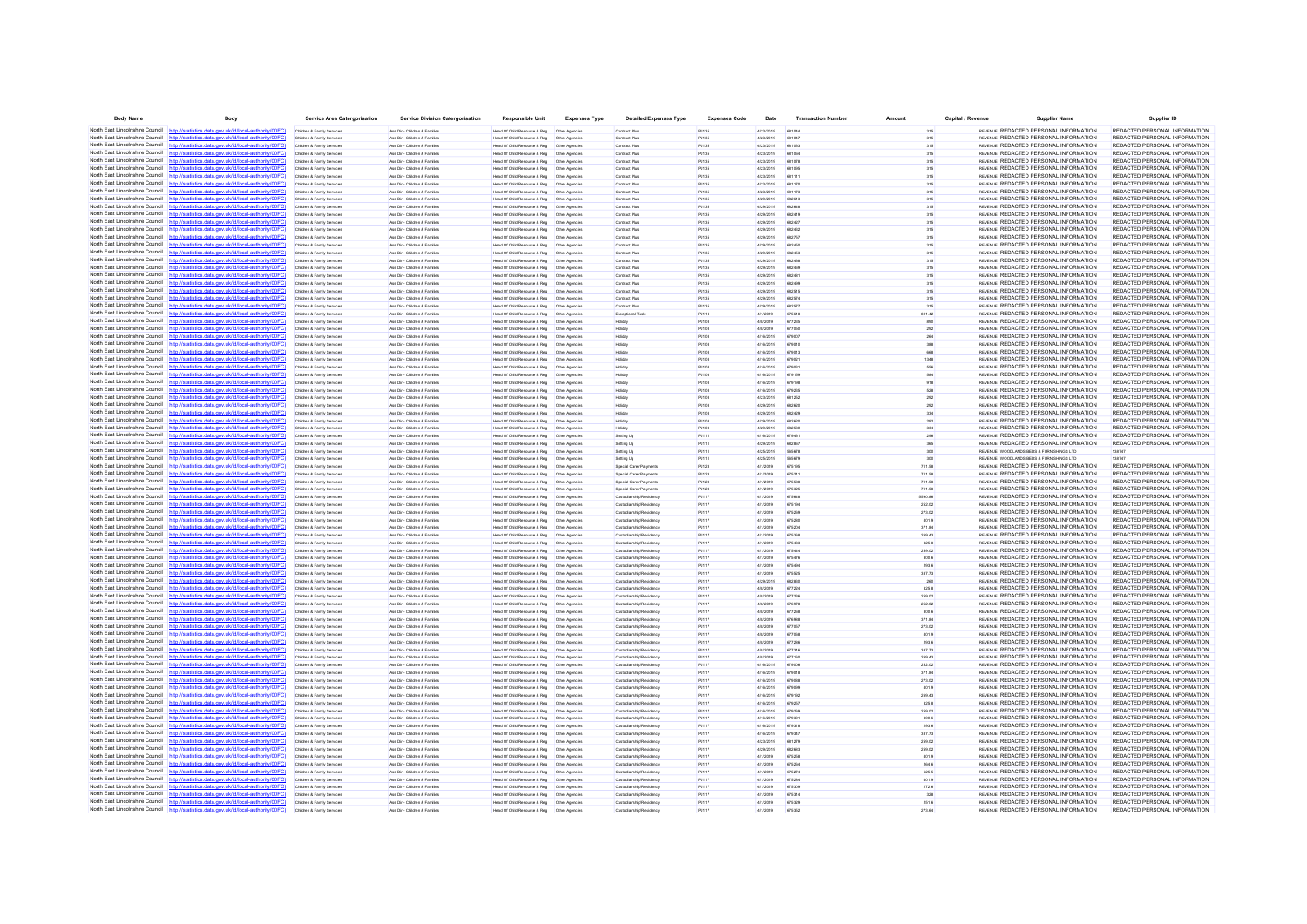| Body Name | Body | Service Area Catergorisation | Service Division Catergorisation | Responsible Unit | Expenses Type | Detailed Expenses Type | Expenses Code | Date | Transaction Number | Amount | Capital / Revenue | Supplier Name | Supplier ID |
|---|---|---|---|---|---|---|---|---|---|---|---|---|---|
| North East Lincolnshire Council | http://statistics.data.gov.uk/id/local-authority/00FC) | Childrens & Family Services | Ass Dir - Children & Families | Head Of Child Resource & Reg | Other Agencies | Contract Plus | PJ135 | 4/23/2019 | 681044 | 315 | REVENUE | REDACTED PERSONAL INFORMATION | REDACTED PERSONAL INFORMATION |
| North East Lincolnshire Council | http://statistics.data.gov.uk/id/local-authority/00FC) | Childrens & Family Services | Ass Dir - Children & Families | Head Of Child Resource & Reg | Other Agencies | Contract Plus | PJ135 | 4/23/2019 | 681047 | 315 | REVENUE | REDACTED PERSONAL INFORMATION | REDACTED PERSONAL INFORMATION |
| North East Lincolnshire Council | http://statistics.data.gov.uk/id/local-authority/00FC) | Childrens & Family Services | Ass Dir - Children & Families | Head Of Child Resource & Reg | Other Agencies | Contract Plus | PJ135 | 4/23/2019 | 681063 | 315 | REVENUE | REDACTED PERSONAL INFORMATION | REDACTED PERSONAL INFORMATION |
| North East Lincolnshire Council | http://statistics.data.gov.uk/id/local-authority/00FC) | Childrens & Family Services | Ass Dir - Children & Families | Head Of Child Resource & Reg | Other Agencies | Contract Plus | PJ135 | 4/23/2019 | 681064 | 315 | REVENUE | REDACTED PERSONAL INFORMATION | REDACTED PERSONAL INFORMATION |
| North East Lincolnshire Council | http://statistics.data.gov.uk/id/local-authority/00FC) | Childrens & Family Services | Ass Dir - Children & Families | Head Of Child Resource & Reg | Other Agencies | Contract Plus | PJ135 | 4/23/2019 | 681078 | 315 | REVENUE | REDACTED PERSONAL INFORMATION | REDACTED PERSONAL INFORMATION |
| North East Lincolnshire Council | http://statistics.data.gov.uk/id/local-authority/00FC) | Childrens & Family Services | Ass Dir - Children & Families | Head Of Child Resource & Reg | Other Agencies | Contract Plus | PJ135 | 4/23/2019 | 681095 | 315 | REVENUE | REDACTED PERSONAL INFORMATION | REDACTED PERSONAL INFORMATION |
| North East Lincolnshire Council | http://statistics.data.gov.uk/id/local-authority/00FC) | Childrens & Family Services | Ass Dir - Children & Families | Head Of Child Resource & Reg | Other Agencies | Contract Plus | PJ135 | 4/23/2019 | 681111 | 315 | REVENUE | REDACTED PERSONAL INFORMATION | REDACTED PERSONAL INFORMATION |
| North East Lincolnshire Council | http://statistics.data.gov.uk/id/local-authority/00FC) | Childrens & Family Services | Ass Dir - Children & Families | Head Of Child Resource & Reg | Other Agencies | Contract Plus | PJ135 | 4/23/2019 | 681170 | 315 | REVENUE | REDACTED PERSONAL INFORMATION | REDACTED PERSONAL INFORMATION |
| North East Lincolnshire Council | http://statistics.data.gov.uk/id/local-authority/00FC) | Childrens & Family Services | Ass Dir - Children & Families | Head Of Child Resource & Reg | Other Agencies | Contract Plus | PJ135 | 4/23/2019 | 681173 | 315 | REVENUE | REDACTED PERSONAL INFORMATION | REDACTED PERSONAL INFORMATION |
| North East Lincolnshire Council | http://statistics.data.gov.uk/id/local-authority/00FC) | Childrens & Family Services | Ass Dir - Children & Families | Head Of Child Resource & Reg | Other Agencies | Contract Plus | PJ135 | 4/29/2019 | 682613 | 315 | REVENUE | REDACTED PERSONAL INFORMATION | REDACTED PERSONAL INFORMATION |
| North East Lincolnshire Council | http://statistics.data.gov.uk/id/local-authority/00FC) | Childrens & Family Services | Ass Dir - Children & Families | Head Of Child Resource & Reg | Other Agencies | Contract Plus | PJ135 | 4/29/2019 | 682648 | 315 | REVENUE | REDACTED PERSONAL INFORMATION | REDACTED PERSONAL INFORMATION |
| North East Lincolnshire Council | http://statistics.data.gov.uk/id/local-authority/00FC) | Childrens & Family Services | Ass Dir - Children & Families | Head Of Child Resource & Reg | Other Agencies | Contract Plus | PJ135 | 4/29/2019 | 682419 | 315 | REVENUE | REDACTED PERSONAL INFORMATION | REDACTED PERSONAL INFORMATION |
| North East Lincolnshire Council | http://statistics.data.gov.uk/id/local-authority/00FC) | Childrens & Family Services | Ass Dir - Children & Families | Head Of Child Resource & Reg | Other Agencies | Contract Plus | PJ135 | 4/29/2019 | 682427 | 315 | REVENUE | REDACTED PERSONAL INFORMATION | REDACTED PERSONAL INFORMATION |
| North East Lincolnshire Council | http://statistics.data.gov.uk/id/local-authority/00FC) | Childrens & Family Services | Ass Dir - Children & Families | Head Of Child Resource & Reg | Other Agencies | Contract Plus | PJ135 | 4/29/2019 | 682432 | 315 | REVENUE | REDACTED PERSONAL INFORMATION | REDACTED PERSONAL INFORMATION |
| North East Lincolnshire Council | http://statistics.data.gov.uk/id/local-authority/00FC) | Childrens & Family Services | Ass Dir - Children & Families | Head Of Child Resource & Reg | Other Agencies | Contract Plus | PJ135 | 4/29/2019 | 682757 | 315 | REVENUE | REDACTED PERSONAL INFORMATION | REDACTED PERSONAL INFORMATION |
| North East Lincolnshire Council | http://statistics.data.gov.uk/id/local-authority/00FC) | Childrens & Family Services | Ass Dir - Children & Families | Head Of Child Resource & Reg | Other Agencies | Contract Plus | PJ135 | 4/29/2019 | 682450 | 315 | REVENUE | REDACTED PERSONAL INFORMATION | REDACTED PERSONAL INFORMATION |
| North East Lincolnshire Council | http://statistics.data.gov.uk/id/local-authority/00FC) | Childrens & Family Services | Ass Dir - Children & Families | Head Of Child Resource & Reg | Other Agencies | Contract Plus | PJ135 | 4/29/2019 | 682453 | 315 | REVENUE | REDACTED PERSONAL INFORMATION | REDACTED PERSONAL INFORMATION |
| North East Lincolnshire Council | http://statistics.data.gov.uk/id/local-authority/00FC) | Childrens & Family Services | Ass Dir - Children & Families | Head Of Child Resource & Reg | Other Agencies | Contract Plus | PJ135 | 4/29/2019 | 682466 | 315 | REVENUE | REDACTED PERSONAL INFORMATION | REDACTED PERSONAL INFORMATION |
| North East Lincolnshire Council | http://statistics.data.gov.uk/id/local-authority/00FC) | Childrens & Family Services | Ass Dir - Children & Families | Head Of Child Resource & Reg | Other Agencies | Contract Plus | PJ135 | 4/29/2019 | 682468 | 315 | REVENUE | REDACTED PERSONAL INFORMATION | REDACTED PERSONAL INFORMATION |
| North East Lincolnshire Council | http://statistics.data.gov.uk/id/local-authority/00FC) | Childrens & Family Services | Ass Dir - Children & Families | Head Of Child Resource & Reg | Other Agencies | Contract Plus | PJ135 | 4/29/2019 | 682481 | 315 | REVENUE | REDACTED PERSONAL INFORMATION | REDACTED PERSONAL INFORMATION |
| North East Lincolnshire Council | http://statistics.data.gov.uk/id/local-authority/00FC) | Childrens & Family Services | Ass Dir - Children & Families | Head Of Child Resource & Reg | Other Agencies | Contract Plus | PJ135 | 4/29/2019 | 682499 | 315 | REVENUE | REDACTED PERSONAL INFORMATION | REDACTED PERSONAL INFORMATION |
| North East Lincolnshire Council | http://statistics.data.gov.uk/id/local-authority/00FC) | Childrens & Family Services | Ass Dir - Children & Families | Head Of Child Resource & Reg | Other Agencies | Contract Plus | PJ135 | 4/29/2019 | 682515 | 315 | REVENUE | REDACTED PERSONAL INFORMATION | REDACTED PERSONAL INFORMATION |
| North East Lincolnshire Council | http://statistics.data.gov.uk/id/local-authority/00FC) | Childrens & Family Services | Ass Dir - Children & Families | Head Of Child Resource & Reg | Other Agencies | Contract Plus | PJ135 | 4/29/2019 | 682574 | 315 | REVENUE | REDACTED PERSONAL INFORMATION | REDACTED PERSONAL INFORMATION |
| North East Lincolnshire Council | http://statistics.data.gov.uk/id/local-authority/00FC) | Childrens & Family Services | Ass Dir - Children & Families | Head Of Child Resource & Reg | Other Agencies | Contract Plus | PJ135 | 4/29/2019 | 682577 | 315 | REVENUE | REDACTED PERSONAL INFORMATION | REDACTED PERSONAL INFORMATION |
| North East Lincolnshire Council | http://statistics.data.gov.uk/id/local-authority/00FC) | Childrens & Family Services | Ass Dir - Children & Families | Head Of Child Resource & Reg | Other Agencies | Exceptional Costs | PJ113 | 4/1/2019 | 675418 | 891.42 | REVENUE | REDACTED PERSONAL INFORMATION | REDACTED PERSONAL INFORMATION |
| North East Lincolnshire Council | http://statistics.data.gov.uk/id/local-authority/00FC) | Childrens & Family Services | Ass Dir - Children & Families | Head Of Child Resource & Reg | Other Agencies | Holiday | PJ108 | 4/8/2019 | 677235 | 490 | REVENUE | REDACTED PERSONAL INFORMATION | REDACTED PERSONAL INFORMATION |
| North East Lincolnshire Council | http://statistics.data.gov.uk/id/local-authority/00FC) | Childrens & Family Services | Ass Dir - Children & Families | Head Of Child Resource & Reg | Other Agencies | Holiday | PJ108 | 4/8/2019 | 677858 | 292 | REVENUE | REDACTED PERSONAL INFORMATION | REDACTED PERSONAL INFORMATION |
| North East Lincolnshire Council | http://statistics.data.gov.uk/id/local-authority/00FC) | Childrens & Family Services | Ass Dir - Children & Families | Head Of Child Resource & Reg | Other Agencies | Holiday | PJ108 | 4/16/2019 | 679007 | 264 | REVENUE | REDACTED PERSONAL INFORMATION | REDACTED PERSONAL INFORMATION |
| North East Lincolnshire Council | http://statistics.data.gov.uk/id/local-authority/00FC) | Childrens & Family Services | Ass Dir - Children & Families | Head Of Child Resource & Reg | Other Agencies | Holiday | PJ108 | 4/16/2019 | 679010 | 388 | REVENUE | REDACTED PERSONAL INFORMATION | REDACTED PERSONAL INFORMATION |
| North East Lincolnshire Council | http://statistics.data.gov.uk/id/local-authority/00FC) | Childrens & Family Services | Ass Dir - Children & Families | Head Of Child Resource & Reg | Other Agencies | Holiday | PJ108 | 4/16/2019 | 679013 | 668 | REVENUE | REDACTED PERSONAL INFORMATION | REDACTED PERSONAL INFORMATION |
| North East Lincolnshire Council | http://statistics.data.gov.uk/id/local-authority/00FC) | Childrens & Family Services | Ass Dir - Children & Families | Head Of Child Resource & Reg | Other Agencies | Holiday | PJ108 | 4/16/2019 | 679021 | 1340 | REVENUE | REDACTED PERSONAL INFORMATION | REDACTED PERSONAL INFORMATION |
| North East Lincolnshire Council | http://statistics.data.gov.uk/id/local-authority/00FC) | Childrens & Family Services | Ass Dir - Children & Families | Head Of Child Resource & Reg | Other Agencies | Holiday | PJ108 | 4/16/2019 | 679031 | 556 | REVENUE | REDACTED PERSONAL INFORMATION | REDACTED PERSONAL INFORMATION |
| North East Lincolnshire Council | http://statistics.data.gov.uk/id/local-authority/00FC) | Childrens & Family Services | Ass Dir - Children & Families | Head Of Child Resource & Reg | Other Agencies | Holiday | PJ108 | 4/16/2019 | 679158 | 564 | REVENUE | REDACTED PERSONAL INFORMATION | REDACTED PERSONAL INFORMATION |
| North East Lincolnshire Council | http://statistics.data.gov.uk/id/local-authority/00FC) | Childrens & Family Services | Ass Dir - Children & Families | Head Of Child Resource & Reg | Other Agencies | Holiday | PJ108 | 4/16/2019 | 679198 | 918 | REVENUE | REDACTED PERSONAL INFORMATION | REDACTED PERSONAL INFORMATION |
| North East Lincolnshire Council | http://statistics.data.gov.uk/id/local-authority/00FC) | Childrens & Family Services | Ass Dir - Children & Families | Head Of Child Resource & Reg | Other Agencies | Holiday | PJ108 | 4/16/2019 | 679235 | 528 | REVENUE | REDACTED PERSONAL INFORMATION | REDACTED PERSONAL INFORMATION |
| North East Lincolnshire Council | http://statistics.data.gov.uk/id/local-authority/00FC) | Childrens & Family Services | Ass Dir - Children & Families | Head Of Child Resource & Reg | Other Agencies | Holiday | PJ108 | 4/23/2019 | 681252 | 292 | REVENUE | REDACTED PERSONAL INFORMATION | REDACTED PERSONAL INFORMATION |
| North East Lincolnshire Council | http://statistics.data.gov.uk/id/local-authority/00FC) | Childrens & Family Services | Ass Dir - Children & Families | Head Of Child Resource & Reg | Other Agencies | Holiday | PJ108 | 4/29/2019 | 682620 | 292 | REVENUE | REDACTED PERSONAL INFORMATION | REDACTED PERSONAL INFORMATION |
| North East Lincolnshire Council | http://statistics.data.gov.uk/id/local-authority/00FC) | Childrens & Family Services | Ass Dir - Children & Families | Head Of Child Resource & Reg | Other Agencies | Holiday | PJ108 | 4/29/2019 | 682436 | 334 | REVENUE | REDACTED PERSONAL INFORMATION | REDACTED PERSONAL INFORMATION |
| North East Lincolnshire Council | http://statistics.data.gov.uk/id/local-authority/00FC) | Childrens & Family Services | Ass Dir - Children & Families | Head Of Child Resource & Reg | Other Agencies | Holiday | PJ108 | 4/29/2019 | 682620 | 292 | REVENUE | REDACTED PERSONAL INFORMATION | REDACTED PERSONAL INFORMATION |
| North East Lincolnshire Council | http://statistics.data.gov.uk/id/local-authority/00FC) | Childrens & Family Services | Ass Dir - Children & Families | Head Of Child Resource & Reg | Other Agencies | Holiday | PJ108 | 4/29/2019 | 682530 | 334 | REVENUE | REDACTED PERSONAL INFORMATION | REDACTED PERSONAL INFORMATION |
| North East Lincolnshire Council | http://statistics.data.gov.uk/id/local-authority/00FC) | Childrens & Family Services | Ass Dir - Children & Families | Head Of Child Resource & Reg | Other Agencies | Setting Up | PJ111 | 4/16/2019 | 679461 | 298 | REVENUE | REDACTED PERSONAL INFORMATION | REDACTED PERSONAL INFORMATION |
| North East Lincolnshire Council | http://statistics.data.gov.uk/id/local-authority/00FC) | Childrens & Family Services | Ass Dir - Children & Families | Head Of Child Resource & Reg | Other Agencies | Setting Up | PJ111 | 4/29/2019 | 682867 | 365 | REVENUE | REDACTED PERSONAL INFORMATION | REDACTED PERSONAL INFORMATION |
| North East Lincolnshire Council | http://statistics.data.gov.uk/id/local-authority/00FC) | Childrens & Family Services | Ass Dir - Children & Families | Head Of Child Resource & Reg | Other Agencies | Setting Up | PJ111 | 4/25/2019 | 566678 | 300 | REVENUE | WOODLANDS BEDS & FURNISHINGS LTD | 138747 |
| North East Lincolnshire Council | http://statistics.data.gov.uk/id/local-authority/00FC) | Childrens & Family Services | Ass Dir - Children & Families | Head Of Child Resource & Reg | Other Agencies | Setting Up | PJ111 | 4/25/2019 | 566679 | 300 | REVENUE | WOODLANDS BEDS & FURNISHINGS LTD | 138747 |
| North East Lincolnshire Council | http://statistics.data.gov.uk/id/local-authority/00FC) | Childrens & Family Services | Ass Dir - Children & Families | Head Of Child Resource & Reg | Other Agencies | Special Carer Payments | PJ128 | 4/1/2019 | 675195 | 711.08 | REVENUE | REDACTED PERSONAL INFORMATION | REDACTED PERSONAL INFORMATION |
| North East Lincolnshire Council | http://statistics.data.gov.uk/id/local-authority/00FC) | Childrens & Family Services | Ass Dir - Children & Families | Head Of Child Resource & Reg | Other Agencies | Special Carer Payments | PJ128 | 4/1/2019 | 675211 | 711.08 | REVENUE | REDACTED PERSONAL INFORMATION | REDACTED PERSONAL INFORMATION |
| North East Lincolnshire Council | http://statistics.data.gov.uk/id/local-authority/00FC) | Childrens & Family Services | Ass Dir - Children & Families | Head Of Child Resource & Reg | Other Agencies | Special Carer Payments | PJ128 | 4/1/2019 | 675308 | 711.08 | REVENUE | REDACTED PERSONAL INFORMATION | REDACTED PERSONAL INFORMATION |
| North East Lincolnshire Council | http://statistics.data.gov.uk/id/local-authority/00FC) | Childrens & Family Services | Ass Dir - Children & Families | Head Of Child Resource & Reg | Other Agencies | Special Carer Payments | PJ128 | 4/1/2019 | 675325 | 711.08 | REVENUE | REDACTED PERSONAL INFORMATION | REDACTED PERSONAL INFORMATION |
| North East Lincolnshire Council | http://statistics.data.gov.uk/id/local-authority/00FC) | Childrens & Family Services | Ass Dir - Children & Families | Head Of Child Resource & Reg | Other Agencies | Custodianship/Residency | PJ117 | 4/1/2019 | 675468 | 5590.86 | REVENUE | REDACTED PERSONAL INFORMATION | REDACTED PERSONAL INFORMATION |
| North East Lincolnshire Council | http://statistics.data.gov.uk/id/local-authority/00FC) | Childrens & Family Services | Ass Dir - Children & Families | Head Of Child Resource & Reg | Other Agencies | Custodianship/Residency | PJ117 | 4/1/2019 | 675194 | 252.02 | REVENUE | REDACTED PERSONAL INFORMATION | REDACTED PERSONAL INFORMATION |
| North East Lincolnshire Council | http://statistics.data.gov.uk/id/local-authority/00FC) | Childrens & Family Services | Ass Dir - Children & Families | Head Of Child Resource & Reg | Other Agencies | Custodianship/Residency | PJ117 | 4/1/2019 | 675208 | 273.02 | REVENUE | REDACTED PERSONAL INFORMATION | REDACTED PERSONAL INFORMATION |
| North East Lincolnshire Council | http://statistics.data.gov.uk/id/local-authority/00FC) | Childrens & Family Services | Ass Dir - Children & Families | Head Of Child Resource & Reg | Other Agencies | Custodianship/Residency | PJ117 | 4/1/2019 | 675200 | 401.9 | REVENUE | REDACTED PERSONAL INFORMATION | REDACTED PERSONAL INFORMATION |
| North East Lincolnshire Council | http://statistics.data.gov.uk/id/local-authority/00FC) | Childrens & Family Services | Ass Dir - Children & Families | Head Of Child Resource & Reg | Other Agencies | Custodianship/Residency | PJ117 | 4/1/2019 | 675204 | 371.84 | REVENUE | REDACTED PERSONAL INFORMATION | REDACTED PERSONAL INFORMATION |
| North East Lincolnshire Council | http://statistics.data.gov.uk/id/local-authority/00FC) | Childrens & Family Services | Ass Dir - Children & Families | Head Of Child Resource & Reg | Other Agencies | Custodianship/Residency | PJ117 | 4/1/2019 | 675368 | 289.43 | REVENUE | REDACTED PERSONAL INFORMATION | REDACTED PERSONAL INFORMATION |
| North East Lincolnshire Council | http://statistics.data.gov.uk/id/local-authority/00FC) | Childrens & Family Services | Ass Dir - Children & Families | Head Of Child Resource & Reg | Other Agencies | Custodianship/Residency | PJ117 | 4/1/2019 | 675433 | 325.8 | REVENUE | REDACTED PERSONAL INFORMATION | REDACTED PERSONAL INFORMATION |
| North East Lincolnshire Council | http://statistics.data.gov.uk/id/local-authority/00FC) | Childrens & Family Services | Ass Dir - Children & Families | Head Of Child Resource & Reg | Other Agencies | Custodianship/Residency | PJ117 | 4/1/2019 | 675444 | 259.02 | REVENUE | REDACTED PERSONAL INFORMATION | REDACTED PERSONAL INFORMATION |
| North East Lincolnshire Council | http://statistics.data.gov.uk/id/local-authority/00FC) | Childrens & Family Services | Ass Dir - Children & Families | Head Of Child Resource & Reg | Other Agencies | Custodianship/Residency | PJ117 | 4/1/2019 | 675476 | 305.6 | REVENUE | REDACTED PERSONAL INFORMATION | REDACTED PERSONAL INFORMATION |
| North East Lincolnshire Council | http://statistics.data.gov.uk/id/local-authority/00FC) | Childrens & Family Services | Ass Dir - Children & Families | Head Of Child Resource & Reg | Other Agencies | Custodianship/Residency | PJ117 | 4/1/2019 | 675494 | 293.6 | REVENUE | REDACTED PERSONAL INFORMATION | REDACTED PERSONAL INFORMATION |
| North East Lincolnshire Council | http://statistics.data.gov.uk/id/local-authority/00FC) | Childrens & Family Services | Ass Dir - Children & Families | Head Of Child Resource & Reg | Other Agencies | Custodianship/Residency | PJ117 | 4/1/2019 | 675525 | 337.73 | REVENUE | REDACTED PERSONAL INFORMATION | REDACTED PERSONAL INFORMATION |
| North East Lincolnshire Council | http://statistics.data.gov.uk/id/local-authority/00FC) | Childrens & Family Services | Ass Dir - Children & Families | Head Of Child Resource & Reg | Other Agencies | Custodianship/Residency | PJ117 | 4/29/2019 | 682830 | 260 | REVENUE | REDACTED PERSONAL INFORMATION | REDACTED PERSONAL INFORMATION |
| North East Lincolnshire Council | http://statistics.data.gov.uk/id/local-authority/00FC) | Childrens & Family Services | Ass Dir - Children & Families | Head Of Child Resource & Reg | Other Agencies | Custodianship/Residency | PJ117 | 4/8/2019 | 677224 | 325.8 | REVENUE | REDACTED PERSONAL INFORMATION | REDACTED PERSONAL INFORMATION |
| North East Lincolnshire Council | http://statistics.data.gov.uk/id/local-authority/00FC) | Childrens & Family Services | Ass Dir - Children & Families | Head Of Child Resource & Reg | Other Agencies | Custodianship/Residency | PJ117 | 4/8/2019 | 677236 | 259.02 | REVENUE | REDACTED PERSONAL INFORMATION | REDACTED PERSONAL INFORMATION |
| North East Lincolnshire Council | http://statistics.data.gov.uk/id/local-authority/00FC) | Childrens & Family Services | Ass Dir - Children & Families | Head Of Child Resource & Reg | Other Agencies | Custodianship/Residency | PJ117 | 4/8/2019 | 676978 | 252.02 | REVENUE | REDACTED PERSONAL INFORMATION | REDACTED PERSONAL INFORMATION |
| North East Lincolnshire Council | http://statistics.data.gov.uk/id/local-authority/00FC) | Childrens & Family Services | Ass Dir - Children & Families | Head Of Child Resource & Reg | Other Agencies | Custodianship/Residency | PJ117 | 4/8/2019 | 677260 | 305.6 | REVENUE | REDACTED PERSONAL INFORMATION | REDACTED PERSONAL INFORMATION |
| North East Lincolnshire Council | http://statistics.data.gov.uk/id/local-authority/00FC) | Childrens & Family Services | Ass Dir - Children & Families | Head Of Child Resource & Reg | Other Agencies | Custodianship/Residency | PJ117 | 4/8/2019 | 676988 | 371.84 | REVENUE | REDACTED PERSONAL INFORMATION | REDACTED PERSONAL INFORMATION |
| North East Lincolnshire Council | http://statistics.data.gov.uk/id/local-authority/00FC) | Childrens & Family Services | Ass Dir - Children & Families | Head Of Child Resource & Reg | Other Agencies | Custodianship/Residency | PJ117 | 4/8/2019 | 677057 | 273.02 | REVENUE | REDACTED PERSONAL INFORMATION | REDACTED PERSONAL INFORMATION |
| North East Lincolnshire Council | http://statistics.data.gov.uk/id/local-authority/00FC) | Childrens & Family Services | Ass Dir - Children & Families | Head Of Child Resource & Reg | Other Agencies | Custodianship/Residency | PJ117 | 4/8/2019 | 677060 | 401.9 | REVENUE | REDACTED PERSONAL INFORMATION | REDACTED PERSONAL INFORMATION |
| North East Lincolnshire Council | http://statistics.data.gov.uk/id/local-authority/00FC) | Childrens & Family Services | Ass Dir - Children & Families | Head Of Child Resource & Reg | Other Agencies | Custodianship/Residency | PJ117 | 4/8/2019 | 677288 | 293.6 | REVENUE | REDACTED PERSONAL INFORMATION | REDACTED PERSONAL INFORMATION |
| North East Lincolnshire Council | http://statistics.data.gov.uk/id/local-authority/00FC) | Childrens & Family Services | Ass Dir - Children & Families | Head Of Child Resource & Reg | Other Agencies | Custodianship/Residency | PJ117 | 4/8/2019 | 677318 | 337.73 | REVENUE | REDACTED PERSONAL INFORMATION | REDACTED PERSONAL INFORMATION |
| North East Lincolnshire Council | http://statistics.data.gov.uk/id/local-authority/00FC) | Childrens & Family Services | Ass Dir - Children & Families | Head Of Child Resource & Reg | Other Agencies | Custodianship/Residency | PJ117 | 4/8/2019 | 677169 | 289.43 | REVENUE | REDACTED PERSONAL INFORMATION | REDACTED PERSONAL INFORMATION |
| North East Lincolnshire Council | http://statistics.data.gov.uk/id/local-authority/00FC) | Childrens & Family Services | Ass Dir - Children & Families | Head Of Child Resource & Reg | Other Agencies | Custodianship/Residency | PJ117 | 4/16/2019 | 679006 | 252.02 | REVENUE | REDACTED PERSONAL INFORMATION | REDACTED PERSONAL INFORMATION |
| North East Lincolnshire Council | http://statistics.data.gov.uk/id/local-authority/00FC) | Childrens & Family Services | Ass Dir - Children & Families | Head Of Child Resource & Reg | Other Agencies | Custodianship/Residency | PJ117 | 4/16/2019 | 679018 | 371.84 | REVENUE | REDACTED PERSONAL INFORMATION | REDACTED PERSONAL INFORMATION |
| North East Lincolnshire Council | http://statistics.data.gov.uk/id/local-authority/00FC) | Childrens & Family Services | Ass Dir - Children & Families | Head Of Child Resource & Reg | Other Agencies | Custodianship/Residency | PJ117 | 4/16/2019 | 679088 | 273.02 | REVENUE | REDACTED PERSONAL INFORMATION | REDACTED PERSONAL INFORMATION |
| North East Lincolnshire Council | http://statistics.data.gov.uk/id/local-authority/00FC) | Childrens & Family Services | Ass Dir - Children & Families | Head Of Child Resource & Reg | Other Agencies | Custodianship/Residency | PJ117 | 4/16/2019 | 679098 | 401.9 | REVENUE | REDACTED PERSONAL INFORMATION | REDACTED PERSONAL INFORMATION |
| North East Lincolnshire Council | http://statistics.data.gov.uk/id/local-authority/00FC) | Childrens & Family Services | Ass Dir - Children & Families | Head Of Child Resource & Reg | Other Agencies | Custodianship/Residency | PJ117 | 4/16/2019 | 679192 | 289.43 | REVENUE | REDACTED PERSONAL INFORMATION | REDACTED PERSONAL INFORMATION |
| North East Lincolnshire Council | http://statistics.data.gov.uk/id/local-authority/00FC) | Childrens & Family Services | Ass Dir - Children & Families | Head Of Child Resource & Reg | Other Agencies | Custodianship/Residency | PJ117 | 4/16/2019 | 679257 | 325.8 | REVENUE | REDACTED PERSONAL INFORMATION | REDACTED PERSONAL INFORMATION |
| North East Lincolnshire Council | http://statistics.data.gov.uk/id/local-authority/00FC) | Childrens & Family Services | Ass Dir - Children & Families | Head Of Child Resource & Reg | Other Agencies | Custodianship/Residency | PJ117 | 4/16/2019 | 679268 | 259.02 | REVENUE | REDACTED PERSONAL INFORMATION | REDACTED PERSONAL INFORMATION |
| North East Lincolnshire Council | http://statistics.data.gov.uk/id/local-authority/00FC) | Childrens & Family Services | Ass Dir - Children & Families | Head Of Child Resource & Reg | Other Agencies | Custodianship/Residency | PJ117 | 4/16/2019 | 679301 | 305.6 | REVENUE | REDACTED PERSONAL INFORMATION | REDACTED PERSONAL INFORMATION |
| North East Lincolnshire Council | http://statistics.data.gov.uk/id/local-authority/00FC) | Childrens & Family Services | Ass Dir - Children & Families | Head Of Child Resource & Reg | Other Agencies | Custodianship/Residency | PJ117 | 4/16/2019 | 679318 | 293.6 | REVENUE | REDACTED PERSONAL INFORMATION | REDACTED PERSONAL INFORMATION |
| North East Lincolnshire Council | http://statistics.data.gov.uk/id/local-authority/00FC) | Childrens & Family Services | Ass Dir - Children & Families | Head Of Child Resource & Reg | Other Agencies | Custodianship/Residency | PJ117 | 4/16/2019 | 679347 | 337.73 | REVENUE | REDACTED PERSONAL INFORMATION | REDACTED PERSONAL INFORMATION |
| North East Lincolnshire Council | http://statistics.data.gov.uk/id/local-authority/00FC) | Childrens & Family Services | Ass Dir - Children & Families | Head Of Child Resource & Reg | Other Agencies | Custodianship/Residency | PJ117 | 4/23/2019 | 681279 | 259.02 | REVENUE | REDACTED PERSONAL INFORMATION | REDACTED PERSONAL INFORMATION |
| North East Lincolnshire Council | http://statistics.data.gov.uk/id/local-authority/00FC) | Childrens & Family Services | Ass Dir - Children & Families | Head Of Child Resource & Reg | Other Agencies | Custodianship/Residency | PJ117 | 4/29/2019 | 682683 | 259.02 | REVENUE | REDACTED PERSONAL INFORMATION | REDACTED PERSONAL INFORMATION |
| North East Lincolnshire Council | http://statistics.data.gov.uk/id/local-authority/00FC) | Childrens & Family Services | Ass Dir - Children & Families | Head Of Child Resource & Reg | Other Agencies | Custodianship/Residency | PJ117 | 4/1/2019 | 675258 | 401.9 | REVENUE | REDACTED PERSONAL INFORMATION | REDACTED PERSONAL INFORMATION |
| North East Lincolnshire Council | http://statistics.data.gov.uk/id/local-authority/00FC) | Childrens & Family Services | Ass Dir - Children & Families | Head Of Child Resource & Reg | Other Agencies | Custodianship/Residency | PJ117 | 4/1/2019 | 675264 | 264.6 | REVENUE | REDACTED PERSONAL INFORMATION | REDACTED PERSONAL INFORMATION |
| North East Lincolnshire Council | http://statistics.data.gov.uk/id/local-authority/00FC) | Childrens & Family Services | Ass Dir - Children & Families | Head Of Child Resource & Reg | Other Agencies | Custodianship/Residency | PJ117 | 4/1/2019 | 675274 | 625.5 | REVENUE | REDACTED PERSONAL INFORMATION | REDACTED PERSONAL INFORMATION |
| North East Lincolnshire Council | http://statistics.data.gov.uk/id/local-authority/00FC) | Childrens & Family Services | Ass Dir - Children & Families | Head Of Child Resource & Reg | Other Agencies | Custodianship/Residency | PJ117 | 4/1/2019 | 675290 | 401.9 | REVENUE | REDACTED PERSONAL INFORMATION | REDACTED PERSONAL INFORMATION |
| North East Lincolnshire Council | http://statistics.data.gov.uk/id/local-authority/00FC) | Childrens & Family Services | Ass Dir - Children & Families | Head Of Child Resource & Reg | Other Agencies | Custodianship/Residency | PJ117 | 4/1/2019 | 675309 | 272.6 | REVENUE | REDACTED PERSONAL INFORMATION | REDACTED PERSONAL INFORMATION |
| North East Lincolnshire Council | http://statistics.data.gov.uk/id/local-authority/00FC) | Childrens & Family Services | Ass Dir - Children & Families | Head Of Child Resource & Reg | Other Agencies | Custodianship/Residency | PJ117 | 4/1/2019 | 675314 | 328 | REVENUE | REDACTED PERSONAL INFORMATION | REDACTED PERSONAL INFORMATION |
| North East Lincolnshire Council | http://statistics.data.gov.uk/id/local-authority/00FC) | Childrens & Family Services | Ass Dir - Children & Families | Head Of Child Resource & Reg | Other Agencies | Custodianship/Residency | PJ117 | 4/1/2019 | 675329 | 251.6 | REVENUE | REDACTED PERSONAL INFORMATION | REDACTED PERSONAL INFORMATION |
| North East Lincolnshire Council | http://statistics.data.gov.uk/id/local-authority/00FC) | Childrens & Family Services | Ass Dir - Children & Families | Head Of Child Resource & Reg | Other Agencies | Custodianship/Residency | PJ117 | 4/1/2019 | 675352 | 273.64 | REVENUE | REDACTED PERSONAL INFORMATION | REDACTED PERSONAL INFORMATION |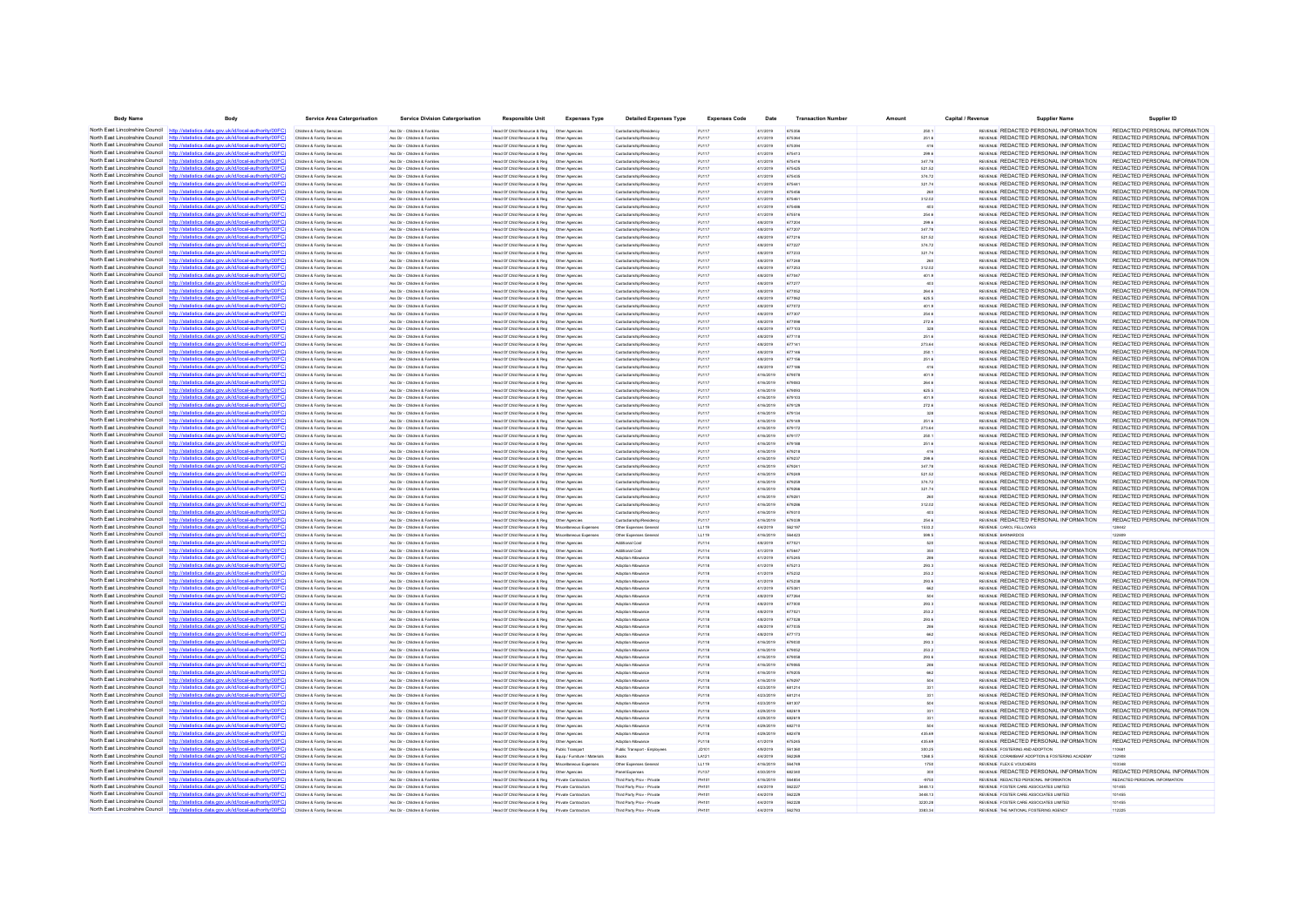| Body Name | Body | Service Area Catergorisation | Service Division Catergorisation | Responsible Unit | Expenses Type | Detailed Expenses Type | Expenses Code | Date | Transaction Number | Amount | Capital / Revenue | Supplier Name | Supplier ID |
|---|---|---|---|---|---|---|---|---|---|---|---|---|---|
| North East Lincolnshire Council | http://statistics.data.gov.uk/id/local-authority/00FC) | Children & Family Services | Ass Dir - Children & Families | Head Of Child Resource & Reg | Other Agencies | Custodianship/Residency | PJ117 | 4/1/2019 | 675398 | 250.1 | REVENUE | REDACTED PERSONAL INFORMATION | REDACTED PERSONAL INFORMATION |
| North East Lincolnshire Council | http://statistics.data.gov.uk/id/local-authority/00FC) | Children & Family Services | Ass Dir - Children & Families | Head Of Child Resource & Reg | Other Agencies | Custodianship/Residency | PJ117 | 4/1/2019 | 675360 | 251.6 | REVENUE | REDACTED PERSONAL INFORMATION | REDACTED PERSONAL INFORMATION |
| North East Lincolnshire Council | http://statistics.data.gov.uk/id/local-authority/00FC) | Children & Family Services | Ass Dir - Children & Families | Head Of Child Resource & Reg | Other Agencies | Custodianship/Residency | PJ117 | 4/1/2019 | 675394 | 416 | REVENUE | REDACTED PERSONAL INFORMATION | REDACTED PERSONAL INFORMATION |
| North East Lincolnshire Council | http://statistics.data.gov.uk/id/local-authority/00FC) | Children & Family Services | Ass Dir - Children & Families | Head Of Child Resource & Reg | Other Agencies | Custodianship/Residency | PJ117 | 4/1/2019 | 675413 | 298.6 | REVENUE | REDACTED PERSONAL INFORMATION | REDACTED PERSONAL INFORMATION |
| North East Lincolnshire Council | http://statistics.data.gov.uk/id/local-authority/00FC) | Children & Family Services | Ass Dir - Children & Families | Head Of Child Resource & Reg | Other Agencies | Custodianship/Residency | PJ117 | 4/1/2019 | 675416 | 347.76 | REVENUE | REDACTED PERSONAL INFORMATION | REDACTED PERSONAL INFORMATION |
| North East Lincolnshire Council | http://statistics.data.gov.uk/id/local-authority/00FC) | Children & Family Services | Ass Dir - Children & Families | Head Of Child Resource & Reg | Other Agencies | Custodianship/Residency | PJ117 | 4/1/2019 | 675425 | 521.52 | REVENUE | REDACTED PERSONAL INFORMATION | REDACTED PERSONAL INFORMATION |
| North East Lincolnshire Council | http://statistics.data.gov.uk/id/local-authority/00FC) | Children & Family Services | Ass Dir - Children & Families | Head Of Child Resource & Reg | Other Agencies | Custodianship/Residency | PJ117 | 4/1/2019 | 675435 | 374.72 | REVENUE | REDACTED PERSONAL INFORMATION | REDACTED PERSONAL INFORMATION |
| North East Lincolnshire Council | http://statistics.data.gov.uk/id/local-authority/00FC) | Children & Family Services | Ass Dir - Children & Families | Head Of Child Resource & Reg | Other Agencies | Custodianship/Residency | PJ117 | 4/1/2019 | 675441 | 321.74 | REVENUE | REDACTED PERSONAL INFORMATION | REDACTED PERSONAL INFORMATION |
| North East Lincolnshire Council | http://statistics.data.gov.uk/id/local-authority/00FC) | Children & Family Services | Ass Dir - Children & Families | Head Of Child Resource & Reg | Other Agencies | Custodianship/Residency | PJ117 | 4/1/2019 | 675458 | 260 | REVENUE | REDACTED PERSONAL INFORMATION | REDACTED PERSONAL INFORMATION |
| North East Lincolnshire Council | http://statistics.data.gov.uk/id/local-authority/00FC) | Children & Family Services | Ass Dir - Children & Families | Head Of Child Resource & Reg | Other Agencies | Custodianship/Residency | PJ117 | 4/1/2019 | 675461 | 312.02 | REVENUE | REDACTED PERSONAL INFORMATION | REDACTED PERSONAL INFORMATION |
| North East Lincolnshire Council | http://statistics.data.gov.uk/id/local-authority/00FC) | Children & Family Services | Ass Dir - Children & Families | Head Of Child Resource & Reg | Other Agencies | Custodianship/Residency | PJ117 | 4/1/2019 | 675488 | 403 | REVENUE | REDACTED PERSONAL INFORMATION | REDACTED PERSONAL INFORMATION |
| North East Lincolnshire Council | http://statistics.data.gov.uk/id/local-authority/00FC) | Children & Family Services | Ass Dir - Children & Families | Head Of Child Resource & Reg | Other Agencies | Custodianship/Residency | PJ117 | 4/1/2019 | 675516 | 254.6 | REVENUE | REDACTED PERSONAL INFORMATION | REDACTED PERSONAL INFORMATION |
| North East Lincolnshire Council | http://statistics.data.gov.uk/id/local-authority/00FC) | Children & Family Services | Ass Dir - Children & Families | Head Of Child Resource & Reg | Other Agencies | Custodianship/Residency | PJ117 | 4/8/2019 | 677204 | 298.6 | REVENUE | REDACTED PERSONAL INFORMATION | REDACTED PERSONAL INFORMATION |
| North East Lincolnshire Council | http://statistics.data.gov.uk/id/local-authority/00FC) | Children & Family Services | Ass Dir - Children & Families | Head Of Child Resource & Reg | Other Agencies | Custodianship/Residency | PJ117 | 4/8/2019 | 677207 | 347.76 | REVENUE | REDACTED PERSONAL INFORMATION | REDACTED PERSONAL INFORMATION |
| North East Lincolnshire Council | http://statistics.data.gov.uk/id/local-authority/00FC) | Children & Family Services | Ass Dir - Children & Families | Head Of Child Resource & Reg | Other Agencies | Custodianship/Residency | PJ117 | 4/8/2019 | 677216 | 521.52 | REVENUE | REDACTED PERSONAL INFORMATION | REDACTED PERSONAL INFORMATION |
| North East Lincolnshire Council | http://statistics.data.gov.uk/id/local-authority/00FC) | Children & Family Services | Ass Dir - Children & Families | Head Of Child Resource & Reg | Other Agencies | Custodianship/Residency | PJ117 | 4/8/2019 | 677227 | 374.72 | REVENUE | REDACTED PERSONAL INFORMATION | REDACTED PERSONAL INFORMATION |
| North East Lincolnshire Council | http://statistics.data.gov.uk/id/local-authority/00FC) | Children & Family Services | Ass Dir - Children & Families | Head Of Child Resource & Reg | Other Agencies | Custodianship/Residency | PJ117 | 4/8/2019 | 677233 | 321.74 | REVENUE | REDACTED PERSONAL INFORMATION | REDACTED PERSONAL INFORMATION |
| North East Lincolnshire Council | http://statistics.data.gov.uk/id/local-authority/00FC) | Children & Family Services | Ass Dir - Children & Families | Head Of Child Resource & Reg | Other Agencies | Custodianship/Residency | PJ117 | 4/8/2019 | 677248 | 260 | REVENUE | REDACTED PERSONAL INFORMATION | REDACTED PERSONAL INFORMATION |
| North East Lincolnshire Council | http://statistics.data.gov.uk/id/local-authority/00FC) | Children & Family Services | Ass Dir - Children & Families | Head Of Child Resource & Reg | Other Agencies | Custodianship/Residency | PJ117 | 4/8/2019 | 677253 | 312.02 | REVENUE | REDACTED PERSONAL INFORMATION | REDACTED PERSONAL INFORMATION |
| North East Lincolnshire Council | http://statistics.data.gov.uk/id/local-authority/00FC) | Children & Family Services | Ass Dir - Children & Families | Head Of Child Resource & Reg | Other Agencies | Custodianship/Residency | PJ117 | 4/8/2019 | 677047 | 401.9 | REVENUE | REDACTED PERSONAL INFORMATION | REDACTED PERSONAL INFORMATION |
| North East Lincolnshire Council | http://statistics.data.gov.uk/id/local-authority/00FC) | Children & Family Services | Ass Dir - Children & Families | Head Of Child Resource & Reg | Other Agencies | Custodianship/Residency | PJ117 | 4/8/2019 | 677277 | 403 | REVENUE | REDACTED PERSONAL INFORMATION | REDACTED PERSONAL INFORMATION |
| North East Lincolnshire Council | http://statistics.data.gov.uk/id/local-authority/00FC) | Children & Family Services | Ass Dir - Children & Families | Head Of Child Resource & Reg | Other Agencies | Custodianship/Residency | PJ117 | 4/8/2019 | 677052 | 264.6 | REVENUE | REDACTED PERSONAL INFORMATION | REDACTED PERSONAL INFORMATION |
| North East Lincolnshire Council | http://statistics.data.gov.uk/id/local-authority/00FC) | Children & Family Services | Ass Dir - Children & Families | Head Of Child Resource & Reg | Other Agencies | Custodianship/Residency | PJ117 | 4/8/2019 | 677062 | 825.5 | REVENUE | REDACTED PERSONAL INFORMATION | REDACTED PERSONAL INFORMATION |
| North East Lincolnshire Council | http://statistics.data.gov.uk/id/local-authority/00FC) | Children & Family Services | Ass Dir - Children & Families | Head Of Child Resource & Reg | Other Agencies | Custodianship/Residency | PJ117 | 4/8/2019 | 677072 | 401.9 | REVENUE | REDACTED PERSONAL INFORMATION | REDACTED PERSONAL INFORMATION |
| North East Lincolnshire Council | http://statistics.data.gov.uk/id/local-authority/00FC) | Children & Family Services | Ass Dir - Children & Families | Head Of Child Resource & Reg | Other Agencies | Custodianship/Residency | PJ117 | 4/8/2019 | 677307 | 254.6 | REVENUE | REDACTED PERSONAL INFORMATION | REDACTED PERSONAL INFORMATION |
| North East Lincolnshire Council | http://statistics.data.gov.uk/id/local-authority/00FC) | Children & Family Services | Ass Dir - Children & Families | Head Of Child Resource & Reg | Other Agencies | Custodianship/Residency | PJ117 | 4/8/2019 | 677096 | 272.6 | REVENUE | REDACTED PERSONAL INFORMATION | REDACTED PERSONAL INFORMATION |
| North East Lincolnshire Council | http://statistics.data.gov.uk/id/local-authority/00FC) | Children & Family Services | Ass Dir - Children & Families | Head Of Child Resource & Reg | Other Agencies | Custodianship/Residency | PJ117 | 4/8/2019 | 677103 | 328 | REVENUE | REDACTED PERSONAL INFORMATION | REDACTED PERSONAL INFORMATION |
| North East Lincolnshire Council | http://statistics.data.gov.uk/id/local-authority/00FC) | Children & Family Services | Ass Dir - Children & Families | Head Of Child Resource & Reg | Other Agencies | Custodianship/Residency | PJ117 | 4/8/2019 | 677116 | 251.6 | REVENUE | REDACTED PERSONAL INFORMATION | REDACTED PERSONAL INFORMATION |
| North East Lincolnshire Council | http://statistics.data.gov.uk/id/local-authority/00FC) | Children & Family Services | Ass Dir - Children & Families | Head Of Child Resource & Reg | Other Agencies | Custodianship/Residency | PJ117 | 4/8/2019 | 677141 | 273.64 | REVENUE | REDACTED PERSONAL INFORMATION | REDACTED PERSONAL INFORMATION |
| North East Lincolnshire Council | http://statistics.data.gov.uk/id/local-authority/00FC) | Children & Family Services | Ass Dir - Children & Families | Head Of Child Resource & Reg | Other Agencies | Custodianship/Residency | PJ117 | 4/8/2019 | 677146 | 250.1 | REVENUE | REDACTED PERSONAL INFORMATION | REDACTED PERSONAL INFORMATION |
| North East Lincolnshire Council | http://statistics.data.gov.uk/id/local-authority/00FC) | Children & Family Services | Ass Dir - Children & Families | Head Of Child Resource & Reg | Other Agencies | Custodianship/Residency | PJ117 | 4/8/2019 | 677156 | 251.6 | REVENUE | REDACTED PERSONAL INFORMATION | REDACTED PERSONAL INFORMATION |
| North East Lincolnshire Council | http://statistics.data.gov.uk/id/local-authority/00FC) | Children & Family Services | Ass Dir - Children & Families | Head Of Child Resource & Reg | Other Agencies | Custodianship/Residency | PJ117 | 4/8/2019 | 677188 | 416 | REVENUE | REDACTED PERSONAL INFORMATION | REDACTED PERSONAL INFORMATION |
| North East Lincolnshire Council | http://statistics.data.gov.uk/id/local-authority/00FC) | Children & Family Services | Ass Dir - Children & Families | Head Of Child Resource & Reg | Other Agencies | Custodianship/Residency | PJ117 | 4/15/2019 | 679078 | 401.9 | REVENUE | REDACTED PERSONAL INFORMATION | REDACTED PERSONAL INFORMATION |
| North East Lincolnshire Council | http://statistics.data.gov.uk/id/local-authority/00FC) | Children & Family Services | Ass Dir - Children & Families | Head Of Child Resource & Reg | Other Agencies | Custodianship/Residency | PJ117 | 4/15/2019 | 679083 | 264.6 | REVENUE | REDACTED PERSONAL INFORMATION | REDACTED PERSONAL INFORMATION |
| North East Lincolnshire Council | http://statistics.data.gov.uk/id/local-authority/00FC) | Children & Family Services | Ass Dir - Children & Families | Head Of Child Resource & Reg | Other Agencies | Custodianship/Residency | PJ117 | 4/15/2019 | 679093 | 825.5 | REVENUE | REDACTED PERSONAL INFORMATION | REDACTED PERSONAL INFORMATION |
| North East Lincolnshire Council | http://statistics.data.gov.uk/id/local-authority/00FC) | Children & Family Services | Ass Dir - Children & Families | Head Of Child Resource & Reg | Other Agencies | Custodianship/Residency | PJ117 | 4/15/2019 | 679103 | 401.9 | REVENUE | REDACTED PERSONAL INFORMATION | REDACTED PERSONAL INFORMATION |
| North East Lincolnshire Council | http://statistics.data.gov.uk/id/local-authority/00FC) | Children & Family Services | Ass Dir - Children & Families | Head Of Child Resource & Reg | Other Agencies | Custodianship/Residency | PJ117 | 4/15/2019 | 679129 | 272.6 | REVENUE | REDACTED PERSONAL INFORMATION | REDACTED PERSONAL INFORMATION |
| North East Lincolnshire Council | http://statistics.data.gov.uk/id/local-authority/00FC) | Children & Family Services | Ass Dir - Children & Families | Head Of Child Resource & Reg | Other Agencies | Custodianship/Residency | PJ117 | 4/15/2019 | 679136 | 328 | REVENUE | REDACTED PERSONAL INFORMATION | REDACTED PERSONAL INFORMATION |
| North East Lincolnshire Council | http://statistics.data.gov.uk/id/local-authority/00FC) | Children & Family Services | Ass Dir - Children & Families | Head Of Child Resource & Reg | Other Agencies | Custodianship/Residency | PJ117 | 4/15/2019 | 679149 | 251.6 | REVENUE | REDACTED PERSONAL INFORMATION | REDACTED PERSONAL INFORMATION |
| North East Lincolnshire Council | http://statistics.data.gov.uk/id/local-authority/00FC) | Children & Family Services | Ass Dir - Children & Families | Head Of Child Resource & Reg | Other Agencies | Custodianship/Residency | PJ117 | 4/15/2019 | 679172 | 273.64 | REVENUE | REDACTED PERSONAL INFORMATION | REDACTED PERSONAL INFORMATION |
| North East Lincolnshire Council | http://statistics.data.gov.uk/id/local-authority/00FC) | Children & Family Services | Ass Dir - Children & Families | Head Of Child Resource & Reg | Other Agencies | Custodianship/Residency | PJ117 | 4/15/2019 | 679177 | 250.1 | REVENUE | REDACTED PERSONAL INFORMATION | REDACTED PERSONAL INFORMATION |
| North East Lincolnshire Council | http://statistics.data.gov.uk/id/local-authority/00FC) | Children & Family Services | Ass Dir - Children & Families | Head Of Child Resource & Reg | Other Agencies | Custodianship/Residency | PJ117 | 4/15/2019 | 679188 | 251.6 | REVENUE | REDACTED PERSONAL INFORMATION | REDACTED PERSONAL INFORMATION |
| North East Lincolnshire Council | http://statistics.data.gov.uk/id/local-authority/00FC) | Children & Family Services | Ass Dir - Children & Families | Head Of Child Resource & Reg | Other Agencies | Custodianship/Residency | PJ117 | 4/15/2019 | 679218 | 416 | REVENUE | REDACTED PERSONAL INFORMATION | REDACTED PERSONAL INFORMATION |
| North East Lincolnshire Council | http://statistics.data.gov.uk/id/local-authority/00FC) | Children & Family Services | Ass Dir - Children & Families | Head Of Child Resource & Reg | Other Agencies | Custodianship/Residency | PJ117 | 4/15/2019 | 679237 | 298.6 | REVENUE | REDACTED PERSONAL INFORMATION | REDACTED PERSONAL INFORMATION |
| North East Lincolnshire Council | http://statistics.data.gov.uk/id/local-authority/00FC) | Children & Family Services | Ass Dir - Children & Families | Head Of Child Resource & Reg | Other Agencies | Custodianship/Residency | PJ117 | 4/15/2019 | 679241 | 347.76 | REVENUE | REDACTED PERSONAL INFORMATION | REDACTED PERSONAL INFORMATION |
| North East Lincolnshire Council | http://statistics.data.gov.uk/id/local-authority/00FC) | Children & Family Services | Ass Dir - Children & Families | Head Of Child Resource & Reg | Other Agencies | Custodianship/Residency | PJ117 | 4/15/2019 | 679249 | 521.52 | REVENUE | REDACTED PERSONAL INFORMATION | REDACTED PERSONAL INFORMATION |
| North East Lincolnshire Council | http://statistics.data.gov.uk/id/local-authority/00FC) | Children & Family Services | Ass Dir - Children & Families | Head Of Child Resource & Reg | Other Agencies | Custodianship/Residency | PJ117 | 4/15/2019 | 679259 | 374.72 | REVENUE | REDACTED PERSONAL INFORMATION | REDACTED PERSONAL INFORMATION |
| North East Lincolnshire Council | http://statistics.data.gov.uk/id/local-authority/00FC) | Children & Family Services | Ass Dir - Children & Families | Head Of Child Resource & Reg | Other Agencies | Custodianship/Residency | PJ117 | 4/15/2019 | 679266 | 321.74 | REVENUE | REDACTED PERSONAL INFORMATION | REDACTED PERSONAL INFORMATION |
| North East Lincolnshire Council | http://statistics.data.gov.uk/id/local-authority/00FC) | Children & Family Services | Ass Dir - Children & Families | Head Of Child Resource & Reg | Other Agencies | Custodianship/Residency | PJ117 | 4/15/2019 | 679281 | 260 | REVENUE | REDACTED PERSONAL INFORMATION | REDACTED PERSONAL INFORMATION |
| North East Lincolnshire Council | http://statistics.data.gov.uk/id/local-authority/00FC) | Children & Family Services | Ass Dir - Children & Families | Head Of Child Resource & Reg | Other Agencies | Custodianship/Residency | PJ117 | 4/15/2019 | 679286 | 312.02 | REVENUE | REDACTED PERSONAL INFORMATION | REDACTED PERSONAL INFORMATION |
| North East Lincolnshire Council | http://statistics.data.gov.uk/id/local-authority/00FC) | Children & Family Services | Ass Dir - Children & Families | Head Of Child Resource & Reg | Other Agencies | Custodianship/Residency | PJ117 | 4/15/2019 | 679310 | 403 | REVENUE | REDACTED PERSONAL INFORMATION | REDACTED PERSONAL INFORMATION |
| North East Lincolnshire Council | http://statistics.data.gov.uk/id/local-authority/00FC) | Children & Family Services | Ass Dir - Children & Families | Head Of Child Resource & Reg | Other Agencies | Custodianship/Residency | PJ117 | 4/15/2019 | 679318 | 254.6 | REVENUE | REDACTED PERSONAL INFORMATION | REDACTED PERSONAL INFORMATION |
| North East Lincolnshire Council | http://statistics.data.gov.uk/id/local-authority/00FC) | Children & Family Services | Ass Dir - Children & Families | Head Of Child Resource & Reg | Miscellaneous Expenses | Other Expenses General | LL119 | 4/4/2019 | 562197 | 1533.2 | REVENUE | CAROL FELLOWES | 128442 |
| North East Lincolnshire Council | http://statistics.data.gov.uk/id/local-authority/00FC) | Children & Family Services | Ass Dir - Children & Families | Head Of Child Resource & Reg | Miscellaneous Expenses | Other Expenses General | LL119 | 4/16/2019 | 564423 | 996.5 | REVENUE | BARNARDOS | 122680 |
| North East Lincolnshire Council | http://statistics.data.gov.uk/id/local-authority/00FC) | Children & Family Services | Ass Dir - Children & Families | Head Of Child Resource & Reg | Other Agencies | Additional Cost | PJ114 | 4/8/2019 | 677021 | 520 | REVENUE | REDACTED PERSONAL INFORMATION | REDACTED PERSONAL INFORMATION |
| North East Lincolnshire Council | http://statistics.data.gov.uk/id/local-authority/00FC) | Children & Family Services | Ass Dir - Children & Families | Head Of Child Resource & Reg | Other Agencies | Additional Cost | PJ114 | 4/1/2019 | 675447 | 350 | REVENUE | REDACTED PERSONAL INFORMATION | REDACTED PERSONAL INFORMATION |
| North East Lincolnshire Council | http://statistics.data.gov.uk/id/local-authority/00FC) | Children & Family Services | Ass Dir - Children & Families | Head Of Child Resource & Reg | Other Agencies | Adoption Allowance | PJ118 | 4/1/2019 | 675203 | 268 | REVENUE | REDACTED PERSONAL INFORMATION | REDACTED PERSONAL INFORMATION |
| North East Lincolnshire Council | http://statistics.data.gov.uk/id/local-authority/00FC) | Children & Family Services | Ass Dir - Children & Families | Head Of Child Resource & Reg | Other Agencies | Adoption Allowance | PJ118 | 4/1/2019 | 675213 | 293.3 | REVENUE | REDACTED PERSONAL INFORMATION | REDACTED PERSONAL INFORMATION |
| North East Lincolnshire Council | http://statistics.data.gov.uk/id/local-authority/00FC) | Children & Family Services | Ass Dir - Children & Families | Head Of Child Resource & Reg | Other Agencies | Adoption Allowance | PJ118 | 4/1/2019 | 675232 | 253.2 | REVENUE | REDACTED PERSONAL INFORMATION | REDACTED PERSONAL INFORMATION |
| North East Lincolnshire Council | http://statistics.data.gov.uk/id/local-authority/00FC) | Children & Family Services | Ass Dir - Children & Families | Head Of Child Resource & Reg | Other Agencies | Adoption Allowance | PJ118 | 4/1/2019 | 675236 | 293.6 | REVENUE | REDACTED PERSONAL INFORMATION | REDACTED PERSONAL INFORMATION |
| North East Lincolnshire Council | http://statistics.data.gov.uk/id/local-authority/00FC) | Children & Family Services | Ass Dir - Children & Families | Head Of Child Resource & Reg | Other Agencies | Adoption Allowance | PJ118 | 4/1/2019 | 675381 | 662 | REVENUE | REDACTED PERSONAL INFORMATION | REDACTED PERSONAL INFORMATION |
| North East Lincolnshire Council | http://statistics.data.gov.uk/id/local-authority/00FC) | Children & Family Services | Ass Dir - Children & Families | Head Of Child Resource & Reg | Other Agencies | Adoption Allowance | PJ118 | 4/8/2019 | 677264 | 504 | REVENUE | REDACTED PERSONAL INFORMATION | REDACTED PERSONAL INFORMATION |
| North East Lincolnshire Council | http://statistics.data.gov.uk/id/local-authority/00FC) | Children & Family Services | Ass Dir - Children & Families | Head Of Child Resource & Reg | Other Agencies | Adoption Allowance | PJ118 | 4/8/2019 | 677009 | 293.3 | REVENUE | REDACTED PERSONAL INFORMATION | REDACTED PERSONAL INFORMATION |
| North East Lincolnshire Council | http://statistics.data.gov.uk/id/local-authority/00FC) | Children & Family Services | Ass Dir - Children & Families | Head Of Child Resource & Reg | Other Agencies | Adoption Allowance | PJ118 | 4/8/2019 | 677021 | 253.2 | REVENUE | REDACTED PERSONAL INFORMATION | REDACTED PERSONAL INFORMATION |
| North East Lincolnshire Council | http://statistics.data.gov.uk/id/local-authority/00FC) | Children & Family Services | Ass Dir - Children & Families | Head Of Child Resource & Reg | Other Agencies | Adoption Allowance | PJ118 | 4/8/2019 | 677026 | 293.6 | REVENUE | REDACTED PERSONAL INFORMATION | REDACTED PERSONAL INFORMATION |
| North East Lincolnshire Council | http://statistics.data.gov.uk/id/local-authority/00FC) | Children & Family Services | Ass Dir - Children & Families | Head Of Child Resource & Reg | Other Agencies | Adoption Allowance | PJ118 | 4/8/2019 | 677035 | 268 | REVENUE | REDACTED PERSONAL INFORMATION | REDACTED PERSONAL INFORMATION |
| North East Lincolnshire Council | http://statistics.data.gov.uk/id/local-authority/00FC) | Children & Family Services | Ass Dir - Children & Families | Head Of Child Resource & Reg | Other Agencies | Adoption Allowance | PJ118 | 4/8/2019 | 677173 | 662 | REVENUE | REDACTED PERSONAL INFORMATION | REDACTED PERSONAL INFORMATION |
| North East Lincolnshire Council | http://statistics.data.gov.uk/id/local-authority/00FC) | Children & Family Services | Ass Dir - Children & Families | Head Of Child Resource & Reg | Other Agencies | Adoption Allowance | PJ118 | 4/15/2019 | 679035 | 293.3 | REVENUE | REDACTED PERSONAL INFORMATION | REDACTED PERSONAL INFORMATION |
| North East Lincolnshire Council | http://statistics.data.gov.uk/id/local-authority/00FC) | Children & Family Services | Ass Dir - Children & Families | Head Of Child Resource & Reg | Other Agencies | Adoption Allowance | PJ118 | 4/15/2019 | 679052 | 253.2 | REVENUE | REDACTED PERSONAL INFORMATION | REDACTED PERSONAL INFORMATION |
| North East Lincolnshire Council | http://statistics.data.gov.uk/id/local-authority/00FC) | Children & Family Services | Ass Dir - Children & Families | Head Of Child Resource & Reg | Other Agencies | Adoption Allowance | PJ118 | 4/15/2019 | 679056 | 293.6 | REVENUE | REDACTED PERSONAL INFORMATION | REDACTED PERSONAL INFORMATION |
| North East Lincolnshire Council | http://statistics.data.gov.uk/id/local-authority/00FC) | Children & Family Services | Ass Dir - Children & Families | Head Of Child Resource & Reg | Other Agencies | Adoption Allowance | PJ118 | 4/15/2019 | 679066 | 268 | REVENUE | REDACTED PERSONAL INFORMATION | REDACTED PERSONAL INFORMATION |
| North East Lincolnshire Council | http://statistics.data.gov.uk/id/local-authority/00FC) | Children & Family Services | Ass Dir - Children & Families | Head Of Child Resource & Reg | Other Agencies | Adoption Allowance | PJ118 | 4/15/2019 | 679205 | 662 | REVENUE | REDACTED PERSONAL INFORMATION | REDACTED PERSONAL INFORMATION |
| North East Lincolnshire Council | http://statistics.data.gov.uk/id/local-authority/00FC) | Children & Family Services | Ass Dir - Children & Families | Head Of Child Resource & Reg | Other Agencies | Adoption Allowance | PJ118 | 4/15/2019 | 679297 | 504 | REVENUE | REDACTED PERSONAL INFORMATION | REDACTED PERSONAL INFORMATION |
| North East Lincolnshire Council | http://statistics.data.gov.uk/id/local-authority/00FC) | Children & Family Services | Ass Dir - Children & Families | Head Of Child Resource & Reg | Other Agencies | Adoption Allowance | PJ118 | 4/23/2019 | 681214 | 331 | REVENUE | REDACTED PERSONAL INFORMATION | REDACTED PERSONAL INFORMATION |
| North East Lincolnshire Council | http://statistics.data.gov.uk/id/local-authority/00FC) | Children & Family Services | Ass Dir - Children & Families | Head Of Child Resource & Reg | Other Agencies | Adoption Allowance | PJ118 | 4/23/2019 | 681214 | 331 | REVENUE | REDACTED PERSONAL INFORMATION | REDACTED PERSONAL INFORMATION |
| North East Lincolnshire Council | http://statistics.data.gov.uk/id/local-authority/00FC) | Children & Family Services | Ass Dir - Children & Families | Head Of Child Resource & Reg | Other Agencies | Adoption Allowance | PJ118 | 4/23/2019 | 681307 | 504 | REVENUE | REDACTED PERSONAL INFORMATION | REDACTED PERSONAL INFORMATION |
| North East Lincolnshire Council | http://statistics.data.gov.uk/id/local-authority/00FC) | Children & Family Services | Ass Dir - Children & Families | Head Of Child Resource & Reg | Other Agencies | Adoption Allowance | PJ118 | 4/29/2019 | 682619 | 331 | REVENUE | REDACTED PERSONAL INFORMATION | REDACTED PERSONAL INFORMATION |
| North East Lincolnshire Council | http://statistics.data.gov.uk/id/local-authority/00FC) | Children & Family Services | Ass Dir - Children & Families | Head Of Child Resource & Reg | Other Agencies | Adoption Allowance | PJ118 | 4/29/2019 | 682619 | 331 | REVENUE | REDACTED PERSONAL INFORMATION | REDACTED PERSONAL INFORMATION |
| North East Lincolnshire Council | http://statistics.data.gov.uk/id/local-authority/00FC) | Children & Family Services | Ass Dir - Children & Families | Head Of Child Resource & Reg | Other Agencies | Adoption Allowance | PJ118 | 4/29/2019 | 682710 | 504 | REVENUE | REDACTED PERSONAL INFORMATION | REDACTED PERSONAL INFORMATION |
| North East Lincolnshire Council | http://statistics.data.gov.uk/id/local-authority/00FC) | Children & Family Services | Ass Dir - Children & Families | Head Of Child Resource & Reg | Other Agencies | Adoption Allowance | PJ118 | 4/29/2019 | 682478 | 435.69 | REVENUE | REDACTED PERSONAL INFORMATION | REDACTED PERSONAL INFORMATION |
| North East Lincolnshire Council | http://statistics.data.gov.uk/id/local-authority/00FC) | Children & Family Services | Ass Dir - Children & Families | Head Of Child Resource & Reg | Other Agencies | Adoption Allowance | PJ118 | 4/1/2019 | 675245 | 435.69 | REVENUE | REDACTED PERSONAL INFORMATION | REDACTED PERSONAL INFORMATION |
| North East Lincolnshire Council | http://statistics.data.gov.uk/id/local-authority/00FC) | Children & Family Services | Ass Dir - Children & Families | Head Of Child Resource & Reg | Public Transport | Public Transport - Employees | JD101 | 4/8/2019 | 561360 | 300.25 | REVENUE | FOSTERING AND ADOPTION | 110681 |
| North East Lincolnshire Council | http://statistics.data.gov.uk/id/local-authority/00FC) | Children & Family Services | Ass Dir - Children & Families | Head Of Child Resource & Reg | Equip / Furniture / Materials | Books | LA121 | 4/4/2019 | 562268 | 1268.5 | REVENUE | CORAMBAAF ADOPTION & FOSTERING ACADEMY | 132958 |
| North East Lincolnshire Council | http://statistics.data.gov.uk/id/local-authority/00FC) | Children & Family Services | Ass Dir - Children & Families | Head Of Child Resource & Reg | Miscellaneous Expenses | Other Expenses General | LL119 | 4/16/2019 | 564749 | 1750 | REVENUE | FLEXIS VOUCHERS | 103368 |
| North East Lincolnshire Council | http://statistics.data.gov.uk/id/local-authority/00FC) | Children & Family Services | Ass Dir - Children & Families | Head Of Child Resource & Reg | Other Agencies | Panel Expenses | PJ137 | 4/30/2019 | 682340 | 300 | REVENUE | REDACTED PERSONAL INFORMATION | REDACTED PERSONAL INFORMATION |
| North East Lincolnshire Council | http://statistics.data.gov.uk/id/local-authority/00FC) | Children & Family Services | Ass Dir - Children & Families | Head Of Child Resource & Reg | Private Contractors | Third Party Prov - Private | PH101 | 4/16/2019 | 564954 | -9750 | REVENUE | REDACTED PERSONAL INFORMATION | REDACTED PERSONAL INFORMATION |
| North East Lincolnshire Council | http://statistics.data.gov.uk/id/local-authority/00FC) | Children & Family Services | Ass Dir - Children & Families | Head Of Child Resource & Reg | Private Contractors | Third Party Prov - Private | PH101 | 4/4/2019 | 562227 | 3446.13 | REVENUE | FOSTER CARE ASSOCIATES LIMITED | 101495 |
| North East Lincolnshire Council | http://statistics.data.gov.uk/id/local-authority/00FC) | Children & Family Services | Ass Dir - Children & Families | Head Of Child Resource & Reg | Private Contractors | Third Party Prov - Private | PH101 | 4/4/2019 | 562229 | 3446.13 | REVENUE | FOSTER CARE ASSOCIATES LIMITED | 101495 |
| North East Lincolnshire Council | http://statistics.data.gov.uk/id/local-authority/00FC) | Children & Family Services | Ass Dir - Children & Families | Head Of Child Resource & Reg | Private Contractors | Third Party Prov - Private | PH101 | 4/4/2019 | 562228 | 3220.28 | REVENUE | FOSTER CARE ASSOCIATES LIMITED | 101495 |
| North East Lincolnshire Council | http://statistics.data.gov.uk/id/local-authority/00FC) | Children & Family Services | Ass Dir - Children & Families | Head Of Child Resource & Reg | Private Contractors | Third Party Prov - Private | PH101 | 4/4/2019 | 562763 | 3383.34 | REVENUE | THE NATIONAL FOSTERING AGENCY | 112225 |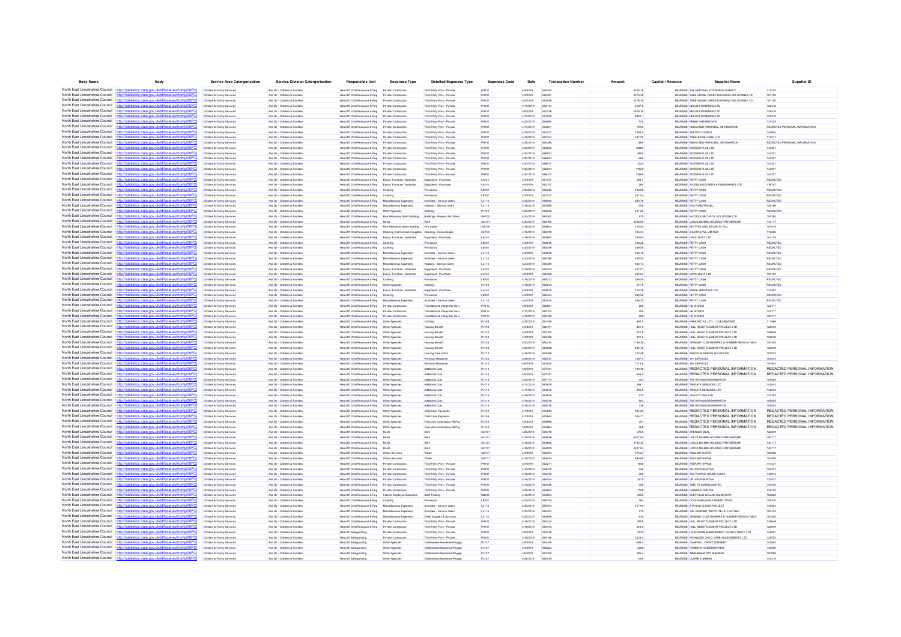| Body Name | Body | Service Area Catergorisation | Service Division Catergorisation | Responsible Unit | Expenses Type | Detailed Expenses Type | Expenses Code | Date | Transaction Number | Amount | Capital / Revenue | Supplier Name | Supplier ID |
|---|---|---|---|---|---|---|---|---|---|---|---|---|---|
| North East Lincolnshire Council | http://statistics.data.gov.uk/id/local-authority/00FC | Childrens & Family Services | Ass Dir - Children & Families | Head Of Child Resource & Reg | Private Contractors | Third Party Prov - Private | PH101 | 4/4/2019 | 562704 | 3240.79 | REVENUE | THE NATIONAL FOSTERING AGENCY | 112225 |
| North East Lincolnshire Council | http://statistics.data.gov.uk/id/local-authority/00FC | Childrens & Family Services | Ass Dir - Children & Families | Head Of Child Resource & Reg | Private Contractors | Third Party Prov - Private | PH101 | 4/4/2019 | 562707 | 3276.39 | REVENUE | TREE HOUSE CARE FOSTERING SOLUTIONS LTD | 101150 |
| North East Lincolnshire Council | http://statistics.data.gov.uk/id/local-authority/00FC | Childrens & Family Services | Ass Dir - Children & Families | Head Of Child Resource & Reg | Private Contractors | Third Party Prov - Private | PH101 | 4/4/2019 | 562708 | 3276.39 | REVENUE | TREE HOUSE CARE FOSTERING SOLUTIONS LTD | 101150 |
| North East Lincolnshire Council | http://statistics.data.gov.uk/id/local-authority/00FC | Childrens & Family Services | Ass Dir - Children & Families | Head Of Child Resource & Reg | Private Contractors | Third Party Prov - Private | PH101 | 4/11/2019 | 564114 | 3197.8 | REVENUE | NEXUS FOSTERING LTD | 128418 |
| North East Lincolnshire Council | http://statistics.data.gov.uk/id/local-authority/00FC | Childrens & Family Services | Ass Dir - Children & Families | Head Of Child Resource & Reg | Private Contractors | Third Party Prov - Private | PH101 | 4/9/2019 | 562276 | 3529.35 | REVENUE | NEXUS FOSTERING LTD | 128418 |
| North East Lincolnshire Council | http://statistics.data.gov.uk/id/local-authority/00FC | Childrens & Family Services | Ass Dir - Children & Families | Head Of Child Resource & Reg | Private Contractors | Third Party Prov - Private | PH101 | 4/11/2019 | 561245 | 2968.1 | REVENUE | NEXUS FOSTERING LTD | 128418 |
| North East Lincolnshire Council | http://statistics.data.gov.uk/id/local-authority/00FC | Childrens & Family Services | Ass Dir - Children & Families | Head Of Child Resource & Reg | Private Contractors | Third Party Prov - Private | PH101 | 4/23/2019 | 564890 | 720 | REVENUE | PENNY SHAWDOWN | 137278 |
| North East Lincolnshire Council | http://statistics.data.gov.uk/id/local-authority/00FC | Childrens & Family Services | Ass Dir - Children & Families | Head Of Child Resource & Reg | Private Contractors | Third Party Prov - Private | PH101 | 4/11/2019 | 563631 | 9750 | REVENUE | REDACTED PERSONAL INFORMATION | REDACTED PERSONAL INFORMATION |
| North East Lincolnshire Council | http://statistics.data.gov.uk/id/local-authority/00FC | Childrens & Family Services | Ass Dir - Children & Families | Head Of Child Resource & Reg | Private Contractors | Third Party Prov - Private | PH101 | 4/16/2019 | 563477 | 2366.4 | REVENUE | SEFTON COUNCIL | 142662 |
| North East Lincolnshire Council | http://statistics.data.gov.uk/id/local-authority/00FC | Childrens & Family Services | Ass Dir - Children & Families | Head Of Child Resource & Reg | Private Contractors | Third Party Prov - Private | PH101 | 4/18/2019 | 565107 | 347.29 | REVENUE | TREEHOUSE CARE LTD | 114511 |
| North East Lincolnshire Council | http://statistics.data.gov.uk/id/local-authority/00FC | Childrens & Family Services | Ass Dir - Children & Families | Head Of Child Resource & Reg | Private Contractors | Third Party Prov - Private | PH101 | 4/25/2019 | 565308 | 1560 | REVENUE | REDACTED PERSONAL INFORMATION | REDACTED PERSONAL INFORMATION |
| North East Lincolnshire Council | http://statistics.data.gov.uk/id/local-authority/00FC | Childrens & Family Services | Ass Dir - Children & Families | Head Of Child Resource & Reg | Private Contractors | Third Party Prov - Private | PH101 | 4/30/2019 | 566022 | 12865 | REVENUE | SIXTEEN PLUS LTD | 143251 |
| North East Lincolnshire Council | http://statistics.data.gov.uk/id/local-authority/00FC | Childrens & Family Services | Ass Dir - Children & Families | Head Of Child Resource & Reg | Private Contractors | Third Party Prov - Private | PH101 | 4/30/2019 | 566023 | 4900 | REVENUE | SIXTEEN PLUS LTD | 143251 |
| North East Lincolnshire Council | http://statistics.data.gov.uk/id/local-authority/00FC | Childrens & Family Services | Ass Dir - Children & Families | Head Of Child Resource & Reg | Private Contractors | Third Party Prov - Private | PH101 | 4/30/2019 | 566024 | 660 | REVENUE | SIXTEEN PLUS LTD | 143251 |
| North East Lincolnshire Council | http://statistics.data.gov.uk/id/local-authority/00FC | Childrens & Family Services | Ass Dir - Children & Families | Head Of Child Resource & Reg | Private Contractors | Third Party Prov - Private | PH101 | 4/30/2019 | 566017 | 3320 | REVENUE | SIXTEEN PLUS LTD | 143251 |
| North East Lincolnshire Council | http://statistics.data.gov.uk/id/local-authority/00FC | Childrens & Family Services | Ass Dir - Children & Families | Head Of Child Resource & Reg | Private Contractors | Third Party Prov - Private | PH101 | 4/30/2019 | 566014 | 11620 | REVENUE | SIXTEEN PLUS LTD | 143251 |
| North East Lincolnshire Council | http://statistics.data.gov.uk/id/local-authority/00FC | Childrens & Family Services | Ass Dir - Children & Families | Head Of Child Resource & Reg | Private Contractors | Third Party Prov - Private | PH101 | 4/30/2019 | 566312 | 12865 | REVENUE | SIXTEEN PLUS LTD | 143251 |
| North East Lincolnshire Council | http://statistics.data.gov.uk/id/local-authority/00FC | Childrens & Family Services | Ass Dir - Children & Families | Head Of Child Resource & Reg | Equip / Furniture / Materials | Equipment - Purchase | LA101 | 4/3/2019 | 561737 | 266.7 | REVENUE | PETTY CASH | REDACTED |
| North East Lincolnshire Council | http://statistics.data.gov.uk/id/local-authority/00FC | Childrens & Family Services | Ass Dir - Children & Families | Head Of Child Resource & Reg | Equip / Furniture / Materials | Equipment - Purchase | LA101 | 4/4/2019 | 562127 | 260 | REVENUE | WOODLANDS BEDS & FURNISHINGS LTD | 138197 |
| North East Lincolnshire Council | http://statistics.data.gov.uk/id/local-authority/00FC | Childrens & Family Services | Ass Dir - Children & Families | Head Of Child Resource & Reg | Catering | Provisions | LB101 | 4/30/2019 | 566045 | 420.89 | REVENUE | PETTY CASH | REDACTED |
| North East Lincolnshire Council | http://statistics.data.gov.uk/id/local-authority/00FC | Childrens & Family Services | Ass Dir - Children & Families | Head Of Child Resource & Reg | Catering | Provisions | LB101 | 4/3/2019 | 561737 | 581.04 | REVENUE | PETTY CASH | REDACTED |
| North East Lincolnshire Council | http://statistics.data.gov.uk/id/local-authority/00FC | Childrens & Family Services | Ass Dir - Children & Families | Head Of Child Resource & Reg | Miscellaneous Expenses | Activities - Service Users | LL114 | 4/30/2019 | 566045 | 260.76 | REVENUE | PETTY CASH | REDACTED |
| North East Lincolnshire Council | http://statistics.data.gov.uk/id/local-authority/00FC | Childrens & Family Services | Ass Dir - Children & Families | Head Of Child Resource & Reg | Miscellaneous Expenses | Holidays - Service Users | LL113 | 4/16/2019 | 563588 | 400 | REVENUE | WALTHAM TRAVEL | 129186 |
| North East Lincolnshire Council | http://statistics.data.gov.uk/id/local-authority/00FC | Childrens & Family Services | Ass Dir - Children & Families | Head Of Child Resource & Reg | Other Agencies | Clothing | PJ106 | 4/30/2019 | 566045 | 431.22 | REVENUE | PETTY CASH | REDACTED |
| North East Lincolnshire Council | http://statistics.data.gov.uk/id/local-authority/00FC | Childrens & Family Services | Ass Dir - Children & Families | Head Of Child Resource & Reg | Rep Alterations Maint Building | Buildings - Repairs And Maint | GA102 | 4/23/2019 | 565362 | 975 | REVENUE | N-FORCE SECURITY SOLUTIONS LTD | 105280 |
| North East Lincolnshire Council | http://statistics.data.gov.uk/id/local-authority/00FC | Childrens & Family Services | Ass Dir - Children & Families | Head Of Child Resource & Reg | Rents | Rent | GC101 | 4/30/2019 | 566168 | 4338.95 | REVENUE | LINCOLNSHIRE HOUSING PARTNERSHIP | 140117 |
| North East Lincolnshire Council | http://statistics.data.gov.uk/id/local-authority/00FC | Childrens & Family Services | Ass Dir - Children & Families | Head Of Child Resource & Reg | Rep Alterations Maint Building | Fire Safety | GA106 | 4/18/2019 | 564804 | 318.52 | REVENUE | ADT FIRE AND SECURITY PLC | 101015 |
| North East Lincolnshire Council | http://statistics.data.gov.uk/id/local-authority/00FC | Childrens & Family Services | Ass Dir - Children & Families | Head Of Child Resource & Reg | Cleaning And Domestic Supplies | Cleaning - Consumables | GH103 | 4/16/2019 | 562758 | 345.34 | REVENUE | B & M RETAIL LIMITED | 116266 |
| North East Lincolnshire Council | http://statistics.data.gov.uk/id/local-authority/00FC | Childrens & Family Services | Ass Dir - Children & Families | Head Of Child Resource & Reg | Equip / Furniture / Materials | Equipment - Purchase | LA101 | 4/16/2019 | 562847 | 290.83 | REVENUE | DAVID BURY LTD | 103135 |
| North East Lincolnshire Council | http://statistics.data.gov.uk/id/local-authority/00FC | Childrens & Family Services | Ass Dir - Children & Families | Head Of Child Resource & Reg | Catering | Provisions | LB101 | 4/4/2019 | 562818 | 449.28 | REVENUE | PETTY CASH | REDACTED |
| North East Lincolnshire Council | http://statistics.data.gov.uk/id/local-authority/00FC | Childrens & Family Services | Ass Dir - Children & Families | Head Of Child Resource & Reg | Catering | Provisions | LB101 | 4/23/2019 | 565389 | 389.09 | REVENUE | PETTY CASH | REDACTED |
| North East Lincolnshire Council | http://statistics.data.gov.uk/id/local-authority/00FC | Childrens & Family Services | Ass Dir - Children & Families | Head Of Child Resource & Reg | Miscellaneous Expenses | Activities - Service Users | LL114 | 4/4/2019 | 562818 | 593.18 | REVENUE | PETTY CASH | REDACTED |
| North East Lincolnshire Council | http://statistics.data.gov.uk/id/local-authority/00FC | Childrens & Family Services | Ass Dir - Children & Families | Head Of Child Resource & Reg | Miscellaneous Expenses | Activities - Service Users | LL114 | 4/23/2019 | 565389 | 529.05 | REVENUE | PETTY CASH | REDACTED |
| North East Lincolnshire Council | http://statistics.data.gov.uk/id/local-authority/00FC | Childrens & Family Services | Ass Dir - Children & Families | Head Of Child Resource & Reg | Miscellaneous Expenses | Holidays - Service Users | LL113 | 4/23/2019 | 565389 | 683.13 | REVENUE | PETTY CASH | REDACTED |
| North East Lincolnshire Council | http://statistics.data.gov.uk/id/local-authority/00FC | Childrens & Family Services | Ass Dir - Children & Families | Head Of Child Resource & Reg | Equip / Furniture / Materials | Equipment - Purchase | LA101 | 4/18/2019 | 565213 | 347.01 | REVENUE | PETTY CASH | REDACTED |
| North East Lincolnshire Council | http://statistics.data.gov.uk/id/local-authority/00FC | Childrens & Family Services | Ass Dir - Children & Families | Head Of Child Resource & Reg | Equip / Furniture / Materials | Equipment - Purchase | LA101 | 4/9/2019 | 562856 | 266.63 | REVENUE | DAVID BURY LTD | 103135 |
| North East Lincolnshire Council | http://statistics.data.gov.uk/id/local-authority/00FC | Childrens & Family Services | Ass Dir - Children & Families | Head Of Child Resource & Reg | Catering | Provisions | LB101 | 4/18/2019 | 565213 | 299.55 | REVENUE | PETTY CASH | REDACTED |
| North East Lincolnshire Council | http://statistics.data.gov.uk/id/local-authority/00FC | Childrens & Family Services | Ass Dir - Children & Families | Head Of Child Resource & Reg | Other Agencies | Clothing | PJ106 | 4/18/2019 | 565213 | 277.9 | REVENUE | PETTY CASH | REDACTED |
| North East Lincolnshire Council | http://statistics.data.gov.uk/id/local-authority/00FC | Childrens & Family Services | Ass Dir - Children & Families | Head Of Child Resource & Reg | Equip / Furniture / Materials | Equipment - Purchase | LA101 | 4/4/2019 | 562610 | 476.29 | REVENUE | ENDIS SERVICES LTD | 133267 |
| North East Lincolnshire Council | http://statistics.data.gov.uk/id/local-authority/00FC | Childrens & Family Services | Ass Dir - Children & Families | Head Of Child Resource & Reg | Catering | Provisions | LB101 | 4/4/2019 | 562634 | 680.55 | REVENUE | PETTY CASH | REDACTED |
| North East Lincolnshire Council | http://statistics.data.gov.uk/id/local-authority/00FC | Childrens & Family Services | Ass Dir - Children & Families | Head Of Child Resource & Reg | Miscellaneous Expenses | Activities - Service Users | LL114 | 4/4/2019 | 562634 | 506.25 | REVENUE | PETTY CASH | REDACTED |
| North East Lincolnshire Council | http://statistics.data.gov.uk/id/local-authority/00FC | Childrens & Family Services | Ass Dir - Children & Families | Head Of Child Resource & Reg | Private Contractors | Translation & Interpreter Serv | PH113 | 4/9/2019 | 562851 | 285 | REVENUE | HB WORDS | 122711 |
| North East Lincolnshire Council | http://statistics.data.gov.uk/id/local-authority/00FC | Childrens & Family Services | Ass Dir - Children & Families | Head Of Child Resource & Reg | Private Contractors | Translation & Interpreter Serv | PH113 | 4/11/2019 | 564152 | 285 | REVENUE | HB WORDS | 122711 |
| North East Lincolnshire Council | http://statistics.data.gov.uk/id/local-authority/00FC | Childrens & Family Services | Ass Dir - Children & Families | Head Of Child Resource & Reg | Private Contractors | Translation & Interpreter Serv | PH113 | 4/18/2019 | 565109 | 285 | REVENUE | HB WORDS | 122711 |
| North East Lincolnshire Council | http://statistics.data.gov.uk/id/local-authority/00FC | Childrens & Family Services | Ass Dir - Children & Families | Head Of Child Resource & Reg | Other Agencies | Clothing | PJ106 | 4/25/2019 | 561479 | 992.5 | REVENUE | PARK RETAIL LTD - LOVE2REWARD | 111989 |
| North East Lincolnshire Council | http://statistics.data.gov.uk/id/local-authority/00FC | Childrens & Family Services | Ass Dir - Children & Families | Head Of Child Resource & Reg | Other Agencies | Housing Benefit | PJ134 | 4/4/2019 | 562191 | 821.6 | REVENUE | HULL RESETTLEMENT PROJECT LTD | 128649 |
| North East Lincolnshire Council | http://statistics.data.gov.uk/id/local-authority/00FC | Childrens & Family Services | Ass Dir - Children & Families | Head Of Child Resource & Reg | Other Agencies | Housing Benefit | PJ134 | 4/4/2019 | 562190 | 821.6 | REVENUE | HULL RESETTLEMENT PROJECT LTD | 128649 |
| North East Lincolnshire Council | http://statistics.data.gov.uk/id/local-authority/00FC | Childrens & Family Services | Ass Dir - Children & Families | Head Of Child Resource & Reg | Other Agencies | Housing Benefit | PJ134 | 4/4/2019 | 562188 | 821.6 | REVENUE | HULL RESETTLEMENT PROJECT LTD | 128649 |
| North East Lincolnshire Council | http://statistics.data.gov.uk/id/local-authority/00FC | Childrens & Family Services | Ass Dir - Children & Families | Head Of Child Resource & Reg | Other Agencies | Housing Benefit | PJ134 | 4/23/2019 | 565270 | 1149.25 | REVENUE | GRIMSBY CLEETHORPES & HUMBER REGION YMCA | 100305 |
| North East Lincolnshire Council | http://statistics.data.gov.uk/id/local-authority/00FC | Childrens & Family Services | Ass Dir - Children & Families | Head Of Child Resource & Reg | Other Agencies | Housing Benefit | PJ134 | 4/30/2019 | 566028 | 665.72 | REVENUE | HULL RESETTLEMENT PROJECT LTD | 128649 |
| North East Lincolnshire Council | http://statistics.data.gov.uk/id/local-authority/00FC | Childrens & Family Services | Ass Dir - Children & Families | Head Of Child Resource & Reg | Other Agencies | Leaving Care Grant | PJ116 | 4/16/2019 | 563409 | 322.49 | REVENUE | ARGOS BUSINESS SOLUTIONS | 101032 |
| North East Lincolnshire Council | http://statistics.data.gov.uk/id/local-authority/00FC | Childrens & Family Services | Ass Dir - Children & Families | Head Of Child Resource & Reg | Other Agencies | Personal Allowance | PJ122 | 4/25/2019 | 565727 | 1267.4 | REVENUE | 16+ SERVICES | 100943 |
| North East Lincolnshire Council | http://statistics.data.gov.uk/id/local-authority/00FC | Childrens & Family Services | Ass Dir - Children & Families | Head Of Child Resource & Reg | Other Agencies | Personal Allowance | PJ122 | 4/9/2019 | 563350 | 1515.8 | REVENUE | 16+ SERVICES | 100943 |
| North East Lincolnshire Council | http://statistics.data.gov.uk/id/local-authority/00FC | Childrens & Family Services | Ass Dir - Children & Families | Head Of Child Resource & Reg | Other Agencies | Additional Cost | PJ114 | 4/8/2019 | 677341 | 780.48 | REVENUE | REDACTED PERSONAL INFORMATION | REDACTED PERSONAL INFORMATION |
| North East Lincolnshire Council | http://statistics.data.gov.uk/id/local-authority/00FC | Childrens & Family Services | Ass Dir - Children & Families | Head Of Child Resource & Reg | Other Agencies | Additional Cost | PJ114 | 4/8/2019 | 677343 | 468.4 | REVENUE | REDACTED PERSONAL INFORMATION | REDACTED PERSONAL INFORMATION |
| North East Lincolnshire Council | http://statistics.data.gov.uk/id/local-authority/00FC | Childrens & Family Services | Ass Dir - Children & Families | Head Of Child Resource & Reg | Other Agencies | Additional Cost | PJ114 | 4/30/2019 | 567174 | 403 | REVENUE | THE ROWAN ORGANISATION | 105925 |
| North East Lincolnshire Council | http://statistics.data.gov.uk/id/local-authority/00FC | Childrens & Family Services | Ass Dir - Children & Families | Head Of Child Resource & Reg | Other Agencies | Additional Cost | PJ114 | 4/11/2019 | 563618 | 396.1 | REVENUE | TANGATA SERVICES LTD | 142043 |
| North East Lincolnshire Council | http://statistics.data.gov.uk/id/local-authority/00FC | Childrens & Family Services | Ass Dir - Children & Families | Head Of Child Resource & Reg | Other Agencies | Additional Cost | PJ114 | 4/11/2019 | 563618 | 298.5 | REVENUE | TANGATA SERVICES LTD | 142043 |
| North East Lincolnshire Council | http://statistics.data.gov.uk/id/local-authority/00FC | Childrens & Family Services | Ass Dir - Children & Families | Head Of Child Resource & Reg | Other Agencies | Additional Cost | PJ114 | 4/16/2019 | 563616 | 270 | REVENUE | GRAVITY RED LTD | 122783 |
| North East Lincolnshire Council | http://statistics.data.gov.uk/id/local-authority/00FC | Childrens & Family Services | Ass Dir - Children & Families | Head Of Child Resource & Reg | Other Agencies | Additional Cost | PJ114 | 4/16/2019 | 564736 | 383 | REVENUE | THE ROWAN ORGANISATION | 105925 |
| North East Lincolnshire Council | http://statistics.data.gov.uk/id/local-authority/00FC | Childrens & Family Services | Ass Dir - Children & Families | Head Of Child Resource & Reg | Other Agencies | Additional Cost | PJ114 | 4/16/2019 | 564738 | 338 | REVENUE | THE ROWAN ORGANISATION | 105925 |
| North East Lincolnshire Council | http://statistics.data.gov.uk/id/local-authority/00FC | Childrens & Family Services | Ass Dir - Children & Families | Head Of Child Resource & Reg | Other Agencies | Child Care Payments | PJ104 | 4/1/2019 | 675669 | 994.28 | REVENUE | REDACTED PERSONAL INFORMATION | REDACTED PERSONAL INFORMATION |
| North East Lincolnshire Council | http://statistics.data.gov.uk/id/local-authority/00FC | Childrens & Family Services | Ass Dir - Children & Families | Head Of Child Resource & Reg | Other Agencies | Child Care Payments | PJ104 | 4/1/2019 | 675664 | 365.71 | REVENUE | REDACTED PERSONAL INFORMATION | REDACTED PERSONAL INFORMATION |
| North East Lincolnshire Council | http://statistics.data.gov.uk/id/local-authority/00FC | Childrens & Family Services | Ass Dir - Children & Families | Head Of Child Resource & Reg | Other Agencies | Fees And Commission All Pay | PJ144 | 4/8/2019 | 676966 | 351 | REVENUE | REDACTED PERSONAL INFORMATION | REDACTED PERSONAL INFORMATION |
| North East Lincolnshire Council | http://statistics.data.gov.uk/id/local-authority/00FC | Childrens & Family Services | Ass Dir - Children & Families | Head Of Child Resource & Reg | Other Agencies | Fees And Commission All Pay | PJ144 | 4/8/2019 | 676964 | 665 | REVENUE | REDACTED PERSONAL INFORMATION | REDACTED PERSONAL INFORMATION |
| North East Lincolnshire Council | http://statistics.data.gov.uk/id/local-authority/00FC | Childrens & Family Services | Ass Dir - Children & Families | Head Of Child Resource & Reg | Rents | Rent | GC101 | 4/25/2019 | 565718 | 2160 | REVENUE | SPENCER BEAL | 122049 |
| North East Lincolnshire Council | http://statistics.data.gov.uk/id/local-authority/00FC | Childrens & Family Services | Ass Dir - Children & Families | Head Of Child Resource & Reg | Rents | Rent | GC101 | 4/18/2019 | 564876 | 4307.04 | REVENUE | LINCOLNSHIRE HOUSING PARTNERSHIP | 140117 |
| North East Lincolnshire Council | http://statistics.data.gov.uk/id/local-authority/00FC | Childrens & Family Services | Ass Dir - Children & Families | Head Of Child Resource & Reg | Rents | Rent | GC101 | 4/18/2019 | 564862 | 3790.32 | REVENUE | LINCOLNSHIRE HOUSING PARTNERSHIP | 140117 |
| North East Lincolnshire Council | http://statistics.data.gov.uk/id/local-authority/00FC | Childrens & Family Services | Ass Dir - Children & Families | Head Of Child Resource & Reg | Rents | Rent | GC101 | 4/18/2019 | 564879 | 4307.04 | REVENUE | LINCOLNSHIRE HOUSING PARTNERSHIP | 140117 |
| North East Lincolnshire Council | http://statistics.data.gov.uk/id/local-authority/00FC | Childrens & Family Services | Ass Dir - Children & Families | Head Of Child Resource & Reg | Water Services | Water | GE101 | 4/3/2019 | 562390 | 379.27 | REVENUE | ANGLIAN WATER | 100508 |
| North East Lincolnshire Council | http://statistics.data.gov.uk/id/local-authority/00FC | Childrens & Family Services | Ass Dir - Children & Families | Head Of Child Resource & Reg | Water Services | Water | GE101 | 4/16/2019 | 564374 | 599.65 | REVENUE | ANGLIAN WATER | 100508 |
| North East Lincolnshire Council | http://statistics.data.gov.uk/id/local-authority/00FC | Childrens & Family Services | Ass Dir - Children & Families | Head Of Child Resource & Reg | Private Contractors | Third Party Prov - Private | PH101 | 4/4/2019 | 562271 | 1840 | REVENUE | THERAPY SPACE | 141337 |
| North East Lincolnshire Council | http://statistics.data.gov.uk/id/local-authority/00FC | Childrens & Family Services | Ass Dir - Children & Families | Head Of Child Resource & Reg | Private Contractors | Third Party Prov - Private | PH101 | 4/16/2019 | 564415 | 445 | REVENUE | DR VIRGINIA RYAN | 122437 |
| North East Lincolnshire Council | http://statistics.data.gov.uk/id/local-authority/00FC | Childrens & Family Services | Ass Dir - Children & Families | Head Of Child Resource & Reg | Private Contractors | Third Party Prov - Private | PH101 | 4/16/2019 | 564416 | 390 | REVENUE | THE PURPLE HOUSE CLINIC | 140915 |
| North East Lincolnshire Council | http://statistics.data.gov.uk/id/local-authority/00FC | Childrens & Family Services | Ass Dir - Children & Families | Head Of Child Resource & Reg | Private Contractors | Third Party Prov - Private | PH101 | 4/16/2019 | 564424 | 2475 | REVENUE | DR VIRGINIA RYAN | 122437 |
| North East Lincolnshire Council | http://statistics.data.gov.uk/id/local-authority/00FC | Childrens & Family Services | Ass Dir - Children & Families | Head Of Child Resource & Reg | Private Contractors | Third Party Prov - Private | PH101 | 4/16/2019 | 564426 | 450 | REVENUE | TIME TO LISTEN LIMITED | 140435 |
| North East Lincolnshire Council | http://statistics.data.gov.uk/id/local-authority/00FC | Childrens & Family Services | Ass Dir - Children & Families | Head Of Child Resource & Reg | Private Contractors | Third Party Prov - Private | PH101 | 4/25/2019 | 565663 | 1100 | REVENUE | OAKDALE CENTRE | 135770 |
| North East Lincolnshire Council | http://statistics.data.gov.uk/id/local-authority/00FC | Childrens & Family Services | Ass Dir - Children & Families | Head Of Child Resource & Reg | Indirect Employee Expenses | Staff Training | EB122 | 4/16/2019 | 564803 | 2500 | REVENUE | SHEFFIELD HALLAM UNIVERSITY | 102625 |
| North East Lincolnshire Council | http://statistics.data.gov.uk/id/local-authority/00FC | Childrens & Family Services | Ass Dir - Children & Families | Head Of Child Resource & Reg | Catering | Provisions | LB101 | 4/23/2019 | 565374 | 763 | REVENUE | GOODWIN DEVELOPMENT TRUST | 108270 |
| North East Lincolnshire Council | http://statistics.data.gov.uk/id/local-authority/00FC | Childrens & Family Services | Ass Dir - Children & Families | Head Of Child Resource & Reg | Miscellaneous Expenses | Activities - Service Users | LL114 | 4/30/2019 | 565754 | 417.94 | REVENUE | STAYING CLOSE PROJECT | 139586 |
| North East Lincolnshire Council | http://statistics.data.gov.uk/id/local-authority/00FC | Childrens & Family Services | Ass Dir - Children & Families | Head Of Child Resource & Reg | Miscellaneous Expenses | Activities - Service Users | LL114 | 4/30/2019 | 565757 | 275 | REVENUE | THE GRIMSBY INSTITUTE OF FURTHER | 102742 |
| North East Lincolnshire Council | http://statistics.data.gov.uk/id/local-authority/00FC | Childrens & Family Services | Ass Dir - Children & Families | Head Of Child Resource & Reg | Miscellaneous Expenses | Other Supplies & Services | LL110 | 4/30/2019 | 565999 | 630 | REVENUE | GRIMSBY CLEETHORPES & HUMBER REGION YMCA | 100305 |
| North East Lincolnshire Council | http://statistics.data.gov.uk/id/local-authority/00FC | Childrens & Family Services | Ass Dir - Children & Families | Head Of Child Resource & Reg | Private Contractors | Third Party Prov - Private | PH101 | 4/16/2019 | 564324 | 4500 | REVENUE | HULL RESETTLEMENT PROJECT LTD | 128649 |
| North East Lincolnshire Council | http://statistics.data.gov.uk/id/local-authority/00FC | Childrens & Family Services | Ass Dir - Children & Families | Head Of Child Resource & Reg | Private Contractors | Third Party Prov - Private | PH101 | 4/16/2019 | 564413 | 843.5 | REVENUE | HULL RESETTLEMENT PROJECT LTD | 128649 |
| North East Lincolnshire Council | http://statistics.data.gov.uk/id/local-authority/00FC | Childrens & Family Services | Ass Dir - Children & Families | Head Of Safeguarding | Private Contractors | Third Party Prov - Private | PH101 | 4/9/2019 | 563470 | 2475 | REVENUE | LAUGHARNE MANAGEMENT CONSULTANCY LTD | 142881 |
| North East Lincolnshire Council | http://statistics.data.gov.uk/id/local-authority/00FC | Childrens & Family Services | Ass Dir - Children & Families | Head Of Safeguarding | Private Contractors | Third Party Prov - Private | PH101 | 4/18/2019 | 565168 | 2323.4 | REVENUE | ADVANCED CHILD CARE ASSESSMENTS LTD | 129570 |
| North East Lincolnshire Council | http://statistics.data.gov.uk/id/local-authority/00FC | Childrens & Family Services | Ass Dir - Children & Families | Head Of Safeguarding | Other Agencies | Childminders/Nurseries/Playgrp | PJ127 | 4/9/2019 | 563439 | -298.4 | REVENUE | CHAPPELL CROFT NURSERY | 142982 |
| North East Lincolnshire Council | http://statistics.data.gov.uk/id/local-authority/00FC | Childrens & Family Services | Ass Dir - Children & Families | Head Of Safeguarding | Other Agencies | Childminders/Nurseries/Playgrp | PJ127 | 4/4/2019 | 562224 | 2368 | REVENUE | RAINBOW KINDERGARTEN | 142960 |
| North East Lincolnshire Council | http://statistics.data.gov.uk/id/local-authority/00FC | Childrens & Family Services | Ass Dir - Children & Families | Head Of Safeguarding | Other Agencies | Childminders/Nurseries/Playgrp | PJ127 | 4/9/2019 | 563168 | 298.4 | REVENUE | BIRMINGHAM DAY NURSERY | 103966 |
| North East Lincolnshire Council | http://statistics.data.gov.uk/id/local-authority/00FC | Childrens & Family Services | Ass Dir - Children & Families | Head Of Safeguarding | Other Agencies | Childminders/Nurseries/Playgrp | PJ127 | 4/25/2019 | 565415 | 1160 | REVENUE | CLAIRE FLEMING | 143219 |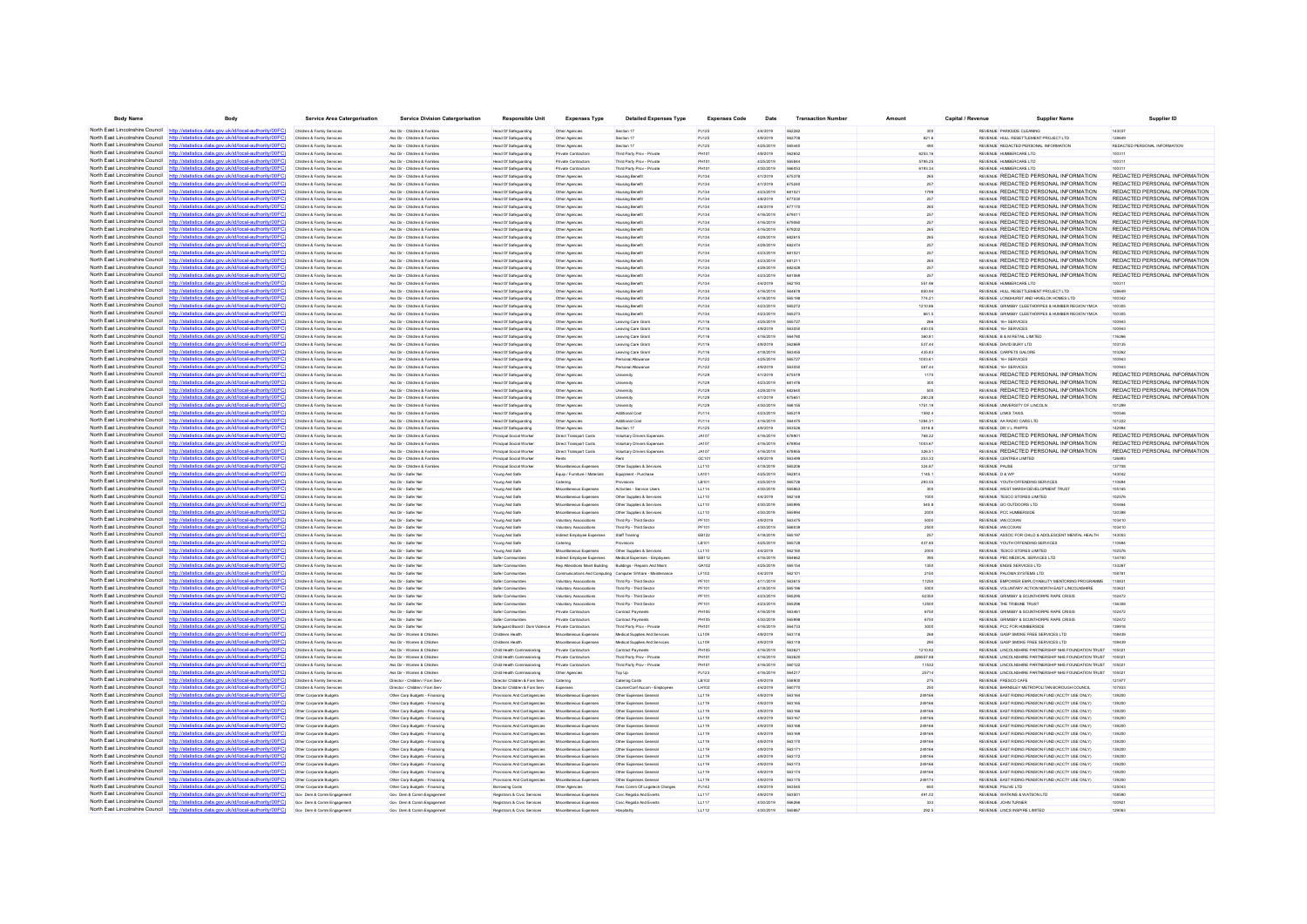| Body Name | Body | Service Area Catergorisation | Service Division Catergorisation | Responsible Unit | Expenses Type | Detailed Expenses Type | Expenses Code | Date | Transaction Number | Amount | Capital / Revenue | Supplier Name | Supplier ID |
|---|---|---|---|---|---|---|---|---|---|---|---|---|---|
| North East Lincolnshire Council | http://statistics.data.gov.uk/id/local-authority/00FC | Children & Family Services | Ass Dir - Children & Families | Head Of Safeguarding | Other Agencies | Section 17 | PJ125 | 4/4/2019 | 562262 | 300 | REVENUE | PARKSIDE CLEANING | 143037 |
| North East Lincolnshire Council | http://statistics.data.gov.uk/id/local-authority/00FC | Children & Family Services | Ass Dir - Children & Families | Head Of Safeguarding | Other Agencies | Section 17 | PJ125 | 4/9/2019 | 562708 | 821.6 | REVENUE | HULL RESETTLEMENT PROJECT LTD | 128649 |
| North East Lincolnshire Council | http://statistics.data.gov.uk/id/local-authority/00FC | Children & Family Services | Ass Dir - Children & Families | Head Of Safeguarding | Other Agencies | Section 17 | PJ125 | 4/25/2019 | 565465 | 490 | REVENUE | REDACTED PERSONAL INFORMATION | REDACTED PERSONAL INFORMATION |
| North East Lincolnshire Council | http://statistics.data.gov.uk/id/local-authority/00FC | Children & Family Services | Ass Dir - Children & Families | Head Of Safeguarding | Private Contractors | Third Party Prov - Private | PH101 | 4/9/2019 | 562602 | 6253.16 | REVENUE | HUMBERCARE LTD | 100311 |
| North East Lincolnshire Council | http://statistics.data.gov.uk/id/local-authority/00FC | Children & Family Services | Ass Dir - Children & Families | Head Of Safeguarding | Private Contractors | Third Party Prov - Private | PH101 | 4/25/2019 | 566844 | 5785.25 | REVENUE | HUMBERCARE LTD | 100311 |
| North East Lincolnshire Council | http://statistics.data.gov.uk/id/local-authority/00FC | Children & Family Services | Ass Dir - Children & Families | Head Of Safeguarding | Private Contractors | Third Party Prov - Private | PH101 | 4/30/2019 | 566853 | 6193.34 | REVENUE | HUMBERCARE LTD | 100311 |
| North East Lincolnshire Council | http://statistics.data.gov.uk/id/local-authority/00FC | Children & Family Services | Ass Dir - Children & Families | Head Of Safeguarding | Other Agencies | Housing Benefit | PJ134 | 4/1/2019 | 675378 | 265 | REVENUE | REDACTED PERSONAL INFORMATION | REDACTED PERSONAL INFORMATION |
| North East Lincolnshire Council | http://statistics.data.gov.uk/id/local-authority/00FC | Children & Family Services | Ass Dir - Children & Families | Head Of Safeguarding | Other Agencies | Housing Benefit | PJ134 | 4/1/2019 | 675240 | 257 | REVENUE | REDACTED PERSONAL INFORMATION | REDACTED PERSONAL INFORMATION |
| North East Lincolnshire Council | http://statistics.data.gov.uk/id/local-authority/00FC | Children & Family Services | Ass Dir - Children & Families | Head Of Safeguarding | Other Agencies | Housing Benefit | PJ134 | 4/23/2019 | 681021 | 1799 | REVENUE | REDACTED PERSONAL INFORMATION | REDACTED PERSONAL INFORMATION |
| North East Lincolnshire Council | http://statistics.data.gov.uk/id/local-authority/00FC | Children & Family Services | Ass Dir - Children & Families | Head Of Safeguarding | Other Agencies | Housing Benefit | PJ134 | 4/8/2019 | 677330 | 257 | REVENUE | REDACTED PERSONAL INFORMATION | REDACTED PERSONAL INFORMATION |
| North East Lincolnshire Council | http://statistics.data.gov.uk/id/local-authority/00FC | Children & Family Services | Ass Dir - Children & Families | Head Of Safeguarding | Other Agencies | Housing Benefit | PJ134 | 4/8/2019 | 677170 | 265 | REVENUE | REDACTED PERSONAL INFORMATION | REDACTED PERSONAL INFORMATION |
| North East Lincolnshire Council | http://statistics.data.gov.uk/id/local-authority/00FC | Children & Family Services | Ass Dir - Children & Families | Head Of Safeguarding | Other Agencies | Housing Benefit | PJ134 | 4/16/2019 | 679011 | 257 | REVENUE | REDACTED PERSONAL INFORMATION | REDACTED PERSONAL INFORMATION |
| North East Lincolnshire Council | http://statistics.data.gov.uk/id/local-authority/00FC | Children & Family Services | Ass Dir - Children & Families | Head Of Safeguarding | Other Agencies | Housing Benefit | PJ134 | 4/16/2019 | 679060 | 257 | REVENUE | REDACTED PERSONAL INFORMATION | REDACTED PERSONAL INFORMATION |
| North East Lincolnshire Council | http://statistics.data.gov.uk/id/local-authority/00FC | Children & Family Services | Ass Dir - Children & Families | Head Of Safeguarding | Other Agencies | Housing Benefit | PJ134 | 4/16/2019 | 679202 | 265 | REVENUE | REDACTED PERSONAL INFORMATION | REDACTED PERSONAL INFORMATION |
| North East Lincolnshire Council | http://statistics.data.gov.uk/id/local-authority/00FC | Children & Family Services | Ass Dir - Children & Families | Head Of Safeguarding | Other Agencies | Housing Benefit | PJ134 | 4/29/2019 | 682615 | 265 | REVENUE | REDACTED PERSONAL INFORMATION | REDACTED PERSONAL INFORMATION |
| North East Lincolnshire Council | http://statistics.data.gov.uk/id/local-authority/00FC | Children & Family Services | Ass Dir - Children & Families | Head Of Safeguarding | Other Agencies | Housing Benefit | PJ134 | 4/29/2019 | 682474 | 257 | REVENUE | REDACTED PERSONAL INFORMATION | REDACTED PERSONAL INFORMATION |
| North East Lincolnshire Council | http://statistics.data.gov.uk/id/local-authority/00FC | Children & Family Services | Ass Dir - Children & Families | Head Of Safeguarding | Other Agencies | Housing Benefit | PJ134 | 4/23/2019 | 681021 | 257 | REVENUE | REDACTED PERSONAL INFORMATION | REDACTED PERSONAL INFORMATION |
| North East Lincolnshire Council | http://statistics.data.gov.uk/id/local-authority/00FC | Children & Family Services | Ass Dir - Children & Families | Head Of Safeguarding | Other Agencies | Housing Benefit | PJ134 | 4/23/2019 | 681211 | 265 | REVENUE | REDACTED PERSONAL INFORMATION | REDACTED PERSONAL INFORMATION |
| North East Lincolnshire Council | http://statistics.data.gov.uk/id/local-authority/00FC | Children & Family Services | Ass Dir - Children & Families | Head Of Safeguarding | Other Agencies | Housing Benefit | PJ134 | 4/29/2019 | 682428 | 257 | REVENUE | REDACTED PERSONAL INFORMATION | REDACTED PERSONAL INFORMATION |
| North East Lincolnshire Council | http://statistics.data.gov.uk/id/local-authority/00FC | Children & Family Services | Ass Dir - Children & Families | Head Of Safeguarding | Other Agencies | Housing Benefit | PJ134 | 4/23/2019 | 681068 | 257 | REVENUE | REDACTED PERSONAL INFORMATION | REDACTED PERSONAL INFORMATION |
| North East Lincolnshire Council | http://statistics.data.gov.uk/id/local-authority/00FC | Children & Family Services | Ass Dir - Children & Families | Head Of Safeguarding | Other Agencies | Housing Benefit | PJ134 | 4/4/2019 | 562193 | 551.66 | REVENUE | HUMBERCARE LTD | 100311 |
| North East Lincolnshire Council | http://statistics.data.gov.uk/id/local-authority/00FC | Children & Family Services | Ass Dir - Children & Families | Head Of Safeguarding | Other Agencies | Housing Benefit | PJ134 | 4/16/2019 | 564978 | 830.95 | REVENUE | HULL RESETTLEMENT PROJECT LTD | 128649 |
| North East Lincolnshire Council | http://statistics.data.gov.uk/id/local-authority/00FC | Children & Family Services | Ass Dir - Children & Families | Head Of Safeguarding | Other Agencies | Housing Benefit | PJ134 | 4/18/2019 | 565198 | 774.21 | REVENUE | LONGHURST AND HAVELOK HOMES LTD | 100342 |
| North East Lincolnshire Council | http://statistics.data.gov.uk/id/local-authority/00FC | Children & Family Services | Ass Dir - Children & Families | Head Of Safeguarding | Other Agencies | Housing Benefit | PJ134 | 4/23/2019 | 565272 | 1210.86 | REVENUE | GRIMSBY CLEETHORPES & HUMBER REGION YMCA | 100305 |
| North East Lincolnshire Council | http://statistics.data.gov.uk/id/local-authority/00FC | Children & Family Services | Ass Dir - Children & Families | Head Of Safeguarding | Other Agencies | Housing Benefit | PJ134 | 4/23/2019 | 565273 | 861.5 | REVENUE | GRIMSBY CLEETHORPES & HUMBER REGION YMCA | 100305 |
| North East Lincolnshire Council | http://statistics.data.gov.uk/id/local-authority/00FC | Children & Family Services | Ass Dir - Children & Families | Head Of Safeguarding | Other Agencies | Leaving Care Grant | PJ116 | 4/25/2019 | 565727 | 266 | REVENUE | 16+ SERVICES | 100943 |
| North East Lincolnshire Council | http://statistics.data.gov.uk/id/local-authority/00FC | Children & Family Services | Ass Dir - Children & Families | Head Of Safeguarding | Other Agencies | Leaving Care Grant | PJ116 | 4/9/2019 | 563058 | 450.05 | REVENUE | 16+ SERVICES | 100943 |
| North East Lincolnshire Council | http://statistics.data.gov.uk/id/local-authority/00FC | Children & Family Services | Ass Dir - Children & Families | Head Of Safeguarding | Other Agencies | Leaving Care Grant | PJ116 | 4/16/2019 | 564760 | 360.61 | REVENUE | B & M RETAIL LIMITED | 116286 |
| North East Lincolnshire Council | http://statistics.data.gov.uk/id/local-authority/00FC | Children & Family Services | Ass Dir - Children & Families | Head Of Safeguarding | Other Agencies | Leaving Care Grant | PJ116 | 4/9/2019 | 562669 | 537.44 | REVENUE | DAVID BURY LTD | 103135 |
| North East Lincolnshire Council | http://statistics.data.gov.uk/id/local-authority/00FC | Children & Family Services | Ass Dir - Children & Families | Head Of Safeguarding | Other Agencies | Leaving Care Grant | PJ116 | 4/18/2019 | 565055 | 435.83 | REVENUE | CARPETS GALORE | 103062 |
| North East Lincolnshire Council | http://statistics.data.gov.uk/id/local-authority/00FC | Children & Family Services | Ass Dir - Children & Families | Head Of Safeguarding | Other Agencies | Personal Allowance | PJ122 | 4/25/2019 | 565727 | 1003.61 | REVENUE | 16+ SERVICES | 100943 |
| North East Lincolnshire Council | http://statistics.data.gov.uk/id/local-authority/00FC | Children & Family Services | Ass Dir - Children & Families | Head Of Safeguarding | Other Agencies | Personal Allowance | PJ122 | 4/9/2019 | 563050 | 587.44 | REVENUE | 16+ SERVICES | 100943 |
| North East Lincolnshire Council | http://statistics.data.gov.uk/id/local-authority/00FC | Children & Family Services | Ass Dir - Children & Families | Head Of Safeguarding | Other Agencies | University | PJ129 | 4/1/2019 | 675319 | 1175 | REVENUE | REDACTED PERSONAL INFORMATION | REDACTED PERSONAL INFORMATION |
| North East Lincolnshire Council | http://statistics.data.gov.uk/id/local-authority/00FC | Children & Family Services | Ass Dir - Children & Families | Head Of Safeguarding | Other Agencies | University | PJ129 | 4/23/2019 | 681476 | 300 | REVENUE | REDACTED PERSONAL INFORMATION | REDACTED PERSONAL INFORMATION |
| North East Lincolnshire Council | http://statistics.data.gov.uk/id/local-authority/00FC | Children & Family Services | Ass Dir - Children & Families | Head Of Safeguarding | Other Agencies | University | PJ129 | 4/29/2019 | 682940 | 500 | REVENUE | REDACTED PERSONAL INFORMATION | REDACTED PERSONAL INFORMATION |
| North East Lincolnshire Council | http://statistics.data.gov.uk/id/local-authority/00FC | Children & Family Services | Ass Dir - Children & Families | Head Of Safeguarding | Other Agencies | University | PJ129 | 4/1/2019 | 675651 | 280.28 | REVENUE | REDACTED PERSONAL INFORMATION | REDACTED PERSONAL INFORMATION |
| North East Lincolnshire Council | http://statistics.data.gov.uk/id/local-authority/00FC | Children & Family Services | Ass Dir - Children & Families | Head Of Safeguarding | Other Agencies | University | PJ129 | 4/30/2019 | 566155 | 1751.19 | REVENUE | UNIVERSITY OF LINCOLN | 101289 |
| North East Lincolnshire Council | http://statistics.data.gov.uk/id/local-authority/00FC | Children & Family Services | Ass Dir - Children & Families | Head Of Safeguarding | Other Agencies | Additional Cost | PJ114 | 4/23/2019 | 565274 | 1590.4 | REVENUE | LINKS TAXIS | 100546 |
| North East Lincolnshire Council | http://statistics.data.gov.uk/id/local-authority/00FC | Children & Family Services | Ass Dir - Children & Families | Head Of Safeguarding | Other Agencies | Additional Cost | PJ114 | 4/16/2019 | 564475 | 1284.31 | REVENUE | AA RADIO CARS LTD | 101222 |
| North East Lincolnshire Council | http://statistics.data.gov.uk/id/local-authority/00FC | Children & Family Services | Ass Dir - Children & Families | Head Of Safeguarding | Other Agencies | Section 17 | PJ125 | 4/9/2019 | 563026 | 3016.8 | REVENUE | DR V L PHIPPS | 142984 |
| North East Lincolnshire Council | http://statistics.data.gov.uk/id/local-authority/00FC | Children & Family Services | Ass Dir - Children & Families | Principal Social Worker | Direct Transport Costs | Voluntary Drivers Expenses | JA107 | 4/16/2019 | 678901 | 786.22 | REVENUE | REDACTED PERSONAL INFORMATION | REDACTED PERSONAL INFORMATION |
| North East Lincolnshire Council | http://statistics.data.gov.uk/id/local-authority/00FC | Children & Family Services | Ass Dir - Children & Families | Principal Social Worker | Direct Transport Costs | Voluntary Drivers Expenses | JA107 | 4/16/2019 | 678954 | 1053.67 | REVENUE | REDACTED PERSONAL INFORMATION | REDACTED PERSONAL INFORMATION |
| North East Lincolnshire Council | http://statistics.data.gov.uk/id/local-authority/00FC | Children & Family Services | Ass Dir - Children & Families | Principal Social Worker | Direct Transport Costs | Voluntary Drivers Expenses | JA107 | 4/16/2019 | 678955 | 326.51 | REVENUE | REDACTED PERSONAL INFORMATION | REDACTED PERSONAL INFORMATION |
| North East Lincolnshire Council | http://statistics.data.gov.uk/id/local-authority/00FC | Children & Family Services | Ass Dir - Children & Families | Principal Social Worker | Rents | Rent | GC101 | 4/9/2019 | 563499 | 253.33 | REVENUE | CENTRE4 LIMITED | 126893 |
| North East Lincolnshire Council | http://statistics.data.gov.uk/id/local-authority/00FC | Children & Family Services | Ass Dir - Children & Families | Principal Social Worker | Miscellaneous Expenses | Other Supplies & Services | LL110 | 4/18/2019 | 565209 | 324.87 | REVENUE | PAUSE | 137758 |
| North East Lincolnshire Council | http://statistics.data.gov.uk/id/local-authority/00FC | Children & Family Services | Ass Dir - Safer Nel | Young And Safe | Equip / Furniture / Materials | Equipment - Purchase | LA101 | 4/25/2019 | 565974 | 1165.1 | REVENUE | D & WP | 143062 |
| North East Lincolnshire Council | http://statistics.data.gov.uk/id/local-authority/00FC | Children & Family Services | Ass Dir - Safer Nel | Young And Safe | Catering | Provisions | LB101 | 4/25/2019 | 565728 | 293.55 | REVENUE | YOUTH OFFENDING SERVICES | 110694 |
| North East Lincolnshire Council | http://statistics.data.gov.uk/id/local-authority/00FC | Children & Family Services | Ass Dir - Safer Nel | Young And Safe | Miscellaneous Expenses | Activities - Service Users | LL114 | 4/30/2019 | 566863 | 300 | REVENUE | WEST MARSH DEVELOPMENT TRUST | 105165 |
| North East Lincolnshire Council | http://statistics.data.gov.uk/id/local-authority/00FC | Children & Family Services | Ass Dir - Safer Nel | Young And Safe | Miscellaneous Expenses | Other Supplies & Services | LL110 | 4/4/2019 | 562168 | 1000 | REVENUE | TESCO STORES LIMITED | 102576 |
| North East Lincolnshire Council | http://statistics.data.gov.uk/id/local-authority/00FC | Children & Family Services | Ass Dir - Safer Nel | Young And Safe | Miscellaneous Expenses | Other Supplies & Services | LL110 | 4/30/2019 | 566995 | 945.8 | REVENUE | GO OUTDOORS LTD | 104464 |
| North East Lincolnshire Council | http://statistics.data.gov.uk/id/local-authority/00FC | Children & Family Services | Ass Dir - Safer Nel | Young And Safe | Miscellaneous Expenses | Other Supplies & Services | LL110 | 4/30/2019 | 566994 | 2000 | REVENUE | PCC HUMBERSIDE | 120390 |
| North East Lincolnshire Council | http://statistics.data.gov.uk/id/local-authority/00FC | Children & Family Services | Ass Dir - Safer Nel | Young And Safe | Voluntary Associations | Third Pp - Third Sector | PF101 | 4/9/2019 | 563475 | 5000 | REVENUE | IAN COXAN | 103410 |
| North East Lincolnshire Council | http://statistics.data.gov.uk/id/local-authority/00FC | Children & Family Services | Ass Dir - Safer Nel | Young And Safe | Voluntary Associations | Third Pp - Third Sector | PF101 | 4/30/2019 | 566639 | 2500 | REVENUE | IAN COXAN | 103410 |
| North East Lincolnshire Council | http://statistics.data.gov.uk/id/local-authority/00FC | Children & Family Services | Ass Dir - Safer Nel | Young And Safe | Indirect Employee Expenses | Staff Training | EB122 | 4/18/2019 | 565197 | 257 | REVENUE | ASSOC FOR CHILD & ADOLESCENT MENTAL HEALTH | 143063 |
| North East Lincolnshire Council | http://statistics.data.gov.uk/id/local-authority/00FC | Children & Family Services | Ass Dir - Safer Nel | Young And Safe | Catering | Provisions | LB101 | 4/25/2019 | 565728 | 437.55 | REVENUE | YOUTH OFFENDING SERVICES | 110694 |
| North East Lincolnshire Council | http://statistics.data.gov.uk/id/local-authority/00FC | Children & Family Services | Ass Dir - Safer Nel | Young And Safe | Miscellaneous Expenses | Other Supplies & Services | LL110 | 4/4/2019 | 562168 | 2000 | REVENUE | TESCO STORES LIMITED | 102576 |
| North East Lincolnshire Council | http://statistics.data.gov.uk/id/local-authority/00FC | Children & Family Services | Ass Dir - Safer Nel | Safer Communities | Indirect Employee Expenses | Medical Expenses - Employees | EB112 | 4/16/2019 | 564843 | 395 | REVENUE | PBC MEDICAL SERVICES LTD | 134745 |
| North East Lincolnshire Council | http://statistics.data.gov.uk/id/local-authority/00FC | Children & Family Services | Ass Dir - Safer Nel | Safer Communities | Rep Alterations Maint Building | Buildings - Repairs And Maint | GA102 | 4/25/2019 | 565154 | 1350 | REVENUE | ENGIE SERVICES LTD | 133267 |
| North East Lincolnshire Council | http://statistics.data.gov.uk/id/local-authority/00FC | Children & Family Services | Ass Dir - Safer Nel | Safer Communities | Communications And Computing | Computer S/Ware - Maintenance | LF103 | 4/4/2019 | 562101 | 2700 | REVENUE | PALOMA SYSTEMS LTD | 100781 |
| North East Lincolnshire Council | http://statistics.data.gov.uk/id/local-authority/00FC | Children & Family Services | Ass Dir - Safer Nel | Safer Communities | Voluntary Associations | Third Pp - Third Sector | PF101 | 4/11/2019 | 563813 | 11250 | REVENUE | EMPOWER EMPLOYABILITY MENTORING PROGRAMME | 119931 |
| North East Lincolnshire Council | http://statistics.data.gov.uk/id/local-authority/00FC | Children & Family Services | Ass Dir - Safer Nel | Safer Communities | Voluntary Associations | Third Pp - Third Sector | PF101 | 4/18/2019 | 565196 | 5000 | REVENUE | VOLUNTARY ACTION NORTH EAST LINCOLNSHIRE | 103631 |
| North East Lincolnshire Council | http://statistics.data.gov.uk/id/local-authority/00FC | Children & Family Services | Ass Dir - Safer Nel | Safer Communities | Voluntary Associations | Third Pp - Third Sector | PF101 | 4/23/2019 | 565295 | 42300 | REVENUE | GRIMSBY & SCUNTHORPE RAPE CRISIS | 102472 |
| North East Lincolnshire Council | http://statistics.data.gov.uk/id/local-authority/00FC | Children & Family Services | Ass Dir - Safer Nel | Safer Communities | Voluntary Associations | Third Pp - Third Sector | PF101 | 4/23/2019 | 565296 | 12500 | REVENUE | THE TRIBUNE TRUST | 136399 |
| North East Lincolnshire Council | http://statistics.data.gov.uk/id/local-authority/00FC | Children & Family Services | Ass Dir - Safer Nel | Safer Communities | Private Contractors | Contract Payments | PH105 | 4/16/2019 | 563461 | 6750 | REVENUE | GRIMSBY & SCUNTHORPE RAPE CRISIS | 102472 |
| North East Lincolnshire Council | http://statistics.data.gov.uk/id/local-authority/00FC | Children & Family Services | Ass Dir - Safer Nel | Safer Communities | Private Contractors | Contract Payments | PH105 | 4/30/2019 | 566998 | 6750 | REVENUE | GRIMSBY & SCUNTHORPE RAPE CRISIS | 102472 |
| North East Lincolnshire Council | http://statistics.data.gov.uk/id/local-authority/00FC | Children & Family Services | Ass Dir - Safer Nel | Safeguard Board / Dom Violence | Private Contractors | Third Party Prov - Private | PH101 | 4/16/2019 | 564733 | 3000 | REVENUE | PCC FOR HUMBERSIDE | 139918 |
| North East Lincolnshire Council | http://statistics.data.gov.uk/id/local-authority/00FC | Children & Family Services | Ass Dir - Women & Children | Childrens Health | Miscellaneous Expenses | Medical Supplies And Services | LL109 | 4/9/2019 | 563118 | 268 | REVENUE | GASP SMOKE FREE SERVICES LTD | 108439 |
| North East Lincolnshire Council | http://statistics.data.gov.uk/id/local-authority/00FC | Children & Family Services | Ass Dir - Women & Children | Childrens Health | Miscellaneous Expenses | Medical Supplies And Services | LL109 | 4/9/2019 | 563115 | 295 | REVENUE | GASP SMOKE FREE SERVICES LTD | 108439 |
| North East Lincolnshire Council | http://statistics.data.gov.uk/id/local-authority/00FC | Children & Family Services | Ass Dir - Women & Children | Child Health Commissioning | Private Contractors | Contract Payments | PH105 | 4/16/2019 | 563821 | 121092 | REVENUE | LINCOLNSHIRE PARTNERSHIP NHS FOUNDATION TRUST | 105021 |
| North East Lincolnshire Council | http://statistics.data.gov.uk/id/local-authority/00FC | Children & Family Services | Ass Dir - Women & Children | Child Health Commissioning | Private Contractors | Third Party Prov - Private | PH101 | 4/16/2019 | 563823 | 226657.88 | REVENUE | LINCOLNSHIRE PARTNERSHIP NHS FOUNDATION TRUST | 105021 |
| North East Lincolnshire Council | http://statistics.data.gov.uk/id/local-authority/00FC | Children & Family Services | Ass Dir - Women & Children | Child Health Commissioning | Private Contractors | Third Party Prov - Private | PH101 | 4/16/2019 | 566122 | 11532 | REVENUE | LINCOLNSHIRE PARTNERSHIP NHS FOUNDATION TRUST | 105021 |
| North East Lincolnshire Council | http://statistics.data.gov.uk/id/local-authority/00FC | Children & Family Services | Ass Dir - Women & Children | Child Health Commissioning | Other Agencies | Top Up | PJ123 | 4/16/2019 | 564217 | 29714 | REVENUE | LINCOLNSHIRE PARTNERSHIP NHS FOUNDATION TRUST | 105021 |
| North East Lincolnshire Council | http://statistics.data.gov.uk/id/local-authority/00FC | Children & Family Services | Director - Children / Fam Serv | Director Children & Fam Serv | Catering | Catering Costs | LB102 | 4/9/2019 | 558900 | 275 | REVENUE | FRESCO CAFE | 121977 |
| North East Lincolnshire Council | http://statistics.data.gov.uk/id/local-authority/00FC | Children & Family Services | Director - Children / Fam Serv | Director Children & Fam Serv | Expenses | Course/Conf Accom - Employees | LH102 | 4/4/2019 | 560775 | 250 | REVENUE | BARNSLEY METROPOLITAN BOROUGH COUNCIL | 107033 |
| North East Lincolnshire Council | http://statistics.data.gov.uk/id/local-authority/00FC | Other Corporate Budgets | Other Corp Budgets - Financing | Provisions And Contingencies | Miscellaneous Expenses | Other Expenses General | LL119 | 4/9/2019 | 563164 | 249166 | REVENUE | EAST RIDING PENSION FUND (ACCTY USE ONLY) | 139200 |
| North East Lincolnshire Council | http://statistics.data.gov.uk/id/local-authority/00FC | Other Corporate Budgets | Other Corp Budgets - Financing | Provisions And Contingencies | Miscellaneous Expenses | Other Expenses General | LL119 | 4/9/2019 | 563165 | 249166 | REVENUE | EAST RIDING PENSION FUND (ACCTY USE ONLY) | 139200 |
| North East Lincolnshire Council | http://statistics.data.gov.uk/id/local-authority/00FC | Other Corporate Budgets | Other Corp Budgets - Financing | Provisions And Contingencies | Miscellaneous Expenses | Other Expenses General | LL119 | 4/9/2019 | 563166 | 249166 | REVENUE | EAST RIDING PENSION FUND (ACCTY USE ONLY) | 139200 |
| North East Lincolnshire Council | http://statistics.data.gov.uk/id/local-authority/00FC | Other Corporate Budgets | Other Corp Budgets - Financing | Provisions And Contingencies | Miscellaneous Expenses | Other Expenses General | LL119 | 4/9/2019 | 563167 | 249166 | REVENUE | EAST RIDING PENSION FUND (ACCTY USE ONLY) | 139200 |
| North East Lincolnshire Council | http://statistics.data.gov.uk/id/local-authority/00FC | Other Corporate Budgets | Other Corp Budgets - Financing | Provisions And Contingencies | Miscellaneous Expenses | Other Expenses General | LL119 | 4/9/2019 | 563168 | 249166 | REVENUE | EAST RIDING PENSION FUND (ACCTY USE ONLY) | 139200 |
| North East Lincolnshire Council | http://statistics.data.gov.uk/id/local-authority/00FC | Other Corporate Budgets | Other Corp Budgets - Financing | Provisions And Contingencies | Miscellaneous Expenses | Other Expenses General | LL119 | 4/9/2019 | 563169 | 249166 | REVENUE | EAST RIDING PENSION FUND (ACCTY USE ONLY) | 139200 |
| North East Lincolnshire Council | http://statistics.data.gov.uk/id/local-authority/00FC | Other Corporate Budgets | Other Corp Budgets - Financing | Provisions And Contingencies | Miscellaneous Expenses | Other Expenses General | LL119 | 4/9/2019 | 563170 | 249166 | REVENUE | EAST RIDING PENSION FUND (ACCTY USE ONLY) | 139200 |
| North East Lincolnshire Council | http://statistics.data.gov.uk/id/local-authority/00FC | Other Corporate Budgets | Other Corp Budgets - Financing | Provisions And Contingencies | Miscellaneous Expenses | Other Expenses General | LL119 | 4/9/2019 | 563171 | 249166 | REVENUE | EAST RIDING PENSION FUND (ACCTY USE ONLY) | 139200 |
| North East Lincolnshire Council | http://statistics.data.gov.uk/id/local-authority/00FC | Other Corporate Budgets | Other Corp Budgets - Financing | Provisions And Contingencies | Miscellaneous Expenses | Other Expenses General | LL119 | 4/9/2019 | 563172 | 249166 | REVENUE | EAST RIDING PENSION FUND (ACCTY USE ONLY) | 139200 |
| North East Lincolnshire Council | http://statistics.data.gov.uk/id/local-authority/00FC | Other Corporate Budgets | Other Corp Budgets - Financing | Provisions And Contingencies | Miscellaneous Expenses | Other Expenses General | LL119 | 4/9/2019 | 563173 | 249166 | REVENUE | EAST RIDING PENSION FUND (ACCTY USE ONLY) | 139200 |
| North East Lincolnshire Council | http://statistics.data.gov.uk/id/local-authority/00FC | Other Corporate Budgets | Other Corp Budgets - Financing | Provisions And Contingencies | Miscellaneous Expenses | Other Expenses General | LL119 | 4/9/2019 | 563174 | 249166 | REVENUE | EAST RIDING PENSION FUND (ACCTY USE ONLY) | 139200 |
| North East Lincolnshire Council | http://statistics.data.gov.uk/id/local-authority/00FC | Other Corporate Budgets | Other Corp Budgets - Financing | Provisions And Contingencies | Miscellaneous Expenses | Other Expenses General | LL119 | 4/9/2019 | 563175 | 249174 | REVENUE | EAST RIDING PENSION FUND (ACCTY USE ONLY) | 139200 |
| North East Lincolnshire Council | http://statistics.data.gov.uk/id/local-authority/00FC | Other Corporate Budgets | Other Corp Budgets - Financing | Borrowing Costs | Other Agencies | Fees Comm Of Logbook Charges | PJ142 | 4/9/2019 | 563945 | 600 | REVENUE | PSLIVE LTD | 125043 |
| North East Lincolnshire Council | http://statistics.data.gov.uk/id/local-authority/00FC | Gov Dem & Comm Engagement | Gov Dem & Comm Engagement | Registrars & Civic Services | Miscellaneous Expenses | Civic Regalia And Events | LL117 | 4/9/2019 | 563501 | 491.02 | REVENUE | WATKINS & WATSON LTD | 108080 |
| North East Lincolnshire Council | http://statistics.data.gov.uk/id/local-authority/00FC | Gov Dem & Comm Engagement | Gov Dem & Comm Engagement | Registrars & Civic Services | Miscellaneous Expenses | Civic Regalia And Events | LL117 | 4/30/2019 | 566268 | 333 | REVENUE | JOHN TURNER | 103921 |
| North East Lincolnshire Council | http://statistics.data.gov.uk/id/local-authority/00FC | Gov Dem & Comm Engagement | Gov Dem & Comm Engagement | Registrars & Civic Services | Miscellaneous Expenses | Hospitality | LL112 | 4/30/2019 | 566867 | 292.5 | REVENUE | LINCS INSPIRE LIMITED | 120063 |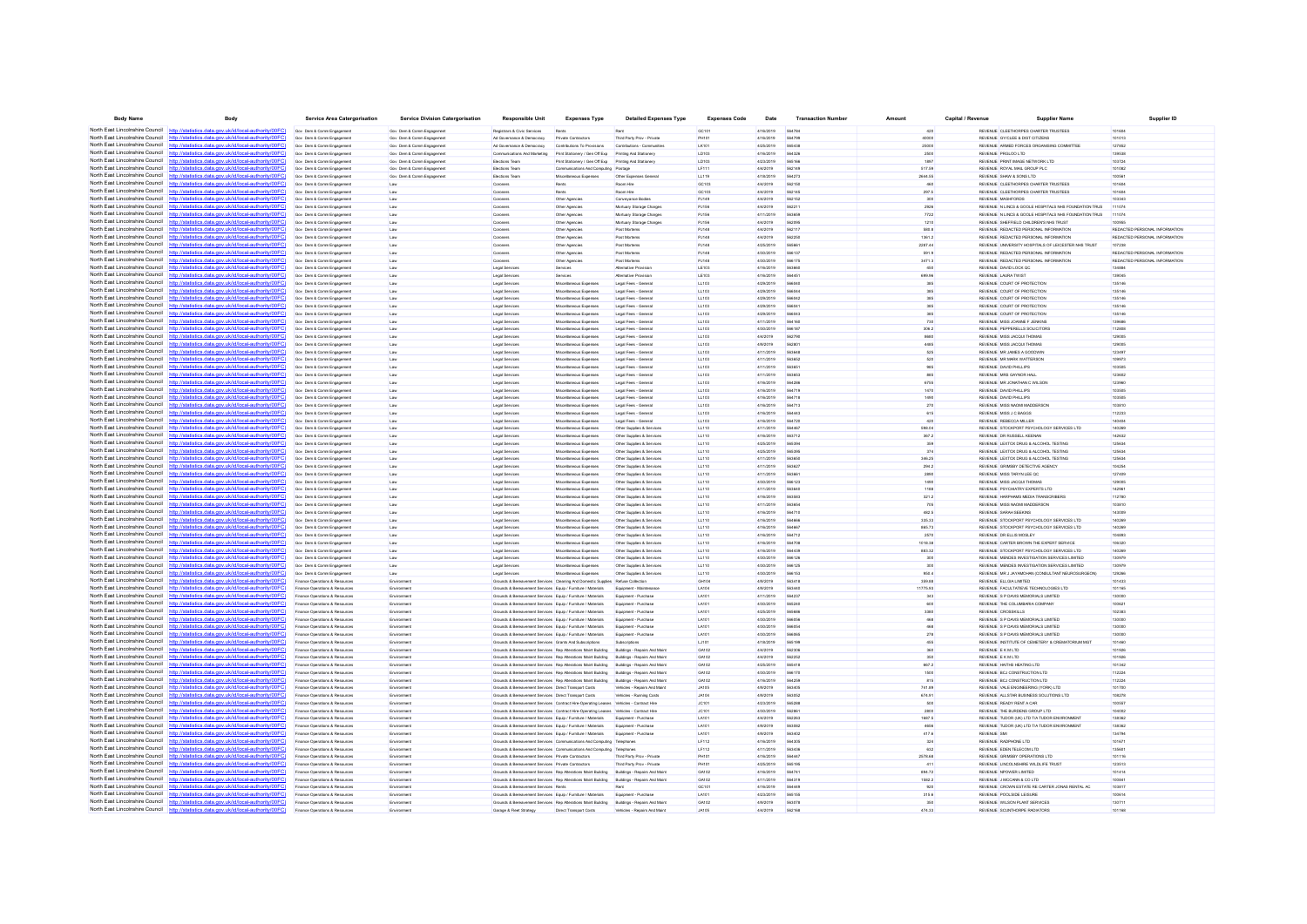| Body Name | Body | Service Area Catergorisation | Service Division Catergorisation | Responsible Unit | Expenses Type | Detailed Expenses Type | Expenses Code | Date | Transaction Number | Amount | Capital / Revenue | Supplier Name | Supplier ID |
|---|---|---|---|---|---|---|---|---|---|---|---|---|---|
| North East Lincolnshire Council | http://statistics.data.gov.uk/id/local-authority/00FC | Gov Dem & Comm Engagement | Gov Dem & Comm Engagement | Registrars & Civic Services | Rents | Rent | GC101 | 4/16/2019 | 564794 | 420 | REVENUE | CLEETHORPES CHARTER TRUSTEES | 101684 |
| North East Lincolnshire Council | http://statistics.data.gov.uk/id/local-authority/00FC | Gov Dem & Comm Engagement | Gov Dem & Comm Engagement | Ad Governance & Democracy | Private Contractors | Third Party Prov - Private | PH101 | 4/16/2019 | 564799 | 40000 | REVENUE | GYCLSS & DIST CITIZENS | 101013 |
| North East Lincolnshire Council | http://statistics.data.gov.uk/id/local-authority/00FC | Gov Dem & Comm Engagement | Gov Dem & Comm Engagement | Ad Governance & Democracy | Contributions To Provisions | Contributions - Communities | LK101 | 4/25/2019 | 565438 | 25000 | REVENUE | ARMED FORCES ORGANISING COMMITTEE | 127052 |
| North East Lincolnshire Council | http://statistics.data.gov.uk/id/local-authority/00FC | Gov Dem & Comm Engagement | Gov Dem & Comm Engagement | Communications And Marketing | Print Stationery / Gen Off Exp | Printing And Stationery | LD103 | 4/16/2019 | 564326 | 2500 | REVENUE | PROLOCO LTD | 139538 |
| North East Lincolnshire Council | http://statistics.data.gov.uk/id/local-authority/00FC | Gov Dem & Comm Engagement | Gov Dem & Comm Engagement | Elections Team | Print Stationery / Gen Off Exp | Printing And Stationery | LD103 | 4/23/2019 | 565166 | 1897 | REVENUE | PRINT IMAGE NETWORK LTD | 103724 |
| North East Lincolnshire Council | http://statistics.data.gov.uk/id/local-authority/00FC | Gov Dem & Comm Engagement | Gov Dem & Comm Engagement | Elections Team | Communications And Computing | Postage | LF111 | 4/4/2019 | 562184 | 517.59 | REVENUE | ROYAL MAIL GROUP PLC | 101082 |
| North East Lincolnshire Council | http://statistics.data.gov.uk/id/local-authority/00FC | Gov Dem & Comm Engagement | Gov Dem & Comm Engagement | Elections Team | Miscellaneous Expenses | Other Expenses General | LL119 | 4/18/2019 | 564273 | 2644.55 | REVENUE | SHAW & SONS LTD | 100941 |
| North East Lincolnshire Council | http://statistics.data.gov.uk/id/local-authority/00FC | Gov Dem & Comm Engagement | Law | Coroners | Rents | Room Hire | GC103 | 4/4/2019 | 562150 | 360 | REVENUE | CLEETHORPES CHARTER TRUSTEES | 101684 |
| North East Lincolnshire Council | http://statistics.data.gov.uk/id/local-authority/00FC | Gov Dem & Comm Engagement | Law | Coroners | Rents | Room Hire | GC103 | 4/4/2019 | 562165 | 297.5 | REVENUE | CLEETHORPES CHARTER TRUSTEES | 101684 |
| North East Lincolnshire Council | http://statistics.data.gov.uk/id/local-authority/00FC | Gov Dem & Comm Engagement | Law | Coroners | Other Agencies | Conveyance Bodies | PJ149 | 4/4/2019 | 562152 | 300 | REVENUE | MASHFORDS | 103343 |
| North East Lincolnshire Council | http://statistics.data.gov.uk/id/local-authority/00FC | Gov Dem & Comm Engagement | Law | Coroners | Other Agencies | Mortuary Storage Charges | PJ156 | 4/4/2019 | 562211 | 2929 | REVENUE | N LINCS & GOOLE HOSPITALS NHS FOUNDATION TRUS | 111074 |
| North East Lincolnshire Council | http://statistics.data.gov.uk/id/local-authority/00FC | Gov Dem & Comm Engagement | Law | Coroners | Other Agencies | Mortuary Storage Charges | PJ156 | 4/11/2019 | 563659 | 7722 | REVENUE | N LINCS & GOOLE HOSPITALS NHS FOUNDATION TRUS | 111074 |
| North East Lincolnshire Council | http://statistics.data.gov.uk/id/local-authority/00FC | Gov Dem & Comm Engagement | Law | Coroners | Other Agencies | Mortuary Storage Charges | PJ156 | 4/4/2019 | 562995 | 1210 | REVENUE | SHEFFIELD CHILDREN'S NHS TRUST | 100565 |
| North East Lincolnshire Council | http://statistics.data.gov.uk/id/local-authority/00FC | Gov Dem & Comm Engagement | Law | Coroners | Other Agencies | Post Mortems | PJ148 | 4/4/2019 | 562717 | 500.8 | REVENUE | REDACTED PERSONAL INFORMATION | REDACTED PERSONAL INFORMATION |
| North East Lincolnshire Council | http://statistics.data.gov.uk/id/local-authority/00FC | Gov Dem & Comm Engagement | Law | Coroners | Other Agencies | Post Mortems | PJ148 | 4/4/2019 | 562250 | 1361.2 | REVENUE | REDACTED PERSONAL INFORMATION | REDACTED PERSONAL INFORMATION |
| North East Lincolnshire Council | http://statistics.data.gov.uk/id/local-authority/00FC | Gov Dem & Comm Engagement | Law | Coroners | Other Agencies | Post Mortems | PJ148 | 4/25/2019 | 565651 | 2287.44 | REVENUE | UNIVERSITY HOSPITALS OF LEICESTER NHS TRUST | 107238 |
| North East Lincolnshire Council | http://statistics.data.gov.uk/id/local-authority/00FC | Gov Dem & Comm Engagement | Law | Coroners | Other Agencies | Post Mortems | PJ148 | 4/30/2019 | 566137 | 991.9 | REVENUE | REDACTED PERSONAL INFORMATION | REDACTED PERSONAL INFORMATION |
| North East Lincolnshire Council | http://statistics.data.gov.uk/id/local-authority/00FC | Gov Dem & Comm Engagement | Law | Coroners | Other Agencies | Post Mortems | PJ148 | 4/30/2019 | 566175 | 3471.3 | REVENUE | REDACTED PERSONAL INFORMATION | REDACTED PERSONAL INFORMATION |
| North East Lincolnshire Council | http://statistics.data.gov.uk/id/local-authority/00FC | Gov Dem & Comm Engagement | Law | Legal Services | Services | Alternative Provision | LE103 | 4/16/2019 | 563668 | 650 | REVENUE | DAVID LOCK QC | 134884 |
| North East Lincolnshire Council | http://statistics.data.gov.uk/id/local-authority/00FC | Gov Dem & Comm Engagement | Law | Legal Services | Services | Alternative Provision | LE103 | 4/16/2019 | 564451 | 699.96 | REVENUE | LAURA TWIST | 139045 |
| North East Lincolnshire Council | http://statistics.data.gov.uk/id/local-authority/00FC | Gov Dem & Comm Engagement | Law | Legal Services | Miscellaneous Expenses | Legal Fees - General | LL103 | 4/29/2019 | 566040 | 365 | REVENUE | COURT OF PROTECTION | 135146 |
| North East Lincolnshire Council | http://statistics.data.gov.uk/id/local-authority/00FC | Gov Dem & Comm Engagement | Law | Legal Services | Miscellaneous Expenses | Legal Fees - General | LL103 | 4/29/2019 | 566044 | 365 | REVENUE | COURT OF PROTECTION | 135146 |
| North East Lincolnshire Council | http://statistics.data.gov.uk/id/local-authority/00FC | Gov Dem & Comm Engagement | Law | Legal Services | Miscellaneous Expenses | Legal Fees - General | LL103 | 4/29/2019 | 566042 | 365 | REVENUE | COURT OF PROTECTION | 135146 |
| North East Lincolnshire Council | http://statistics.data.gov.uk/id/local-authority/00FC | Gov Dem & Comm Engagement | Law | Legal Services | Miscellaneous Expenses | Legal Fees - General | LL103 | 4/29/2019 | 566041 | 365 | REVENUE | COURT OF PROTECTION | 135146 |
| North East Lincolnshire Council | http://statistics.data.gov.uk/id/local-authority/00FC | Gov Dem & Comm Engagement | Law | Legal Services | Miscellaneous Expenses | Legal Fees - General | LL103 | 4/29/2019 | 566043 | 365 | REVENUE | COURT OF PROTECTION | 135146 |
| North East Lincolnshire Council | http://statistics.data.gov.uk/id/local-authority/00FC | Gov Dem & Comm Engagement | Law | Legal Services | Miscellaneous Expenses | Legal Fees - General | LL103 | 4/11/2019 | 564160 | 730 | REVENUE | MISS JOANNE F JENKINS | 139686 |
| North East Lincolnshire Council | http://statistics.data.gov.uk/id/local-authority/00FC | Gov Dem & Comm Engagement | Law | Legal Services | Miscellaneous Expenses | Legal Fees - General | LL103 | 4/30/2019 | 566187 | 306.2 | REVENUE | PEPPERELLS SOLICITORS | 112680 |
| North East Lincolnshire Council | http://statistics.data.gov.uk/id/local-authority/00FC | Gov Dem & Comm Engagement | Law | Legal Services | Miscellaneous Expenses | Legal Fees - General | LL103 | 4/4/2019 | 562790 | 8880 | REVENUE | MISS JACQUI THOMAS | 129085 |
| North East Lincolnshire Council | http://statistics.data.gov.uk/id/local-authority/00FC | Gov Dem & Comm Engagement | Law | Legal Services | Miscellaneous Expenses | Legal Fees - General | LL103 | 4/9/2019 | 562801 | 4400 | REVENUE | MISS JACQUI THOMAS | 129085 |
| North East Lincolnshire Council | http://statistics.data.gov.uk/id/local-authority/00FC | Gov Dem & Comm Engagement | Law | Legal Services | Miscellaneous Expenses | Legal Fees - General | LL103 | 4/11/2019 | 563658 | 525 | REVENUE | MR JAMES A GOODWIN | 123497 |
| North East Lincolnshire Council | http://statistics.data.gov.uk/id/local-authority/00FC | Gov Dem & Comm Engagement | Law | Legal Services | Miscellaneous Expenses | Legal Fees - General | LL103 | 4/11/2019 | 563652 | 520 | REVENUE | MR MARK WATTERSON | 109973 |
| North East Lincolnshire Council | http://statistics.data.gov.uk/id/local-authority/00FC | Gov Dem & Comm Engagement | Law | Legal Services | Miscellaneous Expenses | Legal Fees - General | LL103 | 4/11/2019 | 563651 | 900 | REVENUE | DAVID PHILLIPS | 103505 |
| North East Lincolnshire Council | http://statistics.data.gov.uk/id/local-authority/00FC | Gov Dem & Comm Engagement | Law | Legal Services | Miscellaneous Expenses | Legal Fees - General | LL103 | 4/11/2019 | 563653 | 800 | REVENUE | MRS GAYNOR HALL | 123652 |
| North East Lincolnshire Council | http://statistics.data.gov.uk/id/local-authority/00FC | Gov Dem & Comm Engagement | Law | Legal Services | Miscellaneous Expenses | Legal Fees - General | LL103 | 4/16/2019 | 564286 | 6755 | REVENUE | MR JONATHAN C WILSON | 123960 |
| North East Lincolnshire Council | http://statistics.data.gov.uk/id/local-authority/00FC | Gov Dem & Comm Engagement | Law | Legal Services | Miscellaneous Expenses | Legal Fees - General | LL103 | 4/16/2019 | 564719 | 1470 | REVENUE | DAVID PHILLIPS | 103505 |
| North East Lincolnshire Council | http://statistics.data.gov.uk/id/local-authority/00FC | Gov Dem & Comm Engagement | Law | Legal Services | Miscellaneous Expenses | Legal Fees - General | LL103 | 4/16/2019 | 564718 | 1490 | REVENUE | DAVID PHILLIPS | 103505 |
| North East Lincolnshire Council | http://statistics.data.gov.uk/id/local-authority/00FC | Gov Dem & Comm Engagement | Law | Legal Services | Miscellaneous Expenses | Legal Fees - General | LL103 | 4/16/2019 | 564713 | 270 | REVENUE | MISS NAOMI MADDERSON | 103010 |
| North East Lincolnshire Council | http://statistics.data.gov.uk/id/local-authority/00FC | Gov Dem & Comm Engagement | Law | Legal Services | Miscellaneous Expenses | Legal Fees - General | LL103 | 4/16/2019 | 564563 | 615 | REVENUE | MISS J C BAGGS | 112233 |
| North East Lincolnshire Council | http://statistics.data.gov.uk/id/local-authority/00FC | Gov Dem & Comm Engagement | Law | Legal Services | Miscellaneous Expenses | Legal Fees - General | LL103 | 4/16/2019 | 564729 | 420 | REVENUE | REBECCA MILLER | 140404 |
| North East Lincolnshire Council | http://statistics.data.gov.uk/id/local-authority/00FC | Gov Dem & Comm Engagement | Law | Legal Services | Miscellaneous Expenses | Other Supplies & Services | LL110 | 4/11/2019 | 564067 | 590.04 | REVENUE | STOCKPORT PSYCHOLOGY SERVICES LTD | 140289 |
| North East Lincolnshire Council | http://statistics.data.gov.uk/id/local-authority/00FC | Gov Dem & Comm Engagement | Law | Legal Services | Miscellaneous Expenses | Other Supplies & Services | LL110 | 4/16/2019 | 564712 | 367.2 | REVENUE | DR RUSSELL KEENAN | 142632 |
| North East Lincolnshire Council | http://statistics.data.gov.uk/id/local-authority/00FC | Gov Dem & Comm Engagement | Law | Legal Services | Miscellaneous Expenses | Other Supplies & Services | LL110 | 4/25/2019 | 565394 | 359 | REVENUE | LEXTOX DRUG & ALCOHOL TESTING | 125634 |
| North East Lincolnshire Council | http://statistics.data.gov.uk/id/local-authority/00FC | Gov Dem & Comm Engagement | Law | Legal Services | Miscellaneous Expenses | Other Supplies & Services | LL110 | 4/25/2019 | 565395 | 374 | REVENUE | LEXTOX DRUG & ALCOHOL TESTING | 125634 |
| North East Lincolnshire Council | http://statistics.data.gov.uk/id/local-authority/00FC | Gov Dem & Comm Engagement | Law | Legal Services | Miscellaneous Expenses | Other Supplies & Services | LL110 | 4/11/2019 | 563650 | 349.25 | REVENUE | LEXTOX DRUG & ALCOHOL TESTING | 125634 |
| North East Lincolnshire Council | http://statistics.data.gov.uk/id/local-authority/00FC | Gov Dem & Comm Engagement | Law | Legal Services | Miscellaneous Expenses | Other Supplies & Services | LL110 | 4/11/2019 | 563627 | 294.2 | REVENUE | GRIMSBY DETECTIVE AGENCY | 104294 |
| North East Lincolnshire Council | http://statistics.data.gov.uk/id/local-authority/00FC | Gov Dem & Comm Engagement | Law | Legal Services | Miscellaneous Expenses | Other Supplies & Services | LL110 | 4/11/2019 | 563661 | 2895 | REVENUE | MISS TARYN LEE QC | 127409 |
| North East Lincolnshire Council | http://statistics.data.gov.uk/id/local-authority/00FC | Gov Dem & Comm Engagement | Law | Legal Services | Miscellaneous Expenses | Other Supplies & Services | LL110 | 4/30/2019 | 566123 | 1480 | REVENUE | MISS JACQUI THOMAS | 129085 |
| North East Lincolnshire Council | http://statistics.data.gov.uk/id/local-authority/00FC | Gov Dem & Comm Engagement | Law | Legal Services | Miscellaneous Expenses | Other Supplies & Services | LL110 | 4/11/2019 | 563640 | 1188 | REVENUE | PSYCHIATRY EXPERTS LTD | 142961 |
| North East Lincolnshire Council | http://statistics.data.gov.uk/id/local-authority/00FC | Gov Dem & Comm Engagement | Law | Legal Services | Miscellaneous Expenses | Other Supplies & Services | LL110 | 4/16/2019 | 563903 | 321.2 | REVENUE | HARPHAMS MEDIA TRANSCRIBERS | 112780 |
| North East Lincolnshire Council | http://statistics.data.gov.uk/id/local-authority/00FC | Gov Dem & Comm Engagement | Law | Legal Services | Miscellaneous Expenses | Other Supplies & Services | LL110 | 4/11/2019 | 563654 | 705 | REVENUE | MISS NAOMI MADDERSON | 103010 |
| North East Lincolnshire Council | http://statistics.data.gov.uk/id/local-authority/00FC | Gov Dem & Comm Engagement | Law | Legal Services | Miscellaneous Expenses | Other Supplies & Services | LL110 | 4/16/2019 | 564710 | 602.5 | REVENUE | SARAH SEEKINS | 143099 |
| North East Lincolnshire Council | http://statistics.data.gov.uk/id/local-authority/00FC | Gov Dem & Comm Engagement | Law | Legal Services | Miscellaneous Expenses | Other Supplies & Services | LL110 | 4/16/2019 | 564666 | 335.33 | REVENUE | STOCKPORT PSYCHOLOGY SERVICES LTD | 140289 |
| North East Lincolnshire Council | http://statistics.data.gov.uk/id/local-authority/00FC | Gov Dem & Comm Engagement | Law | Legal Services | Miscellaneous Expenses | Other Supplies & Services | LL110 | 4/16/2019 | 564667 | 865.73 | REVENUE | STOCKPORT PSYCHOLOGY SERVICES LTD | 140289 |
| North East Lincolnshire Council | http://statistics.data.gov.uk/id/local-authority/00FC | Gov Dem & Comm Engagement | Law | Legal Services | Miscellaneous Expenses | Other Supplies & Services | LL110 | 4/16/2019 | 564722 | 2570 | REVENUE | DR ELLIS MOSLEY | 104985 |
| North East Lincolnshire Council | http://statistics.data.gov.uk/id/local-authority/00FC | Gov Dem & Comm Engagement | Law | Legal Services | Miscellaneous Expenses | Other Supplies & Services | LL110 | 4/16/2019 | 564708 | 1018.38 | REVENUE | CARTER BROWN THE EXPERT SERVICE | 106320 |
| North East Lincolnshire Council | http://statistics.data.gov.uk/id/local-authority/00FC | Gov Dem & Comm Engagement | Law | Legal Services | Miscellaneous Expenses | Other Supplies & Services | LL110 | 4/16/2019 | 564439 | 683.22 | REVENUE | STOCKPORT PSYCHOLOGY SERVICES LTD | 140289 |
| North East Lincolnshire Council | http://statistics.data.gov.uk/id/local-authority/00FC | Gov Dem & Comm Engagement | Law | Legal Services | Miscellaneous Expenses | Other Supplies & Services | LL110 | 4/30/2019 | 566418 | 300 | REVENUE | MENDES INVESTIGATION SERVICES LIMITED | 130979 |
| North East Lincolnshire Council | http://statistics.data.gov.uk/id/local-authority/00FC | Gov Dem & Comm Engagement | Law | Legal Services | Miscellaneous Expenses | Other Supplies & Services | LL110 | 4/30/2019 | 566125 | 300 | REVENUE | MENDES INVESTIGATION SERVICES LIMITED | 130979 |
| North East Lincolnshire Council | http://statistics.data.gov.uk/id/local-authority/00FC | Gov Dem & Comm Engagement | Law | Legal Services | Miscellaneous Expenses | Other Supplies & Services | LL110 | 4/30/2019 | 566153 | 950.4 | REVENUE | MR J JAYAMOHAN (CONSULTANT NEUROSURGEON) | 129266 |
| North East Lincolnshire Council | http://statistics.data.gov.uk/id/local-authority/00FC | Finance Operations & Resources | Environment | Grounds & Bereavement Services | Cleaning And Domestic Supplies | Refuse Collection | GH104 | 4/9/2019 | 563440 | 359.68 | REVENUE | ELLGIA LIMITED | 101433 |
| North East Lincolnshire Council | http://statistics.data.gov.uk/id/local-authority/00FC | Finance Operations & Resources | Environment | Grounds & Bereavement Services | Equip / Furniture / Materials | Equipment - Maintenance | LA104 | 4/9/2019 | 563440 | 11175.03 | REVENUE | FACULTATIVE TECHNOLOGIES LTD | 101165 |
| North East Lincolnshire Council | http://statistics.data.gov.uk/id/local-authority/00FC | Finance Operations & Resources | Environment | Grounds & Bereavement Services | Equip / Furniture / Materials | Equipment - Purchase | LA101 | 4/11/2019 | 564237 | 343 | REVENUE | S P DAVIS MEMORIALS LIMITED | 130030 |
| North East Lincolnshire Council | http://statistics.data.gov.uk/id/local-authority/00FC | Finance Operations & Resources | Environment | Grounds & Bereavement Services | Equip / Furniture / Materials | Equipment - Purchase | LA101 | 4/30/2019 | 566240 | 600 | REVENUE | THE COLUMBARIA COMPANY | 100921 |
| North East Lincolnshire Council | http://statistics.data.gov.uk/id/local-authority/00FC | Finance Operations & Resources | Environment | Grounds & Bereavement Services | Equip / Furniture / Materials | Equipment - Purchase | LA101 | 4/25/2019 | 565666 | 3360 | REVENUE | CROSSKILLS | 102383 |
| North East Lincolnshire Council | http://statistics.data.gov.uk/id/local-authority/00FC | Finance Operations & Resources | Environment | Grounds & Bereavement Services | Equip / Furniture / Materials | Equipment - Purchase | LA101 | 4/30/2019 | 566056 | 468 | REVENUE | S P DAVIS MEMORIALS LIMITED | 130030 |
| North East Lincolnshire Council | http://statistics.data.gov.uk/id/local-authority/00FC | Finance Operations & Resources | Environment | Grounds & Bereavement Services | Equip / Furniture / Materials | Equipment - Purchase | LA101 | 4/30/2019 | 566054 | 468 | REVENUE | S P DAVIS MEMORIALS LIMITED | 130030 |
| North East Lincolnshire Council | http://statistics.data.gov.uk/id/local-authority/00FC | Finance Operations & Resources | Environment | Grounds & Bereavement Services | Equip / Furniture / Materials | Equipment - Purchase | LA101 | 4/30/2019 | 566055 | 278 | REVENUE | S P DAVIS MEMORIALS LIMITED | 130030 |
| North East Lincolnshire Council | http://statistics.data.gov.uk/id/local-authority/00FC | Finance Operations & Resources | Environment | Grounds & Bereavement Services | Grants And Subscriptions | Subscriptions | LJ101 | 4/18/2019 | 565199 | 455 | REVENUE | INSTITUTE OF CEMETERY & CREMATORIUM MGT | 101460 |
| North East Lincolnshire Council | http://statistics.data.gov.uk/id/local-authority/00FC | Finance Operations & Resources | Environment | Grounds & Bereavement Services | Rep Alterations Maint Building | Buildings - Repairs And Maint | GA102 | 4/4/2019 | 562306 | 360 | REVENUE | E K M LTD | 101926 |
| North East Lincolnshire Council | http://statistics.data.gov.uk/id/local-authority/00FC | Finance Operations & Resources | Environment | Grounds & Bereavement Services | Rep Alterations Maint Building | Buildings - Repairs And Maint | GA102 | 4/4/2019 | 562302 | 333 | REVENUE | E K M LTD | 101926 |
| North East Lincolnshire Council | http://statistics.data.gov.uk/id/local-authority/00FC | Finance Operations & Resources | Environment | Grounds & Bereavement Services | Rep Alterations Maint Building | Buildings - Repairs And Maint | GA102 | 4/25/2019 | 565419 | 867.2 | REVENUE | HATHS HEATING LTD | 101342 |
| North East Lincolnshire Council | http://statistics.data.gov.uk/id/local-authority/00FC | Finance Operations & Resources | Environment | Grounds & Bereavement Services | Rep Alterations Maint Building | Buildings - Repairs And Maint | GA102 | 4/30/2019 | 566170 | 1500 | REVENUE | BCJ CONSTRUCTION LTD | 112224 |
| North East Lincolnshire Council | http://statistics.data.gov.uk/id/local-authority/00FC | Finance Operations & Resources | Environment | Grounds & Bereavement Services | Rep Alterations Maint Building | Buildings - Repairs And Maint | GA102 | 4/16/2019 | 564259 | 815 | REVENUE | BCJ CONSTRUCTION LTD | 112224 |
| North East Lincolnshire Council | http://statistics.data.gov.uk/id/local-authority/00FC | Finance Operations & Resources | Environment | Grounds & Bereavement Services | Direct Transport Costs | Vehicles - Repairs And Maint | JA105 | 4/9/2019 | 563405 | 741.89 | REVENUE | VALE ENGINEERING (YORK) LTD | 101700 |
| North East Lincolnshire Council | http://statistics.data.gov.uk/id/local-authority/00FC | Finance Operations & Resources | Environment | Grounds & Bereavement Services | Direct Transport Costs | Vehicles - Running Costs | JA104 | 4/9/2019 | 563052 | 674.91 | REVENUE | ALLSTAR BUSINESS SOLUTIONS LTD | 108278 |
| North East Lincolnshire Council | http://statistics.data.gov.uk/id/local-authority/00FC | Finance Operations & Resources | Environment | Grounds & Bereavement Services | Contract Hire-Operating Leases | Vehicles - Contract Hire | JC101 | 4/23/2019 | 565288 | 300 | REVENUE | READY RENT A CAR | 100557 |
| North East Lincolnshire Council | http://statistics.data.gov.uk/id/local-authority/00FC | Finance Operations & Resources | Environment | Grounds & Bereavement Services | Contract Hire-Operating Leases | Vehicles - Contract Hire | JC101 | 4/30/2019 | 562861 | 2800 | REVENUE | THE BURDENS GROUP LTD | 104082 |
| North East Lincolnshire Council | http://statistics.data.gov.uk/id/local-authority/00FC | Finance Operations & Resources | Environment | Grounds & Bereavement Services | Equip / Furniture / Materials | Equipment - Purchase | LA101 | 4/4/2019 | 562263 | 1667.5 | REVENUE | TUDOR (UK) LTD T/A TUDOR ENVIRONMENT | 138382 |
| North East Lincolnshire Council | http://statistics.data.gov.uk/id/local-authority/00FC | Finance Operations & Resources | Environment | Grounds & Bereavement Services | Equip / Furniture / Materials | Equipment - Purchase | LA101 | 4/9/2019 | 563392 | 4656 | REVENUE | TUDOR (UK) LTD T/A TUDOR ENVIRONMENT | 138382 |
| North East Lincolnshire Council | http://statistics.data.gov.uk/id/local-authority/00FC | Finance Operations & Resources | Environment | Grounds & Bereavement Services | Equip / Furniture / Materials | Equipment - Purchase | LA101 | 4/9/2019 | 563402 | 417.6 | REVENUE | SMI | 134796 |
| North East Lincolnshire Council | http://statistics.data.gov.uk/id/local-authority/00FC | Finance Operations & Resources | Environment | Grounds & Bereavement Services | Communications And Computing | Telephones | LF112 | 4/16/2019 | 564305 | 324 | REVENUE | RADPHONE LTD | 101671 |
| North East Lincolnshire Council | http://statistics.data.gov.uk/id/local-authority/00FC | Finance Operations & Resources | Environment | Grounds & Bereavement Services | Communications And Computing | Telephones | LF112 | 4/11/2019 | 563436 | 632 | REVENUE | EDEN TELECOM LTD | 135601 |
| North East Lincolnshire Council | http://statistics.data.gov.uk/id/local-authority/00FC | Finance Operations & Resources | Environment | Grounds & Bereavement Services | Private Contractors | Third Party Prov - Private | PH101 | 4/16/2019 | 564447 | 2579.68 | REVENUE | GRIMSBY OPERATIONS LTD | 101116 |
| North East Lincolnshire Council | http://statistics.data.gov.uk/id/local-authority/00FC | Finance Operations & Resources | Environment | Grounds & Bereavement Services | Private Contractors | Third Party Prov - Private | PH101 | 4/25/2019 | 565195 | 411 | REVENUE | LINCOLNSHIRE WILDLIFE TRUST | 123513 |
| North East Lincolnshire Council | http://statistics.data.gov.uk/id/local-authority/00FC | Finance Operations & Resources | Environment | Grounds & Bereavement Services | Rep Alterations Maint Building | Buildings - Repairs And Maint | GA102 | 4/16/2019 | 564751 | 694.72 | REVENUE | MPOWER LIMITED | 101414 |
| North East Lincolnshire Council | http://statistics.data.gov.uk/id/local-authority/00FC | Finance Operations & Resources | Environment | Grounds & Bereavement Services | Rep Alterations Maint Building | Buildings - Repairs And Maint | GA102 | 4/11/2019 | 564319 | 1592.2 | REVENUE | J MCCANN & CO LTD | 100841 |
| North East Lincolnshire Council | http://statistics.data.gov.uk/id/local-authority/00FC | Finance Operations & Resources | Environment | Grounds & Bereavement Services | Rents | Rent | GC101 | 4/16/2019 | 564449 | 920 | REVENUE | CROWN ESTATE RE CARTER JONAS RENTAL AC | 103617 |
| North East Lincolnshire Council | http://statistics.data.gov.uk/id/local-authority/00FC | Finance Operations & Resources | Environment | Grounds & Bereavement Services | Equip / Furniture / Materials | Equipment - Purchase | LA101 | 4/23/2019 | 565155 | 315.6 | REVENUE | POOLSIDE LEISURE | 100614 |
| North East Lincolnshire Council | http://statistics.data.gov.uk/id/local-authority/00FC | Finance Operations & Resources | Environment | Grounds & Bereavement Services | Rep Alterations Maint Building | Buildings - Repairs And Maint | GA102 | 4/9/2019 | 563378 | 350 | REVENUE | WILSON PLANT SERVICES | 100711 |
| North East Lincolnshire Council | http://statistics.data.gov.uk/id/local-authority/00FC | Finance Operations & Resources | Environment | Garage & Fleet Strategy | Direct Transport Costs | Vehicles - Repairs And Maint | JA105 | 4/4/2019 | 562198 | 474.33 | REVENUE | SCUNTHORPE RADIATORS | 101166 |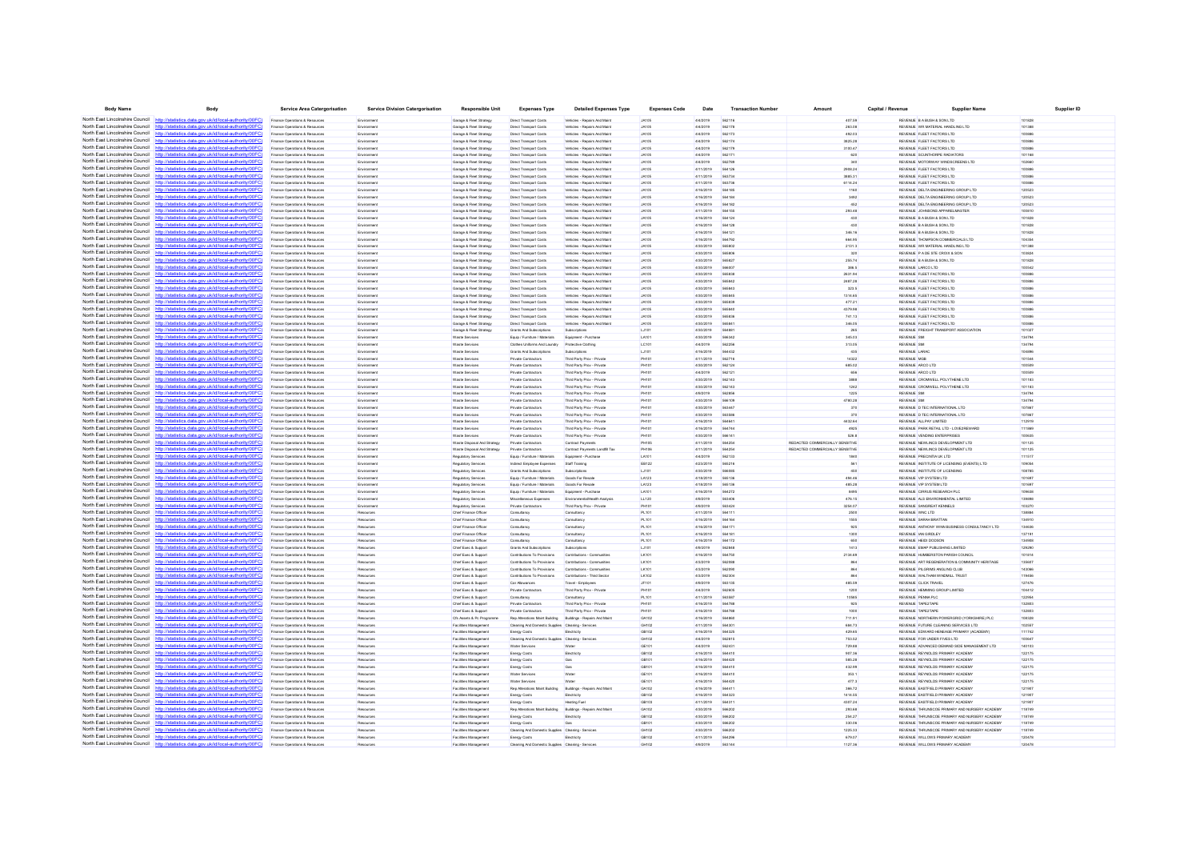| Body Name | Body | Service Area Catergorisation | Service Division Catergorisation | Responsible Unit | Expenses Type | Detailed Expenses Type | Expenses Code | Date | Transaction Number | Amount | Capital / Revenue | Supplier Name | Supplier ID |
|---|---|---|---|---|---|---|---|---|---|---|---|---|---|
| North East Lincolnshire Council | http://statistics.data.gov.uk/id/local-authority/00FC | Finance Operations & Resources | Environment | Garage & Fleet Strategy | Direct Transport Costs | Vehicles - Repairs And Maint | JA105 | 4/4/2019 | 562116 | 437.59 | REVENUE | B A BUSH & SON LTD | 101628 |
| North East Lincolnshire Council | http://statistics.data.gov.uk/id/local-authority/00FC | Finance Operations & Resources | Environment | Garage & Fleet Strategy | Direct Transport Costs | Vehicles - Repairs And Maint | JA105 | 4/4/2019 | 562178 | 263.08 | REVENUE | W R MATERIAL HANDLING LTD | 101388 |
| North East Lincolnshire Council | http://statistics.data.gov.uk/id/local-authority/00FC | Finance Operations & Resources | Environment | Garage & Fleet Strategy | Direct Transport Costs | Vehicles - Repairs And Maint | JA105 | 4/4/2019 | 562173 | 482.03 | REVENUE | FLEET FACTORS LTD | 100886 |
| North East Lincolnshire Council | http://statistics.data.gov.uk/id/local-authority/00FC | Finance Operations & Resources | Environment | Garage & Fleet Strategy | Direct Transport Costs | Vehicles - Repairs And Maint | JA105 | 4/4/2019 | 562174 | 3825.28 | REVENUE | FLEET FACTORS LTD | 100886 |
| North East Lincolnshire Council | http://statistics.data.gov.uk/id/local-authority/00FC | Finance Operations & Resources | Environment | Garage & Fleet Strategy | Direct Transport Costs | Vehicles - Repairs And Maint | JA105 | 4/4/2019 | 562179 | 3130.47 | REVENUE | FLEET FACTORS LTD | 100886 |
| North East Lincolnshire Council | http://statistics.data.gov.uk/id/local-authority/00FC | Finance Operations & Resources | Environment | Garage & Fleet Strategy | Direct Transport Costs | Vehicles - Repairs And Maint | JA105 | 4/4/2019 | 562171 | 620 | REVENUE | SCUNTHORPE RADIATORS | 101168 |
| North East Lincolnshire Council | http://statistics.data.gov.uk/id/local-authority/00FC | Finance Operations & Resources | Environment | Garage & Fleet Strategy | Direct Transport Costs | Vehicles - Repairs And Maint | JA105 | 4/4/2019 | 562799 | 340 | REVENUE | MOTORWAY WINDSCREENS LTD | 102660 |
| North East Lincolnshire Council | http://statistics.data.gov.uk/id/local-authority/00FC | Finance Operations & Resources | Environment | Garage & Fleet Strategy | Direct Transport Costs | Vehicles - Repairs And Maint | JA105 | 4/11/2019 | 564126 | 2950.24 | REVENUE | FLEET FACTORS LTD | 100886 |
| North East Lincolnshire Council | http://statistics.data.gov.uk/id/local-authority/00FC | Finance Operations & Resources | Environment | Garage & Fleet Strategy | Direct Transport Costs | Vehicles - Repairs And Maint | JA105 | 4/11/2019 | 563734 | 3085.31 | REVENUE | FLEET FACTORS LTD | 100886 |
| North East Lincolnshire Council | http://statistics.data.gov.uk/id/local-authority/00FC | Finance Operations & Resources | Environment | Garage & Fleet Strategy | Direct Transport Costs | Vehicles - Repairs And Maint | JA105 | 4/11/2019 | 563736 | 6114.24 | REVENUE | FLEET FACTORS LTD | 100886 |
| North East Lincolnshire Council | http://statistics.data.gov.uk/id/local-authority/00FC | Finance Operations & Resources | Environment | Garage & Fleet Strategy | Direct Transport Costs | Vehicles - Repairs And Maint | JA105 | 4/16/2019 | 564159 | 1160 | REVENUE | DELTA ENGINEERING GROUP LTD | 120523 |
| North East Lincolnshire Council | http://statistics.data.gov.uk/id/local-authority/00FC | Finance Operations & Resources | Environment | Garage & Fleet Strategy | Direct Transport Costs | Vehicles - Repairs And Maint | JA105 | 4/16/2019 | 564184 | 3492 | REVENUE | DELTA ENGINEERING GROUP LTD | 120523 |
| North East Lincolnshire Council | http://statistics.data.gov.uk/id/local-authority/00FC | Finance Operations & Resources | Environment | Garage & Fleet Strategy | Direct Transport Costs | Vehicles - Repairs And Maint | JA105 | 4/16/2019 | 564162 | 452 | REVENUE | DELTA ENGINEERING GROUP LTD | 120523 |
| North East Lincolnshire Council | http://statistics.data.gov.uk/id/local-authority/00FC | Finance Operations & Resources | Environment | Garage & Fleet Strategy | Direct Transport Costs | Vehicles - Repairs And Maint | JA105 | 4/11/2019 | 564155 | 293.48 | REVENUE | JOHNSONS APPARELMASTER | 100810 |
| North East Lincolnshire Council | http://statistics.data.gov.uk/id/local-authority/00FC | Finance Operations & Resources | Environment | Garage & Fleet Strategy | Direct Transport Costs | Vehicles - Repairs And Maint | JA105 | 4/16/2019 | 564124 | 430 | REVENUE | B A BUSH & SON LTD | 101628 |
| North East Lincolnshire Council | http://statistics.data.gov.uk/id/local-authority/00FC | Finance Operations & Resources | Environment | Garage & Fleet Strategy | Direct Transport Costs | Vehicles - Repairs And Maint | JA105 | 4/16/2019 | 564128 | 430 | REVENUE | B A BUSH & SON LTD | 101628 |
| North East Lincolnshire Council | http://statistics.data.gov.uk/id/local-authority/00FC | Finance Operations & Resources | Environment | Garage & Fleet Strategy | Direct Transport Costs | Vehicles - Repairs And Maint | JA105 | 4/16/2019 | 564121 | 346.16 | REVENUE | B A BUSH & SON LTD | 101628 |
| North East Lincolnshire Council | http://statistics.data.gov.uk/id/local-authority/00FC | Finance Operations & Resources | Environment | Garage & Fleet Strategy | Direct Transport Costs | Vehicles - Repairs And Maint | JA105 | 4/16/2019 | 564792 | 644.95 | REVENUE | THOMPSON COMMERCIALS LTD | 104354 |
| North East Lincolnshire Council | http://statistics.data.gov.uk/id/local-authority/00FC | Finance Operations & Resources | Environment | Garage & Fleet Strategy | Direct Transport Costs | Vehicles - Repairs And Maint | JA105 | 4/30/2019 | 566802 | 2131.3 | REVENUE | W R MATERIAL HANDLING LTD | 101388 |
| North East Lincolnshire Council | http://statistics.data.gov.uk/id/local-authority/00FC | Finance Operations & Resources | Environment | Garage & Fleet Strategy | Direct Transport Costs | Vehicles - Repairs And Maint | JA105 | 4/30/2019 | 566806 | 320 | REVENUE | P A DE STE CROIX & SON | 103624 |
| North East Lincolnshire Council | http://statistics.data.gov.uk/id/local-authority/00FC | Finance Operations & Resources | Environment | Garage & Fleet Strategy | Direct Transport Costs | Vehicles - Repairs And Maint | JA105 | 4/30/2019 | 566827 | 250.74 | REVENUE | B A BUSH & SON LTD | 101628 |
| North East Lincolnshire Council | http://statistics.data.gov.uk/id/local-authority/00FC | Finance Operations & Resources | Environment | Garage & Fleet Strategy | Direct Transport Costs | Vehicles - Repairs And Maint | JA105 | 4/30/2019 | 566807 | 398.5 | REVENUE | LARCO LTD | 100342 |
| North East Lincolnshire Council | http://statistics.data.gov.uk/id/local-authority/00FC | Finance Operations & Resources | Environment | Garage & Fleet Strategy | Direct Transport Costs | Vehicles - Repairs And Maint | JA105 | 4/30/2019 | 566838 | 2631.94 | REVENUE | FLEET FACTORS LTD | 100886 |
| North East Lincolnshire Council | http://statistics.data.gov.uk/id/local-authority/00FC | Finance Operations & Resources | Environment | Garage & Fleet Strategy | Direct Transport Costs | Vehicles - Repairs And Maint | JA105 | 4/30/2019 | 566842 | 2487.28 | REVENUE | FLEET FACTORS LTD | 100886 |
| North East Lincolnshire Council | http://statistics.data.gov.uk/id/local-authority/00FC | Finance Operations & Resources | Environment | Garage & Fleet Strategy | Direct Transport Costs | Vehicles - Repairs And Maint | JA105 | 4/30/2019 | 566843 | 323.5 | REVENUE | FLEET FACTORS LTD | 100886 |
| North East Lincolnshire Council | http://statistics.data.gov.uk/id/local-authority/00FC | Finance Operations & Resources | Environment | Garage & Fleet Strategy | Direct Transport Costs | Vehicles - Repairs And Maint | JA105 | 4/30/2019 | 566845 | 1316.65 | REVENUE | FLEET FACTORS LTD | 100886 |
| North East Lincolnshire Council | http://statistics.data.gov.uk/id/local-authority/00FC | Finance Operations & Resources | Environment | Garage & Fleet Strategy | Direct Transport Costs | Vehicles - Repairs And Maint | JA105 | 4/30/2019 | 566839 | 477.21 | REVENUE | FLEET FACTORS LTD | 100886 |
| North East Lincolnshire Council | http://statistics.data.gov.uk/id/local-authority/00FC | Finance Operations & Resources | Environment | Garage & Fleet Strategy | Direct Transport Costs | Vehicles - Repairs And Maint | JA105 | 4/30/2019 | 566840 | 4379.98 | REVENUE | FLEET FACTORS LTD | 100886 |
| North East Lincolnshire Council | http://statistics.data.gov.uk/id/local-authority/00FC | Finance Operations & Resources | Environment | Garage & Fleet Strategy | Direct Transport Costs | Vehicles - Repairs And Maint | JA105 | 4/30/2019 | 566836 | 741.13 | REVENUE | FLEET FACTORS LTD | 100886 |
| North East Lincolnshire Council | http://statistics.data.gov.uk/id/local-authority/00FC | Finance Operations & Resources | Environment | Garage & Fleet Strategy | Direct Transport Costs | Vehicles - Repairs And Maint | JA105 | 4/30/2019 | 566841 | 346.05 | REVENUE | FLEET FACTORS LTD | 100886 |
| North East Lincolnshire Council | http://statistics.data.gov.uk/id/local-authority/00FC | Finance Operations & Resources | Environment | Garage & Fleet Strategy | Grants And Subscriptions | Subscriptions | LJ101 | 4/30/2019 | 564801 | 265 | REVENUE | FREIGHT TRANSPORT ASSOCIATION | 101027 |
| North East Lincolnshire Council | http://statistics.data.gov.uk/id/local-authority/00FC | Finance Operations & Resources | Environment | Waste Services | Equip / Furniture / Materials | Equipment - Purchase | LA101 | 4/30/2019 | 566342 | 345.03 | REVENUE | SMI | 134794 |
| North East Lincolnshire Council | http://statistics.data.gov.uk/id/local-authority/00FC | Finance Operations & Resources | Environment | Waste Services | Clothes Uniforms And Laundry | Protective Clothing | LC101 | 4/4/2019 | 562298 | 313.05 | REVENUE | SMI | 134794 |
| North East Lincolnshire Council | http://statistics.data.gov.uk/id/local-authority/00FC | Finance Operations & Resources | Environment | Waste Services | Grants And Subscriptions | Subscriptions | LJ101 | 4/16/2019 | 564432 | 435 | REVENUE | LARAC | 104896 |
| North East Lincolnshire Council | http://statistics.data.gov.uk/id/local-authority/00FC | Finance Operations & Resources | Environment | Waste Services | Private Contractors | Third Party Prov - Private | PH101 | 4/11/2019 | 562716 | 14322 | REVENUE | MSB | 101344 |
| North East Lincolnshire Council | http://statistics.data.gov.uk/id/local-authority/00FC | Finance Operations & Resources | Environment | Waste Services | Private Contractors | Third Party Prov - Private | PH101 | 4/30/2019 | 562124 | 685.02 | REVENUE | ARCO LTD | 100509 |
| North East Lincolnshire Council | http://statistics.data.gov.uk/id/local-authority/00FC | Finance Operations & Resources | Environment | Waste Services | Private Contractors | Third Party Prov - Private | PH101 | 4/4/2019 | 562121 | 656 | REVENUE | ARCO LTD | 100509 |
| North East Lincolnshire Council | http://statistics.data.gov.uk/id/local-authority/00FC | Finance Operations & Resources | Environment | Waste Services | Private Contractors | Third Party Prov - Private | PH101 | 4/30/2019 | 562143 | 3888 | REVENUE | CROMWELL POLYTHENE LTD | 101183 |
| North East Lincolnshire Council | http://statistics.data.gov.uk/id/local-authority/00FC | Finance Operations & Resources | Environment | Waste Services | Private Contractors | Third Party Prov - Private | PH101 | 4/30/2019 | 562143 | 1242 | REVENUE | CROMWELL POLYTHENE LTD | 101183 |
| North East Lincolnshire Council | http://statistics.data.gov.uk/id/local-authority/00FC | Finance Operations & Resources | Environment | Waste Services | Private Contractors | Third Party Prov - Private | PH101 | 4/9/2019 | 562858 | 1225 | REVENUE | SMI | 134794 |
| North East Lincolnshire Council | http://statistics.data.gov.uk/id/local-authority/00FC | Finance Operations & Resources | Environment | Waste Services | Private Contractors | Third Party Prov - Private | PH101 | 4/30/2019 | 566109 | 4780.28 | REVENUE | SMI | 134794 |
| North East Lincolnshire Council | http://statistics.data.gov.uk/id/local-authority/00FC | Finance Operations & Resources | Environment | Waste Services | Private Contractors | Third Party Prov - Private | PH101 | 4/30/2019 | 563447 | 270 | REVENUE | D TEC INTERNATIONAL LTD | 107967 |
| North East Lincolnshire Council | http://statistics.data.gov.uk/id/local-authority/00FC | Finance Operations & Resources | Environment | Waste Services | Private Contractors | Third Party Prov - Private | PH101 | 4/30/2019 | 563598 | 270 | REVENUE | D TEC INTERNATIONAL LTD | 107967 |
| North East Lincolnshire Council | http://statistics.data.gov.uk/id/local-authority/00FC | Finance Operations & Resources | Environment | Waste Services | Private Contractors | Third Party Prov - Private | PH101 | 4/16/2019 | 564641 | 4432.84 | REVENUE | ALLPAY LIMITED | 112919 |
| North East Lincolnshire Council | http://statistics.data.gov.uk/id/local-authority/00FC | Finance Operations & Resources | Environment | Waste Services | Private Contractors | Third Party Prov - Private | PH101 | 4/16/2019 | 564764 | 4925 | REVENUE | PARK RETAIL LTD - LOVE2REWARD | 111969 |
| North East Lincolnshire Council | http://statistics.data.gov.uk/id/local-authority/00FC | Finance Operations & Resources | Environment | Waste Services | Private Contractors | Third Party Prov - Private | PH101 | 4/30/2019 | 566161 | 528.8 | REVENUE | VENDING ENTERPRISES | 100625 |
| North East Lincolnshire Council | http://statistics.data.gov.uk/id/local-authority/00FC | Finance Operations & Resources | Environment | Waste Disposal And Strategy | Private Contractors | Contract Payments | PH105 | 4/11/2019 | 564254 | REDACTED COMMERCIALLY SENSITIVE | REVENUE | NEWLINCS DEVELOPMENT LTD | 101125 |
| North East Lincolnshire Council | http://statistics.data.gov.uk/id/local-authority/00FC | Finance Operations & Resources | Environment | Waste Disposal And Strategy | Private Contractors | Contract Payments Landfill Tax | PH106 | 4/11/2019 | 564254 | REDACTED COMMERCIALLY SENSITIVE | REVENUE | NEWLINCS DEVELOPMENT LTD | 101125 |
| North East Lincolnshire Council | http://statistics.data.gov.uk/id/local-authority/00FC | Finance Operations & Resources | Environment | Regulatory Services | Equip / Furniture / Materials | Equipment - Purchase | LA101 | 4/4/2019 | 562133 | 1840 | REVENUE | PRECONTA UK LTD | 111517 |
| North East Lincolnshire Council | http://statistics.data.gov.uk/id/local-authority/00FC | Finance Operations & Resources | Environment | Regulatory Services | Indirect Employee Expenses | Staff Training | EB122 | 4/23/2019 | 565216 | 561 | REVENUE | INSTITUTE OF LICENSING (EVENTS) LTD | 109054 |
| North East Lincolnshire Council | http://statistics.data.gov.uk/id/local-authority/00FC | Finance Operations & Resources | Environment | Regulatory Services | Grants And Subscriptions | Subscriptions | LJ101 | 4/30/2019 | 566095 | 450 | REVENUE | INSTITUTE OF LICENSING | 109785 |
| North East Lincolnshire Council | http://statistics.data.gov.uk/id/local-authority/00FC | Finance Operations & Resources | Environment | Regulatory Services | Equip / Furniture / Materials | Goods For Resale | LA123 | 4/18/2019 | 565138 | 496.46 | REVENUE | VIP SYSTEM LTD | 101697 |
| North East Lincolnshire Council | http://statistics.data.gov.uk/id/local-authority/00FC | Finance Operations & Resources | Environment | Regulatory Services | Equip / Furniture / Materials | Goods For Resale | LA123 | 4/18/2019 | 565138 | 485.28 | REVENUE | VIP SYSTEM LTD | 101697 |
| North East Lincolnshire Council | http://statistics.data.gov.uk/id/local-authority/00FC | Finance Operations & Resources | Environment | Regulatory Services | Equip / Furniture / Materials | Equipment - Purchase | LA101 | 4/16/2019 | 564272 | 6495 | REVENUE | CIRRUS RESEARCH PLC | 109624 |
| North East Lincolnshire Council | http://statistics.data.gov.uk/id/local-authority/00FC | Finance Operations & Resources | Environment | Regulatory Services | Miscellaneous Expenses | Environmental/Health Analysis | LL120 | 4/9/2019 | 563406 | 476.15 | REVENUE | ALS ENVIRONMENTAL LIMITED | 139898 |
| North East Lincolnshire Council | http://statistics.data.gov.uk/id/local-authority/00FC | Finance Operations & Resources | Environment | Regulatory Services | Private Contractors | Third Party Prov - Private | PH101 | 4/9/2019 | 563424 | 3294.07 | REVENUE | SANGREAT KENNELS | 103270 |
| North East Lincolnshire Council | http://statistics.data.gov.uk/id/local-authority/00FC | Finance Operations & Resources | Resources | Chief Finance Officer | Consultancy | Consultancy | PL101 | 4/11/2019 | 564141 | 2500 | REVENUE | WNC LTD | 138868 |
| North East Lincolnshire Council | http://statistics.data.gov.uk/id/local-authority/00FC | Finance Operations & Resources | Resources | Chief Finance Officer | Consultancy | Consultancy | PL101 | 4/16/2019 | 564164 | 1555 | REVENUE | SARAH BRATTAN | 134910 |
| North East Lincolnshire Council | http://statistics.data.gov.uk/id/local-authority/00FC | Finance Operations & Resources | Resources | Chief Finance Officer | Consultancy | Consultancy | PL101 | 4/16/2019 | 564171 | 925 | REVENUE | ANTHONY WINN BUSINESS CONSULTANCY LTD | 134636 |
| North East Lincolnshire Council | http://statistics.data.gov.uk/id/local-authority/00FC | Finance Operations & Resources | Resources | Chief Finance Officer | Consultancy | Consultancy | PL101 | 4/16/2019 | 564161 | 1300 | REVENUE | IAN GRIDLEY | 137161 |
| North East Lincolnshire Council | http://statistics.data.gov.uk/id/local-authority/00FC | Finance Operations & Resources | Resources | Chief Finance Officer | Consultancy | Consultancy | PL101 | 4/16/2019 | 564172 | 600 | REVENUE | HEIDI DODSON | 134990 |
| North East Lincolnshire Council | http://statistics.data.gov.uk/id/local-authority/00FC | Finance Operations & Resources | Resources | Chief Exec & Support | Grants And Subscriptions | Subscriptions | LJ101 | 4/9/2019 | 562868 | 1413 | REVENUE | EMAP PUBLISHING LIMITED | 129280 |
| North East Lincolnshire Council | http://statistics.data.gov.uk/id/local-authority/00FC | Finance Operations & Resources | Resources | Chief Exec & Support | Contributions To Provisions | Contributions - Communities | LK101 | 4/16/2019 | 564750 | 2134.69 | REVENUE | HUMBERSTON PARISH COUNCIL | 101014 |
| North East Lincolnshire Council | http://statistics.data.gov.uk/id/local-authority/00FC | Finance Operations & Resources | Resources | Chief Exec & Support | Contributions To Provisions | Contributions - Communities | LK101 | 4/3/2019 | 562998 | 864 | REVENUE | ART REGENERATION & COMMUNITY HERITAGE | 135607 |
| North East Lincolnshire Council | http://statistics.data.gov.uk/id/local-authority/00FC | Finance Operations & Resources | Resources | Chief Exec & Support | Contributions To Provisions | Contributions - Communities | LK101 | 4/3/2019 | 562906 | 864 | REVENUE | PILGRIMS ANGLING CLUB | 143066 |
| North East Lincolnshire Council | http://statistics.data.gov.uk/id/local-authority/00FC | Finance Operations & Resources | Resources | Chief Exec & Support | Contributions To Provisions | Contributions - Third Sector | LK102 | 4/3/2019 | 562304 | 864 | REVENUE | WALTHAM WINDMILL TRUST | 119456 |
| North East Lincolnshire Council | http://statistics.data.gov.uk/id/local-authority/00FC | Finance Operations & Resources | Resources | Chief Exec & Support | Car Allowances | Travel - Employees | JF101 | 4/9/2019 | 563135 | 485.59 | REVENUE | CLICK TRAVEL | 127476 |
| North East Lincolnshire Council | http://statistics.data.gov.uk/id/local-authority/00FC | Finance Operations & Resources | Resources | Chief Exec & Support | Private Contractors | Third Party Prov - Private | PH101 | 4/4/2019 | 562065 | 1205 | REVENUE | HEMMING GROUP LIMITED | 104412 |
| North East Lincolnshire Council | http://statistics.data.gov.uk/id/local-authority/00FC | Finance Operations & Resources | Resources | Chief Exec & Support | Consultancy | Consultancy | PL101 | 4/11/2019 | 563987 | 15585 | REVENUE | PENNA PLC | 122954 |
| North East Lincolnshire Council | http://statistics.data.gov.uk/id/local-authority/00FC | Finance Operations & Resources | Resources | Chief Exec & Support | Private Contractors | Third Party Prov - Private | PH101 | 4/16/2019 | 564768 | 925 | REVENUE | TAPE2TAPE | 132803 |
| North East Lincolnshire Council | http://statistics.data.gov.uk/id/local-authority/00FC | Finance Operations & Resources | Resources | Chief Exec & Support | Private Contractors | Third Party Prov - Private | PH101 | 4/16/2019 | 564768 | 1000 | REVENUE | TAPE2TAPE | 132803 |
| North East Lincolnshire Council | http://statistics.data.gov.uk/id/local-authority/00FC | Finance Operations & Resources | Resources | Cfs Assets & Pc Programme | Rep Alterations Maint Building | Buildings - Repairs And Maint | GA102 | 4/16/2019 | 564860 | 711.91 | REVENUE | NORTHERN POWERGRID (YORKSHIRE) PLC | 108320 |
| North East Lincolnshire Council | http://statistics.data.gov.uk/id/local-authority/00FC | Finance Operations & Resources | Resources | Facilities Management | Cleaning And Domestic Supplies | Cleaning - Services | GH102 | 4/11/2019 | 564301 | 666.73 | REVENUE | FUTURE CLEANING SERVICES LTD | 102097 |
| North East Lincolnshire Council | http://statistics.data.gov.uk/id/local-authority/00FC | Finance Operations & Resources | Resources | Facilities Management | Energy Costs | Electricity | GB102 | 4/16/2019 | 564325 | 429.65 | REVENUE | EDWARD HENEAGE PRIMARY (ACADEMY) | 111742 |
| North East Lincolnshire Council | http://statistics.data.gov.uk/id/local-authority/00FC | Finance Operations & Resources | Resources | Facilities Management | Cleaning And Domestic Supplies | Cleaning - Services | GH102 | 4/4/2019 | 562815 | 753.52 | REVENUE | FOR UNDER FIVES LTD | 100647 |
| North East Lincolnshire Council | http://statistics.data.gov.uk/id/local-authority/00FC | Finance Operations & Resources | Resources | Facilities Management | Water Services | Water | GE101 | 4/4/2019 | 562431 | 729.88 | REVENUE | ADVANCED DEMAND SIDE MANAGEMENT LTD | 140103 |
| North East Lincolnshire Council | http://statistics.data.gov.uk/id/local-authority/00FC | Finance Operations & Resources | Resources | Facilities Management | Energy Costs | Electricity | GB102 | 4/16/2019 | 564410 | 567.36 | REVENUE | REYNOLDS PRIMARY ACADEMY | 122175 |
| North East Lincolnshire Council | http://statistics.data.gov.uk/id/local-authority/00FC | Finance Operations & Resources | Resources | Facilities Management | Energy Costs | Gas | GB101 | 4/16/2019 | 564429 | 585.28 | REVENUE | REYNOLDS PRIMARY ACADEMY | 122175 |
| North East Lincolnshire Council | http://statistics.data.gov.uk/id/local-authority/00FC | Finance Operations & Resources | Resources | Facilities Management | Energy Costs | Gas | GB101 | 4/16/2019 | 564410 | 432.99 | REVENUE | REYNOLDS PRIMARY ACADEMY | 122175 |
| North East Lincolnshire Council | http://statistics.data.gov.uk/id/local-authority/00FC | Finance Operations & Resources | Resources | Facilities Management | Water Services | Water | GE101 | 4/16/2019 | 564410 | 353.1 | REVENUE | REYNOLDS PRIMARY ACADEMY | 122175 |
| North East Lincolnshire Council | http://statistics.data.gov.uk/id/local-authority/00FC | Finance Operations & Resources | Resources | Facilities Management | Water Services | Water | GE101 | 4/16/2019 | 564420 | 477.3 | REVENUE | REYNOLDS PRIMARY ACADEMY | 122175 |
| North East Lincolnshire Council | http://statistics.data.gov.uk/id/local-authority/00FC | Finance Operations & Resources | Resources | Facilities Management | Rep Alterations Maint Building | Buildings - Repairs And Maint | GA102 | 4/16/2019 | 564411 | 366.72 | REVENUE | EASTFIELD PRIMARY ACADEMY | 121907 |
| North East Lincolnshire Council | http://statistics.data.gov.uk/id/local-authority/00FC | Finance Operations & Resources | Resources | Facilities Management | Energy Costs | Electricity | GB102 | 4/16/2019 | 564323 | 1414.55 | REVENUE | EASTFIELD PRIMARY ACADEMY | 121907 |
| North East Lincolnshire Council | http://statistics.data.gov.uk/id/local-authority/00FC | Finance Operations & Resources | Resources | Facilities Management | Energy Costs | Heating Fuel | GB103 | 4/11/2019 | 564311 | 4307.24 | REVENUE | EASTFIELD PRIMARY ACADEMY | 121907 |
| North East Lincolnshire Council | http://statistics.data.gov.uk/id/local-authority/00FC | Finance Operations & Resources | Resources | Facilities Management | Rep Alterations Maint Building | Buildings - Repairs And Maint | GA102 | 4/30/2019 | 566202 | 293.68 | REVENUE | THRUNSCOE PRIMARY AND NURSERY ACADEMY | 118769 |
| North East Lincolnshire Council | http://statistics.data.gov.uk/id/local-authority/00FC | Finance Operations & Resources | Resources | Facilities Management | Energy Costs | Electricity | GB102 | 4/30/2019 | 566202 | 254.27 | REVENUE | THRUNSCOE PRIMARY AND NURSERY ACADEMY | 118769 |
| North East Lincolnshire Council | http://statistics.data.gov.uk/id/local-authority/00FC | Finance Operations & Resources | Resources | Facilities Management | Energy Costs | Gas | GB101 | 4/30/2019 | 566202 | 330.06 | REVENUE | THRUNSCOE PRIMARY AND NURSERY ACADEMY | 118769 |
| North East Lincolnshire Council | http://statistics.data.gov.uk/id/local-authority/00FC | Finance Operations & Resources | Resources | Facilities Management | Cleaning And Domestic Supplies | Cleaning - Services | GH102 | 4/30/2019 | 566202 | 1220.33 | REVENUE | THRUNSCOE PRIMARY AND NURSERY ACADEMY | 118769 |
| North East Lincolnshire Council | http://statistics.data.gov.uk/id/local-authority/00FC | Finance Operations & Resources | Resources | Facilities Management | Energy Costs | Electricity | GB102 | 4/11/2019 | 564298 | 679.07 | REVENUE | WILLOWS PRIMARY ACADEMY | 120478 |
| North East Lincolnshire Council | http://statistics.data.gov.uk/id/local-authority/00FC | Finance Operations & Resources | Resources | Facilities Management | Cleaning And Domestic Supplies | Cleaning - Services | GH102 | 4/9/2019 | 563164 | 1127.36 | REVENUE | WILLOWS PRIMARY ACADEMY | 120478 |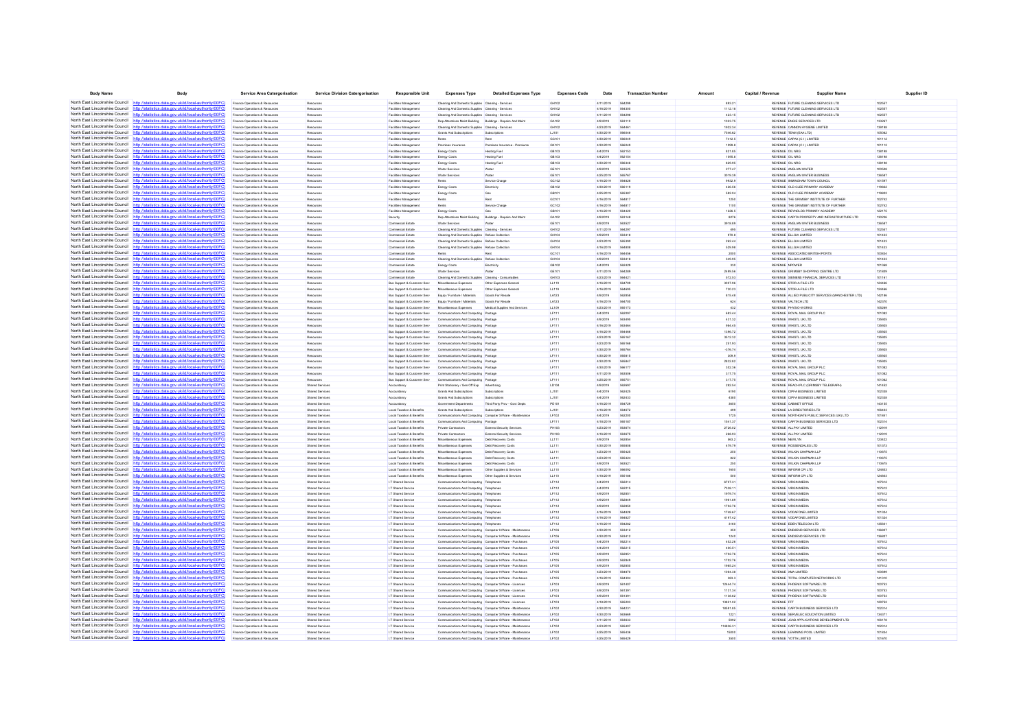| Body Name | Body | Service Area Catergorisation | Service Division Catergorisation | Responsible Unit | Expenses Type | Detailed Expenses Type | Expenses Code | Date | Transaction Number | Amount | Capital / Revenue | Supplier Name | Supplier ID |
|---|---|---|---|---|---|---|---|---|---|---|---|---|---|
| North East Lincolnshire Council | http://statistics.data.gov.uk/id/local-authority/00FC | Finance Operations & Resources | Resources | Facilities Management | Cleaning And Domestic Supplies | Cleaning - Services | GH102 | 4/11/2019 | 564299 | 890.21 | REVENUE | FUTURE CLEANING SERVICES LTD | 102567 |
| North East Lincolnshire Council | http://statistics.data.gov.uk/id/local-authority/00FC | Finance Operations & Resources | Resources | Facilities Management | Cleaning And Domestic Supplies | Cleaning - Services | GH102 | 4/16/2019 | 564300 | 1112.19 | REVENUE | FUTURE CLEANING SERVICES LTD | 102567 |
| North East Lincolnshire Council | http://statistics.data.gov.uk/id/local-authority/00FC | Finance Operations & Resources | Resources | Facilities Management | Cleaning And Domestic Supplies | Cleaning - Services | GH102 | 4/11/2019 | 564298 | 423.15 | REVENUE | FUTURE CLEANING SERVICES LTD | 102567 |
| North East Lincolnshire Council | http://statistics.data.gov.uk/id/local-authority/00FC | Finance Operations & Resources | Resources | Facilities Management | Rep Alterations Maint Building | Buildings - Repairs And Maint | GA102 | 4/9/2019 | 563110 | 1023.75 | REVENUE | ENGIE SERVICES LTD | 133267 |
| North East Lincolnshire Council | http://statistics.data.gov.uk/id/local-authority/00FC | Finance Operations & Resources | Resources | Facilities Management | Cleaning And Domestic Supplies | Cleaning - Services | GH102 | 4/23/2019 | 564801 | 1922.34 | REVENUE | CANNON HYGIENE LIMITED | 138198 |
| North East Lincolnshire Council | http://statistics.data.gov.uk/id/local-authority/00FC | Finance Operations & Resources | Resources | Facilities Management | Grants And Subscriptions | Subscriptions | LJ101 | 4/30/2019 | 566066 | 7546.62 | REVENUE | TEAM (EAA LTD) | 105082 |
| North East Lincolnshire Council | http://statistics.data.gov.uk/id/local-authority/00FC | Finance Operations & Resources | Resources | Facilities Management | Rents | Rent | GC101 | 4/30/2019 | 566049 | 7412.5 | REVENUE | CAPAX (C I ) LIMITED | 101112 |
| North East Lincolnshire Council | http://statistics.data.gov.uk/id/local-authority/00FC | Finance Operations & Resources | Resources | Facilities Management | Premises Insurance | Premises Insurance - Premiums | GK101 | 4/30/2019 | 566049 | 1098.8 | REVENUE | CAPAX (C I ) LIMITED | 101112 |
| North East Lincolnshire Council | http://statistics.data.gov.uk/id/local-authority/00FC | Finance Operations & Resources | Resources | Facilities Management | Energy Costs | Heating Fuel | GB103 | 4/4/2019 | 562153 | 821.85 | REVENUE | OIL NRG | 138198 |
| North East Lincolnshire Council | http://statistics.data.gov.uk/id/local-authority/00FC | Finance Operations & Resources | Resources | Facilities Management | Energy Costs | Heating Fuel | GB103 | 4/4/2019 | 562154 | 1096.8 | REVENUE | OIL NRG | 138198 |
| North East Lincolnshire Council | http://statistics.data.gov.uk/id/local-authority/00FC | Finance Operations & Resources | Resources | Facilities Management | Energy Costs | Heating Fuel | GB103 | 4/30/2019 | 566346 | 629.95 | REVENUE | OIL NRG | 138198 |
| North East Lincolnshire Council | http://statistics.data.gov.uk/id/local-authority/00FC | Finance Operations & Resources | Resources | Facilities Management | Water Services | Water | GE101 | 4/9/2019 | 563526 | 277.47 | REVENUE | ANGLIAN WATER | 100500 |
| North East Lincolnshire Council | http://statistics.data.gov.uk/id/local-authority/00FC | Finance Operations & Resources | Resources | Facilities Management | Water Services | Water | GE101 | 4/25/2019 | 565767 | 3019.29 | REVENUE | ANGLIAN WATER BUSINESS | 136587 |
| North East Lincolnshire Council | http://statistics.data.gov.uk/id/local-authority/00FC | Finance Operations & Resources | Resources | Facilities Management | Rents | Service Charge | GC102 | 4/16/2019 | 564826 | 9932.9 | REVENUE | BIRMINGHAM TOWN COUNCIL | 101387 |
| North East Lincolnshire Council | http://statistics.data.gov.uk/id/local-authority/00FC | Finance Operations & Resources | Resources | Facilities Management | Energy Costs | Electricity | GB102 | 4/30/2019 | 566119 | 426.56 | REVENUE | OLD CLEE PRIMARY ACADEMY | 119622 |
| North East Lincolnshire Council | http://statistics.data.gov.uk/id/local-authority/00FC | Finance Operations & Resources | Resources | Facilities Management | Energy Costs | Gas | GB101 | 4/25/2019 | 565387 | 582.04 | REVENUE | OLD CLEE PRIMARY ACADEMY | 119622 |
| North East Lincolnshire Council | http://statistics.data.gov.uk/id/local-authority/00FC | Finance Operations & Resources | Resources | Facilities Management | Rents | Rent | GC101 | 4/16/2019 | 564817 | 1250 | REVENUE | THE GRIMSBY INSTITUTE OF FURTHER | 102742 |
| North East Lincolnshire Council | http://statistics.data.gov.uk/id/local-authority/00FC | Finance Operations & Resources | Resources | Facilities Management | Rents | Service Charge | GC102 | 4/16/2019 | 564817 | 1100 | REVENUE | THE GRIMSBY INSTITUTE OF FURTHER | 102742 |
| North East Lincolnshire Council | http://statistics.data.gov.uk/id/local-authority/00FC | Finance Operations & Resources | Resources | Facilities Management | Energy Costs | Gas | GB101 | 4/16/2019 | 564620 | 1226.5 | REVENUE | REYNOLDS PRIMARY ACADEMY | 122175 |
| North East Lincolnshire Council | http://statistics.data.gov.uk/id/local-authority/00FC | Finance Operations & Resources | Resources | Security | Rep Alterations Maint Building | Buildings - Repairs And Maint | GA102 | 4/9/2019 | 563188 | 8276 | REVENUE | CAPITA PROPERTY AND INFRASTRUCTURE LTD | 130236 |
| North East Lincolnshire Council | http://statistics.data.gov.uk/id/local-authority/00FC | Finance Operations & Resources | Resources | Commercial Estate | Water Services | Water | GE101 | 4/9/2019 | 563527 | 3916.09 | REVENUE | ANGLIAN WATER BUSINESS | 136587 |
| North East Lincolnshire Council | http://statistics.data.gov.uk/id/local-authority/00FC | Finance Operations & Resources | Resources | Commercial Estate | Cleaning And Domestic Supplies | Cleaning - Services | GH102 | 4/11/2019 | 564297 | 495 | REVENUE | FUTURE CLEANING SERVICES LTD | 102567 |
| North East Lincolnshire Council | http://statistics.data.gov.uk/id/local-authority/00FC | Finance Operations & Resources | Resources | Commercial Estate | Cleaning And Domestic Supplies | Refuse Collection | GH104 | 4/9/2019 | 563418 | 975.8 | REVENUE | ELLGIA LIMITED | 101433 |
| North East Lincolnshire Council | http://statistics.data.gov.uk/id/local-authority/00FC | Finance Operations & Resources | Resources | Commercial Estate | Cleaning And Domestic Supplies | Refuse Collection | GH104 | 4/23/2019 | 565390 | 292.64 | REVENUE | ELLGIA LIMITED | 101433 |
| North East Lincolnshire Council | http://statistics.data.gov.uk/id/local-authority/00FC | Finance Operations & Resources | Resources | Commercial Estate | Cleaning And Domestic Supplies | Refuse Collection | GH104 | 4/16/2019 | 564808 | 529.98 | REVENUE | ELLGIA LIMITED | 101433 |
| North East Lincolnshire Council | http://statistics.data.gov.uk/id/local-authority/00FC | Finance Operations & Resources | Resources | Commercial Estate | Rents | Rent | GC101 | 4/16/2019 | 564458 | 2000 | REVENUE | ASSOCIATED BRITISH PORTS | 100934 |
| North East Lincolnshire Council | http://statistics.data.gov.uk/id/local-authority/00FC | Finance Operations & Resources | Resources | Commercial Estate | Cleaning And Domestic Supplies | Refuse Collection | GH104 | 4/9/2019 | 563418 | 349.95 | REVENUE | ELLGIA LIMITED | 101433 |
| North East Lincolnshire Council | http://statistics.data.gov.uk/id/local-authority/00FC | Finance Operations & Resources | Resources | Commercial Estate | Energy Costs | Electricity | GB102 | 4/4/2019 | 562426 | 230 | REVENUE | NPOWER | 101366 |
| North East Lincolnshire Council | http://statistics.data.gov.uk/id/local-authority/00FC | Finance Operations & Resources | Resources | Commercial Estate | Water Services | Water | GE101 | 4/11/2019 | 564289 | 2499.56 | REVENUE | GRIMSBY SHOPPING CENTRE LTD | 131809 |
| North East Lincolnshire Council | http://statistics.data.gov.uk/id/local-authority/00FC | Finance Operations & Resources | Resources | Commercial Estate | Cleaning And Domestic Supplies | Cleaning - Consumables | GH103 | 4/23/2019 | 564421 | 572.53 | REVENUE | SIEMENS FINANCIAL SERVICES LTD | 101161 |
| North East Lincolnshire Council | http://statistics.data.gov.uk/id/local-authority/00FC | Finance Operations & Resources | Resources | Bus Support & Customer Serv | Miscellaneous Expenses | Other Expenses General | LL119 | 4/16/2019 | 564709 | 3087.96 | REVENUE | STOR-A-FILE LTD | 124486 |
| North East Lincolnshire Council | http://statistics.data.gov.uk/id/local-authority/00FC | Finance Operations & Resources | Resources | Bus Support & Customer Serv | Miscellaneous Expenses | Other Expenses General | LL119 | 4/16/2019 | 564606 | 730.23 | REVENUE | STOR-A-FILE LTD | 124486 |
| North East Lincolnshire Council | http://statistics.data.gov.uk/id/local-authority/00FC | Finance Operations & Resources | Resources | Bus Support & Customer Serv | Equip / Furniture / Materials | Goods For Resale | LA123 | 4/9/2019 | 562892 | 615.48 | REVENUE | ALLIED PUBLICITY SERVICES (MANCHESTER LTD) | 142186 |
| North East Lincolnshire Council | http://statistics.data.gov.uk/id/local-authority/00FC | Finance Operations & Resources | Resources | Bus Support & Customer Serv | Equip / Furniture / Materials | Goods For Resale | LA123 | 4/16/2019 | 564700 | 624 | REVENUE | UNLTECH LTD | 142370 |
| North East Lincolnshire Council | http://statistics.data.gov.uk/id/local-authority/00FC | Finance Operations & Resources | Resources | Bus Support & Customer Serv | Miscellaneous Expenses | Medical Supplies And Services | LL109 | 4/23/2019 | 565173 | 432 | REVENUE | PHYSIO WORKS | 105289 |
| North East Lincolnshire Council | http://statistics.data.gov.uk/id/local-authority/00FC | Finance Operations & Resources | Resources | Bus Support & Customer Serv | Communications And Computing | Postage | LF111 | 4/4/2019 | 562397 | 683.44 | REVENUE | ROYAL MAIL GROUP PLC | 101082 |
| North East Lincolnshire Council | http://statistics.data.gov.uk/id/local-authority/00FC | Finance Operations & Resources | Resources | Bus Support & Customer Serv | Communications And Computing | Postage | LF111 | 4/9/2019 | 563495 | 431.32 | REVENUE | WHISTL UK LTD | 135925 |
| North East Lincolnshire Council | http://statistics.data.gov.uk/id/local-authority/00FC | Finance Operations & Resources | Resources | Bus Support & Customer Serv | Communications And Computing | Postage | LF111 | 4/16/2019 | 563464 | 984.45 | REVENUE | WHISTL UK LTD | 135925 |
| North East Lincolnshire Council | http://statistics.data.gov.uk/id/local-authority/00FC | Finance Operations & Resources | Resources | Bus Support & Customer Serv | Communications And Computing | Postage | LF111 | 4/16/2019 | 564466 | 1396.72 | REVENUE | WHISTL UK LTD | 135925 |
| North East Lincolnshire Council | http://statistics.data.gov.uk/id/local-authority/00FC | Finance Operations & Resources | Resources | Bus Support & Customer Serv | Communications And Computing | Postage | LF111 | 4/23/2019 | 565167 | 3512.32 | REVENUE | WHISTL UK LTD | 135925 |
| North East Lincolnshire Council | http://statistics.data.gov.uk/id/local-authority/00FC | Finance Operations & Resources | Resources | Bus Support & Customer Serv | Communications And Computing | Postage | LF111 | 4/23/2019 | 565168 | 251.93 | REVENUE | WHISTL UK LTD | 135925 |
| North East Lincolnshire Council | http://statistics.data.gov.uk/id/local-authority/00FC | Finance Operations & Resources | Resources | Bus Support & Customer Serv | Communications And Computing | Postage | LF111 | 4/30/2019 | 565764 | -376.74 | REVENUE | WHISTL UK LTD | 135925 |
| North East Lincolnshire Council | http://statistics.data.gov.uk/id/local-authority/00FC | Finance Operations & Resources | Resources | Bus Support & Customer Serv | Communications And Computing | Postage | LF111 | 4/30/2019 | 566015 | 308.9 | REVENUE | WHISTL UK LTD | 135925 |
| North East Lincolnshire Council | http://statistics.data.gov.uk/id/local-authority/00FC | Finance Operations & Resources | Resources | Bus Support & Customer Serv | Communications And Computing | Postage | LF111 | 4/30/2019 | 565847 | 2832.02 | REVENUE | WHISTL UK LTD | 135925 |
| North East Lincolnshire Council | http://statistics.data.gov.uk/id/local-authority/00FC | Finance Operations & Resources | Resources | Bus Support & Customer Serv | Communications And Computing | Postage | LF111 | 4/30/2019 | 566177 | 302.36 | REVENUE | ROYAL MAIL GROUP PLC | 101082 |
| North East Lincolnshire Council | http://statistics.data.gov.uk/id/local-authority/00FC | Finance Operations & Resources | Resources | Bus Support & Customer Serv | Communications And Computing | Postage | LF111 | 4/11/2019 | 563836 | 317.75 | REVENUE | ROYAL MAIL GROUP PLC | 101082 |
| North East Lincolnshire Council | http://statistics.data.gov.uk/id/local-authority/00FC | Finance Operations & Resources | Resources | Bus Support & Customer Serv | Communications And Computing | Postage | LF111 | 4/25/2019 | 565751 | 317.75 | REVENUE | ROYAL MAIL GROUP PLC | 101082 |
| North East Lincolnshire Council | http://statistics.data.gov.uk/id/local-authority/00FC | Finance Operations & Resources | Shared Services | Accountancy | Print Stationery / Gen Off Exp | Advertising | LD104 | 4/9/2019 | 562997 | 282.54 | REVENUE | REACH PLC (GRIMSBY TELEGRAPH) | 141492 |
| North East Lincolnshire Council | http://statistics.data.gov.uk/id/local-authority/00FC | Finance Operations & Resources | Shared Services | Accountancy | Grants And Subscriptions | Subscriptions | LJ101 | 4/4/2019 | 562425 | 6190 | REVENUE | CIPFA BUSINESS LIMITED | 102330 |
| North East Lincolnshire Council | http://statistics.data.gov.uk/id/local-authority/00FC | Finance Operations & Resources | Shared Services | Accountancy | Grants And Subscriptions | Subscriptions | LJ101 | 4/4/2019 | 562433 | 4380 | REVENUE | CIPFA BUSINESS LIMITED | 102330 |
| North East Lincolnshire Council | http://statistics.data.gov.uk/id/local-authority/00FC | Finance Operations & Resources | Shared Services | Accountancy | Government Departments | Third Party Prov - Govt Depts | PE101 | 4/16/2019 | 564729 | 3650 | REVENUE | CABINET OFFICE | 143165 |
| North East Lincolnshire Council | http://statistics.data.gov.uk/id/local-authority/00FC | Finance Operations & Resources | Shared Services | Local Taxation & Benefits | Grants And Subscriptions | Subscriptions | LJ101 | 4/16/2019 | 564813 | 499 | REVENUE | LA DIRECTORIES LTD | 106453 |
| North East Lincolnshire Council | http://statistics.data.gov.uk/id/local-authority/00FC | Finance Operations & Resources | Shared Services | Local Taxation & Benefits | Communications And Computing | Computer S/Ware - Maintenance | LF102 | 4/4/2019 | 562205 | 1725 | REVENUE | NORTHGATE PUBLIC SERVICES (UK) LTD | 101841 |
| North East Lincolnshire Council | http://statistics.data.gov.uk/id/local-authority/00FC | Finance Operations & Resources | Shared Services | Local Taxation & Benefits | Communications And Computing | Postage | LF111 | 4/18/2019 | 565167 | 1541.37 | REVENUE | CAPITA BUSINESS SERVICES LTD | 102314 |
| North East Lincolnshire Council | http://statistics.data.gov.uk/id/local-authority/00FC | Finance Operations & Resources | Shared Services | Local Taxation & Benefits | Private Contractors | External Security Services | PH103 | 4/23/2019 | 563874 | 2726.02 | REVENUE | ALLPAY LIMITED | 112919 |
| North East Lincolnshire Council | http://statistics.data.gov.uk/id/local-authority/00FC | Finance Operations & Resources | Shared Services | Local Taxation & Benefits | Private Contractors | External Security Services | PH103 | 4/16/2019 | 563875 | 288.93 | REVENUE | ALLPAY LIMITED | 112919 |
| North East Lincolnshire Council | http://statistics.data.gov.uk/id/local-authority/00FC | Finance Operations & Resources | Shared Services | Local Taxation & Benefits | Miscellaneous Expenses | Debt Recovery Costs | LL111 | 4/9/2019 | 562854 | 563.2 | REVENUE | NEWLYN | 123432 |
| North East Lincolnshire Council | http://statistics.data.gov.uk/id/local-authority/00FC | Finance Operations & Resources | Shared Services | Local Taxation & Benefits | Miscellaneous Expenses | Debt Recovery Costs | LL111 | 4/30/2019 | 565808 | 479.79 | REVENUE | ROSSENDALES LTD | 101373 |
| North East Lincolnshire Council | http://statistics.data.gov.uk/id/local-authority/00FC | Finance Operations & Resources | Shared Services | Local Taxation & Benefits | Miscellaneous Expenses | Debt Recovery Costs | LL111 | 4/23/2019 | 565425 | 250 | REVENUE | WILKIN CHAPMAN LLP | 110675 |
| North East Lincolnshire Council | http://statistics.data.gov.uk/id/local-authority/00FC | Finance Operations & Resources | Shared Services | Local Taxation & Benefits | Miscellaneous Expenses | Debt Recovery Costs | LL111 | 4/23/2019 | 565426 | 822 | REVENUE | WILKIN CHAPMAN LLP | 110675 |
| North East Lincolnshire Council | http://statistics.data.gov.uk/id/local-authority/00FC | Finance Operations & Resources | Shared Services | Local Taxation & Benefits | Miscellaneous Expenses | Debt Recovery Costs | LL111 | 4/9/2019 | 563521 | 250 | REVENUE | WILKIN CHAPMAN LLP | 110675 |
| North East Lincolnshire Council | http://statistics.data.gov.uk/id/local-authority/00FC | Finance Operations & Resources | Shared Services | Local Taxation & Benefits | Miscellaneous Expenses | Other Supplies & Services | LL110 | 4/30/2019 | 566092 | 1650 | REVENUE | INFORM CPI LTD | 124883 |
| North East Lincolnshire Council | http://statistics.data.gov.uk/id/local-authority/00FC | Finance Operations & Resources | Shared Services | Local Taxation & Benefits | Miscellaneous Expenses | Other Supplies & Services | LL110 | 4/18/2019 | 565198 | 500 | REVENUE | INFORM CPI LTD | 124883 |
| North East Lincolnshire Council | http://statistics.data.gov.uk/id/local-authority/00FC | Finance Operations & Resources | Shared Services | I.T Shared Service | Communications And Computing | Telephones | LF112 | 4/4/2019 | 562214 | 6737.31 | REVENUE | VIRGIN MEDIA | 107612 |
| North East Lincolnshire Council | http://statistics.data.gov.uk/id/local-authority/00FC | Finance Operations & Resources | Shared Services | I.T Shared Service | Communications And Computing | Telephones | LF112 | 4/4/2019 | 562215 | 7336.11 | REVENUE | VIRGIN MEDIA | 107612 |
| North East Lincolnshire Council | http://statistics.data.gov.uk/id/local-authority/00FC | Finance Operations & Resources | Shared Services | I.T Shared Service | Communications And Computing | Telephones | LF112 | 4/9/2019 | 562851 | 1979.74 | REVENUE | VIRGIN MEDIA | 107612 |
| North East Lincolnshire Council | http://statistics.data.gov.uk/id/local-authority/00FC | Finance Operations & Resources | Shared Services | I.T Shared Service | Communications And Computing | Telephones | LF112 | 4/9/2019 | 562849 | 1961.69 | REVENUE | VIRGIN MEDIA | 107612 |
| North East Lincolnshire Council | http://statistics.data.gov.uk/id/local-authority/00FC | Finance Operations & Resources | Shared Services | I.T Shared Service | Communications And Computing | Telephones | LF112 | 4/9/2019 | 562850 | 1702.76 | REVENUE | VIRGIN MEDIA | 107612 |
| North East Lincolnshire Council | http://statistics.data.gov.uk/id/local-authority/00FC | Finance Operations & Resources | Shared Services | I.T Shared Service | Communications And Computing | Telephones | LF112 | 4/16/2019 | 564826 | 1748.67 | REVENUE | VODAFONE LIMITED | 101324 |
| North East Lincolnshire Council | http://statistics.data.gov.uk/id/local-authority/00FC | Finance Operations & Resources | Shared Services | I.T Shared Service | Communications And Computing | Telephones | LF112 | 4/16/2019 | 564827 | 4197.42 | REVENUE | VODAFONE LIMITED | 101324 |
| North East Lincolnshire Council | http://statistics.data.gov.uk/id/local-authority/00FC | Finance Operations & Resources | Shared Services | I.T Shared Service | Communications And Computing | Telephones | LF112 | 4/16/2019 | 564282 | 3160 | REVENUE | EDEN TELECOM LTD | 135681 |
| North East Lincolnshire Council | http://statistics.data.gov.uk/id/local-authority/00FC | Finance Operations & Resources | Shared Services | I.T Shared Service | Communications And Computing | Computer H/Ware - Maintenance | LF106 | 4/30/2019 | 566412 | 350 | REVENUE | ENDSEND SERVICES LTD | 136687 |
| North East Lincolnshire Council | http://statistics.data.gov.uk/id/local-authority/00FC | Finance Operations & Resources | Shared Services | I.T Shared Service | Communications And Computing | Computer H/Ware - Maintenance | LF106 | 4/30/2019 | 566412 | 1240 | REVENUE | ENDSEND SERVICES LTD | 136687 |
| North East Lincolnshire Council | http://statistics.data.gov.uk/id/local-authority/00FC | Finance Operations & Resources | Shared Services | I.T Shared Service | Communications And Computing | Computer H/Ware - Purchases | LF105 | 4/4/2019 | 562214 | 402.26 | REVENUE | VIRGIN MEDIA | 107612 |
| North East Lincolnshire Council | http://statistics.data.gov.uk/id/local-authority/00FC | Finance Operations & Resources | Shared Services | I.T Shared Service | Communications And Computing | Computer H/Ware - Purchases | LF105 | 4/4/2019 | 562215 | 400.51 | REVENUE | VIRGIN MEDIA | 107612 |
| North East Lincolnshire Council | http://statistics.data.gov.uk/id/local-authority/00FC | Finance Operations & Resources | Shared Services | I.T Shared Service | Communications And Computing | Computer H/Ware - Purchases | LF105 | 4/9/2019 | 562851 | 1702.76 | REVENUE | VIRGIN MEDIA | 107612 |
| North East Lincolnshire Council | http://statistics.data.gov.uk/id/local-authority/00FC | Finance Operations & Resources | Shared Services | I.T Shared Service | Communications And Computing | Computer H/Ware - Purchases | LF105 | 4/9/2019 | 562849 | 1702.76 | REVENUE | VIRGIN MEDIA | 107612 |
| North East Lincolnshire Council | http://statistics.data.gov.uk/id/local-authority/00FC | Finance Operations & Resources | Shared Services | I.T Shared Service | Communications And Computing | Computer H/Ware - Purchases | LF105 | 4/9/2019 | 562850 | 1985.24 | REVENUE | VIRGIN MEDIA | 107612 |
| North East Lincolnshire Council | http://statistics.data.gov.uk/id/local-authority/00FC | Finance Operations & Resources | Shared Services | I.T Shared Service | Communications And Computing | Computer H/Ware - Purchases | LF105 | 4/23/2019 | 564870 | 1094.36 | REVENUE | XMA LIMITED | 100699 |
| North East Lincolnshire Council | http://statistics.data.gov.uk/id/local-authority/00FC | Finance Operations & Resources | Shared Services | I.T Shared Service | Communications And Computing | Computer H/Ware - Purchases | LF105 | 4/16/2019 | 564304 | 265.2 | REVENUE | TOTAL COMPUTER NETWORKS LTD | 141310 |
| North East Lincolnshire Council | http://statistics.data.gov.uk/id/local-authority/00FC | Finance Operations & Resources | Shared Services | I.T Shared Service | Communications And Computing | Computer S/Ware - Licences | LF103 | 4/9/2019 | 561407 | 12444.74 | REVENUE | PHOENIX SOFTWARE LTD | 100753 |
| North East Lincolnshire Council | http://statistics.data.gov.uk/id/local-authority/00FC | Finance Operations & Resources | Shared Services | I.T Shared Service | Communications And Computing | Computer S/Ware - Licences | LF103 | 4/9/2019 | 561391 | 1131.34 | REVENUE | PHOENIX SOFTWARE LTD | 100753 |
| North East Lincolnshire Council | http://statistics.data.gov.uk/id/local-authority/00FC | Finance Operations & Resources | Shared Services | I.T Shared Service | Communications And Computing | Computer S/Ware - Licences | LF103 | 4/9/2019 | 561391 | 1138.62 | REVENUE | PHOENIX SOFTWARE LTD | 100753 |
| North East Lincolnshire Council | http://statistics.data.gov.uk/id/local-authority/00FC | Finance Operations & Resources | Shared Services | I.T Shared Service | Communications And Computing | Computer S/Ware - Licences | LF103 | 4/18/2019 | 565203 | 13821.02 | REVENUE | FFT | 129762 |
| North East Lincolnshire Council | http://statistics.data.gov.uk/id/local-authority/00FC | Finance Operations & Resources | Shared Services | I.T Shared Service | Communications And Computing | Computer S/Ware - Maintenance | LF102 | 4/30/2019 | 564231 | 18581.69 | REVENUE | CAPITA BUSINESS SERVICES LTD | 102314 |
| North East Lincolnshire Council | http://statistics.data.gov.uk/id/local-authority/00FC | Finance Operations & Resources | Shared Services | I.T Shared Service | Communications And Computing | Computer S/Ware - Maintenance | LF102 | 4/30/2019 | 565808 | 1221 | REVENUE | SERVELEC EDUCATION LIMITED | 134371 |
| North East Lincolnshire Council | http://statistics.data.gov.uk/id/local-authority/00FC | Finance Operations & Resources | Shared Services | I.T Shared Service | Communications And Computing | Computer S/Ware - Maintenance | LF102 | 4/11/2019 | 563833 | 5092 | REVENUE | JCAD APPLICATIONS DEVELOPMENT LTD | 104178 |
| North East Lincolnshire Council | http://statistics.data.gov.uk/id/local-authority/00FC | Finance Operations & Resources | Shared Services | I.T Shared Service | Communications And Computing | Computer S/Ware - Maintenance | LF102 | 4/23/2019 | 565407 | 116836.31 | REVENUE | CAPITA BUSINESS SERVICES LTD | 102314 |
| North East Lincolnshire Council | http://statistics.data.gov.uk/id/local-authority/00FC | Finance Operations & Resources | Shared Services | I.T Shared Service | Communications And Computing | Computer S/Ware - Maintenance | LF102 | 4/25/2019 | 565436 | 15000 | REVENUE | LEARNING POOL LIMITED | 101934 |
| North East Lincolnshire Council | http://statistics.data.gov.uk/id/local-authority/00FC | Finance Operations & Resources | Shared Services | I.T Shared Service | Communications And Computing | Computer S/Ware - Maintenance | LF102 | 4/25/2019 | 565429 | 3500 | REVENUE | YOTTA LIMITED | 101670 |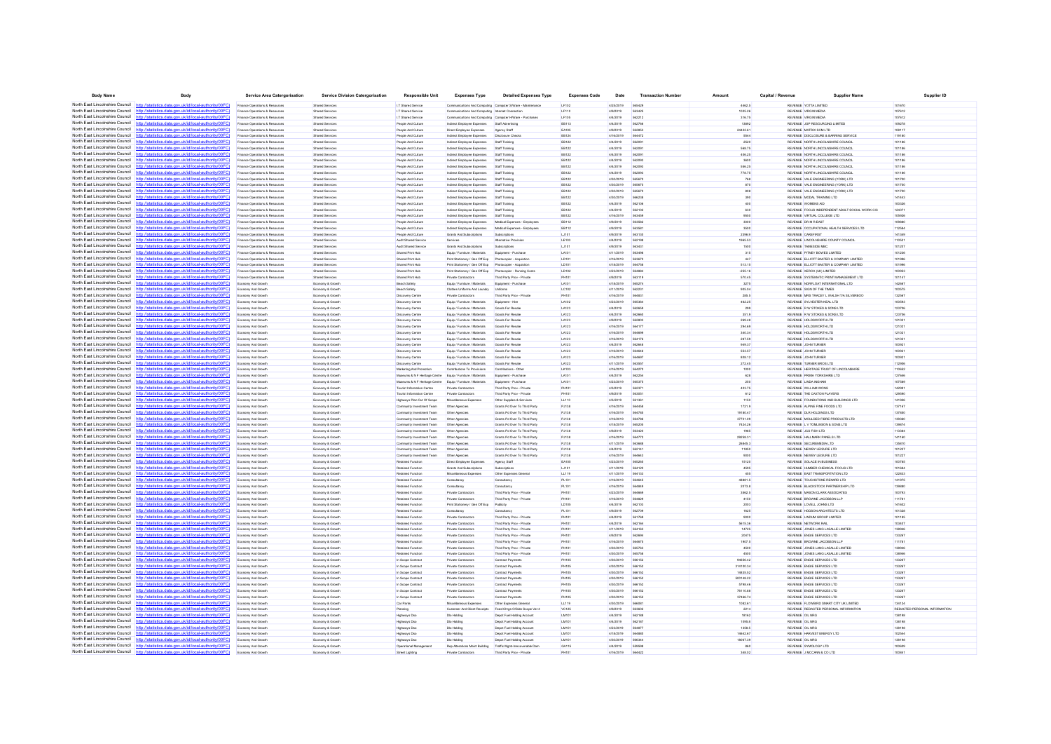| Body Name | Body | Service Area Catergorisation | Service Division Catergorisation | Responsible Unit | Expenses Type | Detailed Expenses Type | Expenses Code | Date | Transaction Number | Amount | Capital / Revenue | Supplier Name | Supplier ID |
|---|---|---|---|---|---|---|---|---|---|---|---|---|---|
| North East Lincolnshire Council | http://statistics.data.gov.uk/id/local-authority/00FC) | Finance Operations & Resources | Shared Services | I T Shared Service | Communications And Computing | Computer S/Ware - Maintenance | LF102 | 4/25/2019 | 565429 | 4462.5 | REVENUE | YOTTA LIMITED | 101670 |
| North East Lincolnshire Council | http://statistics.data.gov.uk/id/local-authority/00FC) | Finance Operations & Resources | Shared Services | I T Shared Service | Communications And Computing | Internet Connection | LF110 | 4/9/2019 | 563425 | 1025.26 | REVENUE | VIRGIN MEDIA | 107612 |
| North East Lincolnshire Council | http://statistics.data.gov.uk/id/local-authority/00FC) | Finance Operations & Resources | Shared Services | I T Shared Service | Communications And Computing | Computer H/Ware - Purchases | LF105 | 4/4/2019 | 562212 | 216.75 | REVENUE | VIRGIN MEDIA | 107612 |
| North East Lincolnshire Council | http://statistics.data.gov.uk/id/local-authority/00FC) | Finance Operations & Resources | Shared Services | People And Culture | Indirect Employee Expenses | Staff Advertising | EB113 | 4/4/2019 | 562766 | 13892 | REVENUE | JGP RESOURCING LIMITED | 109276 |
| North East Lincolnshire Council | http://statistics.data.gov.uk/id/local-authority/00FC) | Finance Operations & Resources | Shared Services | People And Culture | Direct Employee Expenses | Agency Staff | EA105 | 4/9/2019 | 562853 | 29422.61 | REVENUE | MATRIX SCM LTD | 108117 |
| North East Lincolnshire Council | http://statistics.data.gov.uk/id/local-authority/00FC) | Finance Operations & Resources | Shared Services | People And Culture | Indirect Employee Expenses | Disclosure Checks | EB124 | 4/16/2019 | 564072 | 5544 | REVENUE | DISCLOSURE & BARRING SERVICE | 119180 |
| North East Lincolnshire Council | http://statistics.data.gov.uk/id/local-authority/00FC) | Finance Operations & Resources | Shared Services | People And Culture | Indirect Employee Expenses | Staff Training | EB122 | 4/4/2019 | 562091 | 2520 | REVENUE | NORTH LINCOLNSHIRE COUNCIL | 101186 |
| North East Lincolnshire Council | http://statistics.data.gov.uk/id/local-authority/00FC) | Finance Operations & Resources | Shared Services | People And Culture | Indirect Employee Expenses | Staff Training | EB122 | 4/4/2019 | 562091 | 588.75 | REVENUE | NORTH LINCOLNSHIRE COUNCIL | 101186 |
| North East Lincolnshire Council | http://statistics.data.gov.uk/id/local-authority/00FC) | Finance Operations & Resources | Shared Services | People And Culture | Indirect Employee Expenses | Staff Training | EB122 | 4/4/2019 | 562091 | 499.25 | REVENUE | NORTH LINCOLNSHIRE COUNCIL | 101186 |
| North East Lincolnshire Council | http://statistics.data.gov.uk/id/local-authority/00FC) | Finance Operations & Resources | Shared Services | People And Culture | Indirect Employee Expenses | Staff Training | EB122 | 4/4/2019 | 562093 | 3000 | REVENUE | NORTH LINCOLNSHIRE COUNCIL | 101186 |
| North East Lincolnshire Council | http://statistics.data.gov.uk/id/local-authority/00FC) | Finance Operations & Resources | Shared Services | People And Culture | Indirect Employee Expenses | Staff Training | EB122 | 4/4/2019 | 562093 | 598.25 | REVENUE | NORTH LINCOLNSHIRE COUNCIL | 101186 |
| North East Lincolnshire Council | http://statistics.data.gov.uk/id/local-authority/00FC) | Finance Operations & Resources | Shared Services | People And Culture | Indirect Employee Expenses | Staff Training | EB122 | 4/4/2019 | 562093 | 778.75 | REVENUE | NORTH LINCOLNSHIRE COUNCIL | 101186 |
| North East Lincolnshire Council | http://statistics.data.gov.uk/id/local-authority/00FC) | Finance Operations & Resources | Shared Services | People And Culture | Indirect Employee Expenses | Staff Training | EB122 | 4/30/2019 | 565670 | 768 | REVENUE | VALE ENGINEERING (YORK) LTD | 101700 |
| North East Lincolnshire Council | http://statistics.data.gov.uk/id/local-authority/00FC) | Finance Operations & Resources | Shared Services | People And Culture | Indirect Employee Expenses | Staff Training | EB122 | 4/30/2019 | 565670 | 870 | REVENUE | VALE ENGINEERING (YORK) LTD | 101700 |
| North East Lincolnshire Council | http://statistics.data.gov.uk/id/local-authority/00FC) | Finance Operations & Resources | Shared Services | People And Culture | Indirect Employee Expenses | Staff Training | EB122 | 4/30/2019 | 565670 | 808 | REVENUE | VALE ENGINEERING (YORK) LTD | 101700 |
| North East Lincolnshire Council | http://statistics.data.gov.uk/id/local-authority/00FC) | Finance Operations & Resources | Shared Services | People And Culture | Indirect Employee Expenses | Staff Training | EB122 | 4/30/2019 | 566238 | 390 | REVENUE | MODAL TRAINING LTD | 141443 |
| North East Lincolnshire Council | http://statistics.data.gov.uk/id/local-authority/00FC) | Finance Operations & Resources | Shared Services | People And Culture | Indirect Employee Expenses | Staff Training | EB122 | 4/4/2019 | 562106 | 400 | REVENUE | WOMENS AID | 100326 |
| North East Lincolnshire Council | http://statistics.data.gov.uk/id/local-authority/00FC) | Finance Operations & Resources | Shared Services | People And Culture | Indirect Employee Expenses | Staff Training | EB122 | 4/4/2019 | 562102 | 650 | REVENUE | FOCUS INDEPENDENT ADULT SOCIAL WORK CIC | 120071 |
| North East Lincolnshire Council | http://statistics.data.gov.uk/id/local-authority/00FC) | Finance Operations & Resources | Shared Services | People And Culture | Indirect Employee Expenses | Staff Training | EB122 | 4/16/2019 | 563459 | 9500 | REVENUE | VIRTUAL COLLEGE LTD | 105926 |
| North East Lincolnshire Council | http://statistics.data.gov.uk/id/local-authority/00FC) | Finance Operations & Resources | Shared Services | People And Culture | Indirect Employee Expenses | Medical Expenses - Employees | EB112 | 4/9/2019 | 563582 | 3200 | REVENUE | DR M R EAST | 105680 |
| North East Lincolnshire Council | http://statistics.data.gov.uk/id/local-authority/00FC) | Finance Operations & Resources | Shared Services | People And Culture | Indirect Employee Expenses | Medical Expenses - Employees | EB112 | 4/9/2019 | 563581 | 3500 | REVENUE | OCCUPATIONAL HEALTH SERVICES LTD | 112584 |
| North East Lincolnshire Council | http://statistics.data.gov.uk/id/local-authority/00FC) | Finance Operations & Resources | Shared Services | People And Culture | Grants And Subscriptions | Subscriptions | LJ101 | 4/9/2019 | 563130 | 2396.8 | REVENUE | CAREERFIRST | 141349 |
| North East Lincolnshire Council | http://statistics.data.gov.uk/id/local-authority/00FC) | Finance Operations & Resources | Shared Services | Audit Shared Service | Services | Alternative Provision | LE103 | 4/4/2019 | 562198 | 1960.53 | REVENUE | LINCOLNSHIRE COUNTY COUNCIL | 110521 |
| North East Lincolnshire Council | http://statistics.data.gov.uk/id/local-authority/00FC) | Finance Operations & Resources | Shared Services | Audit Shared Service | Grants And Subscriptions | Subscriptions | LJ101 | 4/9/2019 | 563431 | 1500 | REVENUE | TAMESIDE MBC | 101207 |
| North East Lincolnshire Council | http://statistics.data.gov.uk/id/local-authority/00FC) | Finance Operations & Resources | Shared Services | Shared Print Hub | Equip / Furniture / Materials | Equipment - Purchase | LA101 | 4/11/2019 | 563498 | 215 | REVENUE | PITNEY BOWES LIMITED | 101236 |
| North East Lincolnshire Council | http://statistics.data.gov.uk/id/local-authority/00FC) | Finance Operations & Resources | Shared Services | Shared Print Hub | Print Stationery / Gen Off Exp | Photocopier - Acquisition | LD101 | 4/16/2019 | 563670 | 447 | REVENUE | ELLIOTT BAKER & COMPANY LIMITED | 101996 |
| North East Lincolnshire Council | http://statistics.data.gov.uk/id/local-authority/00FC) | Finance Operations & Resources | Shared Services | Shared Print Hub | Print Stationery / Gen Off Exp | Photocopier - Acquisition | LD101 | 4/18/2019 | 564758 | 513.15 | REVENUE | ELLIOTT BAKER & COMPANY LIMITED | 101996 |
| North East Lincolnshire Council | http://statistics.data.gov.uk/id/local-authority/00FC) | Finance Operations & Resources | Shared Services | Shared Print Hub | Print Stationery / Gen Off Exp | Photocopier - Running Costs | LD102 | 4/23/2019 | 564884 | 250.16 | REVENUE | XEROX (UK) LIMITED | 100953 |
| North East Lincolnshire Council | http://statistics.data.gov.uk/id/local-authority/00FC) | Finance Operations & Resources | Shared Services | Shared Print Hub | Private Contractors | Third Party Prov - Private | PH101 | 4/9/2019 | 563119 | 570.45 | REVENUE | SYSTEMATIC PRINT MANAGEMENT LTD | 101147 |
| North East Lincolnshire Council | http://statistics.data.gov.uk/id/local-authority/00FC) | Economy And Growth | Economy & Growth | Beach Safety | Equip / Furniture / Materials | Equipment - Purchase | LA101 | 4/18/2019 | 565274 | 3275 | REVENUE | NORFLOAT INTERNATIONAL LTD | 142667 |
| North East Lincolnshire Council | http://statistics.data.gov.uk/id/local-authority/00FC) | Economy And Growth | Economy & Growth | Beach Safety | Clothes Uniforms And Laundry | Uniforms | LC102 | 4/11/2019 | 562231 | 905.04 | REVENUE | SIGN OF THE TIMES | 100575 |
| North East Lincolnshire Council | http://statistics.data.gov.uk/id/local-authority/00FC) | Economy And Growth | Economy & Growth | Discovery Centre | Private Contractors | Third Party Prov - Private | PH101 | 4/16/2019 | 564031 | 285.5 | REVENUE | MRS TRACEY L WALSH T/A SILVERBOO | 132567 |
| North East Lincolnshire Council | http://statistics.data.gov.uk/id/local-authority/00FC) | Economy And Growth | Economy & Growth | Discovery Centre | Equip / Furniture / Materials | Equipment - Hire | LA102 | 4/23/2019 | 565360 | 462.25 | REVENUE | SYLVESTER-KEAL LTD | 100565 |
| North East Lincolnshire Council | http://statistics.data.gov.uk/id/local-authority/00FC) | Economy And Growth | Economy & Growth | Discovery Centre | Equip / Furniture / Materials | Goods For Resale | LA123 | 4/4/2019 | 562659 | 299 | REVENUE | R W STOKES & SONS LTD | 123795 |
| North East Lincolnshire Council | http://statistics.data.gov.uk/id/local-authority/00FC) | Economy And Growth | Economy & Growth | Discovery Centre | Equip / Furniture / Materials | Goods For Resale | LA123 | 4/4/2019 | 562660 | 351.9 | REVENUE | R W STOKES & SONS LTD | 123795 |
| North East Lincolnshire Council | http://statistics.data.gov.uk/id/local-authority/00FC) | Economy And Growth | Economy & Growth | Discovery Centre | Equip / Furniture / Materials | Goods For Resale | LA123 | 4/9/2019 | 563003 | 269.46 | REVENUE | HOLDSWORTH LTD | 121021 |
| North East Lincolnshire Council | http://statistics.data.gov.uk/id/local-authority/00FC) | Economy And Growth | Economy & Growth | Discovery Centre | Equip / Furniture / Materials | Goods For Resale | LA123 | 4/16/2019 | 564177 | 294.69 | REVENUE | HOLDSWORTH LTD | 121021 |
| North East Lincolnshire Council | http://statistics.data.gov.uk/id/local-authority/00FC) | Economy And Growth | Economy & Growth | Discovery Centre | Equip / Furniture / Materials | Goods For Resale | LA123 | 4/16/2019 | 564099 | 340.34 | REVENUE | HOLDSWORTH LTD | 121021 |
| North East Lincolnshire Council | http://statistics.data.gov.uk/id/local-authority/00FC) | Economy And Growth | Economy & Growth | Discovery Centre | Equip / Furniture / Materials | Goods For Resale | LA123 | 4/16/2019 | 564176 | 287.59 | REVENUE | HOLDSWORTH LTD | 121021 |
| North East Lincolnshire Council | http://statistics.data.gov.uk/id/local-authority/00FC) | Economy And Growth | Economy & Growth | Discovery Centre | Equip / Furniture / Materials | Goods For Resale | LA123 | 4/4/2019 | 562648 | 949.37 | REVENUE | JOHN TURNER | 100921 |
| North East Lincolnshire Council | http://statistics.data.gov.uk/id/local-authority/00FC) | Economy And Growth | Economy & Growth | Discovery Centre | Equip / Furniture / Materials | Goods For Resale | LA123 | 4/16/2019 | 564668 | 553.57 | REVENUE | JOHN TURNER | 100921 |
| North East Lincolnshire Council | http://statistics.data.gov.uk/id/local-authority/00FC) | Economy And Growth | Economy & Growth | Discovery Centre | Equip / Furniture / Materials | Goods For Resale | LA123 | 4/16/2019 | 564667 | 608.12 | REVENUE | JOHN TURNER | 100921 |
| North East Lincolnshire Council | http://statistics.data.gov.uk/id/local-authority/00FC) | Economy And Growth | Economy & Growth | Discovery Centre | Equip / Furniture / Materials | Goods For Resale | LA123 | 4/11/2019 | 563557 | 272.45 | REVENUE | TURNER BROS LTD | 112906 |
| North East Lincolnshire Council | http://statistics.data.gov.uk/id/local-authority/00FC) | Economy And Growth | Economy & Growth | Marketing And Promotion | Contributions To Provisions | Contributions - Other | LK103 | 4/16/2019 | 564270 | 1000 | REVENUE | HERITAGE TRUST OF LINCOLNSHIRE | 110662 |
| North East Lincolnshire Council | http://statistics.data.gov.uk/id/local-authority/00FC) | Economy And Growth | Economy & Growth | Museums & N F Heritage Centre | Equip / Furniture / Materials | Equipment - Purchase | LA101 | 4/4/2019 | 562234 | 628 | REVENUE | PRIMA YORKSHIRE LTD | 127646 |
| North East Lincolnshire Council | http://statistics.data.gov.uk/id/local-authority/00FC) | Economy And Growth | Economy & Growth | Museums & N F Heritage Centre | Equip / Furniture / Materials | Equipment - Purchase | LA101 | 4/23/2019 | 565375 | 250 | REVENUE | LINDA INGHAM | 107089 |
| North East Lincolnshire Council | http://statistics.data.gov.uk/id/local-authority/00FC) | Economy And Growth | Economy & Growth | Tourist Information Centre | Private Contractors | Third Party Prov - Private | PH101 | 4/3/2019 | 562371 | 403.75 | REVENUE | WILLIAM WONG | 142981 |
| North East Lincolnshire Council | http://statistics.data.gov.uk/id/local-authority/00FC) | Economy And Growth | Economy & Growth | Tourist Information Centre | Private Contractors | Third Party Prov - Private | PH101 | 4/9/2019 | 563051 | 612 | REVENUE | THE CAXTON PLAYERS | 129590 |
| North East Lincolnshire Council | http://statistics.data.gov.uk/id/local-authority/00FC) | Economy And Growth | Economy & Growth | Highways Plan Out Of Scope | Miscellaneous Expenses | Other Supplies & Services | LL110 | 4/3/2019 | 561361 | 1150 | REVENUE | FOUNDATIONS AND BUILDINGS LTD | 141926 |
| North East Lincolnshire Council | http://statistics.data.gov.uk/id/local-authority/00FC) | Economy And Growth | Economy & Growth | Community Investment Team | Other Agencies | Grants Pd Over To Third Party | PJ138 | 4/16/2019 | 564458 | 1721.9 | REVENUE | ALPINE FINE FOODS LTD | 137167 |
| North East Lincolnshire Council | http://statistics.data.gov.uk/id/local-authority/00FC) | Economy And Growth | Economy & Growth | Community Investment Team | Other Agencies | Grants Pd Over To Third Party | PJ138 | 4/16/2019 | 564765 | 19180.47 | REVENUE | DLR HOLDINGS LTD | 137500 |
| North East Lincolnshire Council | http://statistics.data.gov.uk/id/local-authority/00FC) | Economy And Growth | Economy & Growth | Community Investment Team | Other Agencies | Grants Pd Over To Third Party | PJ138 | 4/16/2019 | 564708 | 37731.09 | REVENUE | MOULDED FIBRE PRODUCTS LTD | 135980 |
| North East Lincolnshire Council | http://statistics.data.gov.uk/id/local-authority/00FC) | Economy And Growth | Economy & Growth | Community Investment Team | Other Agencies | Grants Pd Over To Third Party | PJ138 | 4/18/2019 | 565205 | 7424.26 | REVENUE | L V TOMLINSON & SONS LTD | 139674 |
| North East Lincolnshire Council | http://statistics.data.gov.uk/id/local-authority/00FC) | Economy And Growth | Economy & Growth | Community Investment Team | Other Agencies | Grants Pd Over To Third Party | PJ138 | 4/9/2019 | 563425 | 1985 | REVENUE | JCS FISH LTD | 113394 |
| North East Lincolnshire Council | http://statistics.data.gov.uk/id/local-authority/00FC) | Economy And Growth | Economy & Growth | Community Investment Team | Other Agencies | Grants Pd Over To Third Party | PJ138 | 4/16/2019 | 564772 | 29208.31 | REVENUE | HALLMARK PANELS LTD | 141160 |
| North East Lincolnshire Council | http://statistics.data.gov.uk/id/local-authority/00FC) | Economy And Growth | Economy & Growth | Community Investment Team | Other Agencies | Grants Pd Over To Third Party | PJ138 | 4/11/2019 | 563888 | 26865.3 | REVENUE | SECUREMEDIA LTD | 135810 |
| North East Lincolnshire Council | http://statistics.data.gov.uk/id/local-authority/00FC) | Economy And Growth | Economy & Growth | Community Investment Team | Other Agencies | Grants Pd Over To Third Party | PJ138 | 4/4/2019 | 562161 | 11850 | REVENUE | NEWBY LEISURE LTD | 101227 |
| North East Lincolnshire Council | http://statistics.data.gov.uk/id/local-authority/00FC) | Economy And Growth | Economy & Growth | Community Investment Team | Other Agencies | Grants Pd Over To Third Party | PJ138 | 4/16/2019 | 564843 | 9000 | REVENUE | NEWBY LEISURE LTD | 101227 |
| North East Lincolnshire Council | http://statistics.data.gov.uk/id/local-authority/00FC) | Economy And Growth | Economy & Growth | Retained Function | Direct Employee Expenses | Agency Staff | EA105 | 4/23/2019 | 565265 | 15120 | REVENUE | SOLACE IN BUSINESS | 100785 |
| North East Lincolnshire Council | http://statistics.data.gov.uk/id/local-authority/00FC) | Economy And Growth | Economy & Growth | Retained Function | Grants And Subscriptions | Subscriptions | LJ101 | 4/11/2019 | 564129 | 4995 | REVENUE | HUMBER CHEMICAL FOCUS LTD | 101688 |
| North East Lincolnshire Council | http://statistics.data.gov.uk/id/local-authority/00FC) | Economy And Growth | Economy & Growth | Retained Function | Miscellaneous Expenses | Other Expenses General | LL119 | 4/11/2019 | 564133 | 450 | REVENUE | EAST TRANSPORTATION LTD | 122603 |
| North East Lincolnshire Council | http://statistics.data.gov.uk/id/local-authority/00FC) | Economy And Growth | Economy & Growth | Retained Function | Consultancy | Consultancy | PL101 | 4/16/2019 | 564645 | 48801.5 | REVENUE | TOUCHSTONE RENARD LTD | 141975 |
| North East Lincolnshire Council | http://statistics.data.gov.uk/id/local-authority/00FC) | Economy And Growth | Economy & Growth | Retained Function | Consultancy | Consultancy | PL101 | 4/16/2019 | 564849 | 2073.8 | REVENUE | BLACKSTOCK PARTNERSHIP LTD | 139880 |
| North East Lincolnshire Council | http://statistics.data.gov.uk/id/local-authority/00FC) | Economy And Growth | Economy & Growth | Retained Function | Private Contractors | Third Party Prov - Private | PH101 | 4/23/2019 | 564668 | 3562.5 | REVENUE | MASON CLARK ASSOCIATES | 100793 |
| North East Lincolnshire Council | http://statistics.data.gov.uk/id/local-authority/00FC) | Economy And Growth | Economy & Growth | Retained Function | Private Contractors | Third Party Prov - Private | PH101 | 4/16/2019 | 563828 | 4150 | REVENUE | BROWNE JACOBSON LLP | 111781 |
| North East Lincolnshire Council | http://statistics.data.gov.uk/id/local-authority/00FC) | Economy And Growth | Economy & Growth | Retained Function | Print Stationery / Gen Off Exp | Publicity | LD105 | 4/4/2019 | 562103 | 2003 | REVENUE | LOVELL JOHNS LTD | 141682 |
| North East Lincolnshire Council | http://statistics.data.gov.uk/id/local-authority/00FC) | Economy And Growth | Economy & Growth | Retained Function | Consultancy | Consultancy | PL101 | 4/9/2019 | 562709 | 1625 | REVENUE | HODSON ARCHITECTS LTD | 101120 |
| North East Lincolnshire Council | http://statistics.data.gov.uk/id/local-authority/00FC) | Economy And Growth | Economy & Growth | Retained Function | Private Contractors | Third Party Prov - Private | PH101 | 4/4/2019 | 562166 | 9000 | REVENUE | LINDUM GROUP LIMITED | 101165 |
| North East Lincolnshire Council | http://statistics.data.gov.uk/id/local-authority/00FC) | Economy And Growth | Economy & Growth | Retained Function | Private Contractors | Third Party Prov - Private | PH101 | 4/4/2019 | 562164 | 5615.36 | REVENUE | NETWORK RAIL | 103437 |
| North East Lincolnshire Council | http://statistics.data.gov.uk/id/local-authority/00FC) | Economy And Growth | Economy & Growth | Retained Function | Private Contractors | Third Party Prov - Private | PH101 | 4/11/2019 | 564763 | 14725 | REVENUE | JONES LANG LASALLE LIMITED | 138946 |
| North East Lincolnshire Council | http://statistics.data.gov.uk/id/local-authority/00FC) | Economy And Growth | Economy & Growth | Retained Function | Private Contractors | Third Party Prov - Private | PH101 | 4/9/2019 | 562694 | 20475 | REVENUE | ENGIE SERVICES LTD | 133267 |
| North East Lincolnshire Council | http://statistics.data.gov.uk/id/local-authority/00FC) | Economy And Growth | Economy & Growth | Retained Function | Private Contractors | Third Party Prov - Private | PH101 | 4/16/2019 | 564670 | 1907.5 | REVENUE | BROWNE JACOBSON LLP | 111781 |
| North East Lincolnshire Council | http://statistics.data.gov.uk/id/local-authority/00FC) | Economy And Growth | Economy & Growth | Retained Function | Private Contractors | Third Party Prov - Private | PH101 | 4/30/2019 | 565763 | 4500 | REVENUE | JONES LANG LASALLE LIMITED | 138946 |
| North East Lincolnshire Council | http://statistics.data.gov.uk/id/local-authority/00FC) | Economy And Growth | Economy & Growth | Retained Function | Private Contractors | Third Party Prov - Private | PH101 | 4/30/2019 | 565758 | 4500 | REVENUE | JONES LANG LASALLE LIMITED | 138946 |
| North East Lincolnshire Council | http://statistics.data.gov.uk/id/local-authority/00FC) | Economy And Growth | Economy & Growth | In Scope Contract | Private Contractors | Contract Payments | PH105 | 4/30/2019 | 566152 | 99696.42 | REVENUE | ENGIE SERVICES LTD | 133267 |
| North East Lincolnshire Council | http://statistics.data.gov.uk/id/local-authority/00FC) | Economy And Growth | Economy & Growth | In Scope Contract | Private Contractors | Contract Payments | PH105 | 4/30/2019 | 566152 | 214150.34 | REVENUE | ENGIE SERVICES LTD | 133267 |
| North East Lincolnshire Council | http://statistics.data.gov.uk/id/local-authority/00FC) | Economy And Growth | Economy & Growth | In Scope Contract | Private Contractors | Contract Payments | PH105 | 4/30/2019 | 566152 | 10830.52 | REVENUE | ENGIE SERVICES LTD | 133267 |
| North East Lincolnshire Council | http://statistics.data.gov.uk/id/local-authority/00FC) | Economy And Growth | Economy & Growth | In Scope Contract | Private Contractors | Contract Payments | PH105 | 4/30/2019 | 566152 | 500149.22 | REVENUE | ENGIE SERVICES LTD | 133267 |
| North East Lincolnshire Council | http://statistics.data.gov.uk/id/local-authority/00FC) | Economy And Growth | Economy & Growth | In Scope Contract | Private Contractors | Contract Payments | PH105 | 4/30/2019 | 566152 | 5790.66 | REVENUE | ENGIE SERVICES LTD | 133267 |
| North East Lincolnshire Council | http://statistics.data.gov.uk/id/local-authority/00FC) | Economy And Growth | Economy & Growth | In Scope Contract | Private Contractors | Contract Payments | PH105 | 4/30/2019 | 566152 | 76110.68 | REVENUE | ENGIE SERVICES LTD | 133267 |
| North East Lincolnshire Council | http://statistics.data.gov.uk/id/local-authority/00FC) | Economy And Growth | Economy & Growth | In Scope Contract | Private Contractors | Contract Payments | PH105 | 4/30/2019 | 566152 | 37466.74 | REVENUE | ENGIE SERVICES LTD | 133267 |
| North East Lincolnshire Council | http://statistics.data.gov.uk/id/local-authority/00FC) | Economy And Growth | Economy & Growth | Car Parks | Miscellaneous Expenses | Other Expenses General | LL119 | 4/30/2019 | 566091 | 10824.1 | REVENUE | FLOWBIRD SMART CITY UK LIMITED | 134126 |
| North East Lincolnshire Council | http://statistics.data.gov.uk/id/local-authority/00FC) | Economy And Growth | Economy & Growth | Planning | Customer And Client Receipts | Fees/Chrgs-O/Side Scope Vat 4 | VC125 | 4/9/2019 | 563402 | 2214 | REVENUE | REDACTED PERSONAL INFORMATION | REDACTED PERSONAL INFORMATION |
| North East Lincolnshire Council | http://statistics.data.gov.uk/id/local-authority/00FC) | Economy And Growth | Economy & Growth | Highways Dso | Dlo Holding | Depot Fuel Holding Account | LM101 | 4/4/2019 | 562198 | 18762 | REVENUE | OIL NRG | 138196 |
| North East Lincolnshire Council | http://statistics.data.gov.uk/id/local-authority/00FC) | Economy And Growth | Economy & Growth | Highways Dso | Dlo Holding | Depot Fuel Holding Account | LM101 | 4/4/2019 | 562187 | 1095.6 | REVENUE | OIL NRG | 138196 |
| North East Lincolnshire Council | http://statistics.data.gov.uk/id/local-authority/00FC) | Economy And Growth | Economy & Growth | Highways Dso | Dlo Holding | Depot Fuel Holding Account | LM101 | 4/23/2019 | 564977 | 1358.5 | REVENUE | OIL NRG | 138196 |
| North East Lincolnshire Council | http://statistics.data.gov.uk/id/local-authority/00FC) | Economy And Growth | Economy & Growth | Highways Dso | Dlo Holding | Depot Fuel Holding Account | LM101 | 4/16/2019 | 564860 | 19642.67 | REVENUE | HARVEST ENERGY LTD | 102544 |
| North East Lincolnshire Council | http://statistics.data.gov.uk/id/local-authority/00FC) | Economy And Growth | Economy & Growth | Highways Dso | Dlo Holding | Depot Fuel Holding Account | LM101 | 4/30/2019 | 566344 | 18067.59 | REVENUE | OIL NRG | 138196 |
| North East Lincolnshire Council | http://statistics.data.gov.uk/id/local-authority/00FC) | Economy And Growth | Economy & Growth | Operational Management | Rep Alterations Maint Building | Traffic Mgmt-Irrecoverable Dam | GA115 | 4/4/2019 | 530598 | 868 | REVENUE | SYMOLOGY LTD | 103600 |
| North East Lincolnshire Council | http://statistics.data.gov.uk/id/local-authority/00FC) | Economy And Growth | Economy & Growth | Street Lighting | Private Contractors | Third Party Prov - Private | PH101 | 4/16/2019 | 564422 | 348.02 | REVENUE | J MCCANN & CO LTD | 100841 |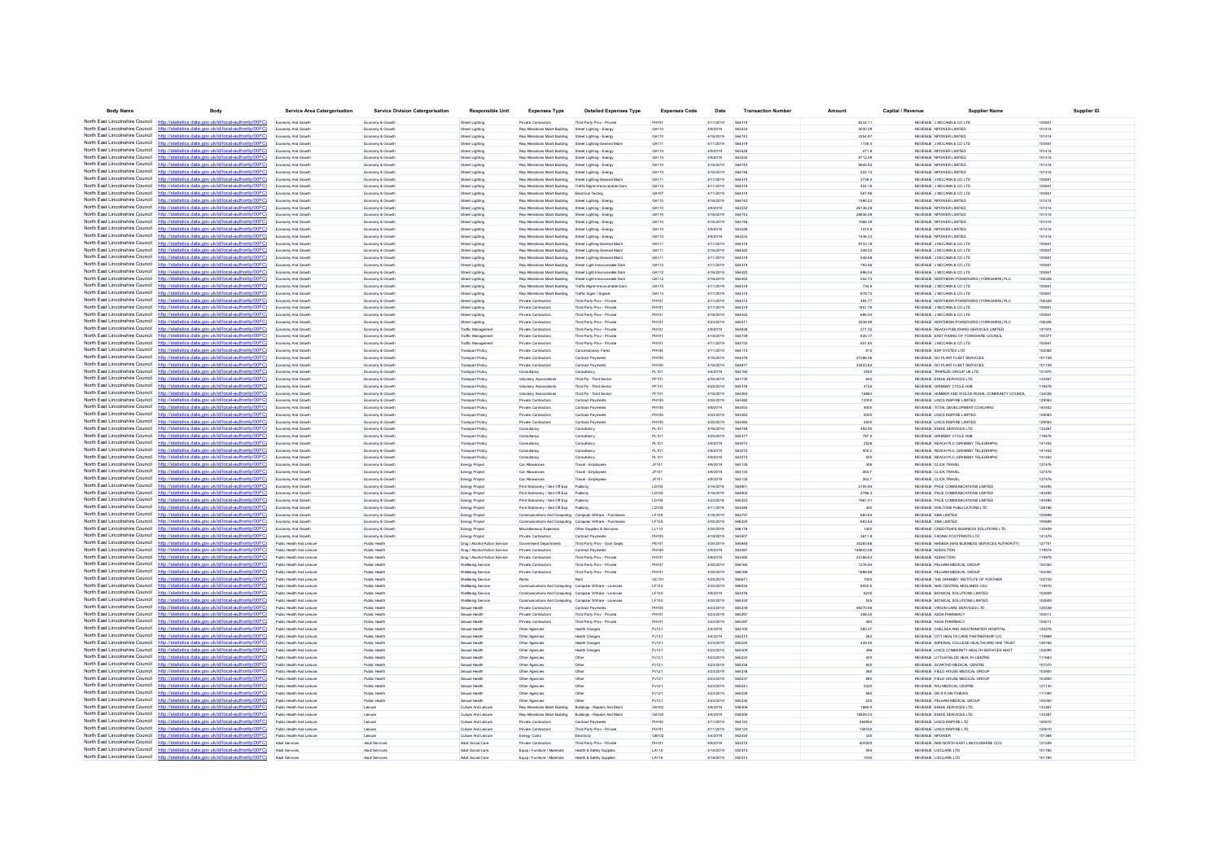| Body Name | Body | Service Area Catergorisation | Service Division Catergorisation | Responsible Unit | Expenses Type | Detailed Expenses Type | Expenses Code | Date | Transaction Number | Amount | Capital / Revenue | Supplier Name | Supplier ID |
|---|---|---|---|---|---|---|---|---|---|---|---|---|---|
| North East Lincolnshire Council | http://statistics.data.gov.uk/id/local-authority/00FC) | Economy And Growth | Economy & Growth | Street Lighting | Private Contractors | Third Party Prov - Private | PH101 | 4/11/2019 | 564319 | 8232.11 | REVENUE | J MCCANN & CO LTD | 100841 |
| North East Lincolnshire Council | http://statistics.data.gov.uk/id/local-authority/00FC) | Economy And Growth | Economy & Growth | Street Lighting | Rep Alterations Maint Building | Street Lighting - Energy | GA110 | 4/9/2019 | 563534 | 3030.29 | REVENUE | NPOWER LIMITED | 101414 |
| North East Lincolnshire Council | http://statistics.data.gov.uk/id/local-authority/00FC) | Economy And Growth | Economy & Growth | Street Lighting | Rep Alterations Maint Building | Street Lighting - Energy | GA110 | 4/16/2019 | 564743 | 3354.97 | REVENUE | NPOWER LIMITED | 101414 |
| North East Lincolnshire Council | http://statistics.data.gov.uk/id/local-authority/00FC) | Economy And Growth | Economy & Growth | Street Lighting | Rep Alterations Maint Building | Street Lighting-General Maint | GA111 | 4/11/2019 | 564319 | 1728.4 | REVENUE | J MCCANN & CO LTD | 100841 |
| North East Lincolnshire Council | http://statistics.data.gov.uk/id/local-authority/00FC) | Economy And Growth | Economy & Growth | Street Lighting | Rep Alterations Maint Building | Street Lighting - Energy | GA110 | 4/9/2019 | 563528 | 471.6 | REVENUE | NPOWER LIMITED | 101414 |
| North East Lincolnshire Council | http://statistics.data.gov.uk/id/local-authority/00FC) | Economy And Growth | Economy & Growth | Street Lighting | Rep Alterations Maint Building | Street Lighting - Energy | GA110 | 4/9/2019 | 563534 | 8712.09 | REVENUE | NPOWER LIMITED | 101414 |
| North East Lincolnshire Council | http://statistics.data.gov.uk/id/local-authority/00FC) | Economy And Growth | Economy & Growth | Street Lighting | Rep Alterations Maint Building | Street Lighting - Energy | GA110 | 4/16/2019 | 564743 | 9645.52 | REVENUE | NPOWER LIMITED | 101414 |
| North East Lincolnshire Council | http://statistics.data.gov.uk/id/local-authority/00FC) | Economy And Growth | Economy & Growth | Street Lighting | Rep Alterations Maint Building | Street Lighting - Energy | GA110 | 4/16/2019 | 564746 | 522.13 | REVENUE | NPOWER LIMITED | 101414 |
| North East Lincolnshire Council | http://statistics.data.gov.uk/id/local-authority/00FC) | Economy And Growth | Economy & Growth | Street Lighting | Rep Alterations Maint Building | Street Lighting-General Maint | GA111 | 4/11/2019 | 564319 | 3738.5 | REVENUE | J MCCANN & CO LTD | 100841 |
| North East Lincolnshire Council | http://statistics.data.gov.uk/id/local-authority/00FC) | Economy And Growth | Economy & Growth | Street Lighting | Rep Alterations Maint Building | Traffic Mgmt-Irrecoverable Dam | GA115 | 4/11/2019 | 564319 | 424.18 | REVENUE | J MCCANN & CO LTD | 100841 |
| North East Lincolnshire Council | http://statistics.data.gov.uk/id/local-authority/00FC) | Economy And Growth | Economy & Growth | Street Lighting | Rep Alterations Maint Building | Electrical Testing | GA107 | 4/11/2019 | 564319 | 587.98 | REVENUE | J MCCANN & CO LTD | 100841 |
| North East Lincolnshire Council | http://statistics.data.gov.uk/id/local-authority/00FC) | Economy And Growth | Economy & Growth | Street Lighting | Rep Alterations Maint Building | Street Lighting - Energy | GA110 | 4/16/2019 | 564742 | 1590.22 | REVENUE | NPOWER LIMITED | 101414 |
| North East Lincolnshire Council | http://statistics.data.gov.uk/id/local-authority/00FC) | Economy And Growth | Economy & Growth | Street Lighting | Rep Alterations Maint Building | Street Lighting - Energy | GA110 | 4/9/2019 | 563534 | 26139.29 | REVENUE | NPOWER LIMITED | 101414 |
| North East Lincolnshire Council | http://statistics.data.gov.uk/id/local-authority/00FC) | Economy And Growth | Economy & Growth | Street Lighting | Rep Alterations Maint Building | Street Lighting - Energy | GA110 | 4/16/2019 | 564743 | 28936.59 | REVENUE | NPOWER LIMITED | 101414 |
| North East Lincolnshire Council | http://statistics.data.gov.uk/id/local-authority/00FC) | Economy And Growth | Economy & Growth | Street Lighting | Rep Alterations Maint Building | Street Lighting - Energy | GA110 | 4/16/2019 | 564746 | 1566.39 | REVENUE | NPOWER LIMITED | 101414 |
| North East Lincolnshire Council | http://statistics.data.gov.uk/id/local-authority/00FC) | Economy And Growth | Economy & Growth | Street Lighting | Rep Alterations Maint Building | Street Lighting - Energy | GA110 | 4/9/2019 | 563528 | 1414.8 | REVENUE | NPOWER LIMITED | 101414 |
| North East Lincolnshire Council | http://statistics.data.gov.uk/id/local-authority/00FC) | Economy And Growth | Economy & Growth | Street Lighting | Rep Alterations Maint Building | Street Lighting - Energy | GA110 | 4/9/2019 | 563533 | 1436.33 | REVENUE | NPOWER LIMITED | 101414 |
| North East Lincolnshire Council | http://statistics.data.gov.uk/id/local-authority/00FC) | Economy And Growth | Economy & Growth | Street Lighting | Rep Alterations Maint Building | Street Lighting-General Maint | GA111 | 4/11/2019 | 564319 | 9733.18 | REVENUE | J MCCANN & CO LTD | 100841 |
| North East Lincolnshire Council | http://statistics.data.gov.uk/id/local-authority/00FC) | Economy And Growth | Economy & Growth | Street Lighting | Rep Alterations Maint Building | Street Lighting-General Maint | GA111 | 4/16/2019 | 564622 | 348.02 | REVENUE | J MCCANN & CO LTD | 100841 |
| North East Lincolnshire Council | http://statistics.data.gov.uk/id/local-authority/00FC) | Economy And Growth | Economy & Growth | Street Lighting | Rep Alterations Maint Building | Street Lighting-General Maint | GA111 | 4/11/2019 | 564319 | 348.68 | REVENUE | J MCCANN & CO LTD | 100841 |
| North East Lincolnshire Council | http://statistics.data.gov.uk/id/local-authority/00FC) | Economy And Growth | Economy & Growth | Street Lighting | Rep Alterations Maint Building | Street Light-Irrecoverable Dam | GA112 | 4/11/2019 | 564319 | 793.58 | REVENUE | J MCCANN & CO LTD | 100841 |
| North East Lincolnshire Council | http://statistics.data.gov.uk/id/local-authority/00FC) | Economy And Growth | Economy & Growth | Street Lighting | Rep Alterations Maint Building | Street Light-Irrecoverable Dam | GA112 | 4/16/2019 | 564622 | 696.04 | REVENUE | J MCCANN & CO LTD | 100841 |
| North East Lincolnshire Council | http://statistics.data.gov.uk/id/local-authority/00FC) | Economy And Growth | Economy & Growth | Street Lighting | Rep Alterations Maint Building | Street Light-Irrecoverable Dam | GA112 | 4/16/2019 | 564652 | 554.73 | REVENUE | NORTHERN POWERGRID (YORKSHIRE) PLC | 108328 |
| North East Lincolnshire Council | http://statistics.data.gov.uk/id/local-authority/00FC) | Economy And Growth | Economy & Growth | Street Lighting | Rep Alterations Maint Building | Traffic Mgmt-Irrecoverable Dam | GA115 | 4/11/2019 | 564319 | 736.6 | REVENUE | J MCCANN & CO LTD | 100841 |
| North East Lincolnshire Council | http://statistics.data.gov.uk/id/local-authority/00FC) | Economy And Growth | Economy & Growth | Street Lighting | Rep Alterations Maint Building | Traffic Signs / Signals | GA113 | 4/11/2019 | 564319 | 878.72 | REVENUE | J MCCANN & CO LTD | 100841 |
| North East Lincolnshire Council | http://statistics.data.gov.uk/id/local-authority/00FC) | Economy And Growth | Economy & Growth | Street Lighting | Private Contractors | Third Party Prov - Private | PH101 | 4/11/2019 | 564312 | 484.77 | REVENUE | NORTHERN POWERGRID (YORKSHIRE) PLC | 108328 |
| North East Lincolnshire Council | http://statistics.data.gov.uk/id/local-authority/00FC) | Economy And Growth | Economy & Growth | Street Lighting | Private Contractors | Third Party Prov - Private | PH101 | 4/11/2019 | 564319 | 1651.79 | REVENUE | J MCCANN & CO LTD | 100841 |
| North East Lincolnshire Council | http://statistics.data.gov.uk/id/local-authority/00FC) | Economy And Growth | Economy & Growth | Street Lighting | Private Contractors | Third Party Prov - Private | PH101 | 4/16/2019 | 564622 | 696.04 | REVENUE | J MCCANN & CO LTD | 100841 |
| North East Lincolnshire Council | http://statistics.data.gov.uk/id/local-authority/00FC) | Economy And Growth | Economy & Growth | Street Lighting | Private Contractors | Third Party Prov - Private | PH101 | 4/23/2019 | 565211 | 2230.99 | REVENUE | NORTHERN POWERGRID (YORKSHIRE) PLC | 108328 |
| North East Lincolnshire Council | http://statistics.data.gov.uk/id/local-authority/00FC) | Economy And Growth | Economy & Growth | Traffic Management | Private Contractors | Third Party Prov - Private | PH101 | 4/9/2019 | 562838 | 271.32 | REVENUE | REACH PUBLISHING SERVICES LIMITED | 141974 |
| North East Lincolnshire Council | http://statistics.data.gov.uk/id/local-authority/00FC) | Economy And Growth | Economy & Growth | Traffic Management | Private Contractors | Third Party Prov - Private | PH101 | 4/18/2019 | 564738 | 835.17 | REVENUE | EAST RIDING OF YORKSHIRE COUNCIL | 100377 |
| North East Lincolnshire Council | http://statistics.data.gov.uk/id/local-authority/00FC) | Economy And Growth | Economy & Growth | Traffic Management | Private Contractors | Third Party Prov - Private | PH101 | 4/11/2019 | 563723 | 601.84 | REVENUE | J MCCANN & CO LTD | 100841 |
| North East Lincolnshire Council | http://statistics.data.gov.uk/id/local-authority/00FC) | Economy And Growth | Economy & Growth | Transport Policy | Private Contractors | Concessionary Fares | PH106 | 4/11/2019 | 564115 | 815 | REVENUE | ESP SYSTEX LTD | 102062 |
| North East Lincolnshire Council | http://statistics.data.gov.uk/id/local-authority/00FC) | Economy And Growth | Economy & Growth | Transport Policy | Private Contractors | Contract Payments | PH105 | 4/16/2019 | 564496 | 21086.06 | REVENUE | GO PLANT FLEET SERVICES | 101159 |
| North East Lincolnshire Council | http://statistics.data.gov.uk/id/local-authority/00FC) | Economy And Growth | Economy & Growth | Transport Policy | Private Contractors | Contract Payments | PH105 | 4/16/2019 | 564977 | 23423.62 | REVENUE | GO PLANT FLEET SERVICES | 101159 |
| North East Lincolnshire Council | http://statistics.data.gov.uk/id/local-authority/00FC) | Economy And Growth | Economy & Growth | Transport Policy | Consultancy | Consultancy | PL101 | 4/4/2019 | 562762 | 2550 | REVENUE | TRAPEZE GROUP UK LTD | 101970 |
| North East Lincolnshire Council | http://statistics.data.gov.uk/id/local-authority/00FC) | Economy And Growth | Economy & Growth | Transport Policy | Voluntary Associations | Third Pp - Third Sector | PF101 | 4/30/2019 | 561732 | 640 | REVENUE | ENGIE SERVICES LTD | 133267 |
| North East Lincolnshire Council | http://statistics.data.gov.uk/id/local-authority/00FC) | Economy And Growth | Economy & Growth | Transport Policy | Voluntary Associations | Third Pp - Third Sector | PF101 | 4/25/2019 | 566378 | 4725 | REVENUE | GRIMSBY CYCLE HUB | 119476 |
| North East Lincolnshire Council | http://statistics.data.gov.uk/id/local-authority/00FC) | Economy And Growth | Economy & Growth | Transport Policy | Voluntary Associations | Third Pp - Third Sector | PF101 | 4/16/2019 | 564263 | 16883 | REVENUE | HUMBER AND WOLDS RURAL COMMUNITY COUNCIL | 134036 |
| North East Lincolnshire Council | http://statistics.data.gov.uk/id/local-authority/00FC) | Economy And Growth | Economy & Growth | Transport Policy | Private Contractors | Contract Payments | PH105 | 4/30/2019 | 563482 | 12000 | REVENUE | LINCS INSPIRE LIMITED | 129063 |
| North East Lincolnshire Council | http://statistics.data.gov.uk/id/local-authority/00FC) | Economy And Growth | Economy & Growth | Transport Policy | Private Contractors | Contract Payments | PH105 | 4/9/2019 | 563053 | 4000 | REVENUE | TOTAL DEVELOPMENT COACHING | 143352 |
| North East Lincolnshire Council | http://statistics.data.gov.uk/id/local-authority/00FC) | Economy And Growth | Economy & Growth | Transport Policy | Private Contractors | Contract Payments | PH105 | 4/30/2019 | 563483 | 5000 | REVENUE | LINCS INSPIRE LIMITED | 129063 |
| North East Lincolnshire Council | http://statistics.data.gov.uk/id/local-authority/00FC) | Economy And Growth | Economy & Growth | Transport Policy | Private Contractors | Contract Payments | PH105 | 4/30/2019 | 563484 | 4500 | REVENUE | LINCS INSPIRE LIMITED | 129063 |
| North East Lincolnshire Council | http://statistics.data.gov.uk/id/local-authority/00FC) | Economy And Growth | Economy & Growth | Transport Policy | Private Contractors | Contract Payments | PH105 | 4/16/2019 | 564748 | 492.95 | REVENUE | ENGIE SERVICES LTD | 133267 |
| North East Lincolnshire Council | http://statistics.data.gov.uk/id/local-authority/00FC) | Economy And Growth | Economy & Growth | Transport Policy | Consultancy | Consultancy | PL101 | 4/25/2019 | 565377 | 787.5 | REVENUE | GRIMSBY CYCLE HUB | 119476 |
| North East Lincolnshire Council | http://statistics.data.gov.uk/id/local-authority/00FC) | Economy And Growth | Economy & Growth | Transport Policy | Consultancy | Consultancy | PL101 | 4/9/2019 | 563072 | 2526 | REVENUE | REACH PLC (GRIMSBY TELEGRAPH) | 141452 |
| North East Lincolnshire Council | http://statistics.data.gov.uk/id/local-authority/00FC) | Economy And Growth | Economy & Growth | Transport Policy | Consultancy | Consultancy | PL101 | 4/9/2019 | 563072 | 505.2 | REVENUE | REACH PLC (GRIMSBY TELEGRAPH) | 141452 |
| North East Lincolnshire Council | http://statistics.data.gov.uk/id/local-authority/00FC) | Economy And Growth | Economy & Growth | Transport Policy | Consultancy | Consultancy | PL101 | 4/9/2019 | 563073 | 500 | REVENUE | REACH PLC (GRIMSBY TELEGRAPH) | 141452 |
| North East Lincolnshire Council | http://statistics.data.gov.uk/id/local-authority/00FC) | Economy And Growth | Economy & Growth | Energy Project | Car Allowances | Travel - Employees | JF101 | 4/9/2019 | 563126 | 308 | REVENUE | CLICK TRAVEL | 127476 |
| North East Lincolnshire Council | http://statistics.data.gov.uk/id/local-authority/00FC) | Economy And Growth | Economy & Growth | Energy Project | Car Allowances | Travel - Employees | JF101 | 4/9/2019 | 563126 | 263.7 | REVENUE | CLICK TRAVEL | 127476 |
| North East Lincolnshire Council | http://statistics.data.gov.uk/id/local-authority/00FC) | Economy And Growth | Economy & Growth | Energy Project | Car Allowances | Travel - Employees | JF101 | 4/9/2019 | 563126 | 263.7 | REVENUE | CLICK TRAVEL | 127476 |
| North East Lincolnshire Council | http://statistics.data.gov.uk/id/local-authority/00FC) | Economy And Growth | Economy & Growth | Energy Project | Print Stationery / Gen Off Exp | Publicity | LD105 | 4/16/2019 | 564801 | 2105.04 | REVENUE | PACE COMMUNICATIONS LIMITED | 140495 |
| North East Lincolnshire Council | http://statistics.data.gov.uk/id/local-authority/00FC) | Economy And Growth | Economy & Growth | Energy Project | Print Stationery / Gen Off Exp | Publicity | LD105 | 4/16/2019 | 564802 | 2786.3 | REVENUE | PACE COMMUNICATIONS LIMITED | 140495 |
| North East Lincolnshire Council | http://statistics.data.gov.uk/id/local-authority/00FC) | Economy And Growth | Economy & Growth | Energy Project | Print Stationery / Gen Off Exp | Publicity | LD105 | 4/23/2019 | 565223 | 1941.51 | REVENUE | PACE COMMUNICATIONS LIMITED | 140495 |
| North East Lincolnshire Council | http://statistics.data.gov.uk/id/local-authority/00FC) | Economy And Growth | Economy & Growth | Energy Project | Print Stationery / Gen Off Exp | Publicity | LD105 | 4/11/2019 | 563466 | 250 | REVENUE | WALTONS PUBLICATIONS LTD | 128186 |
| North East Lincolnshire Council | http://statistics.data.gov.uk/id/local-authority/00FC) | Economy And Growth | Economy & Growth | Energy Project | Communications And Computing | Computer H/Ware - Purchases | LF105 | 4/16/2019 | 563757 | 683.64 | REVENUE | XMA LIMITED | 100699 |
| North East Lincolnshire Council | http://statistics.data.gov.uk/id/local-authority/00FC) | Economy And Growth | Economy & Growth | Energy Project | Communications And Computing | Computer H/Ware - Purchases | LF105 | 4/30/2019 | 566320 | 683.64 | REVENUE | XMA LIMITED | 100699 |
| North East Lincolnshire Council | http://statistics.data.gov.uk/id/local-authority/00FC) | Economy And Growth | Economy & Growth | Energy Project | Miscellaneous Expenses | Other Supplies & Services | LL110 | 4/30/2019 | 566178 | 1400 | REVENUE | CREDITSAFE BUSINESS SOLUTIONS LTD | 135459 |
| North East Lincolnshire Council | http://statistics.data.gov.uk/id/local-authority/00FC) | Economy And Growth | Economy & Growth | Energy Project | Private Contractors | Contract Payments | PH105 | 4/18/2019 | 563607 | 3411.9 | REVENUE | FADING FOOTPRINTS LTD | 141476 |
| North East Lincolnshire Council | http://statistics.data.gov.uk/id/local-authority/00FC) | Public Health And Leisure | Public Health | Drug / Alcohol Action Service | Government Departments | Third Party Prov - Govt Depts | PE101 | 4/30/2019 | 566948 | 30260.84 | REVENUE | NHSBSA (NHS BUSINESS SERVICES AUTHORITY) | 127751 |
| North East Lincolnshire Council | http://statistics.data.gov.uk/id/local-authority/00FC) | Public Health And Leisure | Public Health | Drug / Alcohol Action Service | Private Contractors | Contract Payments | PH105 | 4/9/2019 | 563487 | 145643.58 | REVENUE | ADDACTION | 116676 |
| North East Lincolnshire Council | http://statistics.data.gov.uk/id/local-authority/00FC) | Public Health And Leisure | Public Health | Drug / Alcohol Action Service | Private Contractors | Third Party Prov - Private | PH101 | 4/9/2019 | 563488 | 24166.63 | REVENUE | ADDACTION | 116676 |
| North East Lincolnshire Council | http://statistics.data.gov.uk/id/local-authority/00FC) | Public Health And Leisure | Public Health | Wellbeing Service | Private Contractors | Third Party Prov - Private | PH101 | 4/30/2019 | 566166 | 1276.94 | REVENUE | PELHAM MEDICAL GROUP | 104350 |
| North East Lincolnshire Council | http://statistics.data.gov.uk/id/local-authority/00FC) | Public Health And Leisure | Public Health | Wellbeing Service | Private Contractors | Third Party Prov - Private | PH101 | 4/30/2019 | 566166 | 1646.68 | REVENUE | PELHAM MEDICAL GROUP | 104350 |
| North East Lincolnshire Council | http://statistics.data.gov.uk/id/local-authority/00FC) | Public Health And Leisure | Public Health | Wellbeing Service | Rents | Rent | GC101 | 4/25/2019 | 565671 | 1000 | REVENUE | THE GRIMSBY INSTITUTE OF FURTHER | 102742 |
| North East Lincolnshire Council | http://statistics.data.gov.uk/id/local-authority/00FC) | Public Health And Leisure | Public Health | Wellbeing Service | Communications And Computing | Computer S/Ware - Licences | LF103 | 4/30/2019 | 566034 | 8002.5 | REVENUE | NHS CENTRAL MIDLANDS CSU | 119910 |
| North East Lincolnshire Council | http://statistics.data.gov.uk/id/local-authority/00FC) | Public Health And Leisure | Public Health | Wellbeing Service | Communications And Computing | Computer S/Ware - Licences | LF103 | 4/9/2019 | 563476 | 6233 | REVENUE | BIONICAL SOLUTIONS LIMITED | 102609 |
| North East Lincolnshire Council | http://statistics.data.gov.uk/id/local-authority/00FC) | Public Health And Leisure | Public Health | Wellbeing Service | Communications And Computing | Computer S/Ware - Licences | LF103 | 4/30/2019 | 565239 | 525 | REVENUE | BIONICAL SOLUTIONS LIMITED | 102609 |
| North East Lincolnshire Council | http://statistics.data.gov.uk/id/local-authority/00FC) | Public Health And Leisure | Public Health | Sexual Health | Private Contractors | Contract Payments | PH105 | 4/23/2019 | 565238 | 89270.98 | REVENUE | VIRGIN CARE SERVICES LTD | 120538 |
| North East Lincolnshire Council | http://statistics.data.gov.uk/id/local-authority/00FC) | Public Health And Leisure | Public Health | Sexual Health | Private Contractors | Third Party Prov - Private | PH101 | 4/23/2019 | 565297 | 358.55 | REVENUE | ASDA PHARMACY | 104011 |
| North East Lincolnshire Council | http://statistics.data.gov.uk/id/local-authority/00FC) | Public Health And Leisure | Public Health | Sexual Health | Private Contractors | Third Party Prov - Private | PH101 | 4/23/2019 | 565297 | 480 | REVENUE | ASDA PHARMACY | 104011 |
| North East Lincolnshire Council | http://statistics.data.gov.uk/id/local-authority/00FC) | Public Health And Leisure | Public Health | Sexual Health | Other Agencies | Health Charges | PJ131 | 4/4/2019 | 562100 | 280.37 | REVENUE | CHELSEA AND WESTMINSTER HOSPITAL | 124276 |
| North East Lincolnshire Council | http://statistics.data.gov.uk/id/local-authority/00FC) | Public Health And Leisure | Public Health | Sexual Health | Other Agencies | Health Charges | PJ131 | 4/4/2019 | 562210 | 262 | REVENUE | CITY HEALTH CARE PARTNERSHIP CIC | 110089 |
| North East Lincolnshire Council | http://statistics.data.gov.uk/id/local-authority/00FC) | Public Health And Leisure | Public Health | Sexual Health | Other Agencies | Health Charges | PJ131 | 4/23/2019 | 565225 | 439.45 | REVENUE | IMPERIAL COLLEGE HEALTHCARE NHS TRUST | 126780 |
| North East Lincolnshire Council | http://statistics.data.gov.uk/id/local-authority/00FC) | Public Health And Leisure | Public Health | Sexual Health | Other Agencies | Health Charges | PJ131 | 4/23/2019 | 565309 | 396 | REVENUE | LINCS COMMUNITY HEALTH SERVICES NHST | 124099 |
| North East Lincolnshire Council | http://statistics.data.gov.uk/id/local-authority/00FC) | Public Health And Leisure | Public Health | Sexual Health | Other Agencies | Other | PJ121 | 4/23/2019 | 565233 | 400 | REVENUE | LITTLEFIELDS HEALTH CENTRE | 111683 |
| North East Lincolnshire Council | http://statistics.data.gov.uk/id/local-authority/00FC) | Public Health And Leisure | Public Health | Sexual Health | Other Agencies | Other | PJ121 | 4/23/2019 | 565236 | 850 | REVENUE | SCARTHO MEDICAL CENTRE | 107570 |
| North East Lincolnshire Council | http://statistics.data.gov.uk/id/local-authority/00FC) | Public Health And Leisure | Public Health | Sexual Health | Other Agencies | Other | PJ121 | 4/23/2019 | 565238 | 360 | REVENUE | FIELD HOUSE MEDICAL GROUP | 103880 |
| North East Lincolnshire Council | http://statistics.data.gov.uk/id/local-authority/00FC) | Public Health And Leisure | Public Health | Sexual Health | Other Agencies | Other | PJ121 | 4/23/2019 | 565237 | 880 | REVENUE | FIELD HOUSE MEDICAL GROUP | 103880 |
| North East Lincolnshire Council | http://statistics.data.gov.uk/id/local-authority/00FC) | Public Health And Leisure | Public Health | Sexual Health | Other Agencies | Other | PJ121 | 4/23/2019 | 565241 | 5320 | REVENUE | RAJ MEDICAL CENTRE | 121130 |
| North East Lincolnshire Council | http://statistics.data.gov.uk/id/local-authority/00FC) | Public Health And Leisure | Public Health | Sexual Health | Other Agencies | Other | PJ121 | 4/23/2019 | 565228 | 560 | REVENUE | DR R K MATTHEWS | 111080 |
| North East Lincolnshire Council | http://statistics.data.gov.uk/id/local-authority/00FC) | Public Health And Leisure | Public Health | Sexual Health | Other Agencies | Other | PJ121 | 4/23/2019 | 565230 | 520 | REVENUE | PELHAM MEDICAL GROUP | 104350 |
| North East Lincolnshire Council | http://statistics.data.gov.uk/id/local-authority/00FC) | Public Health And Leisure | Leisure | Culture And Leisure | Rep Alterations Maint Building | Buildings - Repairs And Maint | GA102 | 4/9/2019 | 558306 | 1808.9 | REVENUE | ENGIE SERVICES LTD | 133267 |
| North East Lincolnshire Council | http://statistics.data.gov.uk/id/local-authority/00FC) | Public Health And Leisure | Leisure | Culture And Leisure | Rep Alterations Maint Building | Buildings - Repairs And Maint | GA102 | 4/9/2019 | 558306 | 18609.03 | REVENUE | ENGIE SERVICES LTD | 133267 |
| North East Lincolnshire Council | http://statistics.data.gov.uk/id/local-authority/00FC) | Public Health And Leisure | Leisure | Culture And Leisure | Private Contractors | Contract Payments | PH105 | 4/11/2019 | 564123 | 584950 | REVENUE | LINCS INSPIRE LTD | 120610 |
| North East Lincolnshire Council | http://statistics.data.gov.uk/id/local-authority/00FC) | Public Health And Leisure | Leisure | Culture And Leisure | Private Contractors | Third Party Prov - Private | PH101 | 4/11/2019 | 564123 | 139759 | REVENUE | LINCS INSPIRE LTD | 120610 |
| North East Lincolnshire Council | http://statistics.data.gov.uk/id/local-authority/00FC) | Public Health And Leisure | Leisure | Culture And Leisure | Energy Costs | Electricity | GB102 | 4/4/2019 | 562630 | 330 | REVENUE | NPOWER | 101366 |
| North East Lincolnshire Council | http://statistics.data.gov.uk/id/local-authority/00FC) | Adult Services | Adult Services | Adult Social Care | Private Contractors | Third Party Prov - Private | PH101 | 4/9/2019 | 563075 | 500000 | REVENUE | NHS NORTH EAST LINCOLNSHIRE CCG | 121549 |
| North East Lincolnshire Council | http://statistics.data.gov.uk/id/local-authority/00FC) | Adult Services | Adult Services | Adult Social Care | Equip / Furniture / Materials | Health & Safety Supplies | LA116 | 4/18/2019 | 550313 | 594 | REVENUE | LISCLARE LTD | 101785 |
| North East Lincolnshire Council | http://statistics.data.gov.uk/id/local-authority/00FC) | Adult Services | Adult Services | Adult Social Care | Equip / Furniture / Materials | Health & Safety Supplies | LA116 | 4/18/2019 | 550313 | 1035 | REVENUE | LISCLARE LTD | 101785 |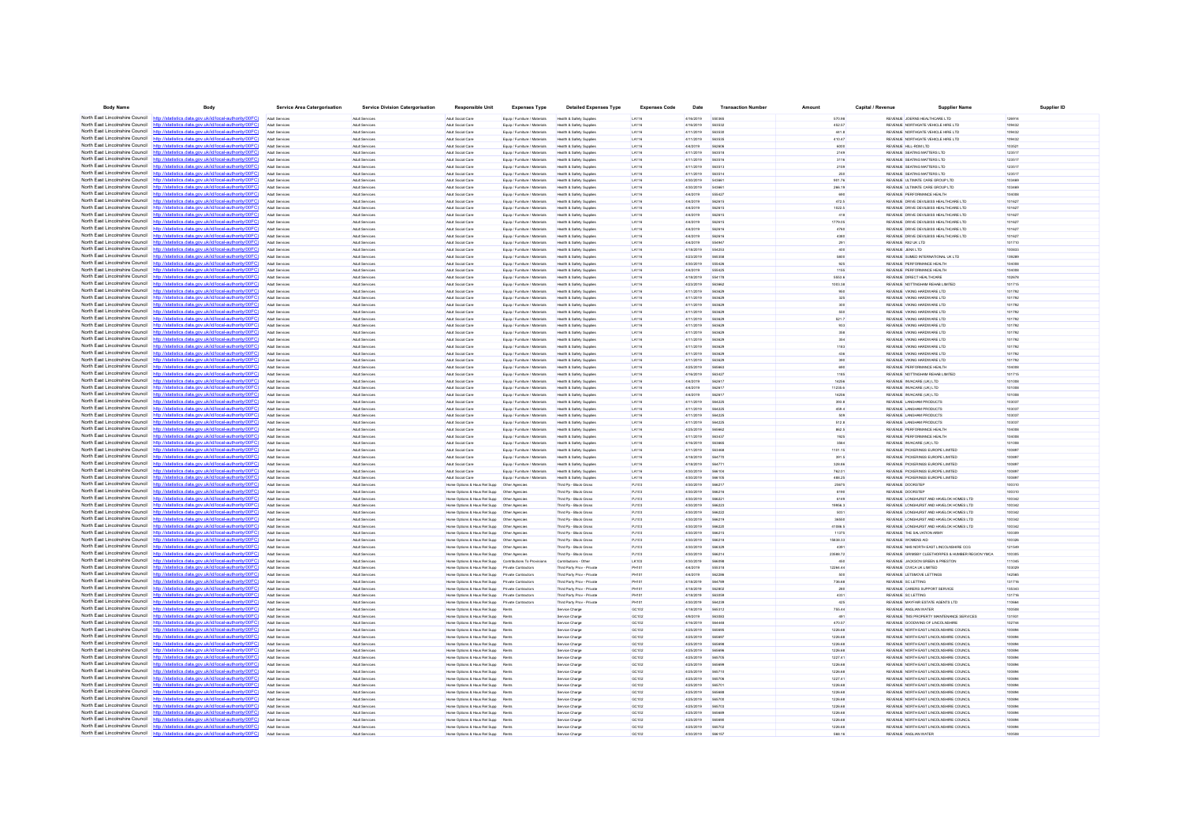| Body Name | Body | Service Area Catergorisation | Service Division Catergorisation | Responsible Unit | Expenses Type | Detailed Expenses Type | Expenses Code | Date | Transaction Number | Amount | Capital / Revenue | Supplier Name | Supplier ID |
|---|---|---|---|---|---|---|---|---|---|---|---|---|---|
| North East Lincolnshire Council | http://statistics.data.gov.uk/id/local-authority/00FC | Adult Services | Adult Services | Adult Social Care | Equip / Furniture / Materials | Health & Safety Supplies | LA116 | 4/16/2019 | 550366 | 570.98 | REVENUE | JOERNS HEALTHCARE LTD | 126914 |
| North East Lincolnshire Council | http://statistics.data.gov.uk/id/local-authority/00FC | Adult Services | Adult Services | Adult Social Care | Equip / Furniture / Materials | Health & Safety Supplies | LA116 | 4/16/2019 | 563532 | 452.57 | REVENUE | NORTHGATE VEHICLE HIRE LTD | 109432 |
| North East Lincolnshire Council | http://statistics.data.gov.uk/id/local-authority/00FC | Adult Services | Adult Services | Adult Social Care | Equip / Furniture / Materials | Health & Safety Supplies | LA116 | 4/11/2019 | 563530 | 461.9 | REVENUE | NORTHGATE VEHICLE HIRE LTD | 109432 |
| North East Lincolnshire Council | http://statistics.data.gov.uk/id/local-authority/00FC | Adult Services | Adult Services | Adult Social Care | Equip / Furniture / Materials | Health & Safety Supplies | LA116 | 4/11/2019 | 563535 | 410.47 | REVENUE | NORTHGATE VEHICLE HIRE LTD | 109432 |
| North East Lincolnshire Council | http://statistics.data.gov.uk/id/local-authority/00FC | Adult Services | Adult Services | Adult Social Care | Equip / Furniture / Materials | Health & Safety Supplies | LA116 | 4/4/2019 | 562606 | 6000 | REVENUE | HILL-ROM LTD | 103521 |
| North East Lincolnshire Council | http://statistics.data.gov.uk/id/local-authority/00FC | Adult Services | Adult Services | Adult Social Care | Equip / Furniture / Materials | Health & Safety Supplies | LA116 | 4/11/2019 | 563518 | 2149 | REVENUE | SEATING MATTERS LTD | 123517 |
| North East Lincolnshire Council | http://statistics.data.gov.uk/id/local-authority/00FC | Adult Services | Adult Services | Adult Social Care | Equip / Furniture / Materials | Health & Safety Supplies | LA116 | 4/11/2019 | 563516 | 3116 | REVENUE | SEATING MATTERS LTD | 123517 |
| North East Lincolnshire Council | http://statistics.data.gov.uk/id/local-authority/00FC | Adult Services | Adult Services | Adult Social Care | Equip / Furniture / Materials | Health & Safety Supplies | LA116 | 4/11/2019 | 563513 | 2109 | REVENUE | SEATING MATTERS LTD | 123517 |
| North East Lincolnshire Council | http://statistics.data.gov.uk/id/local-authority/00FC | Adult Services | Adult Services | Adult Social Care | Equip / Furniture / Materials | Health & Safety Supplies | LA116 | 4/11/2019 | 563514 | 250 | REVENUE | SEATING MATTERS LTD | 123517 |
| North East Lincolnshire Council | http://statistics.data.gov.uk/id/local-authority/00FC | Adult Services | Adult Services | Adult Social Care | Equip / Furniture / Materials | Health & Safety Supplies | LA116 | 4/30/2019 | 543861 | 981.76 | REVENUE | ULTIMATE CARE GROUP LTD | 103449 |
| North East Lincolnshire Council | http://statistics.data.gov.uk/id/local-authority/00FC | Adult Services | Adult Services | Adult Social Care | Equip / Furniture / Materials | Health & Safety Supplies | LA116 | 4/30/2019 | 543861 | 286.19 | REVENUE | ULTIMATE CARE GROUP LTD | 103449 |
| North East Lincolnshire Council | http://statistics.data.gov.uk/id/local-authority/00FC | Adult Services | Adult Services | Adult Social Care | Equip / Furniture / Materials | Health & Safety Supplies | LA116 | 4/4/2019 | 555427 | 690 | REVENUE | PERFORMANCE HEALTH | 104080 |
| North East Lincolnshire Council | http://statistics.data.gov.uk/id/local-authority/00FC | Adult Services | Adult Services | Adult Social Care | Equip / Furniture / Materials | Health & Safety Supplies | LA116 | 4/4/2019 | 562615 | 472.5 | REVENUE | DRIVE DEVILBISS HEALTHCARE LTD | 101627 |
| North East Lincolnshire Council | http://statistics.data.gov.uk/id/local-authority/00FC | Adult Services | Adult Services | Adult Social Care | Equip / Furniture / Materials | Health & Safety Supplies | LA116 | 4/4/2019 | 562615 | 1022.5 | REVENUE | DRIVE DEVILBISS HEALTHCARE LTD | 101627 |
| North East Lincolnshire Council | http://statistics.data.gov.uk/id/local-authority/00FC | Adult Services | Adult Services | Adult Social Care | Equip / Furniture / Materials | Health & Safety Supplies | LA116 | 4/4/2019 | 562615 | 418 | REVENUE | DRIVE DEVILBISS HEALTHCARE LTD | 101627 |
| North East Lincolnshire Council | http://statistics.data.gov.uk/id/local-authority/00FC | Adult Services | Adult Services | Adult Social Care | Equip / Furniture / Materials | Health & Safety Supplies | LA116 | 4/4/2019 | 562615 | 1779.05 | REVENUE | DRIVE DEVILBISS HEALTHCARE LTD | 101627 |
| North East Lincolnshire Council | http://statistics.data.gov.uk/id/local-authority/00FC | Adult Services | Adult Services | Adult Social Care | Equip / Furniture / Materials | Health & Safety Supplies | LA116 | 4/4/2019 | 562616 | 4790 | REVENUE | DRIVE DEVILBISS HEALTHCARE LTD | 101627 |
| North East Lincolnshire Council | http://statistics.data.gov.uk/id/local-authority/00FC | Adult Services | Adult Services | Adult Social Care | Equip / Furniture / Materials | Health & Safety Supplies | LA116 | 4/4/2019 | 562616 | 4380 | REVENUE | DRIVE DEVILBISS HEALTHCARE LTD | 101627 |
| North East Lincolnshire Council | http://statistics.data.gov.uk/id/local-authority/00FC | Adult Services | Adult Services | Adult Social Care | Equip / Furniture / Materials | Health & Safety Supplies | LA116 | 4/4/2019 | 554947 | 261 | REVENUE | RBJ UK LTD | 101710 |
| North East Lincolnshire Council | http://statistics.data.gov.uk/id/local-authority/00FC | Adult Services | Adult Services | Adult Social Care | Equip / Furniture / Materials | Health & Safety Supplies | LA116 | 4/18/2019 | 554253 | 600 | REVENUE | JENX LTD | 100533 |
| North East Lincolnshire Council | http://statistics.data.gov.uk/id/local-authority/00FC | Adult Services | Adult Services | Adult Social Care | Equip / Furniture / Materials | Health & Safety Supplies | LA116 | 4/23/2019 | 560358 | 5800 | REVENUE | SUMED INTERNATIONAL UK LTD | 139289 |
| North East Lincolnshire Council | http://statistics.data.gov.uk/id/local-authority/00FC | Adult Services | Adult Services | Adult Social Care | Equip / Furniture / Materials | Health & Safety Supplies | LA116 | 4/30/2019 | 555426 | 925 | REVENUE | PERFORMANCE HEALTH | 104080 |
| North East Lincolnshire Council | http://statistics.data.gov.uk/id/local-authority/00FC | Adult Services | Adult Services | Adult Social Care | Equip / Furniture / Materials | Health & Safety Supplies | LA116 | 4/4/2019 | 555425 | 1155 | REVENUE | PERFORMANCE HEALTH | 104080 |
| North East Lincolnshire Council | http://statistics.data.gov.uk/id/local-authority/00FC | Adult Services | Adult Services | Adult Social Care | Equip / Furniture / Materials | Health & Safety Supplies | LA116 | 4/18/2019 | 554178 | 5953.6 | REVENUE | DIRECT HEALTHCARE | 102679 |
| North East Lincolnshire Council | http://statistics.data.gov.uk/id/local-authority/00FC | Adult Services | Adult Services | Adult Social Care | Equip / Furniture / Materials | Health & Safety Supplies | LA116 | 4/23/2019 | 563862 | 1003.38 | REVENUE | NOTTINGHAM REHAB LIMITED | 101715 |
| North East Lincolnshire Council | http://statistics.data.gov.uk/id/local-authority/00FC | Adult Services | Adult Services | Adult Social Care | Equip / Furniture / Materials | Health & Safety Supplies | LA116 | 4/11/2019 | 563629 | 950 | REVENUE | VIKING HARDWARE LTD | 101782 |
| North East Lincolnshire Council | http://statistics.data.gov.uk/id/local-authority/00FC | Adult Services | Adult Services | Adult Social Care | Equip / Furniture / Materials | Health & Safety Supplies | LA116 | 4/11/2019 | 563629 | 325 | REVENUE | VIKING HARDWARE LTD | 101782 |
| North East Lincolnshire Council | http://statistics.data.gov.uk/id/local-authority/00FC | Adult Services | Adult Services | Adult Social Care | Equip / Furniture / Materials | Health & Safety Supplies | LA116 | 4/11/2019 | 563629 | 300 | REVENUE | VIKING HARDWARE LTD | 101782 |
| North East Lincolnshire Council | http://statistics.data.gov.uk/id/local-authority/00FC | Adult Services | Adult Services | Adult Social Care | Equip / Furniture / Materials | Health & Safety Supplies | LA116 | 4/11/2019 | 563629 | 300 | REVENUE | VIKING HARDWARE LTD | 101782 |
| North East Lincolnshire Council | http://statistics.data.gov.uk/id/local-authority/00FC | Adult Services | Adult Services | Adult Social Care | Equip / Furniture / Materials | Health & Safety Supplies | LA116 | 4/11/2019 | 563629 | 500 | REVENUE | VIKING HARDWARE LTD | 101782 |
| North East Lincolnshire Council | http://statistics.data.gov.uk/id/local-authority/00FC | Adult Services | Adult Services | Adult Social Care | Equip / Furniture / Materials | Health & Safety Supplies | LA116 | 4/11/2019 | 563629 | 821.7 | REVENUE | VIKING HARDWARE LTD | 101782 |
| North East Lincolnshire Council | http://statistics.data.gov.uk/id/local-authority/00FC | Adult Services | Adult Services | Adult Social Care | Equip / Furniture / Materials | Health & Safety Supplies | LA116 | 4/11/2019 | 563629 | 933 | REVENUE | VIKING HARDWARE LTD | 101782 |
| North East Lincolnshire Council | http://statistics.data.gov.uk/id/local-authority/00FC | Adult Services | Adult Services | Adult Social Care | Equip / Furniture / Materials | Health & Safety Supplies | LA116 | 4/11/2019 | 563629 | 358 | REVENUE | VIKING HARDWARE LTD | 101782 |
| North East Lincolnshire Council | http://statistics.data.gov.uk/id/local-authority/00FC | Adult Services | Adult Services | Adult Social Care | Equip / Furniture / Materials | Health & Safety Supplies | LA116 | 4/11/2019 | 563629 | 350 | REVENUE | VIKING HARDWARE LTD | 101782 |
| North East Lincolnshire Council | http://statistics.data.gov.uk/id/local-authority/00FC | Adult Services | Adult Services | Adult Social Care | Equip / Furniture / Materials | Health & Safety Supplies | LA116 | 4/11/2019 | 563629 | 1183 | REVENUE | VIKING HARDWARE LTD | 101782 |
| North East Lincolnshire Council | http://statistics.data.gov.uk/id/local-authority/00FC | Adult Services | Adult Services | Adult Social Care | Equip / Furniture / Materials | Health & Safety Supplies | LA116 | 4/11/2019 | 563629 | 438 | REVENUE | VIKING HARDWARE LTD | 101782 |
| North East Lincolnshire Council | http://statistics.data.gov.uk/id/local-authority/00FC | Adult Services | Adult Services | Adult Social Care | Equip / Furniture / Materials | Health & Safety Supplies | LA116 | 4/11/2019 | 563629 | 395 | REVENUE | VIKING HARDWARE LTD | 101782 |
| North East Lincolnshire Council | http://statistics.data.gov.uk/id/local-authority/00FC | Adult Services | Adult Services | Adult Social Care | Equip / Furniture / Materials | Health & Safety Supplies | LA116 | 4/25/2019 | 565663 | 690 | REVENUE | PERFORMANCE HEALTH | 104080 |
| North East Lincolnshire Council | http://statistics.data.gov.uk/id/local-authority/00FC | Adult Services | Adult Services | Adult Social Care | Equip / Furniture / Materials | Health & Safety Supplies | LA116 | 4/16/2019 | 550627 | 1193 | REVENUE | NOTTINGHAM REHAB LIMITED | 101715 |
| North East Lincolnshire Council | http://statistics.data.gov.uk/id/local-authority/00FC | Adult Services | Adult Services | Adult Social Care | Equip / Furniture / Materials | Health & Safety Supplies | LA116 | 4/4/2019 | 562617 | 14256 | REVENUE | INVACARE (UK) LTD | 101066 |
| North East Lincolnshire Council | http://statistics.data.gov.uk/id/local-authority/00FC | Adult Services | Adult Services | Adult Social Care | Equip / Furniture / Materials | Health & Safety Supplies | LA116 | 4/4/2019 | 562617 | 11239.8 | REVENUE | INVACARE (UK) LTD | 101066 |
| North East Lincolnshire Council | http://statistics.data.gov.uk/id/local-authority/00FC | Adult Services | Adult Services | Adult Social Care | Equip / Furniture / Materials | Health & Safety Supplies | LA116 | 4/4/2019 | 562617 | 14256 | REVENUE | INVACARE (UK) LTD | 101066 |
| North East Lincolnshire Council | http://statistics.data.gov.uk/id/local-authority/00FC | Adult Services | Adult Services | Adult Social Care | Equip / Furniture / Materials | Health & Safety Supplies | LA116 | 4/11/2019 | 564225 | 393.8 | REVENUE | LANGHAM PRODUCTS | 103037 |
| North East Lincolnshire Council | http://statistics.data.gov.uk/id/local-authority/00FC | Adult Services | Adult Services | Adult Social Care | Equip / Furniture / Materials | Health & Safety Supplies | LA116 | 4/11/2019 | 564225 | 408.4 | REVENUE | LANGHAM PRODUCTS | 103037 |
| North East Lincolnshire Council | http://statistics.data.gov.uk/id/local-authority/00FC | Adult Services | Adult Services | Adult Social Care | Equip / Furniture / Materials | Health & Safety Supplies | LA116 | 4/11/2019 | 564225 | 509 | REVENUE | LANGHAM PRODUCTS | 103037 |
| North East Lincolnshire Council | http://statistics.data.gov.uk/id/local-authority/00FC | Adult Services | Adult Services | Adult Social Care | Equip / Furniture / Materials | Health & Safety Supplies | LA116 | 4/11/2019 | 564225 | 512.8 | REVENUE | LANGHAM PRODUCTS | 103037 |
| North East Lincolnshire Council | http://statistics.data.gov.uk/id/local-authority/00FC | Adult Services | Adult Services | Adult Social Care | Equip / Furniture / Materials | Health & Safety Supplies | LA116 | 4/25/2019 | 565662 | 862.5 | REVENUE | PERFORMANCE HEALTH | 104080 |
| North East Lincolnshire Council | http://statistics.data.gov.uk/id/local-authority/00FC | Adult Services | Adult Services | Adult Social Care | Equip / Furniture / Materials | Health & Safety Supplies | LA116 | 4/11/2019 | 563437 | 1925 | REVENUE | PERFORMANCE HEALTH | 104080 |
| North East Lincolnshire Council | http://statistics.data.gov.uk/id/local-authority/00FC | Adult Services | Adult Services | Adult Social Care | Equip / Furniture / Materials | Health & Safety Supplies | LA116 | 4/16/2019 | 563666 | 3564 | REVENUE | INVACARE (UK) LTD | 101066 |
| North East Lincolnshire Council | http://statistics.data.gov.uk/id/local-authority/00FC | Adult Services | Adult Services | Adult Social Care | Equip / Furniture / Materials | Health & Safety Supplies | LA116 | 4/11/2019 | 563668 | 1101.15 | REVENUE | PICKERINGS EUROPE LIMITED | 100997 |
| North East Lincolnshire Council | http://statistics.data.gov.uk/id/local-authority/00FC | Adult Services | Adult Services | Adult Social Care | Equip / Furniture / Materials | Health & Safety Supplies | LA116 | 4/18/2019 | 564770 | 391.5 | REVENUE | PICKERINGS EUROPE LIMITED | 100997 |
| North East Lincolnshire Council | http://statistics.data.gov.uk/id/local-authority/00FC | Adult Services | Adult Services | Adult Social Care | Equip / Furniture / Materials | Health & Safety Supplies | LA116 | 4/18/2019 | 564771 | 328.66 | REVENUE | PICKERINGS EUROPE LIMITED | 100997 |
| North East Lincolnshire Council | http://statistics.data.gov.uk/id/local-authority/00FC | Adult Services | Adult Services | Adult Social Care | Equip / Furniture / Materials | Health & Safety Supplies | LA116 | 4/30/2019 | 566104 | 762.01 | REVENUE | PICKERINGS EUROPE LIMITED | 100997 |
| North East Lincolnshire Council | http://statistics.data.gov.uk/id/local-authority/00FC | Adult Services | Adult Services | Adult Social Care | Equip / Furniture / Materials | Health & Safety Supplies | LA116 | 4/30/2019 | 566105 | 480.25 | REVENUE | PICKERINGS EUROPE LIMITED | 100997 |
| North East Lincolnshire Council | http://statistics.data.gov.uk/id/local-authority/00FC | Adult Services | Adult Services | Home Options & Hous Rel Supp | Other Agencies | Third Pp - Block Gross | PJ103 | 4/30/2019 | 566217 | 25675 | REVENUE | DOORSTEP | 100310 |
| North East Lincolnshire Council | http://statistics.data.gov.uk/id/local-authority/00FC | Adult Services | Adult Services | Home Options & Hous Rel Supp | Other Agencies | Third Pp - Block Gross | PJ103 | 4/30/2019 | 566216 | 8190 | REVENUE | DOORSTEP | 100310 |
| North East Lincolnshire Council | http://statistics.data.gov.uk/id/local-authority/00FC | Adult Services | Adult Services | Home Options & Hous Rel Supp | Other Agencies | Third Pp - Block Gross | PJ103 | 4/30/2019 | 566221 | 6149 | REVENUE | LONGHURST AND HAVELOK HOMES LTD | 100342 |
| North East Lincolnshire Council | http://statistics.data.gov.uk/id/local-authority/00FC | Adult Services | Adult Services | Home Options & Hous Rel Supp | Other Agencies | Third Pp - Block Gross | PJ103 | 4/30/2019 | 566223 | 19956.5 | REVENUE | LONGHURST AND HAVELOK HOMES LTD | 100342 |
| North East Lincolnshire Council | http://statistics.data.gov.uk/id/local-authority/00FC | Adult Services | Adult Services | Home Options & Hous Rel Supp | Other Agencies | Third Pp - Block Gross | PJ103 | 4/30/2019 | 566222 | 5031 | REVENUE | LONGHURST AND HAVELOK HOMES LTD | 100342 |
| North East Lincolnshire Council | http://statistics.data.gov.uk/id/local-authority/00FC | Adult Services | Adult Services | Home Options & Hous Rel Supp | Other Agencies | Third Pp - Block Gross | PJ103 | 4/30/2019 | 566219 | 36550 | REVENUE | LONGHURST AND HAVELOK HOMES LTD | 100342 |
| North East Lincolnshire Council | http://statistics.data.gov.uk/id/local-authority/00FC | Adult Services | Adult Services | Home Options & Hous Rel Supp | Other Agencies | Third Pp - Block Gross | PJ103 | 4/30/2019 | 566220 | 41898.5 | REVENUE | LONGHURST AND HAVELOK HOMES LTD | 100342 |
| North East Lincolnshire Council | http://statistics.data.gov.uk/id/local-authority/00FC | Adult Services | Adult Services | Home Options & Hous Rel Supp | Other Agencies | Third Pp - Block Gross | PJ103 | 4/30/2019 | 566215 | 11375 | REVENUE | THE SALVATION ARMY | 100309 |
| North East Lincolnshire Council | http://statistics.data.gov.uk/id/local-authority/00FC | Adult Services | Adult Services | Home Options & Hous Rel Supp | Other Agencies | Third Pp - Block Gross | PJ103 | 4/30/2019 | 566218 | 15630.33 | REVENUE | WOMENS AID | 100326 |
| North East Lincolnshire Council | http://statistics.data.gov.uk/id/local-authority/00FC | Adult Services | Adult Services | Home Options & Hous Rel Supp | Other Agencies | Third Pp - Block Gross | PJ103 | 4/30/2019 | 566228 | 4261 | REVENUE | NHS NORTH EAST LINCOLNSHIRE CCG | 121549 |
| North East Lincolnshire Council | http://statistics.data.gov.uk/id/local-authority/00FC | Adult Services | Adult Services | Home Options & Hous Rel Supp | Other Agencies | Third Pp - Block Gross | PJ103 | 4/30/2019 | 566214 | 23580.72 | REVENUE | GRIMSBY CLEETHORPES & HUMBER REGION YMCA | 100305 |
| North East Lincolnshire Council | http://statistics.data.gov.uk/id/local-authority/00FC | Adult Services | Adult Services | Home Options & Hous Rel Supp | Contributions To Provisions | Contributions - Other | LK103 | 4/30/2019 | 566208 | 450 | REVENUE | JACKSON GREEN & PRESTON | 111045 |
| North East Lincolnshire Council | http://statistics.data.gov.uk/id/local-authority/00FC | Adult Services | Adult Services | Home Options & Hous Rel Supp | Private Contractors | Third Party Prov - Private | PH101 | 4/4/2019 | 555318 | 12264.44 | REVENUE | CIVICA UK LIMITED | 100309 |
| North East Lincolnshire Council | http://statistics.data.gov.uk/id/local-authority/00FC | Adult Services | Adult Services | Home Options & Hous Rel Supp | Private Contractors | Third Party Prov - Private | PH101 | 4/4/2019 | 562266 | 500 | REVENUE | LETSMOVE LETTINGS | 142565 |
| North East Lincolnshire Council | http://statistics.data.gov.uk/id/local-authority/00FC | Adult Services | Adult Services | Home Options & Hous Rel Supp | Private Contractors | Third Party Prov - Private | PH101 | 4/18/2019 | 564799 | 736.68 | REVENUE | SC LETTING | 131716 |
| North East Lincolnshire Council | http://statistics.data.gov.uk/id/local-authority/00FC | Adult Services | Adult Services | Home Options & Hous Rel Supp | Private Contractors | Third Party Prov - Private | PH101 | 4/18/2019 | 562802 | 260 | REVENUE | CAREERS SUPPORT SERVICE | 135343 |
| North East Lincolnshire Council | http://statistics.data.gov.uk/id/local-authority/00FC | Adult Services | Adult Services | Home Options & Hous Rel Supp | Private Contractors | Third Party Prov - Private | PH101 | 4/18/2019 | 565059 | 433.1 | REVENUE | SC LETTING | 131716 |
| North East Lincolnshire Council | http://statistics.data.gov.uk/id/local-authority/00FC | Adult Services | Adult Services | Home Options & Hous Rel Supp | Private Contractors | Third Party Prov - Private | PH101 | 4/30/2019 | 564239 | 425 | REVENUE | MAYFAIR ESTATE AGENTS LTD | 110644 |
| North East Lincolnshire Council | http://statistics.data.gov.uk/id/local-authority/00FC | Adult Services | Adult Services | Home Options & Hous Rel Supp | Rents | Service Charge | GC102 | 4/18/2019 | 565312 | 755.44 | REVENUE | ANGLIAN WATER | 100580 |
| North East Lincolnshire Council | http://statistics.data.gov.uk/id/local-authority/00FC | Adult Services | Adult Services | Home Options & Hous Rel Supp | Rents | Service Charge | GC102 | 4/9/2019 | 563063 | 461 | REVENUE | TMS PROPERTY MAINTENANCE SERVICES | 131931 |
| North East Lincolnshire Council | http://statistics.data.gov.uk/id/local-authority/00FC | Adult Services | Adult Services | Home Options & Hous Rel Supp | Rents | Service Charge | GC102 | 4/16/2019 | 564446 | 470.57 | REVENUE | GOODWINS OF LINCOLNSHIRE | 102744 |
| North East Lincolnshire Council | http://statistics.data.gov.uk/id/local-authority/00FC | Adult Services | Adult Services | Home Options & Hous Rel Supp | Rents | Service Charge | GC102 | 4/25/2019 | 565695 | 1226.68 | REVENUE | NORTH EAST LINCOLNSHIRE COUNCIL | 100894 |
| North East Lincolnshire Council | http://statistics.data.gov.uk/id/local-authority/00FC | Adult Services | Adult Services | Home Options & Hous Rel Supp | Rents | Service Charge | GC102 | 4/25/2019 | 565697 | 1226.68 | REVENUE | NORTH EAST LINCOLNSHIRE COUNCIL | 100894 |
| North East Lincolnshire Council | http://statistics.data.gov.uk/id/local-authority/00FC | Adult Services | Adult Services | Home Options & Hous Rel Supp | Rents | Service Charge | GC102 | 4/25/2019 | 565698 | 1226.68 | REVENUE | NORTH EAST LINCOLNSHIRE COUNCIL | 100894 |
| North East Lincolnshire Council | http://statistics.data.gov.uk/id/local-authority/00FC | Adult Services | Adult Services | Home Options & Hous Rel Supp | Rents | Service Charge | GC102 | 4/25/2019 | 565696 | 1226.68 | REVENUE | NORTH EAST LINCOLNSHIRE COUNCIL | 100894 |
| North East Lincolnshire Council | http://statistics.data.gov.uk/id/local-authority/00FC | Adult Services | Adult Services | Home Options & Hous Rel Supp | Rents | Service Charge | GC102 | 4/25/2019 | 565705 | 1237.41 | REVENUE | NORTH EAST LINCOLNSHIRE COUNCIL | 100894 |
| North East Lincolnshire Council | http://statistics.data.gov.uk/id/local-authority/00FC | Adult Services | Adult Services | Home Options & Hous Rel Supp | Rents | Service Charge | GC102 | 4/25/2019 | 565699 | 1226.68 | REVENUE | NORTH EAST LINCOLNSHIRE COUNCIL | 100894 |
| North East Lincolnshire Council | http://statistics.data.gov.uk/id/local-authority/00FC | Adult Services | Adult Services | Home Options & Hous Rel Supp | Rents | Service Charge | GC102 | 4/25/2019 | 565710 | 1226.68 | REVENUE | NORTH EAST LINCOLNSHIRE COUNCIL | 100894 |
| North East Lincolnshire Council | http://statistics.data.gov.uk/id/local-authority/00FC | Adult Services | Adult Services | Home Options & Hous Rel Supp | Rents | Service Charge | GC102 | 4/25/2019 | 565706 | 1237.41 | REVENUE | NORTH EAST LINCOLNSHIRE COUNCIL | 100894 |
| North East Lincolnshire Council | http://statistics.data.gov.uk/id/local-authority/00FC | Adult Services | Adult Services | Home Options & Hous Rel Supp | Rents | Service Charge | GC102 | 4/25/2019 | 565701 | 1226.68 | REVENUE | NORTH EAST LINCOLNSHIRE COUNCIL | 100894 |
| North East Lincolnshire Council | http://statistics.data.gov.uk/id/local-authority/00FC | Adult Services | Adult Services | Home Options & Hous Rel Supp | Rents | Service Charge | GC102 | 4/25/2019 | 565668 | 1226.68 | REVENUE | NORTH EAST LINCOLNSHIRE COUNCIL | 100894 |
| North East Lincolnshire Council | http://statistics.data.gov.uk/id/local-authority/00FC | Adult Services | Adult Services | Home Options & Hous Rel Supp | Rents | Service Charge | GC102 | 4/25/2019 | 565700 | 1226.68 | REVENUE | NORTH EAST LINCOLNSHIRE COUNCIL | 100894 |
| North East Lincolnshire Council | http://statistics.data.gov.uk/id/local-authority/00FC | Adult Services | Adult Services | Home Options & Hous Rel Supp | Rents | Service Charge | GC102 | 4/25/2019 | 565703 | 1226.68 | REVENUE | NORTH EAST LINCOLNSHIRE COUNCIL | 100894 |
| North East Lincolnshire Council | http://statistics.data.gov.uk/id/local-authority/00FC | Adult Services | Adult Services | Home Options & Hous Rel Supp | Rents | Service Charge | GC102 | 4/25/2019 | 565669 | 1226.68 | REVENUE | NORTH EAST LINCOLNSHIRE COUNCIL | 100894 |
| North East Lincolnshire Council | http://statistics.data.gov.uk/id/local-authority/00FC | Adult Services | Adult Services | Home Options & Hous Rel Supp | Rents | Service Charge | GC102 | 4/25/2019 | 565693 | 1226.68 | REVENUE | NORTH EAST LINCOLNSHIRE COUNCIL | 100894 |
| North East Lincolnshire Council | http://statistics.data.gov.uk/id/local-authority/00FC | Adult Services | Adult Services | Home Options & Hous Rel Supp | Rents | Service Charge | GC102 | 4/25/2019 | 565702 | 1226.68 | REVENUE | NORTH EAST LINCOLNSHIRE COUNCIL | 100894 |
| North East Lincolnshire Council | http://statistics.data.gov.uk/id/local-authority/00FC | Adult Services | Adult Services | Home Options & Hous Rel Supp | Rents | Service Charge | GC102 | 4/30/2019 | 566157 | 566.16 | REVENUE | ANGLIAN WATER | 100580 |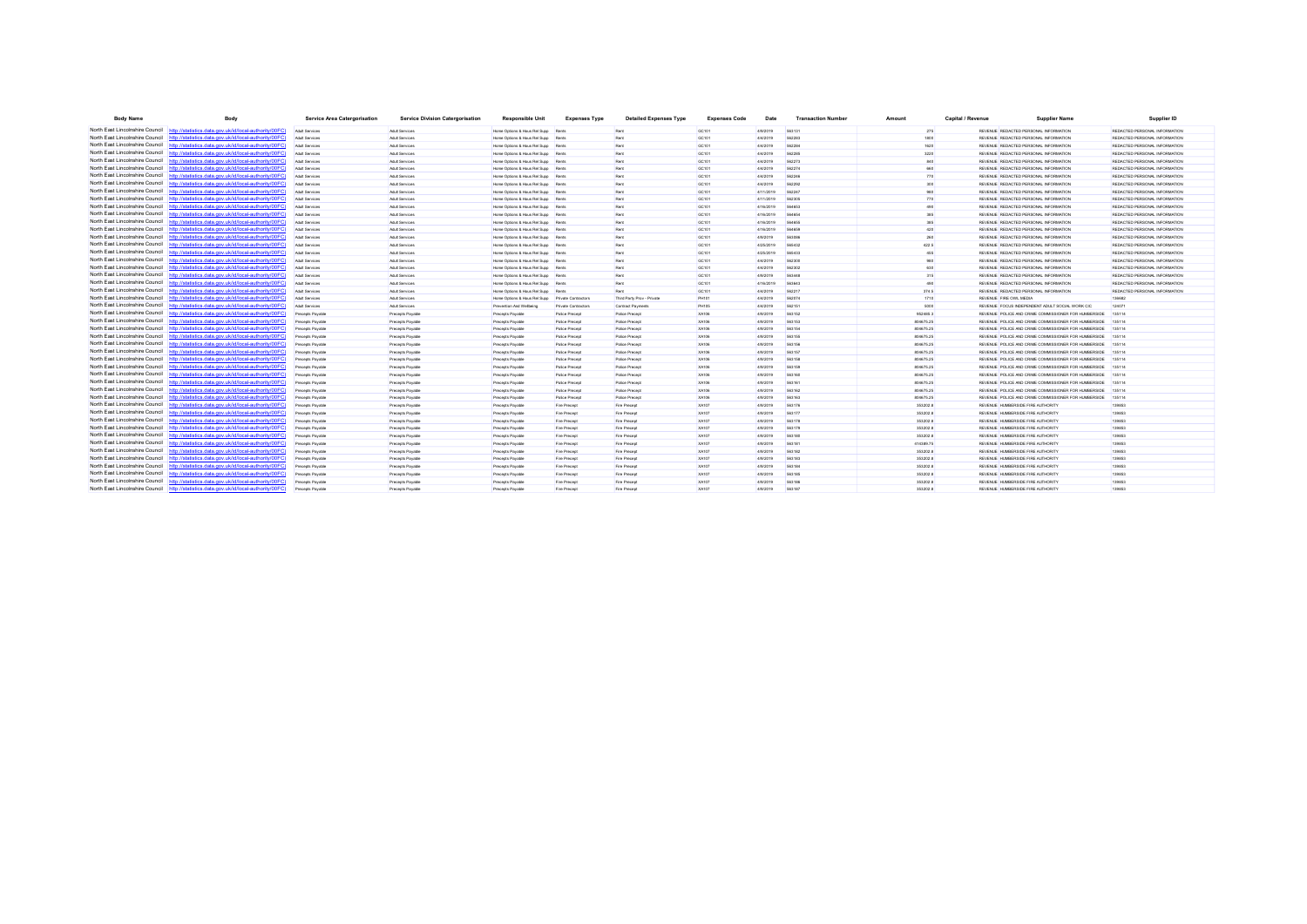| Body Name | Body | Service Area Catergorisation | Service Division Catergorisation | Responsible Unit | Expenses Type | Detailed Expenses Type | Expenses Code | Date | Transaction Number | Amount | Capital / Revenue | Supplier Name | Supplier ID |
|---|---|---|---|---|---|---|---|---|---|---|---|---|---|
| North East Lincolnshire Council | http://statistics.data.gov.uk/id/local-authority/00FC | Adult Services | Adult Services | Home Options & Hous Rel Supp | Rents | Rent | GC101 | 4/9/2019 | 563131 | 270 | REVENUE | REDACTED PERSONAL INFORMATION | REDACTED PERSONAL INFORMATION |
| North East Lincolnshire Council | http://statistics.data.gov.uk/id/local-authority/00FC | Adult Services | Adult Services | Home Options & Hous Rel Supp | Rents | Rent | GC101 | 4/4/2019 | 562283 | 1000 | REVENUE | REDACTED PERSONAL INFORMATION | REDACTED PERSONAL INFORMATION |
| North East Lincolnshire Council | http://statistics.data.gov.uk/id/local-authority/00FC | Adult Services | Adult Services | Home Options & Hous Rel Supp | Rents | Rent | GC101 | 4/4/2019 | 562284 | 1620 | REVENUE | REDACTED PERSONAL INFORMATION | REDACTED PERSONAL INFORMATION |
| North East Lincolnshire Council | http://statistics.data.gov.uk/id/local-authority/00FC | Adult Services | Adult Services | Home Options & Hous Rel Supp | Rents | Rent | GC101 | 4/4/2019 | 562285 | 3220 | REVENUE | REDACTED PERSONAL INFORMATION | REDACTED PERSONAL INFORMATION |
| North East Lincolnshire Council | http://statistics.data.gov.uk/id/local-authority/00FC | Adult Services | Adult Services | Home Options & Hous Rel Supp | Rents | Rent | GC101 | 4/4/2019 | 562273 | 840 | REVENUE | REDACTED PERSONAL INFORMATION | REDACTED PERSONAL INFORMATION |
| North East Lincolnshire Council | http://statistics.data.gov.uk/id/local-authority/00FC | Adult Services | Adult Services | Home Options & Hous Rel Supp | Rents | Rent | GC101 | 4/4/2019 | 562274 | 860 | REVENUE | REDACTED PERSONAL INFORMATION | REDACTED PERSONAL INFORMATION |
| North East Lincolnshire Council | http://statistics.data.gov.uk/id/local-authority/00FC | Adult Services | Adult Services | Home Options & Hous Rel Supp | Rents | Rent | GC101 | 4/4/2019 | 562246 | 770 | REVENUE | REDACTED PERSONAL INFORMATION | REDACTED PERSONAL INFORMATION |
| North East Lincolnshire Council | http://statistics.data.gov.uk/id/local-authority/00FC | Adult Services | Adult Services | Home Options & Hous Rel Supp | Rents | Rent | GC101 | 4/4/2019 | 562292 | 300 | REVENUE | REDACTED PERSONAL INFORMATION | REDACTED PERSONAL INFORMATION |
| North East Lincolnshire Council | http://statistics.data.gov.uk/id/local-authority/00FC | Adult Services | Adult Services | Home Options & Hous Rel Supp | Rents | Rent | GC101 | 4/11/2019 | 562247 | 980 | REVENUE | REDACTED PERSONAL INFORMATION | REDACTED PERSONAL INFORMATION |
| North East Lincolnshire Council | http://statistics.data.gov.uk/id/local-authority/00FC | Adult Services | Adult Services | Home Options & Hous Rel Supp | Rents | Rent | GC101 | 4/11/2019 | 562305 | 770 | REVENUE | REDACTED PERSONAL INFORMATION | REDACTED PERSONAL INFORMATION |
| North East Lincolnshire Council | http://statistics.data.gov.uk/id/local-authority/00FC | Adult Services | Adult Services | Home Options & Hous Rel Supp | Rents | Rent | GC101 | 4/16/2019 | 564653 | 490 | REVENUE | REDACTED PERSONAL INFORMATION | REDACTED PERSONAL INFORMATION |
| North East Lincolnshire Council | http://statistics.data.gov.uk/id/local-authority/00FC | Adult Services | Adult Services | Home Options & Hous Rel Supp | Rents | Rent | GC101 | 4/16/2019 | 564654 | 385 | REVENUE | REDACTED PERSONAL INFORMATION | REDACTED PERSONAL INFORMATION |
| North East Lincolnshire Council | http://statistics.data.gov.uk/id/local-authority/00FC | Adult Services | Adult Services | Home Options & Hous Rel Supp | Rents | Rent | GC101 | 4/16/2019 | 564655 | 380 | REVENUE | REDACTED PERSONAL INFORMATION | REDACTED PERSONAL INFORMATION |
| North East Lincolnshire Council | http://statistics.data.gov.uk/id/local-authority/00FC | Adult Services | Adult Services | Home Options & Hous Rel Supp | Rents | Rent | GC101 | 4/16/2019 | 564656 | 420 | REVENUE | REDACTED PERSONAL INFORMATION | REDACTED PERSONAL INFORMATION |
| North East Lincolnshire Council | http://statistics.data.gov.uk/id/local-authority/00FC | Adult Services | Adult Services | Home Options & Hous Rel Supp | Rents | Rent | GC101 | 4/9/2019 | 563096 | 260 | REVENUE | REDACTED PERSONAL INFORMATION | REDACTED PERSONAL INFORMATION |
| North East Lincolnshire Council | http://statistics.data.gov.uk/id/local-authority/00FC | Adult Services | Adult Services | Home Options & Hous Rel Supp | Rents | Rent | GC101 | 4/25/2019 | 565432 | 422.5 | REVENUE | REDACTED PERSONAL INFORMATION | REDACTED PERSONAL INFORMATION |
| North East Lincolnshire Council | http://statistics.data.gov.uk/id/local-authority/00FC | Adult Services | Adult Services | Home Options & Hous Rel Supp | Rents | Rent | GC101 | 4/25/2019 | 565433 | 455 | REVENUE | REDACTED PERSONAL INFORMATION | REDACTED PERSONAL INFORMATION |
| North East Lincolnshire Council | http://statistics.data.gov.uk/id/local-authority/00FC | Adult Services | Adult Services | Home Options & Hous Rel Supp | Rents | Rent | GC101 | 4/4/2019 | 562300 | 980 | REVENUE | REDACTED PERSONAL INFORMATION | REDACTED PERSONAL INFORMATION |
| North East Lincolnshire Council | http://statistics.data.gov.uk/id/local-authority/00FC | Adult Services | Adult Services | Home Options & Hous Rel Supp | Rents | Rent | GC101 | 4/4/2019 | 562302 | 630 | REVENUE | REDACTED PERSONAL INFORMATION | REDACTED PERSONAL INFORMATION |
| North East Lincolnshire Council | http://statistics.data.gov.uk/id/local-authority/00FC | Adult Services | Adult Services | Home Options & Hous Rel Supp | Rents | Rent | GC101 | 4/9/2019 | 563468 | 315 | REVENUE | REDACTED PERSONAL INFORMATION | REDACTED PERSONAL INFORMATION |
| North East Lincolnshire Council | http://statistics.data.gov.uk/id/local-authority/00FC | Adult Services | Adult Services | Home Options & Hous Rel Supp | Rents | Rent | GC101 | 4/16/2019 | 563643 | 490 | REVENUE | REDACTED PERSONAL INFORMATION | REDACTED PERSONAL INFORMATION |
| North East Lincolnshire Council | http://statistics.data.gov.uk/id/local-authority/00FC | Adult Services | Adult Services | Home Options & Hous Rel Supp | Rents | Rent | GC101 | 4/4/2019 | 562217 | 374.5 | REVENUE | REDACTED PERSONAL INFORMATION | REDACTED PERSONAL INFORMATION |
| North East Lincolnshire Council | http://statistics.data.gov.uk/id/local-authority/00FC | Adult Services | Adult Services | Home Options & Hous Rel Supp | Private Contractors | Third Party Prov - Private | PH101 | 4/4/2019 | 562074 | 1710 | REVENUE | FIRE OWL MEDIA | 139682 |
| North East Lincolnshire Council | http://statistics.data.gov.uk/id/local-authority/00FC | Adult Services | Adult Services | Prevention And Wellbeing | Private Contractors | Contract Payments | PH105 | 4/4/2019 | 562151 | 5000 | REVENUE | FOCUS INDEPENDENT ADULT SOCIAL WORK CIC | 124071 |
| North East Lincolnshire Council | http://statistics.data.gov.uk/id/local-authority/00FC | Precepts Payable | Precepts Payable | Precepts Payable | Police Precept | Police Precept | XA106 | 4/9/2019 | 563152 | 992499.3 | REVENUE | POLICE AND CRIME COMMISSIONER FOR HUMBERSIDE | 135114 |
| North East Lincolnshire Council | http://statistics.data.gov.uk/id/local-authority/00FC | Precepts Payable | Precepts Payable | Precepts Payable | Police Precept | Police Precept | XA106 | 4/9/2019 | 563153 | 899675.25 | REVENUE | POLICE AND CRIME COMMISSIONER FOR HUMBERSIDE | 135114 |
| North East Lincolnshire Council | http://statistics.data.gov.uk/id/local-authority/00FC | Precepts Payable | Precepts Payable | Precepts Payable | Police Precept | Police Precept | XA106 | 4/9/2019 | 563154 | 899675.25 | REVENUE | POLICE AND CRIME COMMISSIONER FOR HUMBERSIDE | 135114 |
| North East Lincolnshire Council | http://statistics.data.gov.uk/id/local-authority/00FC | Precepts Payable | Precepts Payable | Precepts Payable | Police Precept | Police Precept | XA106 | 4/9/2019 | 563155 | 899675.25 | REVENUE | POLICE AND CRIME COMMISSIONER FOR HUMBERSIDE | 135114 |
| North East Lincolnshire Council | http://statistics.data.gov.uk/id/local-authority/00FC | Precepts Payable | Precepts Payable | Precepts Payable | Police Precept | Police Precept | XA106 | 4/9/2019 | 563156 | 899675.25 | REVENUE | POLICE AND CRIME COMMISSIONER FOR HUMBERSIDE | 135114 |
| North East Lincolnshire Council | http://statistics.data.gov.uk/id/local-authority/00FC | Precepts Payable | Precepts Payable | Precepts Payable | Police Precept | Police Precept | XA106 | 4/9/2019 | 563157 | 899675.25 | REVENUE | POLICE AND CRIME COMMISSIONER FOR HUMBERSIDE | 135114 |
| North East Lincolnshire Council | http://statistics.data.gov.uk/id/local-authority/00FC | Precepts Payable | Precepts Payable | Precepts Payable | Police Precept | Police Precept | XA106 | 4/9/2019 | 563158 | 899675.25 | REVENUE | POLICE AND CRIME COMMISSIONER FOR HUMBERSIDE | 135114 |
| North East Lincolnshire Council | http://statistics.data.gov.uk/id/local-authority/00FC | Precepts Payable | Precepts Payable | Precepts Payable | Police Precept | Police Precept | XA106 | 4/9/2019 | 563159 | 899675.25 | REVENUE | POLICE AND CRIME COMMISSIONER FOR HUMBERSIDE | 135114 |
| North East Lincolnshire Council | http://statistics.data.gov.uk/id/local-authority/00FC | Precepts Payable | Precepts Payable | Precepts Payable | Police Precept | Police Precept | XA106 | 4/9/2019 | 563160 | 899675.25 | REVENUE | POLICE AND CRIME COMMISSIONER FOR HUMBERSIDE | 135114 |
| North East Lincolnshire Council | http://statistics.data.gov.uk/id/local-authority/00FC | Precepts Payable | Precepts Payable | Precepts Payable | Police Precept | Police Precept | XA106 | 4/9/2019 | 563161 | 899675.25 | REVENUE | POLICE AND CRIME COMMISSIONER FOR HUMBERSIDE | 135114 |
| North East Lincolnshire Council | http://statistics.data.gov.uk/id/local-authority/00FC | Precepts Payable | Precepts Payable | Precepts Payable | Police Precept | Police Precept | XA106 | 4/9/2019 | 563162 | 899675.25 | REVENUE | POLICE AND CRIME COMMISSIONER FOR HUMBERSIDE | 135114 |
| North East Lincolnshire Council | http://statistics.data.gov.uk/id/local-authority/00FC | Precepts Payable | Precepts Payable | Precepts Payable | Police Precept | Police Precept | XA106 | 4/9/2019 | 563163 | 899675.25 | REVENUE | POLICE AND CRIME COMMISSIONER FOR HUMBERSIDE | 135114 |
| North East Lincolnshire Council | http://statistics.data.gov.uk/id/local-authority/00FC | Precepts Payable | Precepts Payable | Precepts Payable | Fire Precept | Fire Precept | XA107 | 4/9/2019 | 563176 | 353202.8 | REVENUE | HUMBERSIDE FIRE AUTHORITY | 139653 |
| North East Lincolnshire Council | http://statistics.data.gov.uk/id/local-authority/00FC | Precepts Payable | Precepts Payable | Precepts Payable | Fire Precept | Fire Precept | XA107 | 4/9/2019 | 563177 | 353202.8 | REVENUE | HUMBERSIDE FIRE AUTHORITY | 139653 |
| North East Lincolnshire Council | http://statistics.data.gov.uk/id/local-authority/00FC | Precepts Payable | Precepts Payable | Precepts Payable | Fire Precept | Fire Precept | XA107 | 4/9/2019 | 563178 | 353202.8 | REVENUE | HUMBERSIDE FIRE AUTHORITY | 139653 |
| North East Lincolnshire Council | http://statistics.data.gov.uk/id/local-authority/00FC | Precepts Payable | Precepts Payable | Precepts Payable | Fire Precept | Fire Precept | XA107 | 4/9/2019 | 563179 | 353202.8 | REVENUE | HUMBERSIDE FIRE AUTHORITY | 139653 |
| North East Lincolnshire Council | http://statistics.data.gov.uk/id/local-authority/00FC | Precepts Payable | Precepts Payable | Precepts Payable | Fire Precept | Fire Precept | XA107 | 4/9/2019 | 563180 | 353202.8 | REVENUE | HUMBERSIDE FIRE AUTHORITY | 139653 |
| North East Lincolnshire Council | http://statistics.data.gov.uk/id/local-authority/00FC | Precepts Payable | Precepts Payable | Precepts Payable | Fire Precept | Fire Precept | XA107 | 4/9/2019 | 563181 | 414389.75 | REVENUE | HUMBERSIDE FIRE AUTHORITY | 139653 |
| North East Lincolnshire Council | http://statistics.data.gov.uk/id/local-authority/00FC | Precepts Payable | Precepts Payable | Precepts Payable | Fire Precept | Fire Precept | XA107 | 4/9/2019 | 563182 | 353202.8 | REVENUE | HUMBERSIDE FIRE AUTHORITY | 139653 |
| North East Lincolnshire Council | http://statistics.data.gov.uk/id/local-authority/00FC | Precepts Payable | Precepts Payable | Precepts Payable | Fire Precept | Fire Precept | XA107 | 4/9/2019 | 563183 | 353202.8 | REVENUE | HUMBERSIDE FIRE AUTHORITY | 139653 |
| North East Lincolnshire Council | http://statistics.data.gov.uk/id/local-authority/00FC | Precepts Payable | Precepts Payable | Precepts Payable | Fire Precept | Fire Precept | XA107 | 4/9/2019 | 563184 | 353202.8 | REVENUE | HUMBERSIDE FIRE AUTHORITY | 139653 |
| North East Lincolnshire Council | http://statistics.data.gov.uk/id/local-authority/00FC | Precepts Payable | Precepts Payable | Precepts Payable | Fire Precept | Fire Precept | XA107 | 4/9/2019 | 563185 | 353202.8 | REVENUE | HUMBERSIDE FIRE AUTHORITY | 139653 |
| North East Lincolnshire Council | http://statistics.data.gov.uk/id/local-authority/00FC | Precepts Payable | Precepts Payable | Precepts Payable | Fire Precept | Fire Precept | XA107 | 4/9/2019 | 563186 | 353202.8 | REVENUE | HUMBERSIDE FIRE AUTHORITY | 139653 |
| North East Lincolnshire Council | http://statistics.data.gov.uk/id/local-authority/00FC | Precepts Payable | Precepts Payable | Precepts Payable | Fire Precept | Fire Precept | XA107 | 4/9/2019 | 563187 | 353202.8 | REVENUE | HUMBERSIDE FIRE AUTHORITY | 139653 |